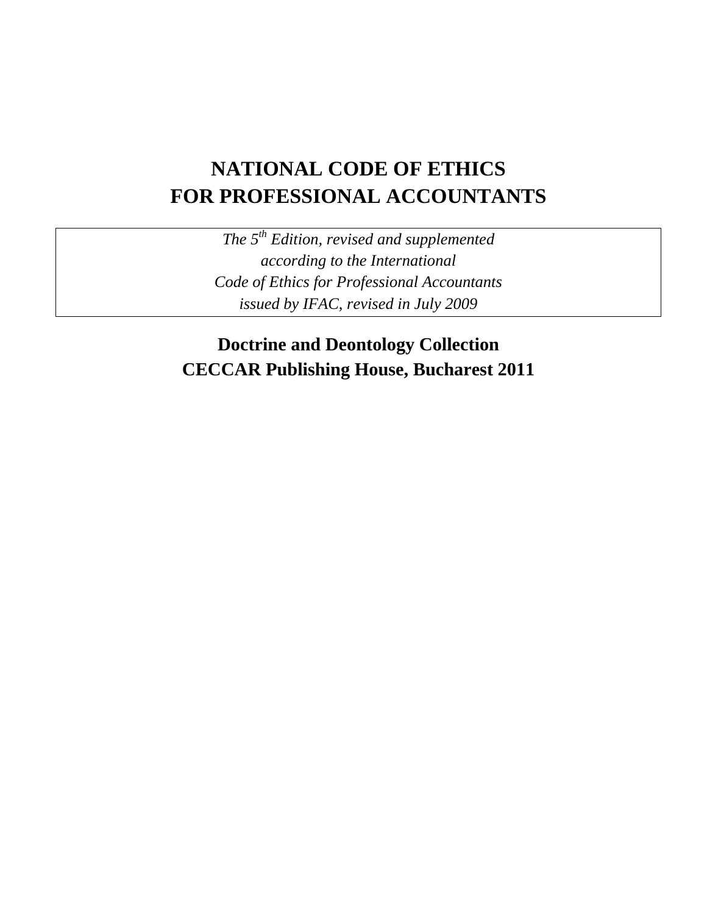# NATIONAL CODE OF ETHICS FOR PROFESSIONAL ACCOUNTANTS

*The 5th Edition, revised and supplemented*
*according to the International*
*Code of Ethics for Professional Accountants*
*issued by IFAC, revised in July 2009*

**Doctrine and Deontology Collection**
**CECCAR Publishing House, Bucharest 2011**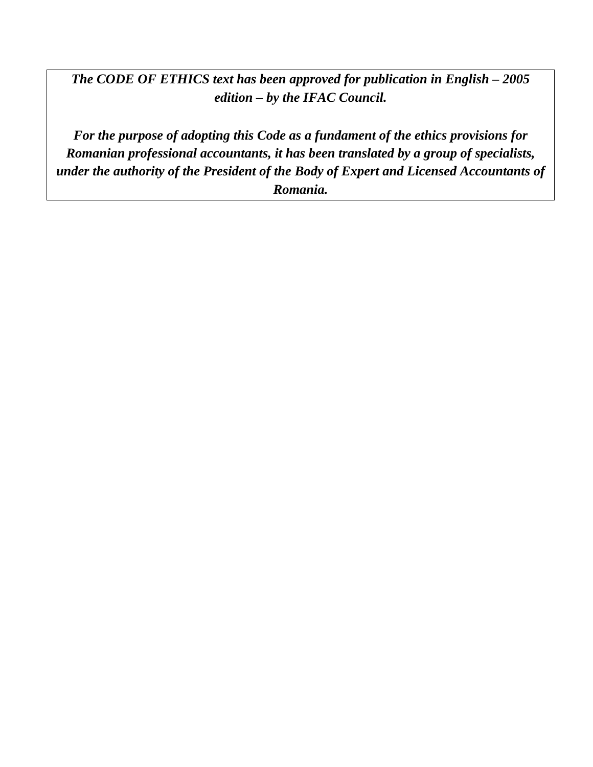***The CODE OF ETHICS text has been approved for publication in English – 2005 edition – by the IFAC Council.***

***For the purpose of adopting this Code as a fundament of the ethics provisions for Romanian professional accountants, it has been translated by a group of specialists, under the authority of the President of the Body of Expert and Licensed Accountants of Romania.***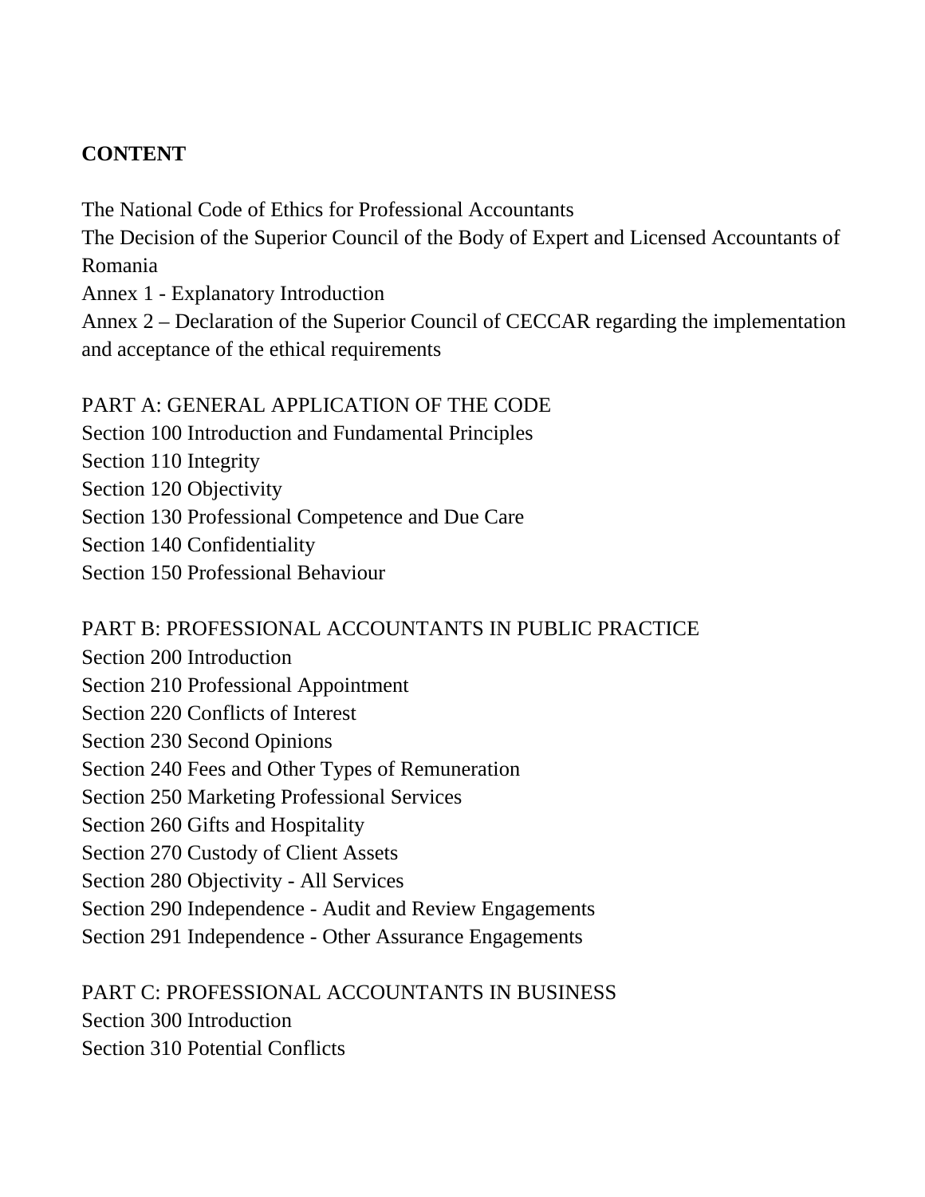**CONTENT**

The National Code of Ethics for Professional Accountants
The Decision of the Superior Council of the Body of Expert and Licensed Accountants of Romania
Annex 1 - Explanatory Introduction
Annex 2 – Declaration of the Superior Council of CECCAR regarding the implementation and acceptance of the ethical requirements

PART A: GENERAL APPLICATION OF THE CODE
Section 100 Introduction and Fundamental Principles
Section 110 Integrity
Section 120 Objectivity
Section 130 Professional Competence and Due Care
Section 140 Confidentiality
Section 150 Professional Behaviour

PART B: PROFESSIONAL ACCOUNTANTS IN PUBLIC PRACTICE
Section 200 Introduction
Section 210 Professional Appointment
Section 220 Conflicts of Interest
Section 230 Second Opinions
Section 240 Fees and Other Types of Remuneration
Section 250 Marketing Professional Services
Section 260 Gifts and Hospitality
Section 270 Custody of Client Assets
Section 280 Objectivity - All Services
Section 290 Independence - Audit and Review Engagements
Section 291 Independence - Other Assurance Engagements

PART C: PROFESSIONAL ACCOUNTANTS IN BUSINESS
Section 300 Introduction
Section 310 Potential Conflicts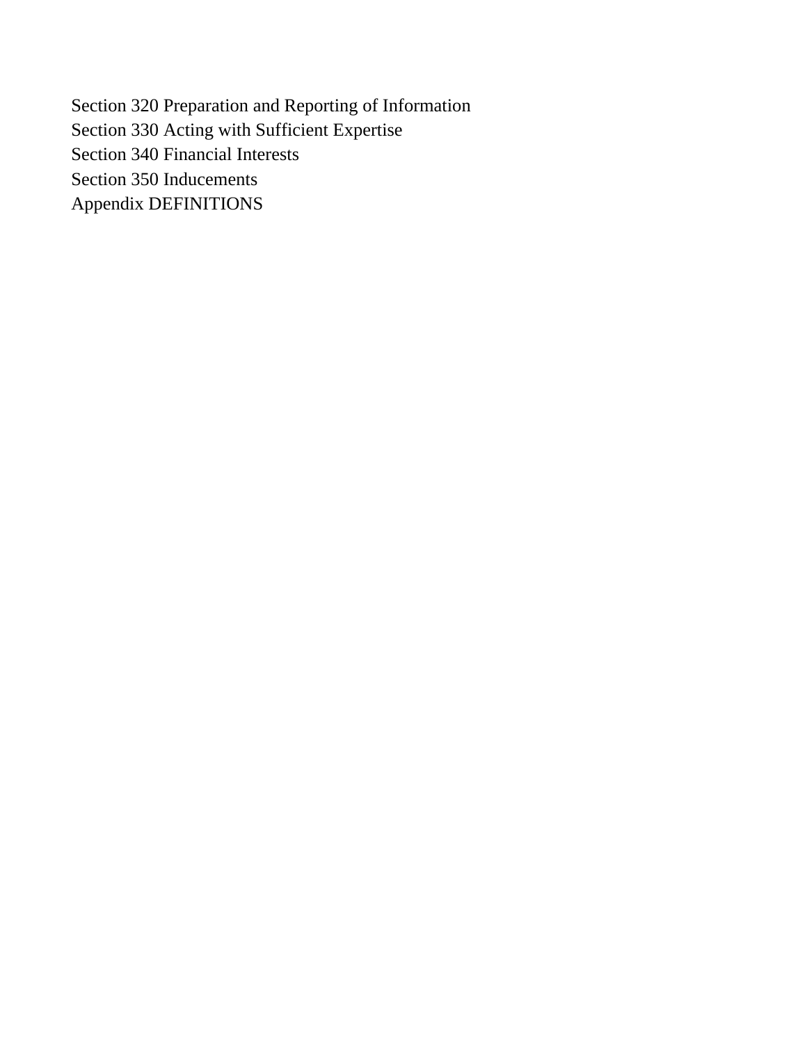Section 320 Preparation and Reporting of Information
Section 330 Acting with Sufficient Expertise
Section 340 Financial Interests
Section 350 Inducements
Appendix DEFINITIONS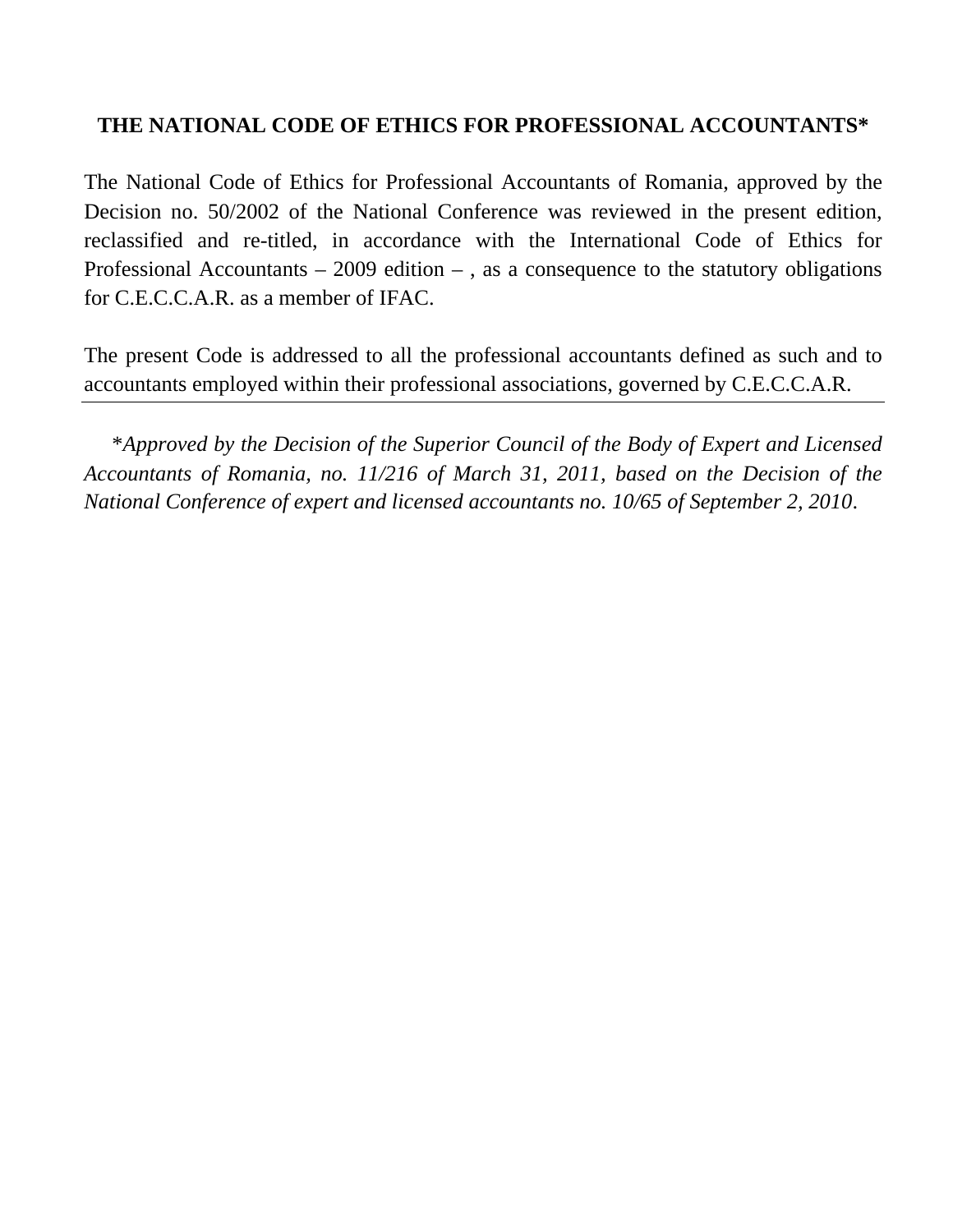# THE NATIONAL CODE OF ETHICS FOR PROFESSIONAL ACCOUNTANTS*

The National Code of Ethics for Professional Accountants of Romania, approved by the Decision no. 50/2002 of the National Conference was reviewed in the present edition, reclassified and re-titled, in accordance with the International Code of Ethics for Professional Accountants – 2009 edition – , as a consequence to the statutory obligations for C.E.C.C.A.R. as a member of IFAC.

The present Code is addressed to all the professional accountants defined as such and to accountants employed within their professional associations, governed by C.E.C.C.A.R.

---

\**Approved by the Decision of the Superior Council of the Body of Expert and Licensed Accountants of Romania, no. 11/216 of March 31, 2011, based on the Decision of the National Conference of expert and licensed accountants no. 10/65 of September 2, 2010*.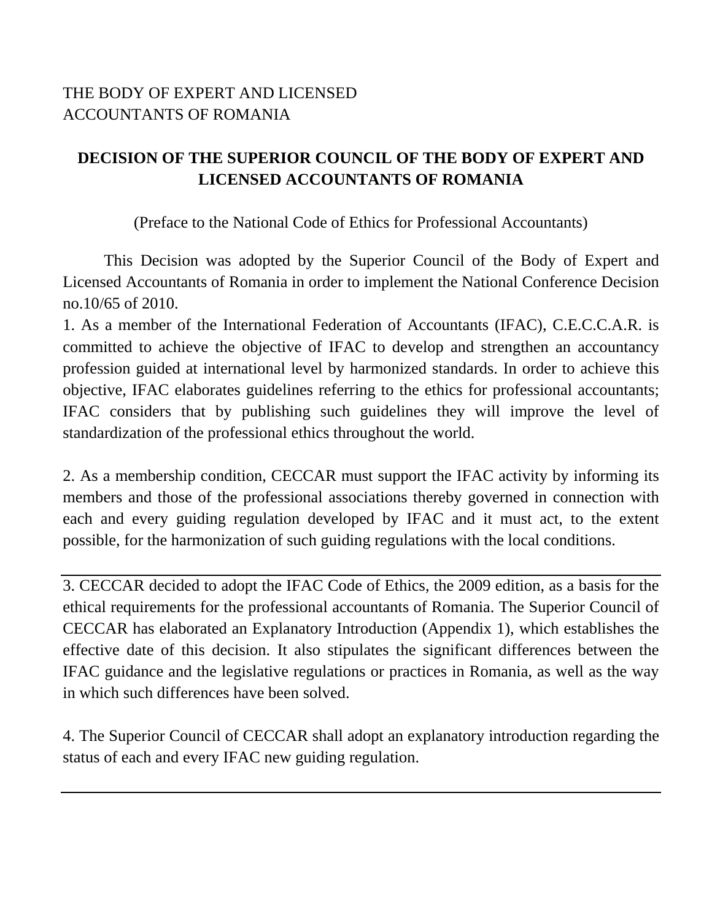THE BODY OF EXPERT AND LICENSED
ACCOUNTANTS OF ROMANIA

**DECISION OF THE SUPERIOR COUNCIL OF THE BODY OF EXPERT AND LICENSED ACCOUNTANTS OF ROMANIA**

(Preface to the National Code of Ethics for Professional Accountants)

This Decision was adopted by the Superior Council of the Body of Expert and Licensed Accountants of Romania in order to implement the National Conference Decision no.10/65 of 2010.

1. As a member of the International Federation of Accountants (IFAC), C.E.C.C.A.R. is committed to achieve the objective of IFAC to develop and strengthen an accountancy profession guided at international level by harmonized standards. In order to achieve this objective, IFAC elaborates guidelines referring to the ethics for professional accountants; IFAC considers that by publishing such guidelines they will improve the level of standardization of the professional ethics throughout the world.

2. As a membership condition, CECCAR must support the IFAC activity by informing its members and those of the professional associations thereby governed in connection with each and every guiding regulation developed by IFAC and it must act, to the extent possible, for the harmonization of such guiding regulations with the local conditions.

---

3. CECCAR decided to adopt the IFAC Code of Ethics, the 2009 edition, as a basis for the ethical requirements for the professional accountants of Romania. The Superior Council of CECCAR has elaborated an Explanatory Introduction (Appendix 1), which establishes the effective date of this decision. It also stipulates the significant differences between the IFAC guidance and the legislative regulations or practices in Romania, as well as the way in which such differences have been solved.

4. The Superior Council of CECCAR shall adopt an explanatory introduction regarding the status of each and every IFAC new guiding regulation.

---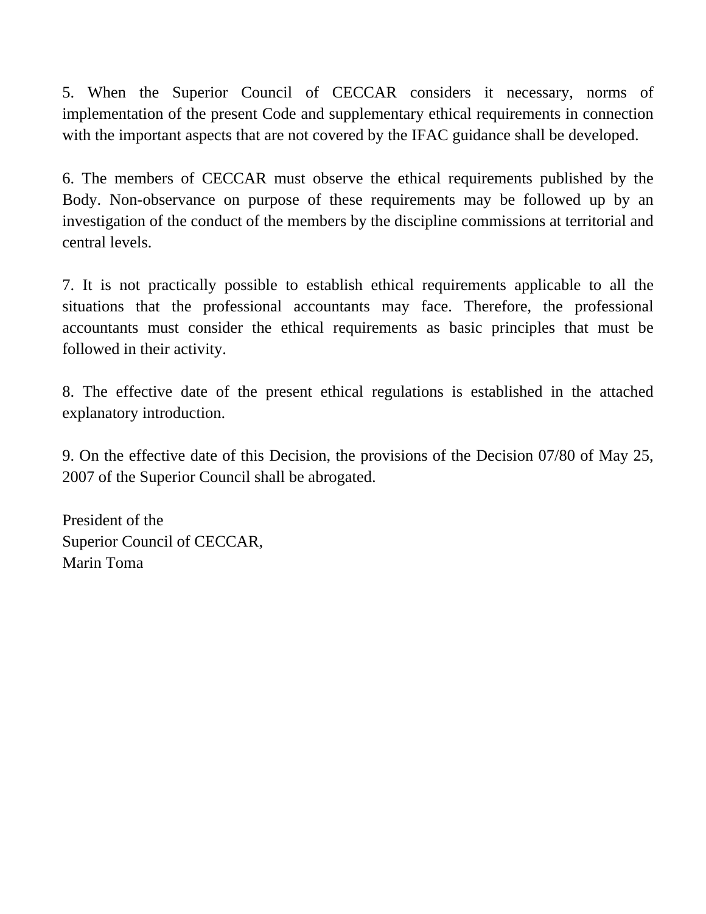5. When the Superior Council of CECCAR considers it necessary, norms of implementation of the present Code and supplementary ethical requirements in connection with the important aspects that are not covered by the IFAC guidance shall be developed.

6. The members of CECCAR must observe the ethical requirements published by the Body. Non-observance on purpose of these requirements may be followed up by an investigation of the conduct of the members by the discipline commissions at territorial and central levels.

7. It is not practically possible to establish ethical requirements applicable to all the situations that the professional accountants may face. Therefore, the professional accountants must consider the ethical requirements as basic principles that must be followed in their activity.

8. The effective date of the present ethical regulations is established in the attached explanatory introduction.

9. On the effective date of this Decision, the provisions of the Decision 07/80 of May 25, 2007 of the Superior Council shall be abrogated.

President of the  
Superior Council of CECCAR,  
Marin Toma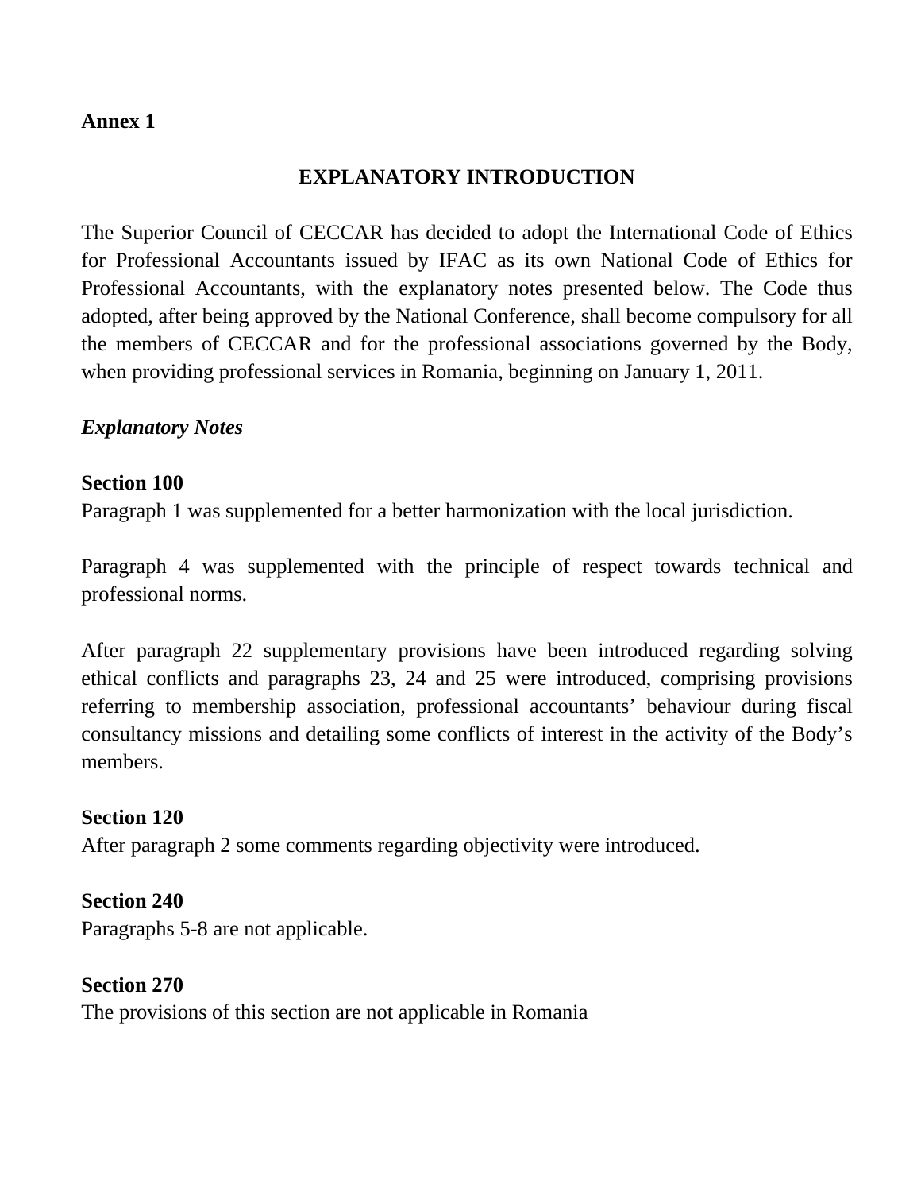**Annex 1**

## EXPLANATORY INTRODUCTION

The Superior Council of CECCAR has decided to adopt the International Code of Ethics for Professional Accountants issued by IFAC as its own National Code of Ethics for Professional Accountants, with the explanatory notes presented below. The Code thus adopted, after being approved by the National Conference, shall become compulsory for all the members of CECCAR and for the professional associations governed by the Body, when providing professional services in Romania, beginning on January 1, 2011.

***Explanatory Notes***

**Section 100**
Paragraph 1 was supplemented for a better harmonization with the local jurisdiction.

Paragraph 4 was supplemented with the principle of respect towards technical and professional norms.

After paragraph 22 supplementary provisions have been introduced regarding solving ethical conflicts and paragraphs 23, 24 and 25 were introduced, comprising provisions referring to membership association, professional accountants' behaviour during fiscal consultancy missions and detailing some conflicts of interest in the activity of the Body's members.

**Section 120**
After paragraph 2 some comments regarding objectivity were introduced.

**Section 240**
Paragraphs 5-8 are not applicable.

**Section 270**
The provisions of this section are not applicable in Romania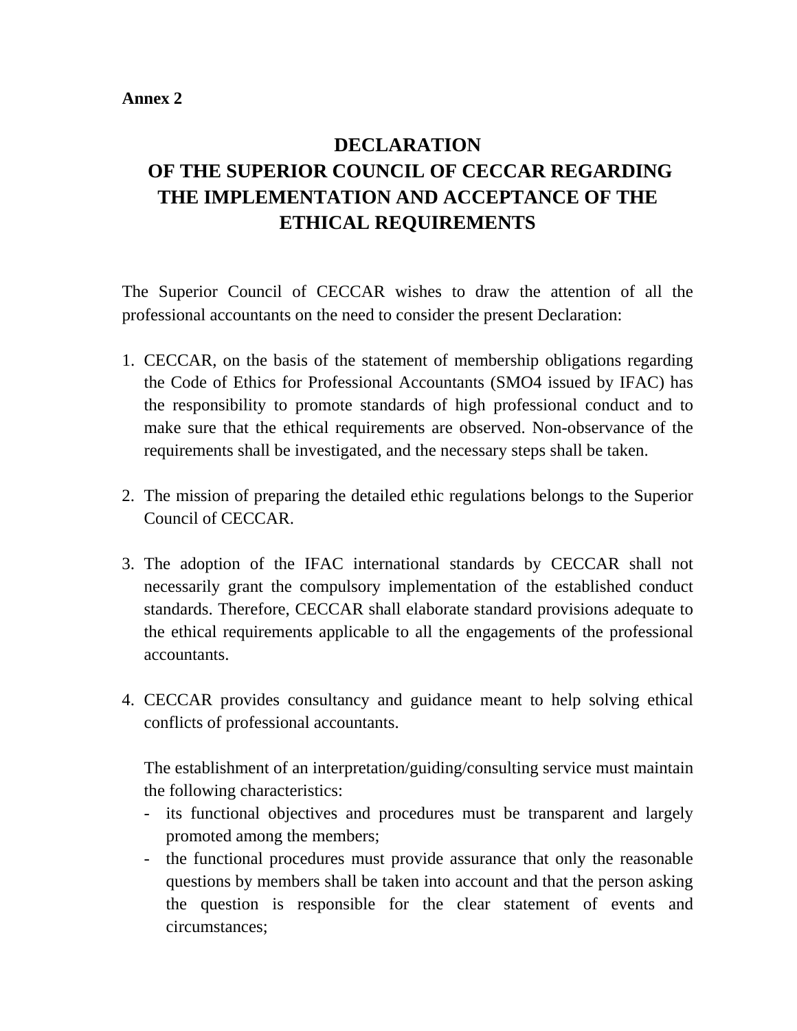**Annex 2**

# DECLARATION OF THE SUPERIOR COUNCIL OF CECCAR REGARDING THE IMPLEMENTATION AND ACCEPTANCE OF THE ETHICAL REQUIREMENTS

The Superior Council of CECCAR wishes to draw the attention of all the professional accountants on the need to consider the present Declaration:

1. CECCAR, on the basis of the statement of membership obligations regarding the Code of Ethics for Professional Accountants (SMO4 issued by IFAC) has the responsibility to promote standards of high professional conduct and to make sure that the ethical requirements are observed. Non-observance of the requirements shall be investigated, and the necessary steps shall be taken.

2. The mission of preparing the detailed ethic regulations belongs to the Superior Council of CECCAR.

3. The adoption of the IFAC international standards by CECCAR shall not necessarily grant the compulsory implementation of the established conduct standards. Therefore, CECCAR shall elaborate standard provisions adequate to the ethical requirements applicable to all the engagements of the professional accountants.

4. CECCAR provides consultancy and guidance meant to help solving ethical conflicts of professional accountants.

   The establishment of an interpretation/guiding/consulting service must maintain the following characteristics:
   - its functional objectives and procedures must be transparent and largely promoted among the members;
   - the functional procedures must provide assurance that only the reasonable questions by members shall be taken into account and that the person asking the question is responsible for the clear statement of events and circumstances;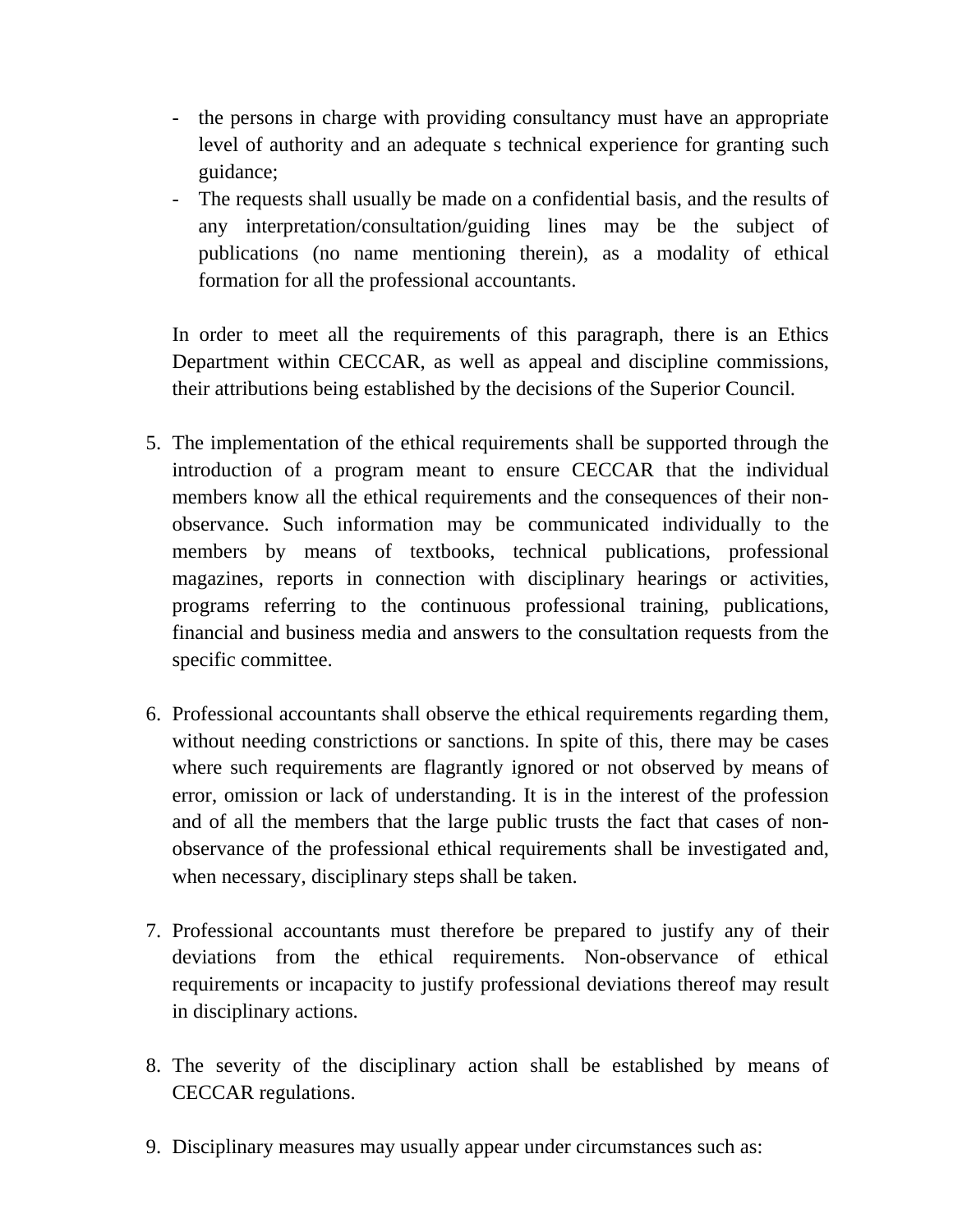- the persons in charge with providing consultancy must have an appropriate level of authority and an adequate s technical experience for granting such guidance;
- The requests shall usually be made on a confidential basis, and the results of any interpretation/consultation/guiding lines may be the subject of publications (no name mentioning therein), as a modality of ethical formation for all the professional accountants.

In order to meet all the requirements of this paragraph, there is an Ethics Department within CECCAR, as well as appeal and discipline commissions, their attributions being established by the decisions of the Superior Council.

5. The implementation of the ethical requirements shall be supported through the introduction of a program meant to ensure CECCAR that the individual members know all the ethical requirements and the consequences of their non-observance. Such information may be communicated individually to the members by means of textbooks, technical publications, professional magazines, reports in connection with disciplinary hearings or activities, programs referring to the continuous professional training, publications, financial and business media and answers to the consultation requests from the specific committee.

6. Professional accountants shall observe the ethical requirements regarding them, without needing constrictions or sanctions. In spite of this, there may be cases where such requirements are flagrantly ignored or not observed by means of error, omission or lack of understanding. It is in the interest of the profession and of all the members that the large public trusts the fact that cases of non-observance of the professional ethical requirements shall be investigated and, when necessary, disciplinary steps shall be taken.

7. Professional accountants must therefore be prepared to justify any of their deviations from the ethical requirements. Non-observance of ethical requirements or incapacity to justify professional deviations thereof may result in disciplinary actions.

8. The severity of the disciplinary action shall be established by means of CECCAR regulations.

9. Disciplinary measures may usually appear under circumstances such as: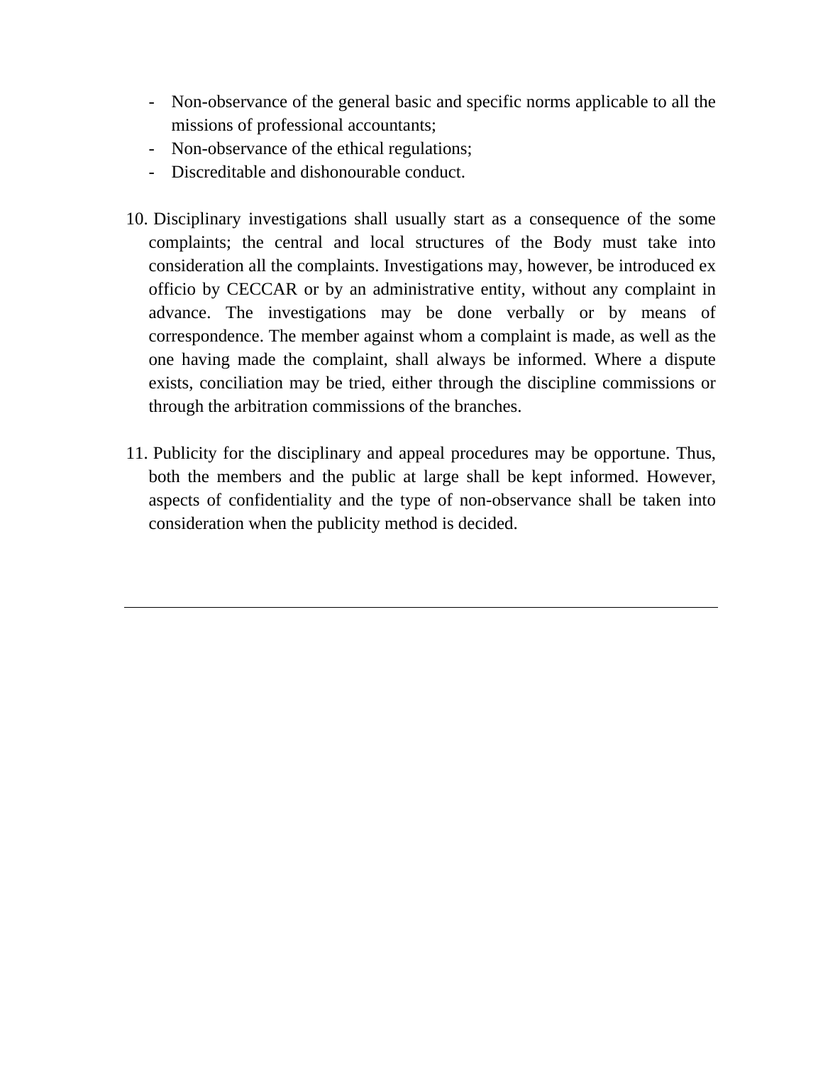- Non-observance of the general basic and specific norms applicable to all the missions of professional accountants;
- Non-observance of the ethical regulations;
- Discreditable and dishonourable conduct.

10. Disciplinary investigations shall usually start as a consequence of the some complaints; the central and local structures of the Body must take into consideration all the complaints. Investigations may, however, be introduced ex officio by CECCAR or by an administrative entity, without any complaint in advance. The investigations may be done verbally or by means of correspondence. The member against whom a complaint is made, as well as the one having made the complaint, shall always be informed. Where a dispute exists, conciliation may be tried, either through the discipline commissions or through the arbitration commissions of the branches.

11. Publicity for the disciplinary and appeal procedures may be opportune. Thus, both the members and the public at large shall be kept informed. However, aspects of confidentiality and the type of non-observance shall be taken into consideration when the publicity method is decided.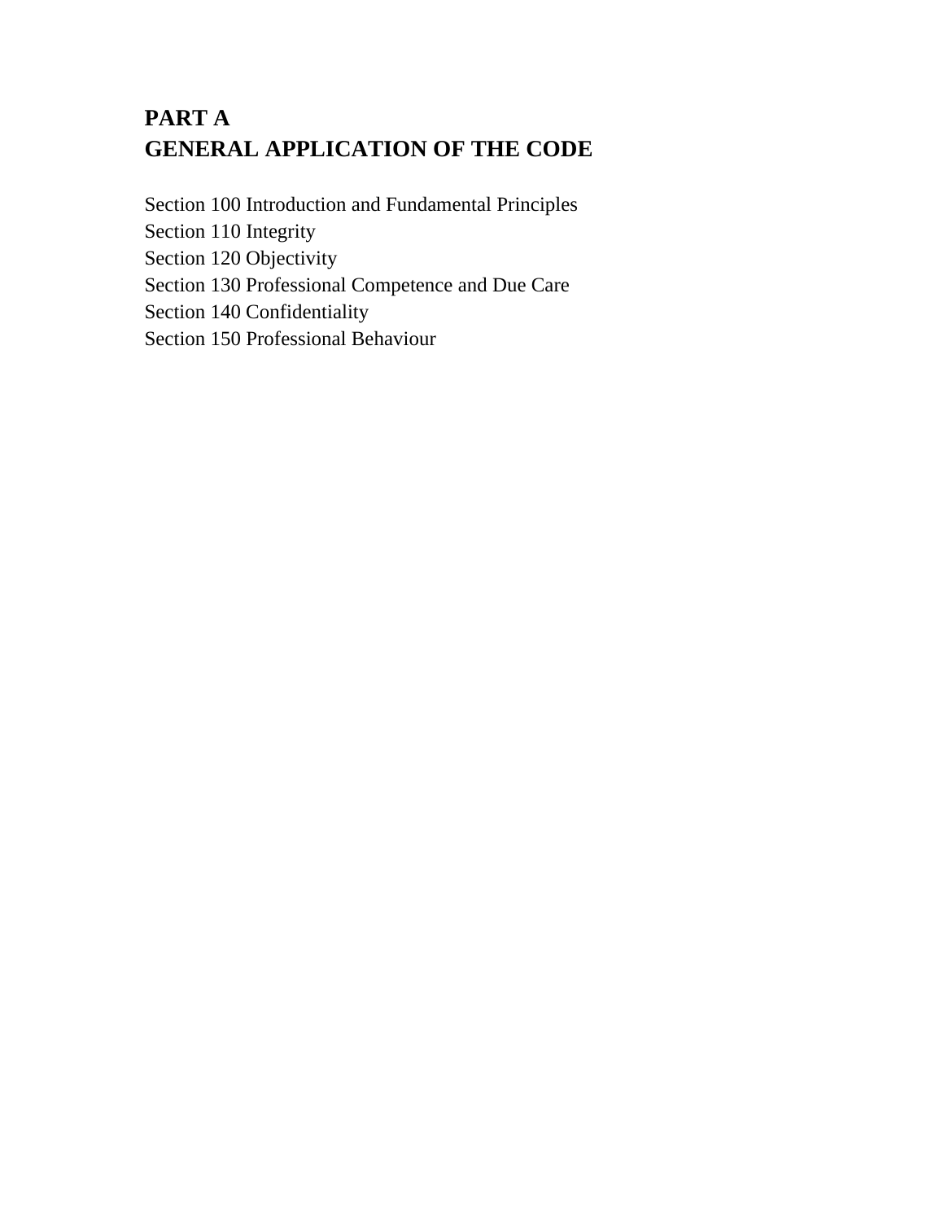# PART A
# GENERAL APPLICATION OF THE CODE

Section 100 Introduction and Fundamental Principles
Section 110 Integrity
Section 120 Objectivity
Section 130 Professional Competence and Due Care
Section 140 Confidentiality
Section 150 Professional Behaviour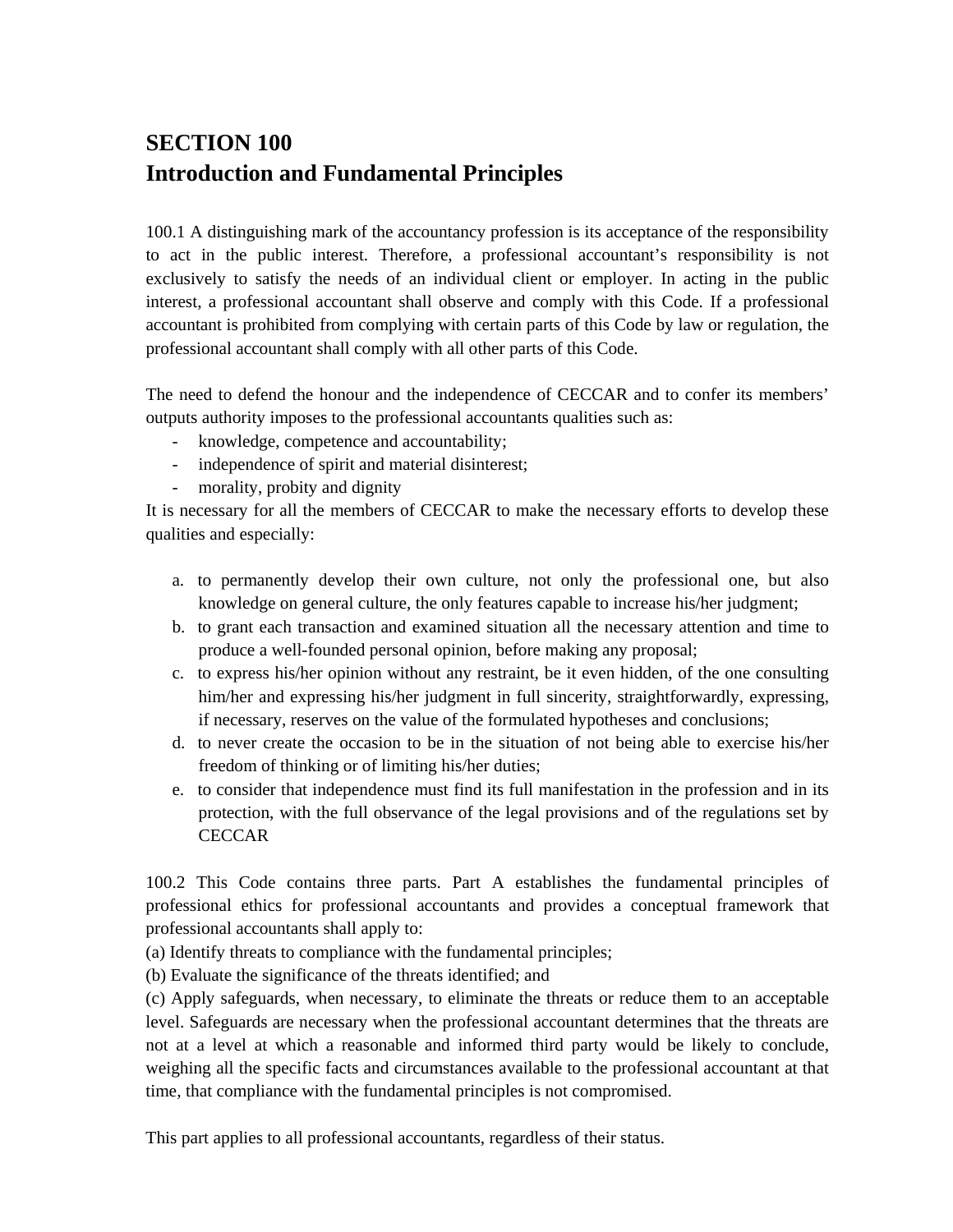# SECTION 100
# Introduction and Fundamental Principles

100.1 A distinguishing mark of the accountancy profession is its acceptance of the responsibility to act in the public interest. Therefore, a professional accountant's responsibility is not exclusively to satisfy the needs of an individual client or employer. In acting in the public interest, a professional accountant shall observe and comply with this Code. If a professional accountant is prohibited from complying with certain parts of this Code by law or regulation, the professional accountant shall comply with all other parts of this Code.

The need to defend the honour and the independence of CECCAR and to confer its members' outputs authority imposes to the professional accountants qualities such as:

- knowledge, competence and accountability;
- independence of spirit and material disinterest;
- morality, probity and dignity

It is necessary for all the members of CECCAR to make the necessary efforts to develop these qualities and especially:

a. to permanently develop their own culture, not only the professional one, but also knowledge on general culture, the only features capable to increase his/her judgment;
b. to grant each transaction and examined situation all the necessary attention and time to produce a well-founded personal opinion, before making any proposal;
c. to express his/her opinion without any restraint, be it even hidden, of the one consulting him/her and expressing his/her judgment in full sincerity, straightforwardly, expressing, if necessary, reserves on the value of the formulated hypotheses and conclusions;
d. to never create the occasion to be in the situation of not being able to exercise his/her freedom of thinking or of limiting his/her duties;
e. to consider that independence must find its full manifestation in the profession and in its protection, with the full observance of the legal provisions and of the regulations set by CECCAR

100.2 This Code contains three parts. Part A establishes the fundamental principles of professional ethics for professional accountants and provides a conceptual framework that professional accountants shall apply to:

(a) Identify threats to compliance with the fundamental principles;
(b) Evaluate the significance of the threats identified; and
(c) Apply safeguards, when necessary, to eliminate the threats or reduce them to an acceptable level. Safeguards are necessary when the professional accountant determines that the threats are not at a level at which a reasonable and informed third party would be likely to conclude, weighing all the specific facts and circumstances available to the professional accountant at that time, that compliance with the fundamental principles is not compromised.

This part applies to all professional accountants, regardless of their status.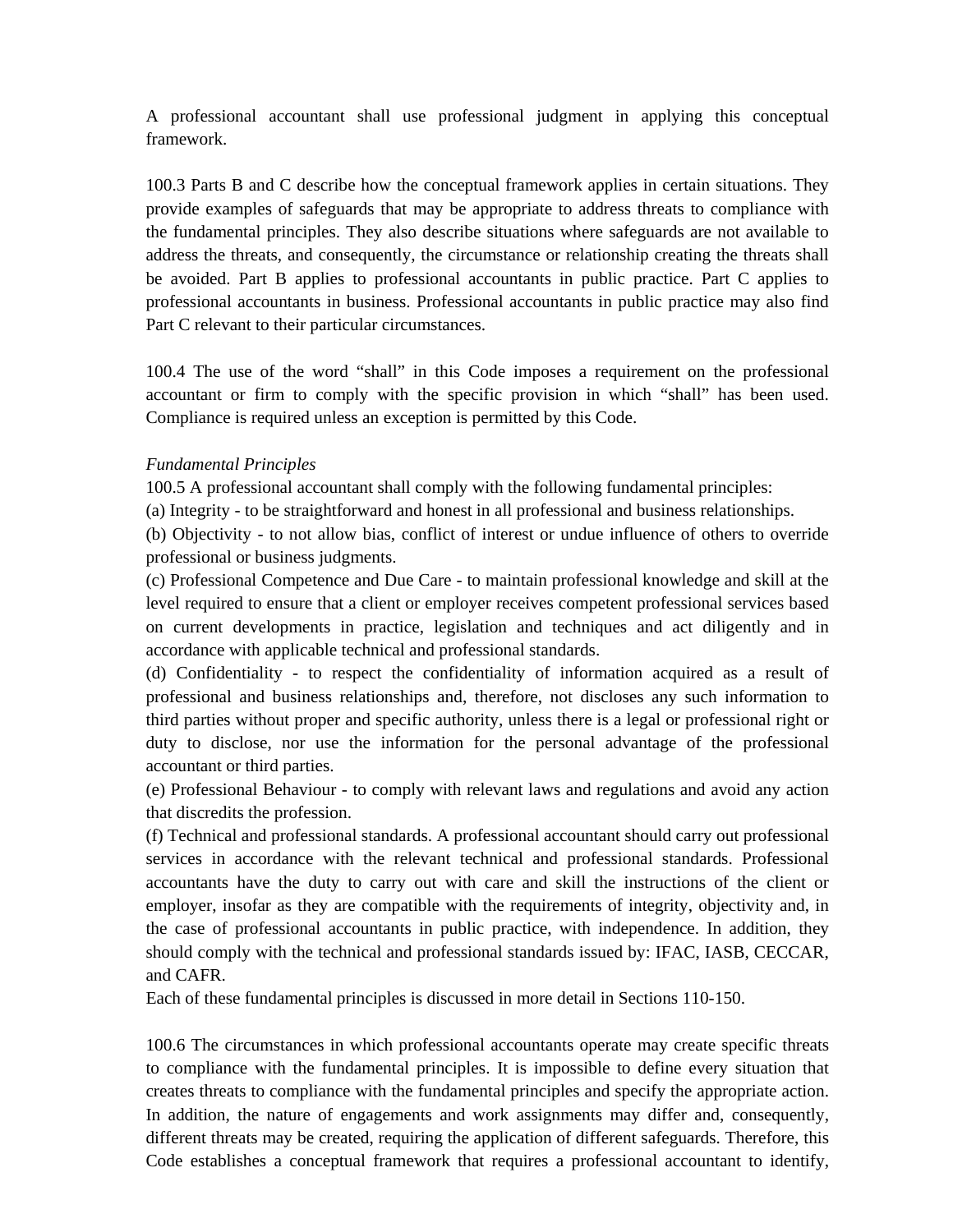A professional accountant shall use professional judgment in applying this conceptual framework.

100.3 Parts B and C describe how the conceptual framework applies in certain situations. They provide examples of safeguards that may be appropriate to address threats to compliance with the fundamental principles. They also describe situations where safeguards are not available to address the threats, and consequently, the circumstance or relationship creating the threats shall be avoided. Part B applies to professional accountants in public practice. Part C applies to professional accountants in business. Professional accountants in public practice may also find Part C relevant to their particular circumstances.

100.4 The use of the word "shall" in this Code imposes a requirement on the professional accountant or firm to comply with the specific provision in which "shall" has been used. Compliance is required unless an exception is permitted by this Code.

*Fundamental Principles*

100.5 A professional accountant shall comply with the following fundamental principles:

(a) Integrity - to be straightforward and honest in all professional and business relationships.

(b) Objectivity - to not allow bias, conflict of interest or undue influence of others to override professional or business judgments.

(c) Professional Competence and Due Care - to maintain professional knowledge and skill at the level required to ensure that a client or employer receives competent professional services based on current developments in practice, legislation and techniques and act diligently and in accordance with applicable technical and professional standards.

(d) Confidentiality - to respect the confidentiality of information acquired as a result of professional and business relationships and, therefore, not discloses any such information to third parties without proper and specific authority, unless there is a legal or professional right or duty to disclose, nor use the information for the personal advantage of the professional accountant or third parties.

(e) Professional Behaviour - to comply with relevant laws and regulations and avoid any action that discredits the profession.

(f) Technical and professional standards. A professional accountant should carry out professional services in accordance with the relevant technical and professional standards. Professional accountants have the duty to carry out with care and skill the instructions of the client or employer, insofar as they are compatible with the requirements of integrity, objectivity and, in the case of professional accountants in public practice, with independence. In addition, they should comply with the technical and professional standards issued by: IFAC, IASB, CECCAR, and CAFR.

Each of these fundamental principles is discussed in more detail in Sections 110-150.

100.6 The circumstances in which professional accountants operate may create specific threats to compliance with the fundamental principles. It is impossible to define every situation that creates threats to compliance with the fundamental principles and specify the appropriate action. In addition, the nature of engagements and work assignments may differ and, consequently, different threats may be created, requiring the application of different safeguards. Therefore, this Code establishes a conceptual framework that requires a professional accountant to identify,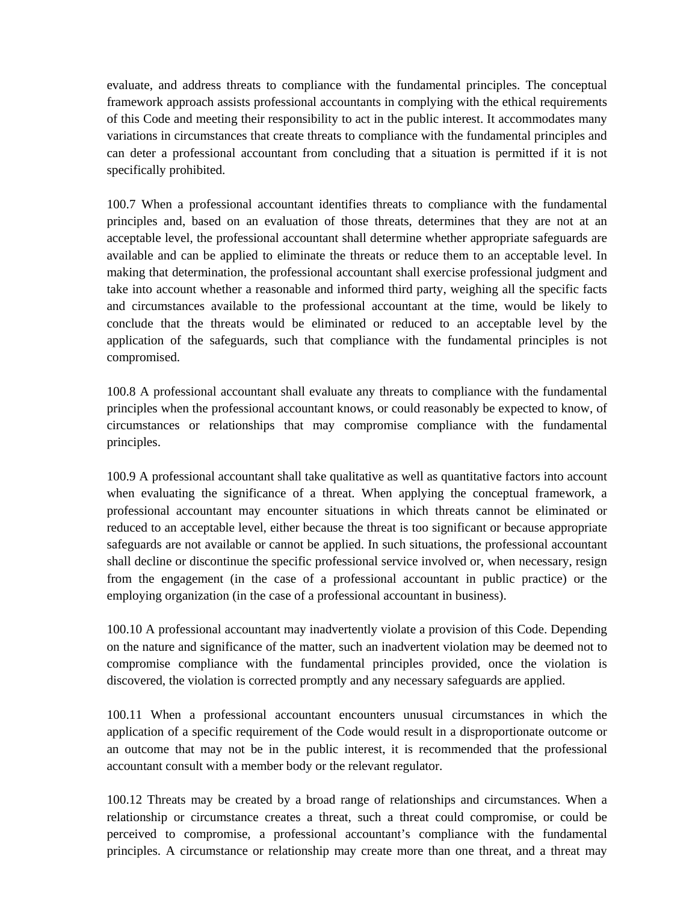evaluate, and address threats to compliance with the fundamental principles. The conceptual framework approach assists professional accountants in complying with the ethical requirements of this Code and meeting their responsibility to act in the public interest. It accommodates many variations in circumstances that create threats to compliance with the fundamental principles and can deter a professional accountant from concluding that a situation is permitted if it is not specifically prohibited.

100.7 When a professional accountant identifies threats to compliance with the fundamental principles and, based on an evaluation of those threats, determines that they are not at an acceptable level, the professional accountant shall determine whether appropriate safeguards are available and can be applied to eliminate the threats or reduce them to an acceptable level. In making that determination, the professional accountant shall exercise professional judgment and take into account whether a reasonable and informed third party, weighing all the specific facts and circumstances available to the professional accountant at the time, would be likely to conclude that the threats would be eliminated or reduced to an acceptable level by the application of the safeguards, such that compliance with the fundamental principles is not compromised.

100.8 A professional accountant shall evaluate any threats to compliance with the fundamental principles when the professional accountant knows, or could reasonably be expected to know, of circumstances or relationships that may compromise compliance with the fundamental principles.

100.9 A professional accountant shall take qualitative as well as quantitative factors into account when evaluating the significance of a threat. When applying the conceptual framework, a professional accountant may encounter situations in which threats cannot be eliminated or reduced to an acceptable level, either because the threat is too significant or because appropriate safeguards are not available or cannot be applied. In such situations, the professional accountant shall decline or discontinue the specific professional service involved or, when necessary, resign from the engagement (in the case of a professional accountant in public practice) or the employing organization (in the case of a professional accountant in business).

100.10 A professional accountant may inadvertently violate a provision of this Code. Depending on the nature and significance of the matter, such an inadvertent violation may be deemed not to compromise compliance with the fundamental principles provided, once the violation is discovered, the violation is corrected promptly and any necessary safeguards are applied.

100.11 When a professional accountant encounters unusual circumstances in which the application of a specific requirement of the Code would result in a disproportionate outcome or an outcome that may not be in the public interest, it is recommended that the professional accountant consult with a member body or the relevant regulator.

100.12 Threats may be created by a broad range of relationships and circumstances. When a relationship or circumstance creates a threat, such a threat could compromise, or could be perceived to compromise, a professional accountant's compliance with the fundamental principles. A circumstance or relationship may create more than one threat, and a threat may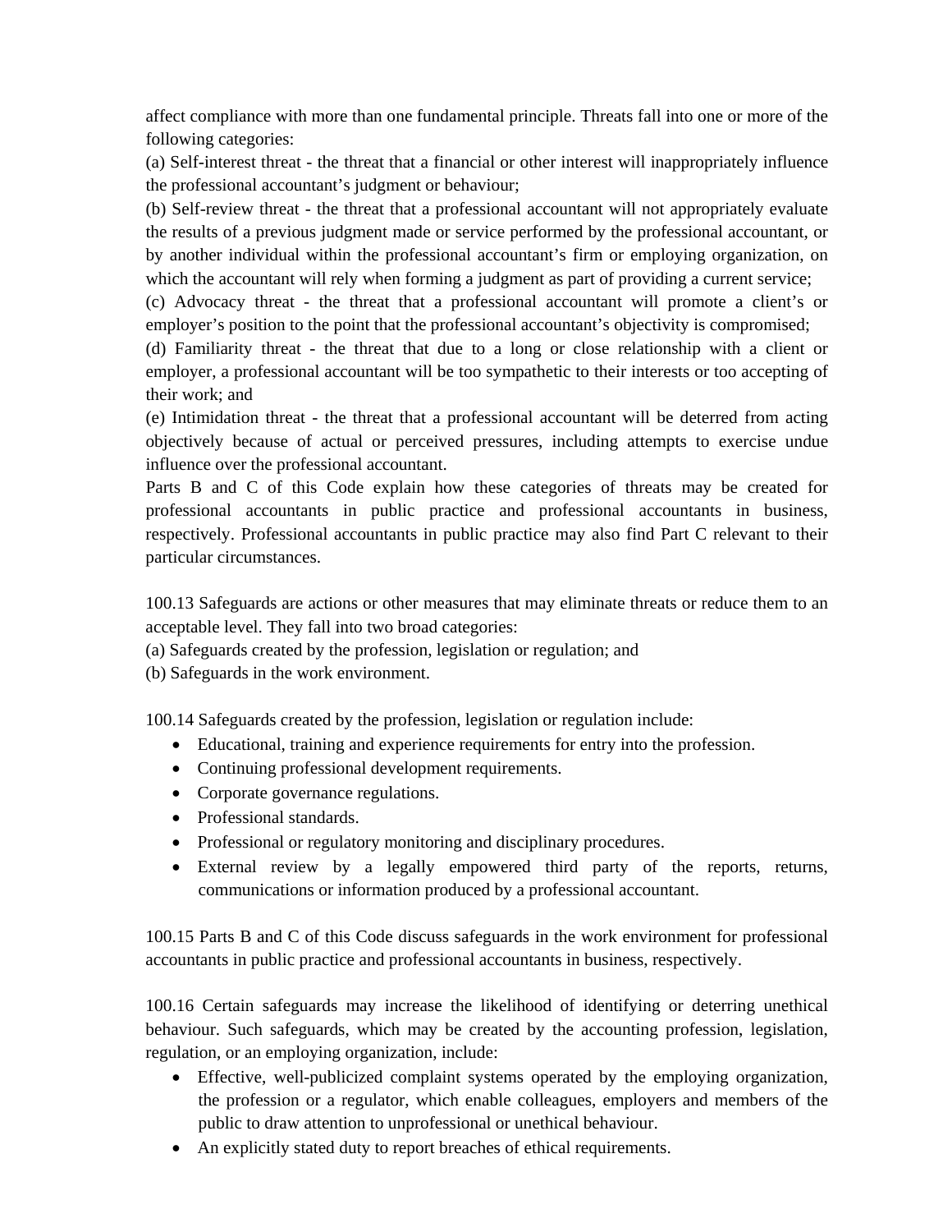affect compliance with more than one fundamental principle. Threats fall into one or more of the following categories:

(a) Self-interest threat - the threat that a financial or other interest will inappropriately influence the professional accountant's judgment or behaviour;

(b) Self-review threat - the threat that a professional accountant will not appropriately evaluate the results of a previous judgment made or service performed by the professional accountant, or by another individual within the professional accountant's firm or employing organization, on which the accountant will rely when forming a judgment as part of providing a current service;

(c) Advocacy threat - the threat that a professional accountant will promote a client's or employer's position to the point that the professional accountant's objectivity is compromised;

(d) Familiarity threat - the threat that due to a long or close relationship with a client or employer, a professional accountant will be too sympathetic to their interests or too accepting of their work; and

(e) Intimidation threat - the threat that a professional accountant will be deterred from acting objectively because of actual or perceived pressures, including attempts to exercise undue influence over the professional accountant.

Parts B and C of this Code explain how these categories of threats may be created for professional accountants in public practice and professional accountants in business, respectively. Professional accountants in public practice may also find Part C relevant to their particular circumstances.

100.13 Safeguards are actions or other measures that may eliminate threats or reduce them to an acceptable level. They fall into two broad categories:

(a) Safeguards created by the profession, legislation or regulation; and

(b) Safeguards in the work environment.

100.14 Safeguards created by the profession, legislation or regulation include:

- Educational, training and experience requirements for entry into the profession.
- Continuing professional development requirements.
- Corporate governance regulations.
- Professional standards.
- Professional or regulatory monitoring and disciplinary procedures.
- External review by a legally empowered third party of the reports, returns, communications or information produced by a professional accountant.

100.15 Parts B and C of this Code discuss safeguards in the work environment for professional accountants in public practice and professional accountants in business, respectively.

100.16 Certain safeguards may increase the likelihood of identifying or deterring unethical behaviour. Such safeguards, which may be created by the accounting profession, legislation, regulation, or an employing organization, include:

- Effective, well-publicized complaint systems operated by the employing organization, the profession or a regulator, which enable colleagues, employers and members of the public to draw attention to unprofessional or unethical behaviour.
- An explicitly stated duty to report breaches of ethical requirements.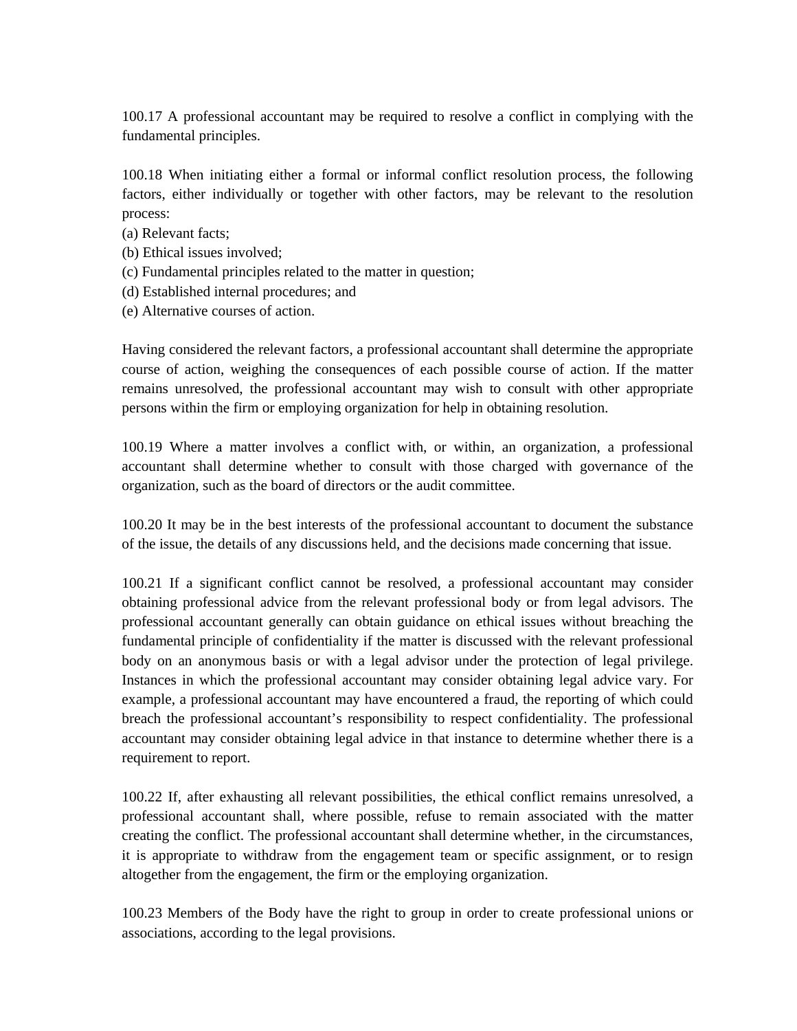100.17 A professional accountant may be required to resolve a conflict in complying with the fundamental principles.

100.18 When initiating either a formal or informal conflict resolution process, the following factors, either individually or together with other factors, may be relevant to the resolution process:

(a) Relevant facts;
(b) Ethical issues involved;
(c) Fundamental principles related to the matter in question;
(d) Established internal procedures; and
(e) Alternative courses of action.

Having considered the relevant factors, a professional accountant shall determine the appropriate course of action, weighing the consequences of each possible course of action. If the matter remains unresolved, the professional accountant may wish to consult with other appropriate persons within the firm or employing organization for help in obtaining resolution.

100.19 Where a matter involves a conflict with, or within, an organization, a professional accountant shall determine whether to consult with those charged with governance of the organization, such as the board of directors or the audit committee.

100.20 It may be in the best interests of the professional accountant to document the substance of the issue, the details of any discussions held, and the decisions made concerning that issue.

100.21 If a significant conflict cannot be resolved, a professional accountant may consider obtaining professional advice from the relevant professional body or from legal advisors. The professional accountant generally can obtain guidance on ethical issues without breaching the fundamental principle of confidentiality if the matter is discussed with the relevant professional body on an anonymous basis or with a legal advisor under the protection of legal privilege. Instances in which the professional accountant may consider obtaining legal advice vary. For example, a professional accountant may have encountered a fraud, the reporting of which could breach the professional accountant's responsibility to respect confidentiality. The professional accountant may consider obtaining legal advice in that instance to determine whether there is a requirement to report.

100.22 If, after exhausting all relevant possibilities, the ethical conflict remains unresolved, a professional accountant shall, where possible, refuse to remain associated with the matter creating the conflict. The professional accountant shall determine whether, in the circumstances, it is appropriate to withdraw from the engagement team or specific assignment, or to resign altogether from the engagement, the firm or the employing organization.

100.23 Members of the Body have the right to group in order to create professional unions or associations, according to the legal provisions.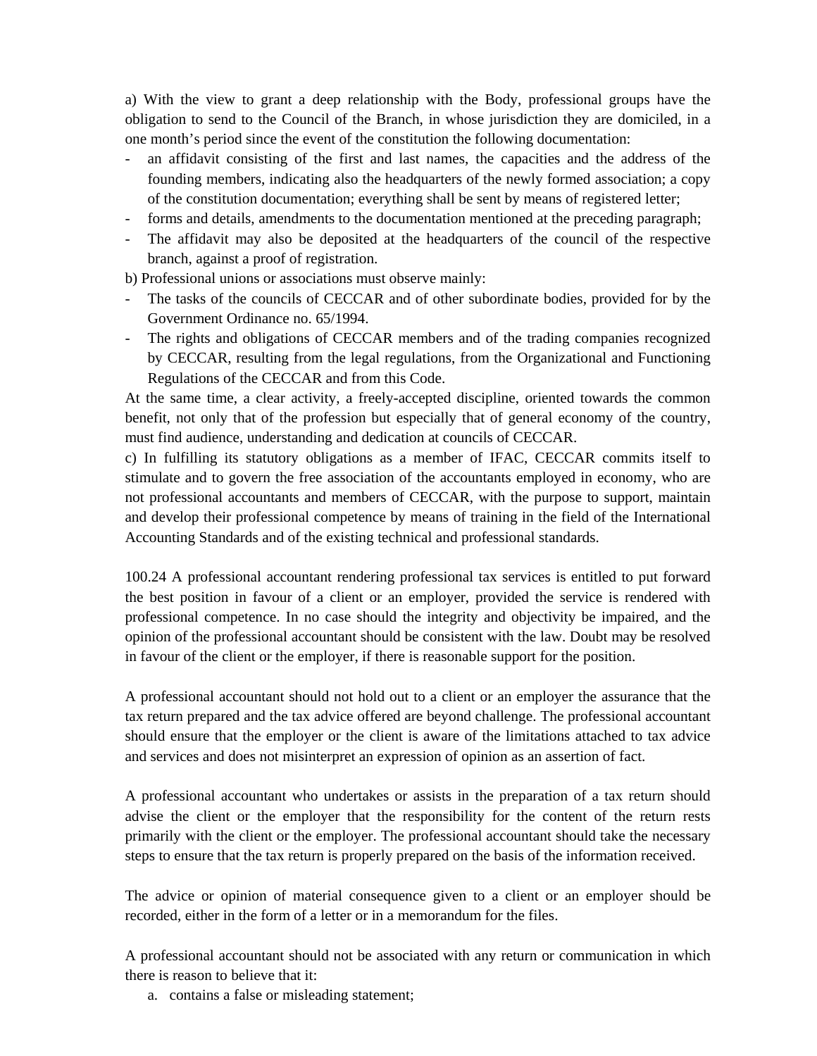a) With the view to grant a deep relationship with the Body, professional groups have the obligation to send to the Council of the Branch, in whose jurisdiction they are domiciled, in a one month's period since the event of the constitution the following documentation:

- an affidavit consisting of the first and last names, the capacities and the address of the founding members, indicating also the headquarters of the newly formed association; a copy of the constitution documentation; everything shall be sent by means of registered letter;
- forms and details, amendments to the documentation mentioned at the preceding paragraph;
- The affidavit may also be deposited at the headquarters of the council of the respective branch, against a proof of registration.

b) Professional unions or associations must observe mainly:

- The tasks of the councils of CECCAR and of other subordinate bodies, provided for by the Government Ordinance no. 65/1994.
- The rights and obligations of CECCAR members and of the trading companies recognized by CECCAR, resulting from the legal regulations, from the Organizational and Functioning Regulations of the CECCAR and from this Code.

At the same time, a clear activity, a freely-accepted discipline, oriented towards the common benefit, not only that of the profession but especially that of general economy of the country, must find audience, understanding and dedication at councils of CECCAR.

c) In fulfilling its statutory obligations as a member of IFAC, CECCAR commits itself to stimulate and to govern the free association of the accountants employed in economy, who are not professional accountants and members of CECCAR, with the purpose to support, maintain and develop their professional competence by means of training in the field of the International Accounting Standards and of the existing technical and professional standards.

100.24 A professional accountant rendering professional tax services is entitled to put forward the best position in favour of a client or an employer, provided the service is rendered with professional competence. In no case should the integrity and objectivity be impaired, and the opinion of the professional accountant should be consistent with the law. Doubt may be resolved in favour of the client or the employer, if there is reasonable support for the position.

A professional accountant should not hold out to a client or an employer the assurance that the tax return prepared and the tax advice offered are beyond challenge. The professional accountant should ensure that the employer or the client is aware of the limitations attached to tax advice and services and does not misinterpret an expression of opinion as an assertion of fact.

A professional accountant who undertakes or assists in the preparation of a tax return should advise the client or the employer that the responsibility for the content of the return rests primarily with the client or the employer. The professional accountant should take the necessary steps to ensure that the tax return is properly prepared on the basis of the information received.

The advice or opinion of material consequence given to a client or an employer should be recorded, either in the form of a letter or in a memorandum for the files.

A professional accountant should not be associated with any return or communication in which there is reason to believe that it:

a. contains a false or misleading statement;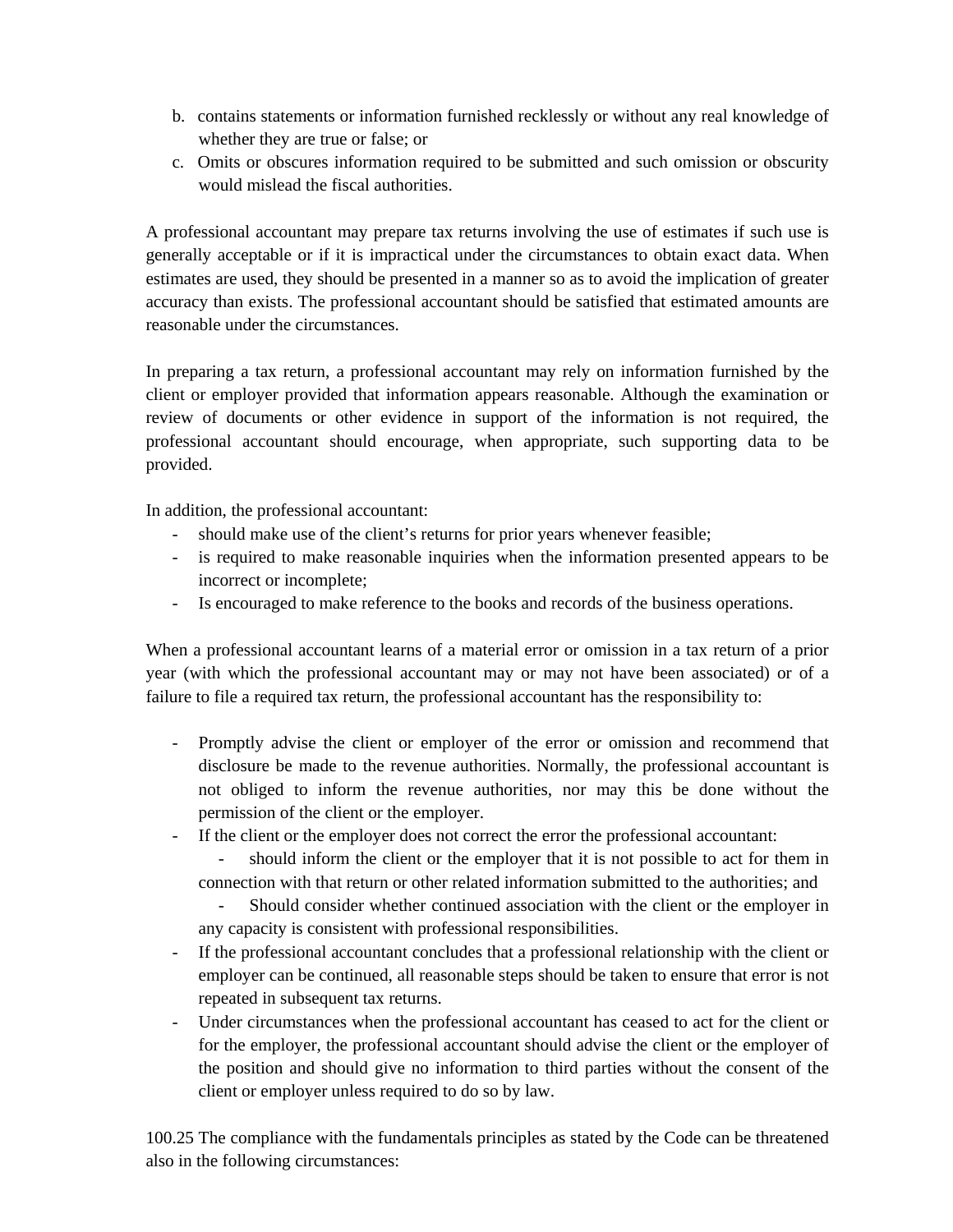b. contains statements or information furnished recklessly or without any real knowledge of whether they are true or false; or
c. Omits or obscures information required to be submitted and such omission or obscurity would mislead the fiscal authorities.

A professional accountant may prepare tax returns involving the use of estimates if such use is generally acceptable or if it is impractical under the circumstances to obtain exact data. When estimates are used, they should be presented in a manner so as to avoid the implication of greater accuracy than exists. The professional accountant should be satisfied that estimated amounts are reasonable under the circumstances.

In preparing a tax return, a professional accountant may rely on information furnished by the client or employer provided that information appears reasonable. Although the examination or review of documents or other evidence in support of the information is not required, the professional accountant should encourage, when appropriate, such supporting data to be provided.

In addition, the professional accountant:

- should make use of the client's returns for prior years whenever feasible;
- is required to make reasonable inquiries when the information presented appears to be incorrect or incomplete;
- Is encouraged to make reference to the books and records of the business operations.

When a professional accountant learns of a material error or omission in a tax return of a prior year (with which the professional accountant may or may not have been associated) or of a failure to file a required tax return, the professional accountant has the responsibility to:

- Promptly advise the client or employer of the error or omission and recommend that disclosure be made to the revenue authorities. Normally, the professional accountant is not obliged to inform the revenue authorities, nor may this be done without the permission of the client or the employer.
- If the client or the employer does not correct the error the professional accountant:
  - should inform the client or the employer that it is not possible to act for them in connection with that return or other related information submitted to the authorities; and
  - Should consider whether continued association with the client or the employer in any capacity is consistent with professional responsibilities.
- If the professional accountant concludes that a professional relationship with the client or employer can be continued, all reasonable steps should be taken to ensure that error is not repeated in subsequent tax returns.
- Under circumstances when the professional accountant has ceased to act for the client or for the employer, the professional accountant should advise the client or the employer of the position and should give no information to third parties without the consent of the client or employer unless required to do so by law.

100.25 The compliance with the fundamentals principles as stated by the Code can be threatened also in the following circumstances: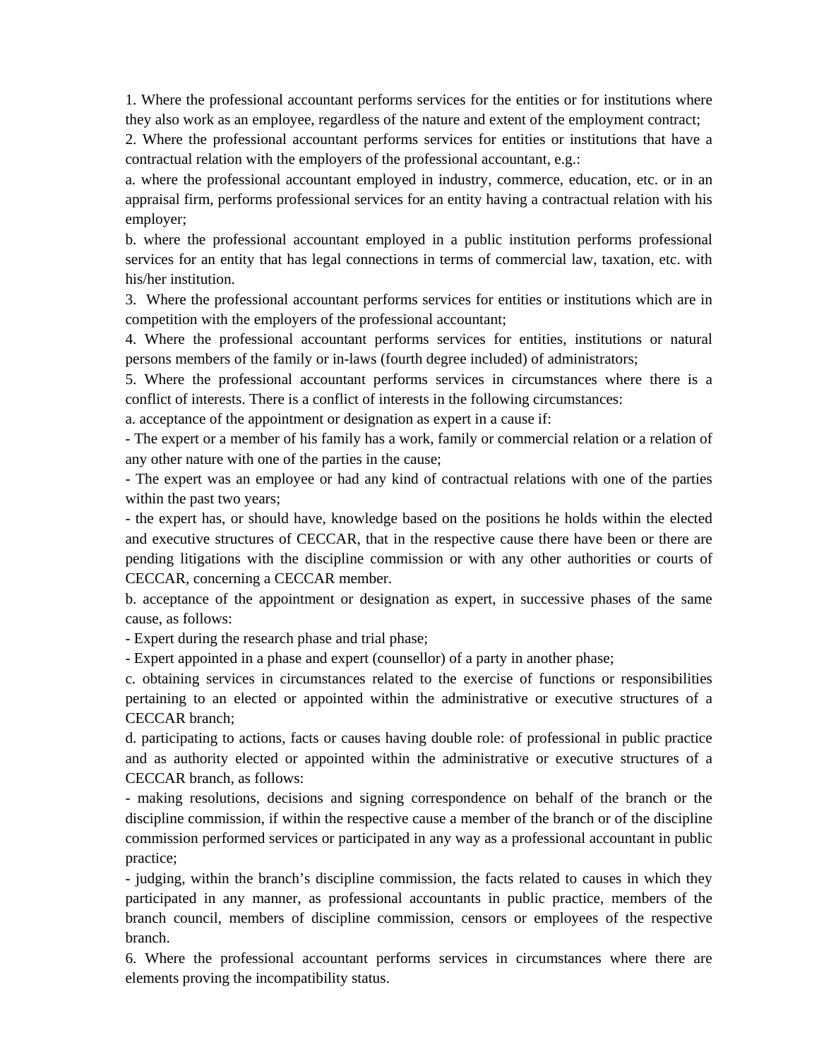1. Where the professional accountant performs services for the entities or for institutions where they also work as an employee, regardless of the nature and extent of the employment contract;

2. Where the professional accountant performs services for entities or institutions that have a contractual relation with the employers of the professional accountant, e.g.:

a. where the professional accountant employed in industry, commerce, education, etc. or in an appraisal firm, performs professional services for an entity having a contractual relation with his employer;

b. where the professional accountant employed in a public institution performs professional services for an entity that has legal connections in terms of commercial law, taxation, etc. with his/her institution.

3. Where the professional accountant performs services for entities or institutions which are in competition with the employers of the professional accountant;

4. Where the professional accountant performs services for entities, institutions or natural persons members of the family or in-laws (fourth degree included) of administrators;

5. Where the professional accountant performs services in circumstances where there is a conflict of interests. There is a conflict of interests in the following circumstances:

a. acceptance of the appointment or designation as expert in a cause if:

- The expert or a member of his family has a work, family or commercial relation or a relation of any other nature with one of the parties in the cause;
- The expert was an employee or had any kind of contractual relations with one of the parties within the past two years;
- the expert has, or should have, knowledge based on the positions he holds within the elected and executive structures of CECCAR, that in the respective cause there have been or there are pending litigations with the discipline commission or with any other authorities or courts of CECCAR, concerning a CECCAR member.

b. acceptance of the appointment or designation as expert, in successive phases of the same cause, as follows:

- Expert during the research phase and trial phase;
- Expert appointed in a phase and expert (counsellor) of a party in another phase;

c. obtaining services in circumstances related to the exercise of functions or responsibilities pertaining to an elected or appointed within the administrative or executive structures of a CECCAR branch;

d. participating to actions, facts or causes having double role: of professional in public practice and as authority elected or appointed within the administrative or executive structures of a CECCAR branch, as follows:

- making resolutions, decisions and signing correspondence on behalf of the branch or the discipline commission, if within the respective cause a member of the branch or of the discipline commission performed services or participated in any way as a professional accountant in public practice;
- judging, within the branch's discipline commission, the facts related to causes in which they participated in any manner, as professional accountants in public practice, members of the branch council, members of discipline commission, censors or employees of the respective branch.

6. Where the professional accountant performs services in circumstances where there are elements proving the incompatibility status.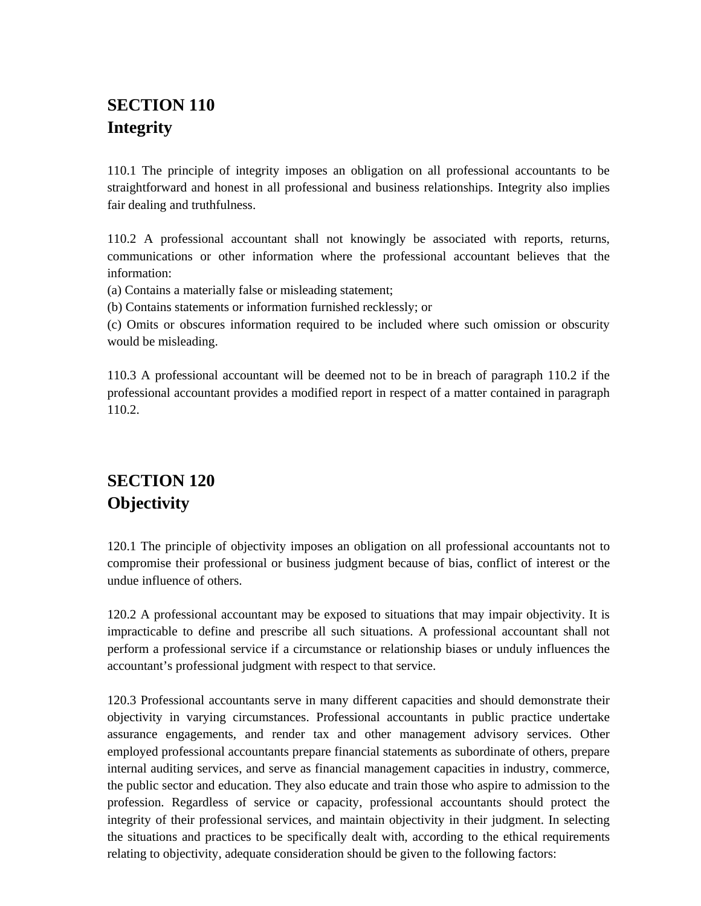## SECTION 110
## Integrity

110.1 The principle of integrity imposes an obligation on all professional accountants to be straightforward and honest in all professional and business relationships. Integrity also implies fair dealing and truthfulness.

110.2 A professional accountant shall not knowingly be associated with reports, returns, communications or other information where the professional accountant believes that the information:
(a) Contains a materially false or misleading statement;
(b) Contains statements or information furnished recklessly; or
(c) Omits or obscures information required to be included where such omission or obscurity would be misleading.

110.3 A professional accountant will be deemed not to be in breach of paragraph 110.2 if the professional accountant provides a modified report in respect of a matter contained in paragraph 110.2.

## SECTION 120
## Objectivity

120.1 The principle of objectivity imposes an obligation on all professional accountants not to compromise their professional or business judgment because of bias, conflict of interest or the undue influence of others.

120.2 A professional accountant may be exposed to situations that may impair objectivity. It is impracticable to define and prescribe all such situations. A professional accountant shall not perform a professional service if a circumstance or relationship biases or unduly influences the accountant's professional judgment with respect to that service.

120.3 Professional accountants serve in many different capacities and should demonstrate their objectivity in varying circumstances. Professional accountants in public practice undertake assurance engagements, and render tax and other management advisory services. Other employed professional accountants prepare financial statements as subordinate of others, prepare internal auditing services, and serve as financial management capacities in industry, commerce, the public sector and education. They also educate and train those who aspire to admission to the profession. Regardless of service or capacity, professional accountants should protect the integrity of their professional services, and maintain objectivity in their judgment. In selecting the situations and practices to be specifically dealt with, according to the ethical requirements relating to objectivity, adequate consideration should be given to the following factors: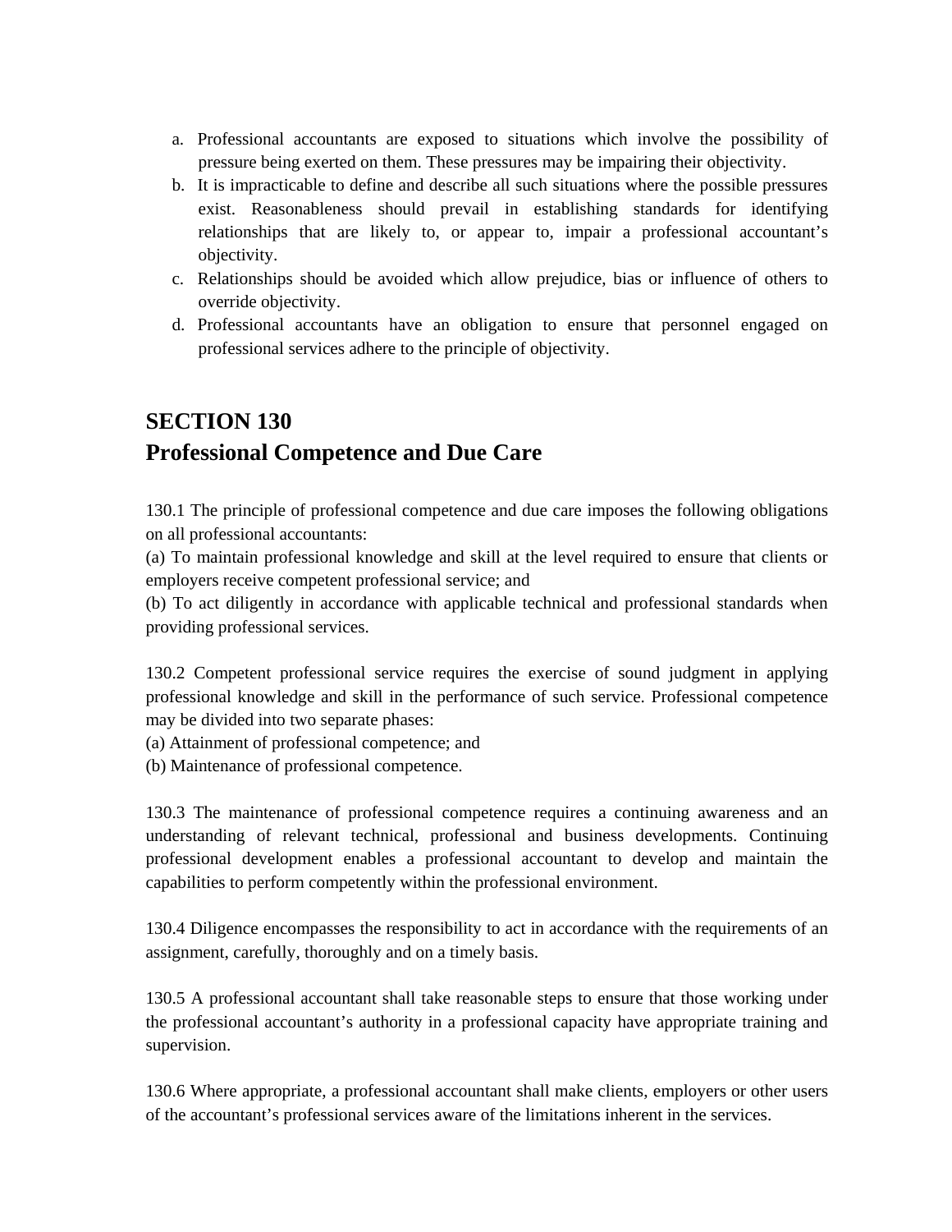a. Professional accountants are exposed to situations which involve the possibility of pressure being exerted on them. These pressures may be impairing their objectivity.
b. It is impracticable to define and describe all such situations where the possible pressures exist. Reasonableness should prevail in establishing standards for identifying relationships that are likely to, or appear to, impair a professional accountant's objectivity.
c. Relationships should be avoided which allow prejudice, bias or influence of others to override objectivity.
d. Professional accountants have an obligation to ensure that personnel engaged on professional services adhere to the principle of objectivity.

## SECTION 130
## Professional Competence and Due Care

130.1 The principle of professional competence and due care imposes the following obligations on all professional accountants:
(a) To maintain professional knowledge and skill at the level required to ensure that clients or employers receive competent professional service; and
(b) To act diligently in accordance with applicable technical and professional standards when providing professional services.

130.2 Competent professional service requires the exercise of sound judgment in applying professional knowledge and skill in the performance of such service. Professional competence may be divided into two separate phases:
(a) Attainment of professional competence; and
(b) Maintenance of professional competence.

130.3 The maintenance of professional competence requires a continuing awareness and an understanding of relevant technical, professional and business developments. Continuing professional development enables a professional accountant to develop and maintain the capabilities to perform competently within the professional environment.

130.4 Diligence encompasses the responsibility to act in accordance with the requirements of an assignment, carefully, thoroughly and on a timely basis.

130.5 A professional accountant shall take reasonable steps to ensure that those working under the professional accountant's authority in a professional capacity have appropriate training and supervision.

130.6 Where appropriate, a professional accountant shall make clients, employers or other users of the accountant's professional services aware of the limitations inherent in the services.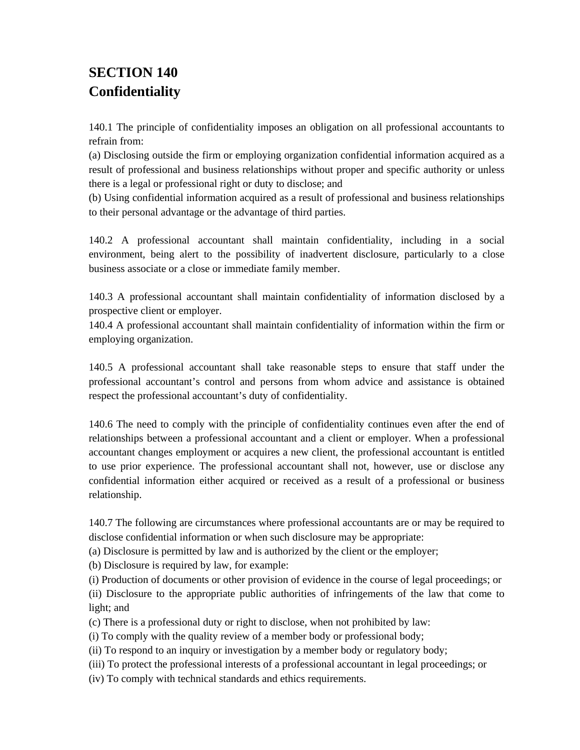# SECTION 140
# Confidentiality

140.1 The principle of confidentiality imposes an obligation on all professional accountants to refrain from:

(a) Disclosing outside the firm or employing organization confidential information acquired as a result of professional and business relationships without proper and specific authority or unless there is a legal or professional right or duty to disclose; and

(b) Using confidential information acquired as a result of professional and business relationships to their personal advantage or the advantage of third parties.

140.2 A professional accountant shall maintain confidentiality, including in a social environment, being alert to the possibility of inadvertent disclosure, particularly to a close business associate or a close or immediate family member.

140.3 A professional accountant shall maintain confidentiality of information disclosed by a prospective client or employer.

140.4 A professional accountant shall maintain confidentiality of information within the firm or employing organization.

140.5 A professional accountant shall take reasonable steps to ensure that staff under the professional accountant's control and persons from whom advice and assistance is obtained respect the professional accountant's duty of confidentiality.

140.6 The need to comply with the principle of confidentiality continues even after the end of relationships between a professional accountant and a client or employer. When a professional accountant changes employment or acquires a new client, the professional accountant is entitled to use prior experience. The professional accountant shall not, however, use or disclose any confidential information either acquired or received as a result of a professional or business relationship.

140.7 The following are circumstances where professional accountants are or may be required to disclose confidential information or when such disclosure may be appropriate:

(a) Disclosure is permitted by law and is authorized by the client or the employer;

(b) Disclosure is required by law, for example:

(i) Production of documents or other provision of evidence in the course of legal proceedings; or

(ii) Disclosure to the appropriate public authorities of infringements of the law that come to light; and

(c) There is a professional duty or right to disclose, when not prohibited by law:

(i) To comply with the quality review of a member body or professional body;

(ii) To respond to an inquiry or investigation by a member body or regulatory body;

(iii) To protect the professional interests of a professional accountant in legal proceedings; or

(iv) To comply with technical standards and ethics requirements.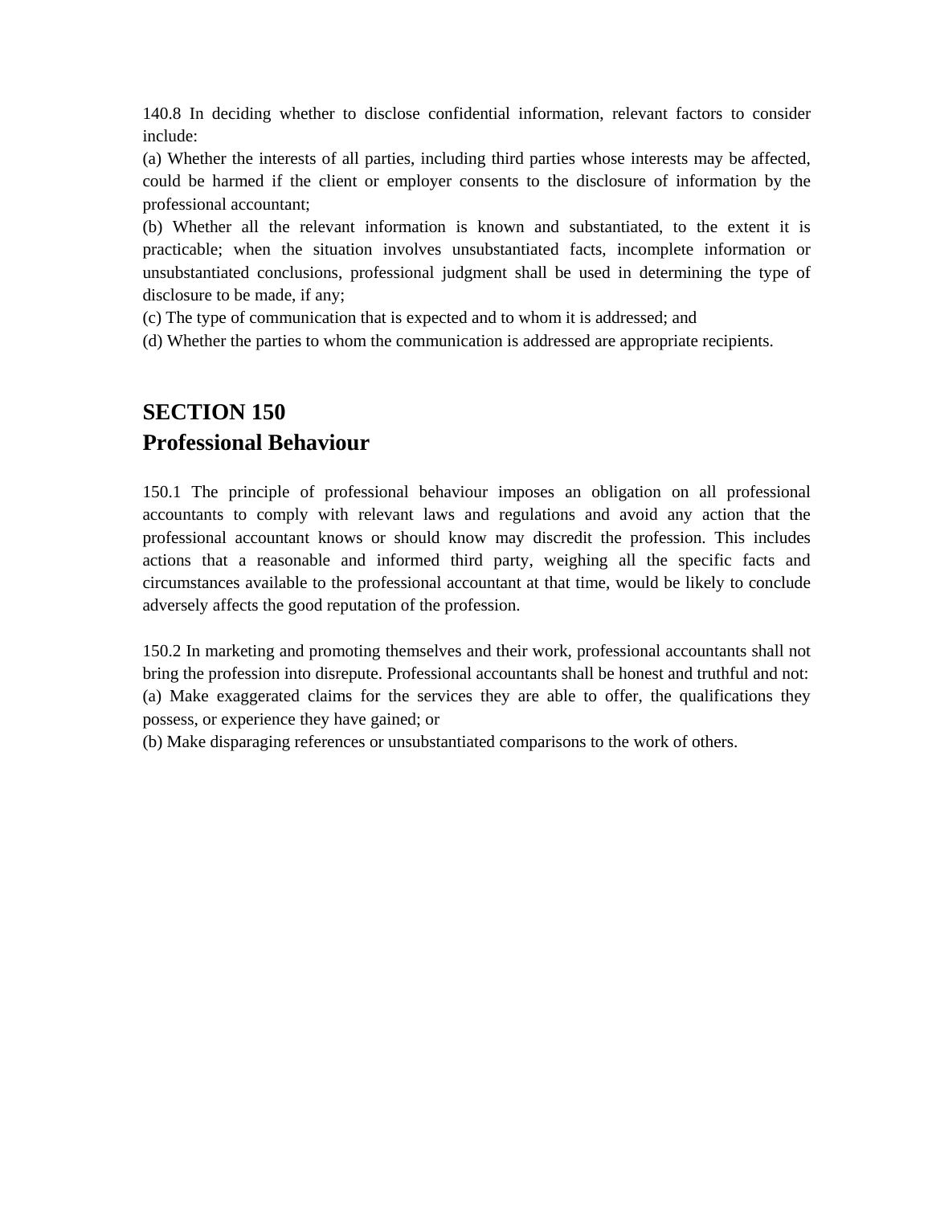140.8 In deciding whether to disclose confidential information, relevant factors to consider include:

(a) Whether the interests of all parties, including third parties whose interests may be affected, could be harmed if the client or employer consents to the disclosure of information by the professional accountant;

(b) Whether all the relevant information is known and substantiated, to the extent it is practicable; when the situation involves unsubstantiated facts, incomplete information or unsubstantiated conclusions, professional judgment shall be used in determining the type of disclosure to be made, if any;

(c) The type of communication that is expected and to whom it is addressed; and

(d) Whether the parties to whom the communication is addressed are appropriate recipients.

## SECTION 150
## Professional Behaviour

150.1 The principle of professional behaviour imposes an obligation on all professional accountants to comply with relevant laws and regulations and avoid any action that the professional accountant knows or should know may discredit the profession. This includes actions that a reasonable and informed third party, weighing all the specific facts and circumstances available to the professional accountant at that time, would be likely to conclude adversely affects the good reputation of the profession.

150.2 In marketing and promoting themselves and their work, professional accountants shall not bring the profession into disrepute. Professional accountants shall be honest and truthful and not:

(a) Make exaggerated claims for the services they are able to offer, the qualifications they possess, or experience they have gained; or

(b) Make disparaging references or unsubstantiated comparisons to the work of others.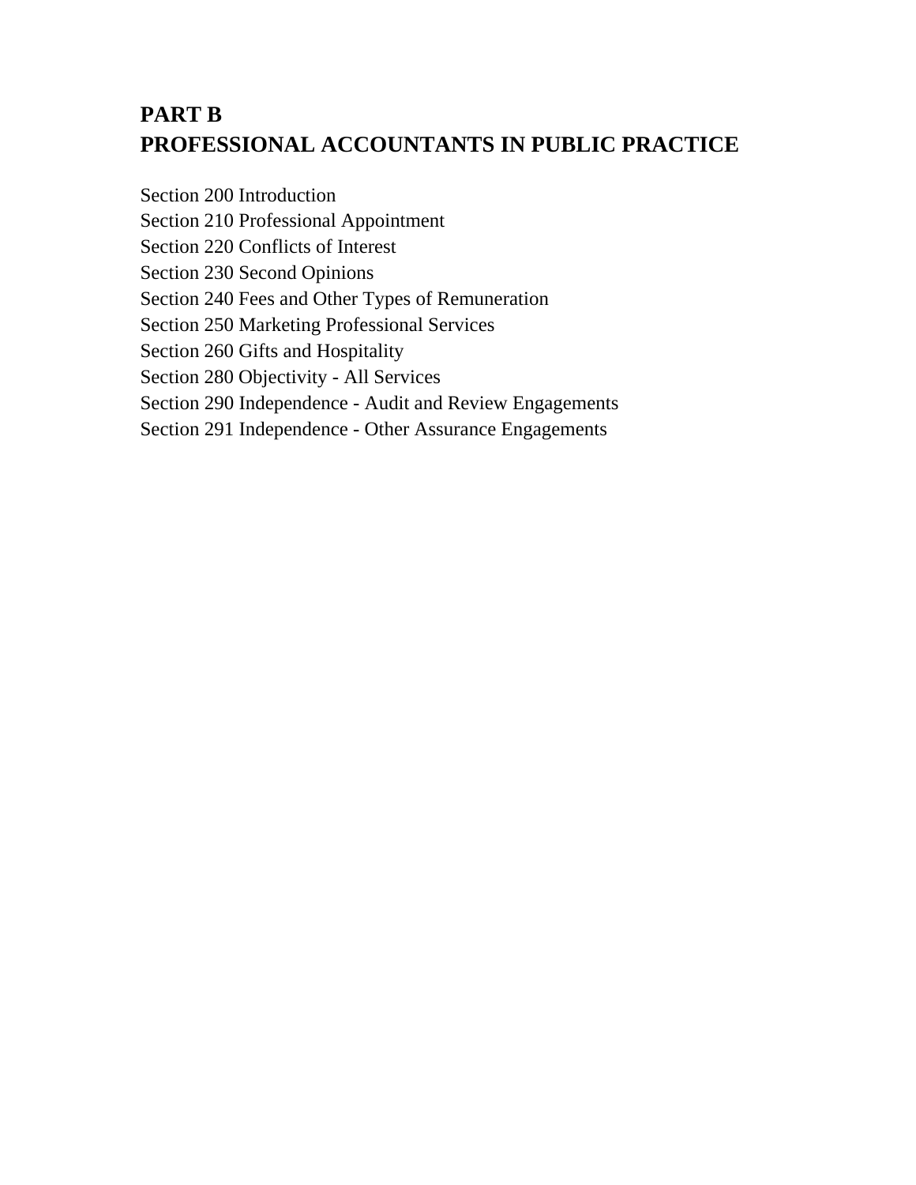# PART B
# PROFESSIONAL ACCOUNTANTS IN PUBLIC PRACTICE

Section 200 Introduction
Section 210 Professional Appointment
Section 220 Conflicts of Interest
Section 230 Second Opinions
Section 240 Fees and Other Types of Remuneration
Section 250 Marketing Professional Services
Section 260 Gifts and Hospitality
Section 280 Objectivity - All Services
Section 290 Independence - Audit and Review Engagements
Section 291 Independence - Other Assurance Engagements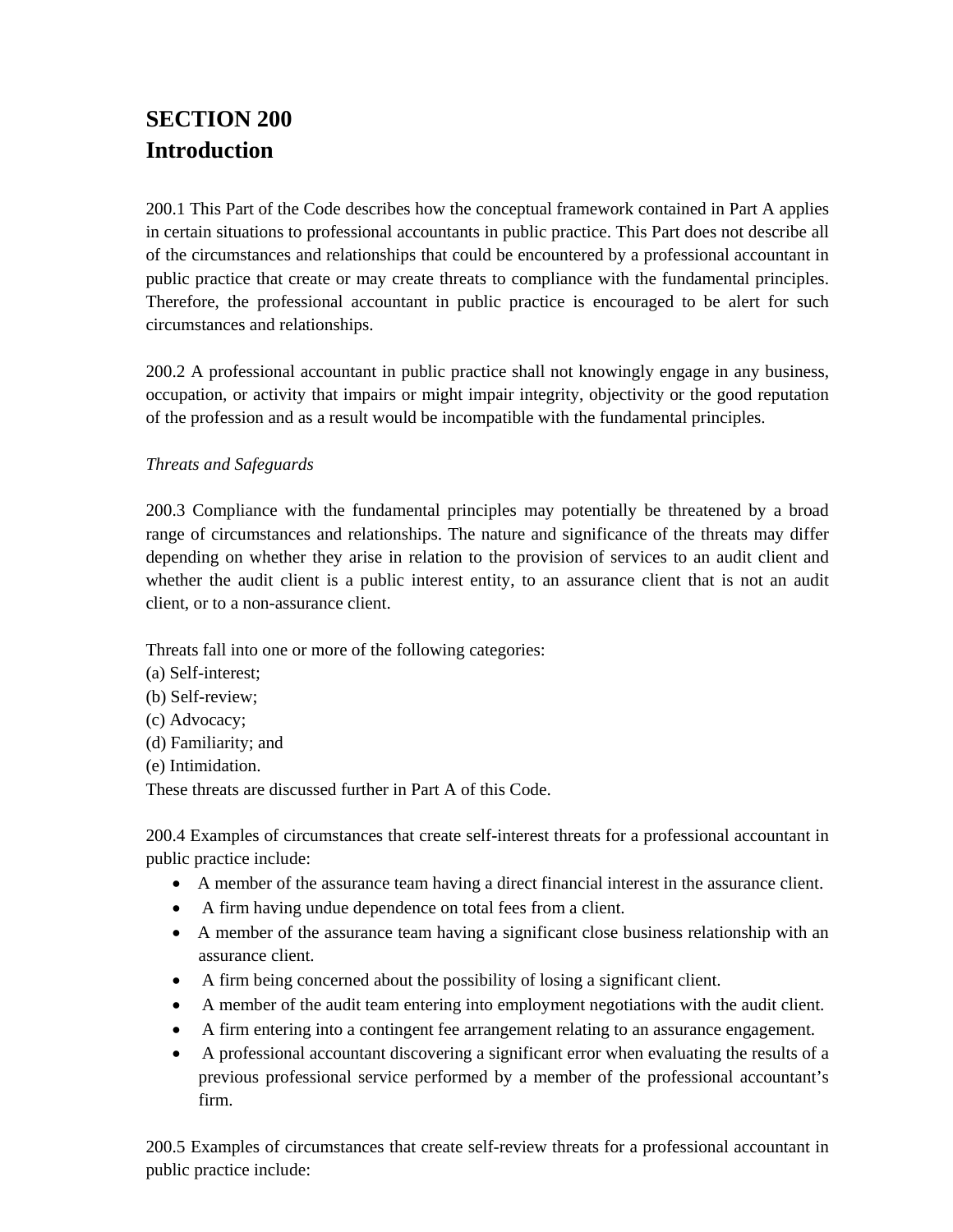# SECTION 200
# Introduction

200.1 This Part of the Code describes how the conceptual framework contained in Part A applies in certain situations to professional accountants in public practice. This Part does not describe all of the circumstances and relationships that could be encountered by a professional accountant in public practice that create or may create threats to compliance with the fundamental principles. Therefore, the professional accountant in public practice is encouraged to be alert for such circumstances and relationships.

200.2 A professional accountant in public practice shall not knowingly engage in any business, occupation, or activity that impairs or might impair integrity, objectivity or the good reputation of the profession and as a result would be incompatible with the fundamental principles.

*Threats and Safeguards*

200.3 Compliance with the fundamental principles may potentially be threatened by a broad range of circumstances and relationships. The nature and significance of the threats may differ depending on whether they arise in relation to the provision of services to an audit client and whether the audit client is a public interest entity, to an assurance client that is not an audit client, or to a non-assurance client.

Threats fall into one or more of the following categories:
(a) Self-interest;
(b) Self-review;
(c) Advocacy;
(d) Familiarity; and
(e) Intimidation.
These threats are discussed further in Part A of this Code.

200.4 Examples of circumstances that create self-interest threats for a professional accountant in public practice include:

- A member of the assurance team having a direct financial interest in the assurance client.
- A firm having undue dependence on total fees from a client.
- A member of the assurance team having a significant close business relationship with an assurance client.
- A firm being concerned about the possibility of losing a significant client.
- A member of the audit team entering into employment negotiations with the audit client.
- A firm entering into a contingent fee arrangement relating to an assurance engagement.
- A professional accountant discovering a significant error when evaluating the results of a previous professional service performed by a member of the professional accountant's firm.

200.5 Examples of circumstances that create self-review threats for a professional accountant in public practice include: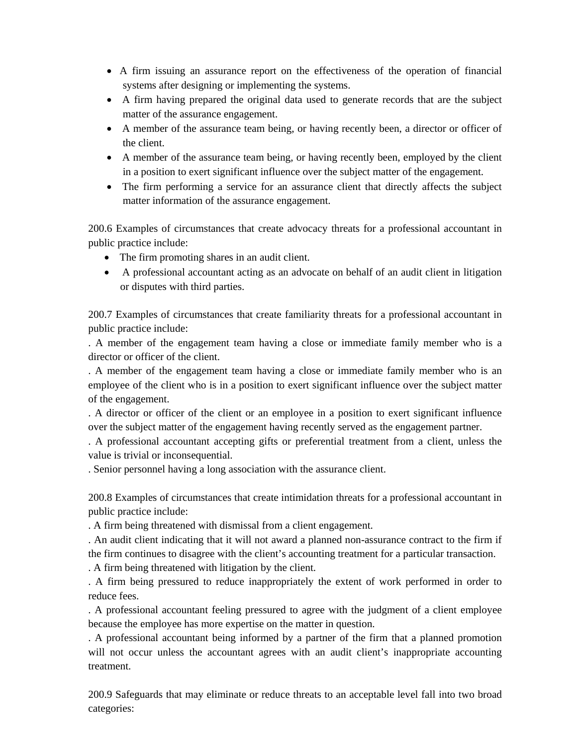- A firm issuing an assurance report on the effectiveness of the operation of financial systems after designing or implementing the systems.
- A firm having prepared the original data used to generate records that are the subject matter of the assurance engagement.
- A member of the assurance team being, or having recently been, a director or officer of the client.
- A member of the assurance team being, or having recently been, employed by the client in a position to exert significant influence over the subject matter of the engagement.
- The firm performing a service for an assurance client that directly affects the subject matter information of the assurance engagement.

200.6 Examples of circumstances that create advocacy threats for a professional accountant in public practice include:

- The firm promoting shares in an audit client.
- A professional accountant acting as an advocate on behalf of an audit client in litigation or disputes with third parties.

200.7 Examples of circumstances that create familiarity threats for a professional accountant in public practice include:

. A member of the engagement team having a close or immediate family member who is a director or officer of the client.

. A member of the engagement team having a close or immediate family member who is an employee of the client who is in a position to exert significant influence over the subject matter of the engagement.

. A director or officer of the client or an employee in a position to exert significant influence over the subject matter of the engagement having recently served as the engagement partner.

. A professional accountant accepting gifts or preferential treatment from a client, unless the value is trivial or inconsequential.

. Senior personnel having a long association with the assurance client.

200.8 Examples of circumstances that create intimidation threats for a professional accountant in public practice include:

. A firm being threatened with dismissal from a client engagement.

. An audit client indicating that it will not award a planned non-assurance contract to the firm if the firm continues to disagree with the client's accounting treatment for a particular transaction.

. A firm being threatened with litigation by the client.

. A firm being pressured to reduce inappropriately the extent of work performed in order to reduce fees.

. A professional accountant feeling pressured to agree with the judgment of a client employee because the employee has more expertise on the matter in question.

. A professional accountant being informed by a partner of the firm that a planned promotion will not occur unless the accountant agrees with an audit client's inappropriate accounting treatment.

200.9 Safeguards that may eliminate or reduce threats to an acceptable level fall into two broad categories: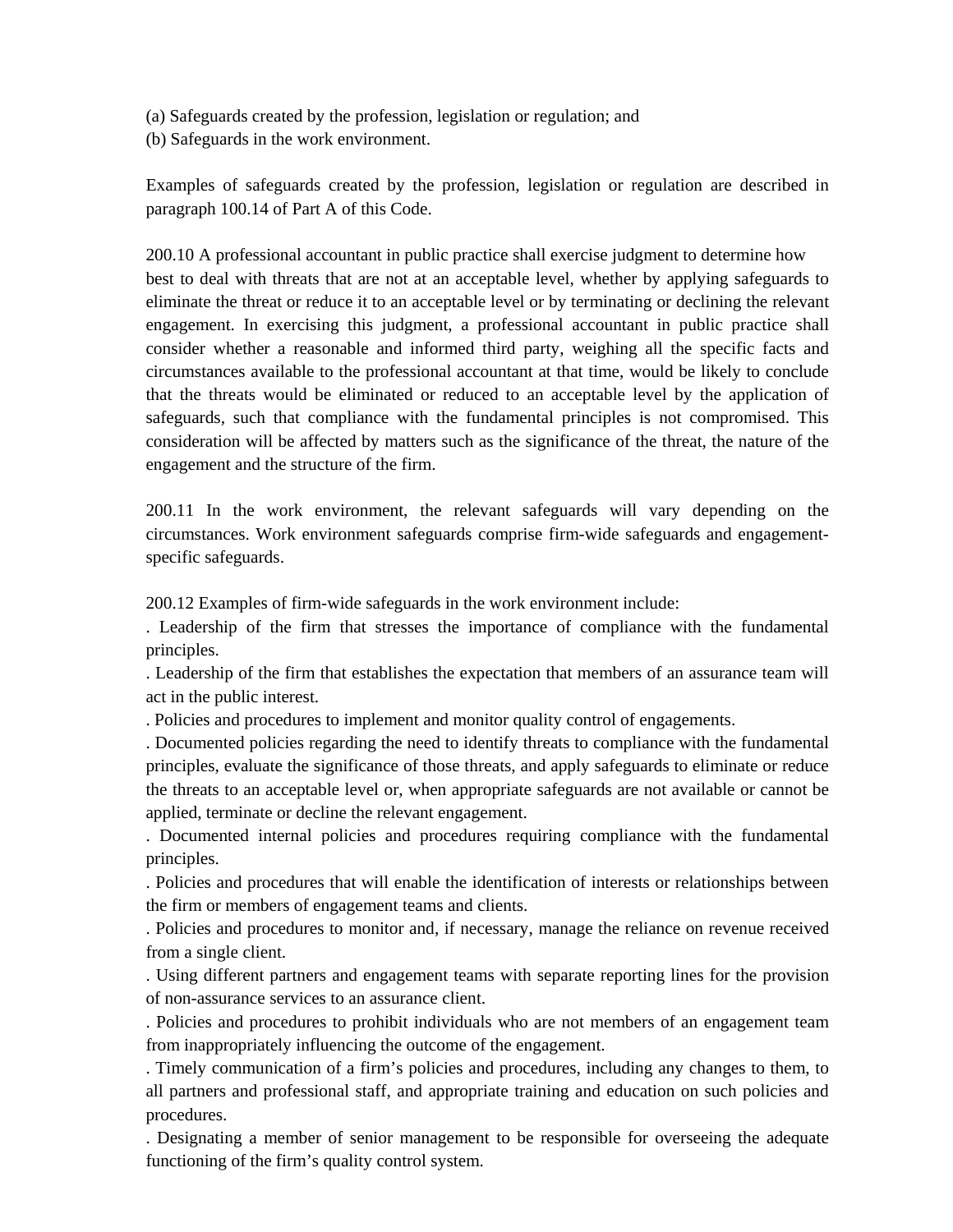(a) Safeguards created by the profession, legislation or regulation; and
(b) Safeguards in the work environment.

Examples of safeguards created by the profession, legislation or regulation are described in paragraph 100.14 of Part A of this Code.

200.10 A professional accountant in public practice shall exercise judgment to determine how best to deal with threats that are not at an acceptable level, whether by applying safeguards to eliminate the threat or reduce it to an acceptable level or by terminating or declining the relevant engagement. In exercising this judgment, a professional accountant in public practice shall consider whether a reasonable and informed third party, weighing all the specific facts and circumstances available to the professional accountant at that time, would be likely to conclude that the threats would be eliminated or reduced to an acceptable level by the application of safeguards, such that compliance with the fundamental principles is not compromised. This consideration will be affected by matters such as the significance of the threat, the nature of the engagement and the structure of the firm.

200.11 In the work environment, the relevant safeguards will vary depending on the circumstances. Work environment safeguards comprise firm-wide safeguards and engagement-specific safeguards.

200.12 Examples of firm-wide safeguards in the work environment include:

- Leadership of the firm that stresses the importance of compliance with the fundamental principles.
- Leadership of the firm that establishes the expectation that members of an assurance team will act in the public interest.
- Policies and procedures to implement and monitor quality control of engagements.
- Documented policies regarding the need to identify threats to compliance with the fundamental principles, evaluate the significance of those threats, and apply safeguards to eliminate or reduce the threats to an acceptable level or, when appropriate safeguards are not available or cannot be applied, terminate or decline the relevant engagement.
- Documented internal policies and procedures requiring compliance with the fundamental principles.
- Policies and procedures that will enable the identification of interests or relationships between the firm or members of engagement teams and clients.
- Policies and procedures to monitor and, if necessary, manage the reliance on revenue received from a single client.
- Using different partners and engagement teams with separate reporting lines for the provision of non-assurance services to an assurance client.
- Policies and procedures to prohibit individuals who are not members of an engagement team from inappropriately influencing the outcome of the engagement.
- Timely communication of a firm's policies and procedures, including any changes to them, to all partners and professional staff, and appropriate training and education on such policies and procedures.
- Designating a member of senior management to be responsible for overseeing the adequate functioning of the firm's quality control system.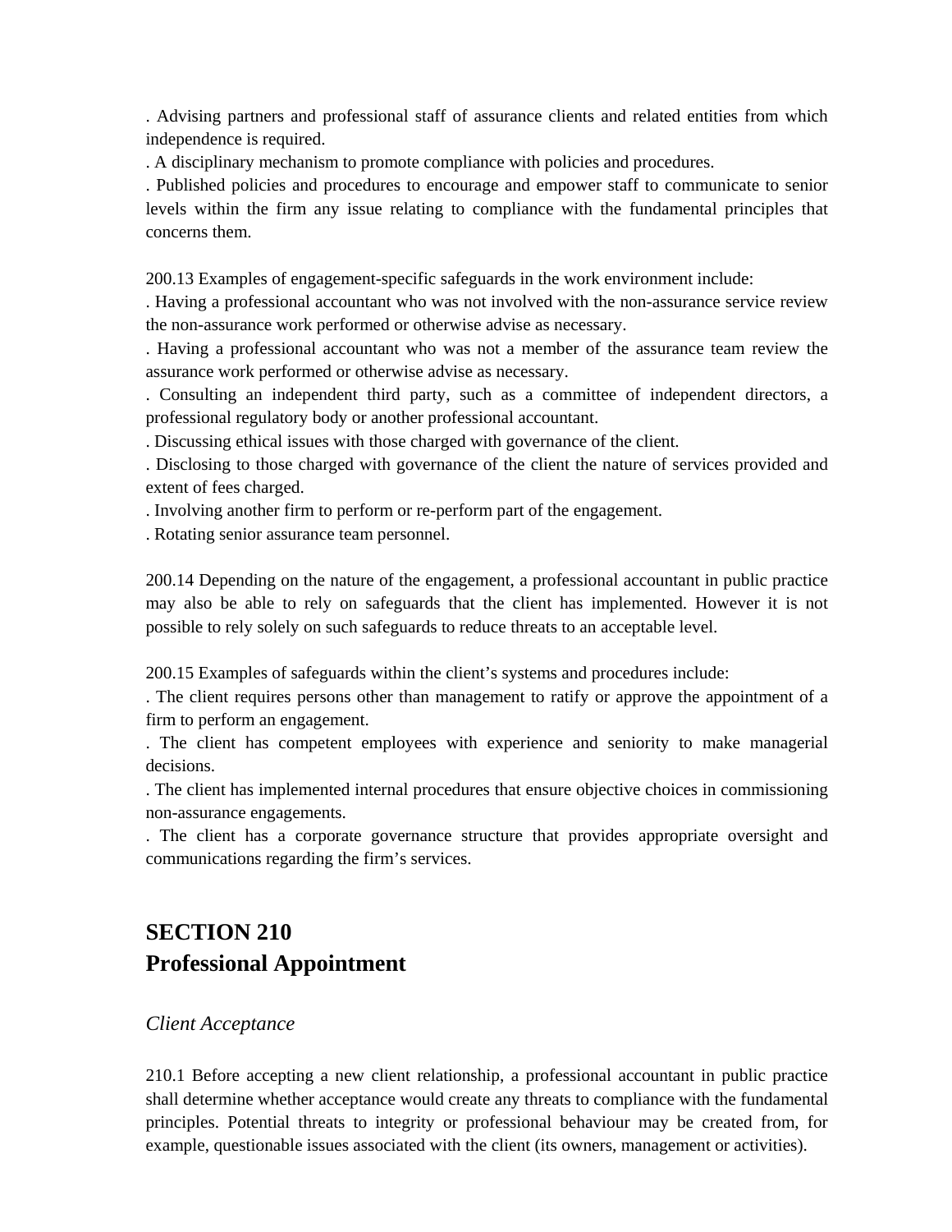. Advising partners and professional staff of assurance clients and related entities from which independence is required.

. A disciplinary mechanism to promote compliance with policies and procedures.

. Published policies and procedures to encourage and empower staff to communicate to senior levels within the firm any issue relating to compliance with the fundamental principles that concerns them.

200.13 Examples of engagement-specific safeguards in the work environment include:

. Having a professional accountant who was not involved with the non-assurance service review the non-assurance work performed or otherwise advise as necessary.

. Having a professional accountant who was not a member of the assurance team review the assurance work performed or otherwise advise as necessary.

. Consulting an independent third party, such as a committee of independent directors, a professional regulatory body or another professional accountant.

. Discussing ethical issues with those charged with governance of the client.

. Disclosing to those charged with governance of the client the nature of services provided and extent of fees charged.

. Involving another firm to perform or re-perform part of the engagement.

. Rotating senior assurance team personnel.

200.14 Depending on the nature of the engagement, a professional accountant in public practice may also be able to rely on safeguards that the client has implemented. However it is not possible to rely solely on such safeguards to reduce threats to an acceptable level.

200.15 Examples of safeguards within the client's systems and procedures include:

. The client requires persons other than management to ratify or approve the appointment of a firm to perform an engagement.

. The client has competent employees with experience and seniority to make managerial decisions.

. The client has implemented internal procedures that ensure objective choices in commissioning non-assurance engagements.

. The client has a corporate governance structure that provides appropriate oversight and communications regarding the firm's services.

## SECTION 210
## Professional Appointment

*Client Acceptance*

210.1 Before accepting a new client relationship, a professional accountant in public practice shall determine whether acceptance would create any threats to compliance with the fundamental principles. Potential threats to integrity or professional behaviour may be created from, for example, questionable issues associated with the client (its owners, management or activities).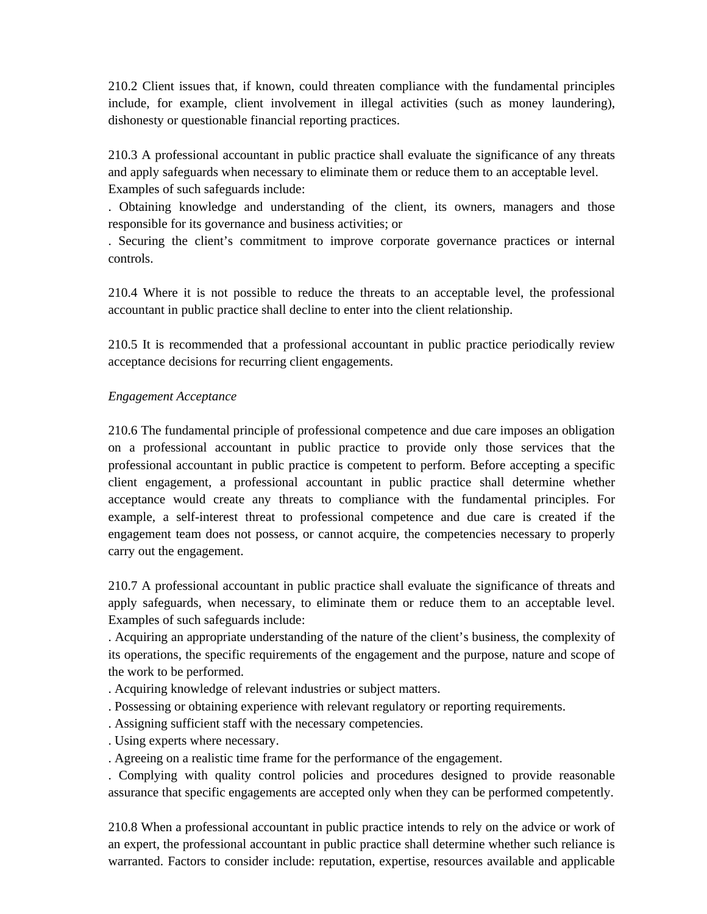210.2 Client issues that, if known, could threaten compliance with the fundamental principles include, for example, client involvement in illegal activities (such as money laundering), dishonesty or questionable financial reporting practices.

210.3 A professional accountant in public practice shall evaluate the significance of any threats and apply safeguards when necessary to eliminate them or reduce them to an acceptable level. Examples of such safeguards include:

. Obtaining knowledge and understanding of the client, its owners, managers and those responsible for its governance and business activities; or

. Securing the client's commitment to improve corporate governance practices or internal controls.

210.4 Where it is not possible to reduce the threats to an acceptable level, the professional accountant in public practice shall decline to enter into the client relationship.

210.5 It is recommended that a professional accountant in public practice periodically review acceptance decisions for recurring client engagements.

*Engagement Acceptance*

210.6 The fundamental principle of professional competence and due care imposes an obligation on a professional accountant in public practice to provide only those services that the professional accountant in public practice is competent to perform. Before accepting a specific client engagement, a professional accountant in public practice shall determine whether acceptance would create any threats to compliance with the fundamental principles. For example, a self-interest threat to professional competence and due care is created if the engagement team does not possess, or cannot acquire, the competencies necessary to properly carry out the engagement.

210.7 A professional accountant in public practice shall evaluate the significance of threats and apply safeguards, when necessary, to eliminate them or reduce them to an acceptable level. Examples of such safeguards include:

. Acquiring an appropriate understanding of the nature of the client's business, the complexity of its operations, the specific requirements of the engagement and the purpose, nature and scope of the work to be performed.

. Acquiring knowledge of relevant industries or subject matters.

. Possessing or obtaining experience with relevant regulatory or reporting requirements.

. Assigning sufficient staff with the necessary competencies.

. Using experts where necessary.

. Agreeing on a realistic time frame for the performance of the engagement.

. Complying with quality control policies and procedures designed to provide reasonable assurance that specific engagements are accepted only when they can be performed competently.

210.8 When a professional accountant in public practice intends to rely on the advice or work of an expert, the professional accountant in public practice shall determine whether such reliance is warranted. Factors to consider include: reputation, expertise, resources available and applicable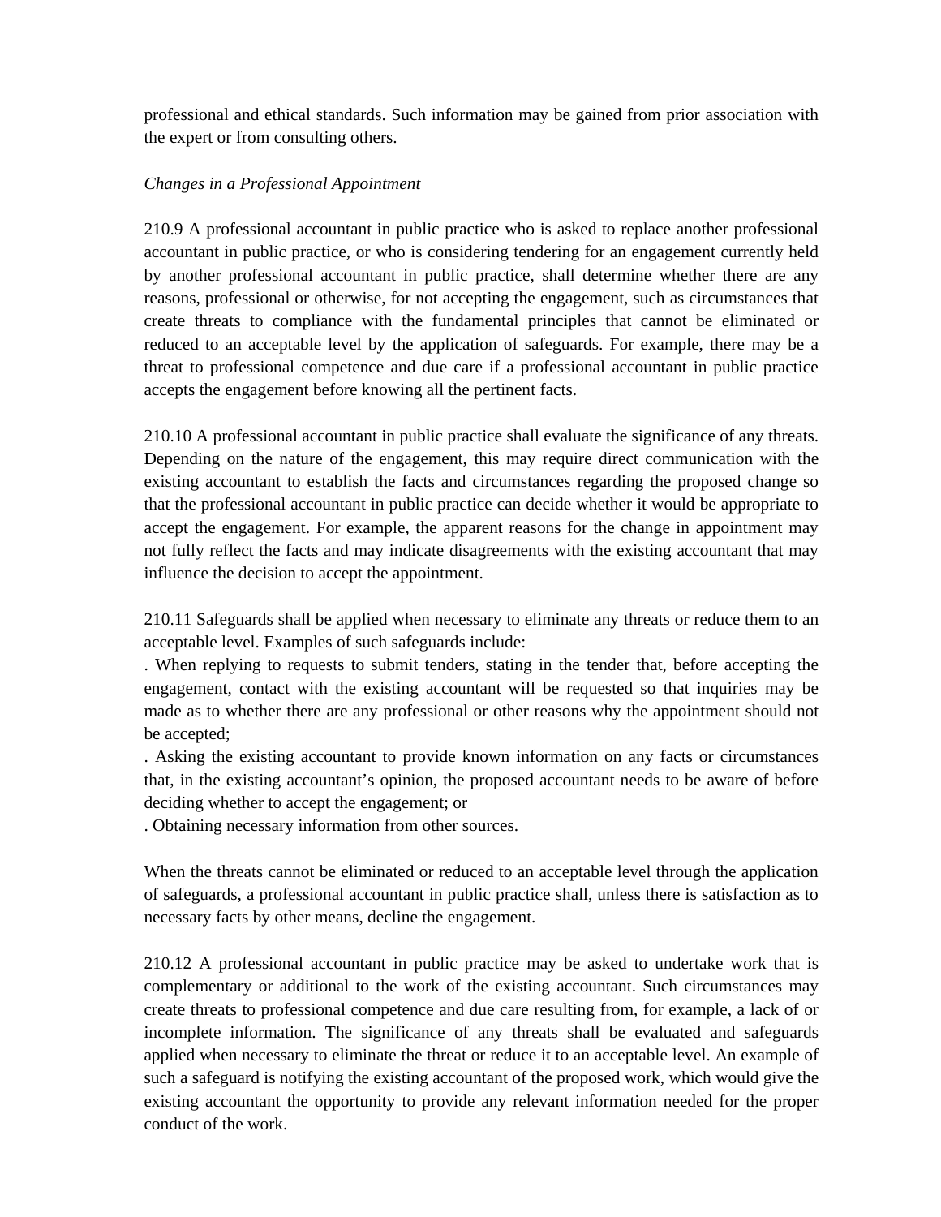professional and ethical standards. Such information may be gained from prior association with the expert or from consulting others.

*Changes in a Professional Appointment*

210.9 A professional accountant in public practice who is asked to replace another professional accountant in public practice, or who is considering tendering for an engagement currently held by another professional accountant in public practice, shall determine whether there are any reasons, professional or otherwise, for not accepting the engagement, such as circumstances that create threats to compliance with the fundamental principles that cannot be eliminated or reduced to an acceptable level by the application of safeguards. For example, there may be a threat to professional competence and due care if a professional accountant in public practice accepts the engagement before knowing all the pertinent facts.

210.10 A professional accountant in public practice shall evaluate the significance of any threats. Depending on the nature of the engagement, this may require direct communication with the existing accountant to establish the facts and circumstances regarding the proposed change so that the professional accountant in public practice can decide whether it would be appropriate to accept the engagement. For example, the apparent reasons for the change in appointment may not fully reflect the facts and may indicate disagreements with the existing accountant that may influence the decision to accept the appointment.

210.11 Safeguards shall be applied when necessary to eliminate any threats or reduce them to an acceptable level. Examples of such safeguards include:

- When replying to requests to submit tenders, stating in the tender that, before accepting the engagement, contact with the existing accountant will be requested so that inquiries may be made as to whether there are any professional or other reasons why the appointment should not be accepted;
- Asking the existing accountant to provide known information on any facts or circumstances that, in the existing accountant's opinion, the proposed accountant needs to be aware of before deciding whether to accept the engagement; or
- Obtaining necessary information from other sources.

When the threats cannot be eliminated or reduced to an acceptable level through the application of safeguards, a professional accountant in public practice shall, unless there is satisfaction as to necessary facts by other means, decline the engagement.

210.12 A professional accountant in public practice may be asked to undertake work that is complementary or additional to the work of the existing accountant. Such circumstances may create threats to professional competence and due care resulting from, for example, a lack of or incomplete information. The significance of any threats shall be evaluated and safeguards applied when necessary to eliminate the threat or reduce it to an acceptable level. An example of such a safeguard is notifying the existing accountant of the proposed work, which would give the existing accountant the opportunity to provide any relevant information needed for the proper conduct of the work.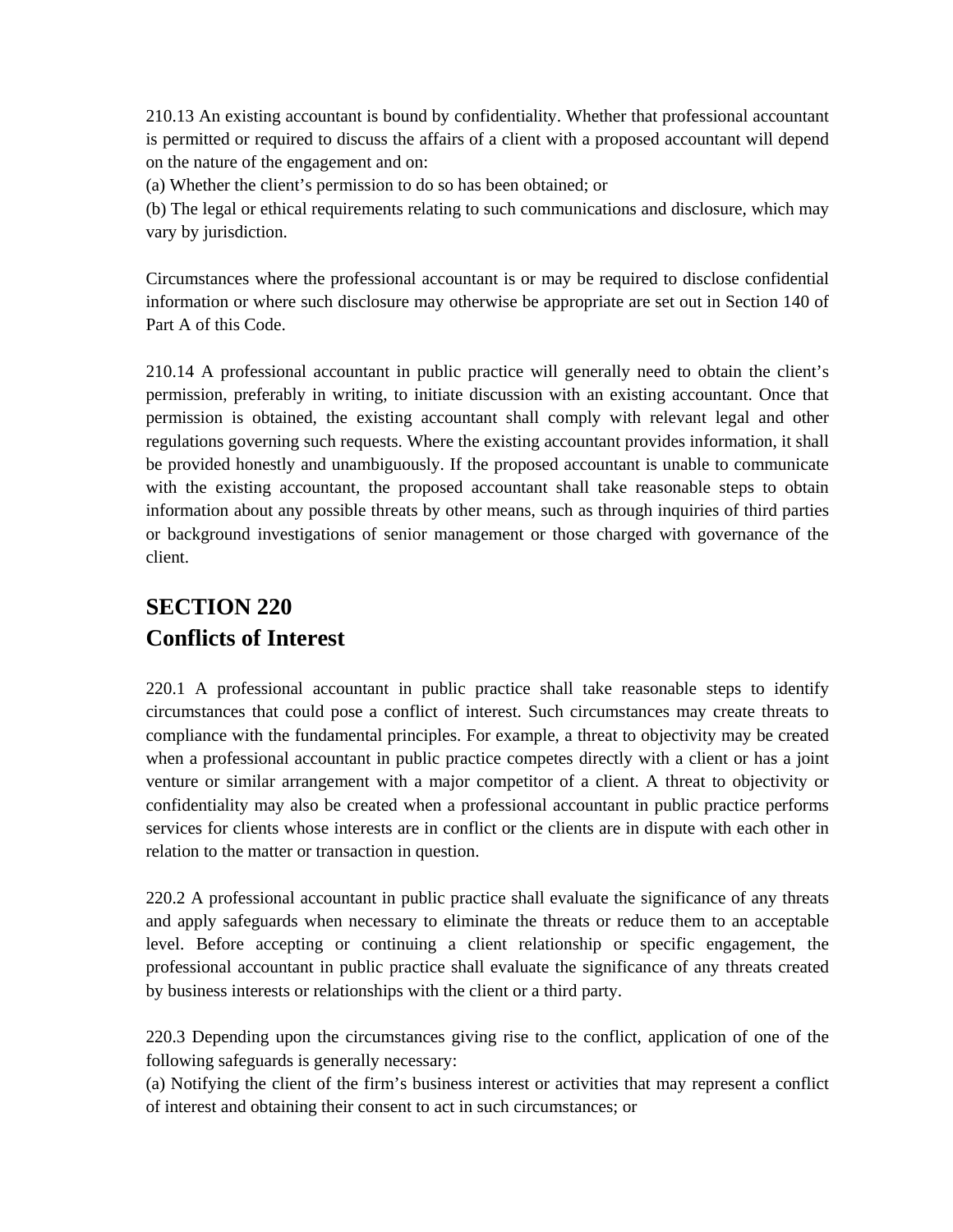210.13 An existing accountant is bound by confidentiality. Whether that professional accountant is permitted or required to discuss the affairs of a client with a proposed accountant will depend on the nature of the engagement and on:

(a) Whether the client's permission to do so has been obtained; or

(b) The legal or ethical requirements relating to such communications and disclosure, which may vary by jurisdiction.

Circumstances where the professional accountant is or may be required to disclose confidential information or where such disclosure may otherwise be appropriate are set out in Section 140 of Part A of this Code.

210.14 A professional accountant in public practice will generally need to obtain the client's permission, preferably in writing, to initiate discussion with an existing accountant. Once that permission is obtained, the existing accountant shall comply with relevant legal and other regulations governing such requests. Where the existing accountant provides information, it shall be provided honestly and unambiguously. If the proposed accountant is unable to communicate with the existing accountant, the proposed accountant shall take reasonable steps to obtain information about any possible threats by other means, such as through inquiries of third parties or background investigations of senior management or those charged with governance of the client.

## SECTION 220
## Conflicts of Interest

220.1 A professional accountant in public practice shall take reasonable steps to identify circumstances that could pose a conflict of interest. Such circumstances may create threats to compliance with the fundamental principles. For example, a threat to objectivity may be created when a professional accountant in public practice competes directly with a client or has a joint venture or similar arrangement with a major competitor of a client. A threat to objectivity or confidentiality may also be created when a professional accountant in public practice performs services for clients whose interests are in conflict or the clients are in dispute with each other in relation to the matter or transaction in question.

220.2 A professional accountant in public practice shall evaluate the significance of any threats and apply safeguards when necessary to eliminate the threats or reduce them to an acceptable level. Before accepting or continuing a client relationship or specific engagement, the professional accountant in public practice shall evaluate the significance of any threats created by business interests or relationships with the client or a third party.

220.3 Depending upon the circumstances giving rise to the conflict, application of one of the following safeguards is generally necessary:

(a) Notifying the client of the firm's business interest or activities that may represent a conflict of interest and obtaining their consent to act in such circumstances; or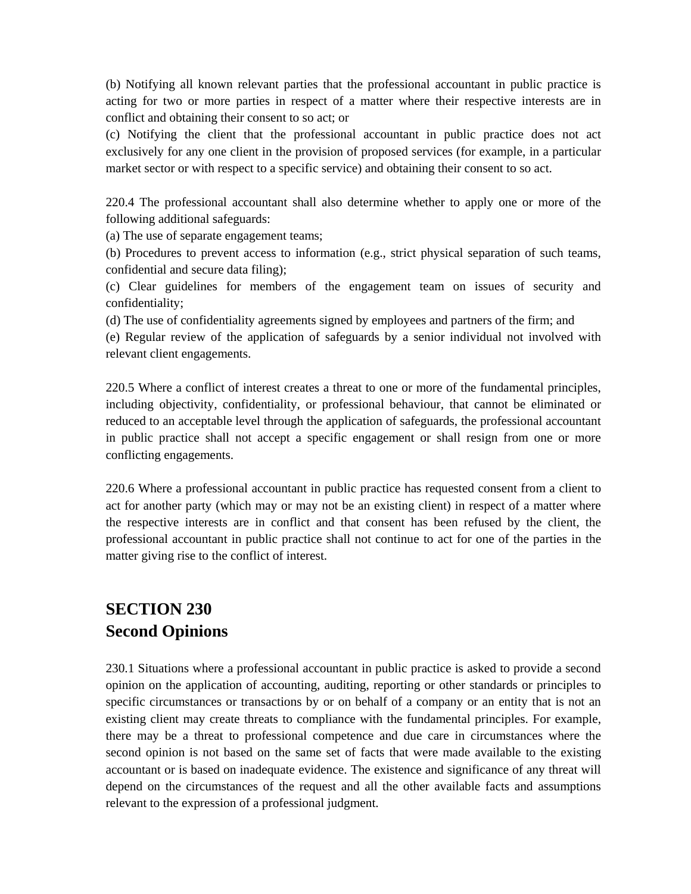(b) Notifying all known relevant parties that the professional accountant in public practice is acting for two or more parties in respect of a matter where their respective interests are in conflict and obtaining their consent to so act; or

(c) Notifying the client that the professional accountant in public practice does not act exclusively for any one client in the provision of proposed services (for example, in a particular market sector or with respect to a specific service) and obtaining their consent to so act.

220.4 The professional accountant shall also determine whether to apply one or more of the following additional safeguards:

(a) The use of separate engagement teams;

(b) Procedures to prevent access to information (e.g., strict physical separation of such teams, confidential and secure data filing);

(c) Clear guidelines for members of the engagement team on issues of security and confidentiality;

(d) The use of confidentiality agreements signed by employees and partners of the firm; and

(e) Regular review of the application of safeguards by a senior individual not involved with relevant client engagements.

220.5 Where a conflict of interest creates a threat to one or more of the fundamental principles, including objectivity, confidentiality, or professional behaviour, that cannot be eliminated or reduced to an acceptable level through the application of safeguards, the professional accountant in public practice shall not accept a specific engagement or shall resign from one or more conflicting engagements.

220.6 Where a professional accountant in public practice has requested consent from a client to act for another party (which may or may not be an existing client) in respect of a matter where the respective interests are in conflict and that consent has been refused by the client, the professional accountant in public practice shall not continue to act for one of the parties in the matter giving rise to the conflict of interest.

## SECTION 230
## Second Opinions

230.1 Situations where a professional accountant in public practice is asked to provide a second opinion on the application of accounting, auditing, reporting or other standards or principles to specific circumstances or transactions by or on behalf of a company or an entity that is not an existing client may create threats to compliance with the fundamental principles. For example, there may be a threat to professional competence and due care in circumstances where the second opinion is not based on the same set of facts that were made available to the existing accountant or is based on inadequate evidence. The existence and significance of any threat will depend on the circumstances of the request and all the other available facts and assumptions relevant to the expression of a professional judgment.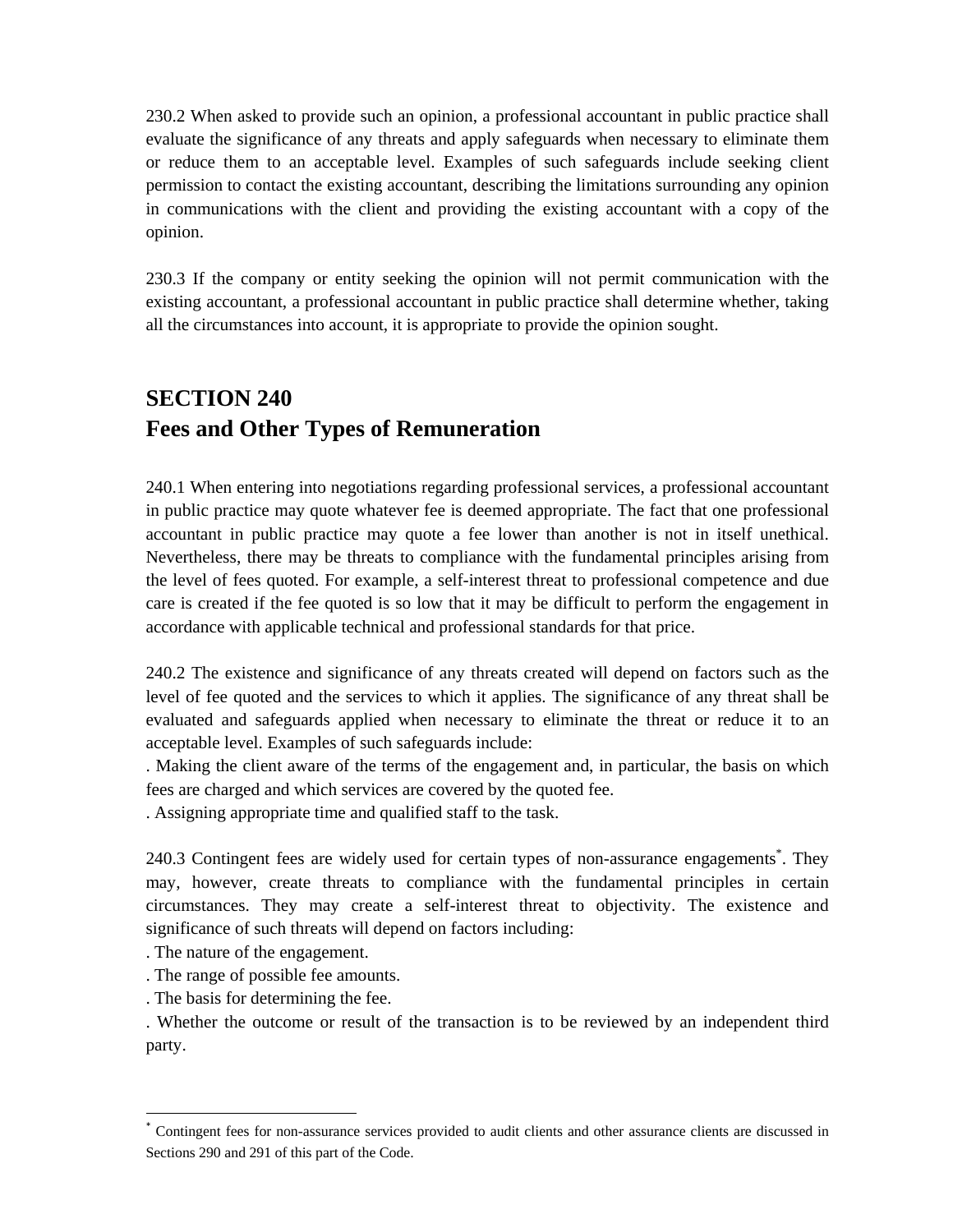230.2 When asked to provide such an opinion, a professional accountant in public practice shall evaluate the significance of any threats and apply safeguards when necessary to eliminate them or reduce them to an acceptable level. Examples of such safeguards include seeking client permission to contact the existing accountant, describing the limitations surrounding any opinion in communications with the client and providing the existing accountant with a copy of the opinion.

230.3 If the company or entity seeking the opinion will not permit communication with the existing accountant, a professional accountant in public practice shall determine whether, taking all the circumstances into account, it is appropriate to provide the opinion sought.

## SECTION 240
## Fees and Other Types of Remuneration

240.1 When entering into negotiations regarding professional services, a professional accountant in public practice may quote whatever fee is deemed appropriate. The fact that one professional accountant in public practice may quote a fee lower than another is not in itself unethical. Nevertheless, there may be threats to compliance with the fundamental principles arising from the level of fees quoted. For example, a self-interest threat to professional competence and due care is created if the fee quoted is so low that it may be difficult to perform the engagement in accordance with applicable technical and professional standards for that price.

240.2 The existence and significance of any threats created will depend on factors such as the level of fee quoted and the services to which it applies. The significance of any threat shall be evaluated and safeguards applied when necessary to eliminate the threat or reduce it to an acceptable level. Examples of such safeguards include:

. Making the client aware of the terms of the engagement and, in particular, the basis on which fees are charged and which services are covered by the quoted fee.

. Assigning appropriate time and qualified staff to the task.

240.3 Contingent fees are widely used for certain types of non-assurance engagements[*]. They may, however, create threats to compliance with the fundamental principles in certain circumstances. They may create a self-interest threat to objectivity. The existence and significance of such threats will depend on factors including:

. The nature of the engagement.

. The range of possible fee amounts.

. The basis for determining the fee.

. Whether the outcome or result of the transaction is to be reviewed by an independent third party.

---

[*] Contingent fees for non-assurance services provided to audit clients and other assurance clients are discussed in Sections 290 and 291 of this part of the Code.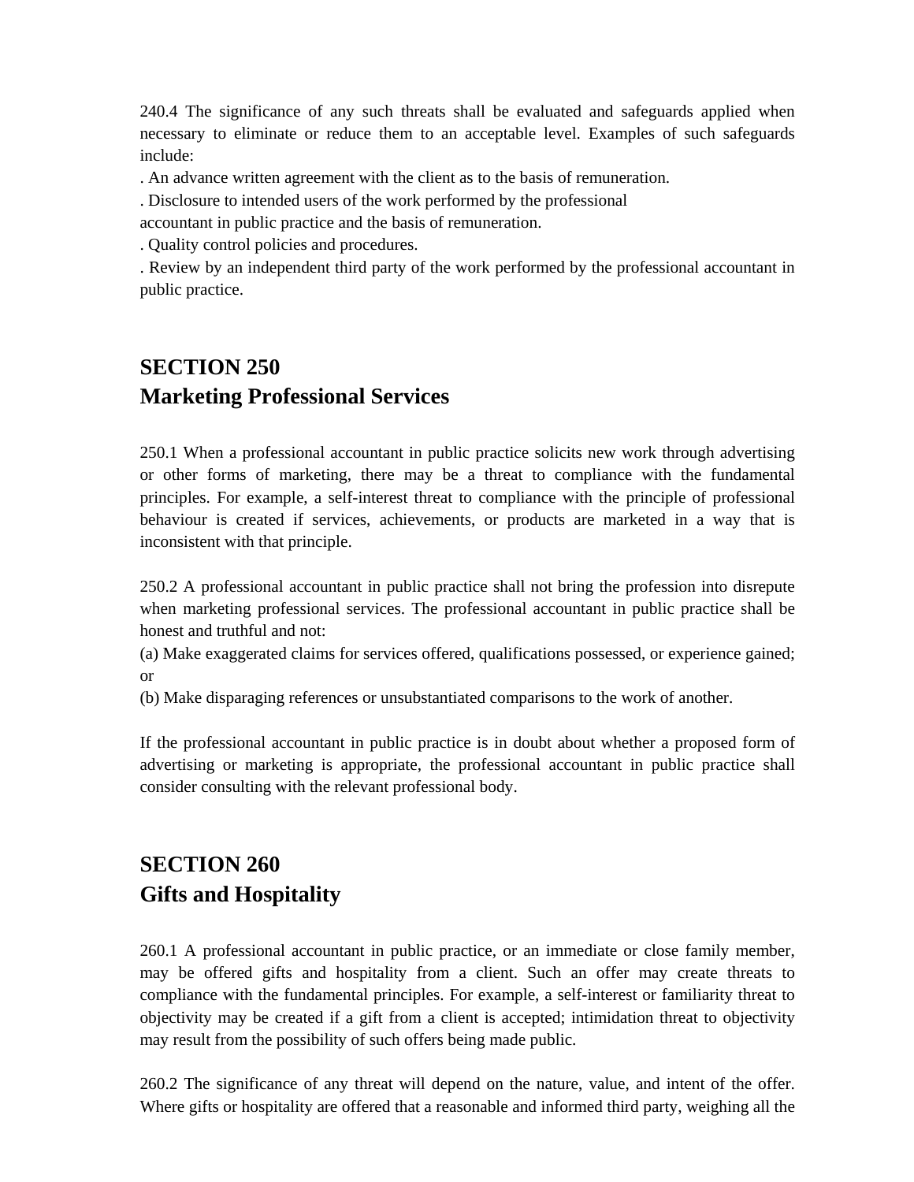240.4 The significance of any such threats shall be evaluated and safeguards applied when necessary to eliminate or reduce them to an acceptable level. Examples of such safeguards include:

. An advance written agreement with the client as to the basis of remuneration.

. Disclosure to intended users of the work performed by the professional accountant in public practice and the basis of remuneration.

. Quality control policies and procedures.

. Review by an independent third party of the work performed by the professional accountant in public practice.

## SECTION 250
## Marketing Professional Services

250.1 When a professional accountant in public practice solicits new work through advertising or other forms of marketing, there may be a threat to compliance with the fundamental principles. For example, a self-interest threat to compliance with the principle of professional behaviour is created if services, achievements, or products are marketed in a way that is inconsistent with that principle.

250.2 A professional accountant in public practice shall not bring the profession into disrepute when marketing professional services. The professional accountant in public practice shall be honest and truthful and not:

(a) Make exaggerated claims for services offered, qualifications possessed, or experience gained; or

(b) Make disparaging references or unsubstantiated comparisons to the work of another.

If the professional accountant in public practice is in doubt about whether a proposed form of advertising or marketing is appropriate, the professional accountant in public practice shall consider consulting with the relevant professional body.

## SECTION 260
## Gifts and Hospitality

260.1 A professional accountant in public practice, or an immediate or close family member, may be offered gifts and hospitality from a client. Such an offer may create threats to compliance with the fundamental principles. For example, a self-interest or familiarity threat to objectivity may be created if a gift from a client is accepted; intimidation threat to objectivity may result from the possibility of such offers being made public.

260.2 The significance of any threat will depend on the nature, value, and intent of the offer. Where gifts or hospitality are offered that a reasonable and informed third party, weighing all the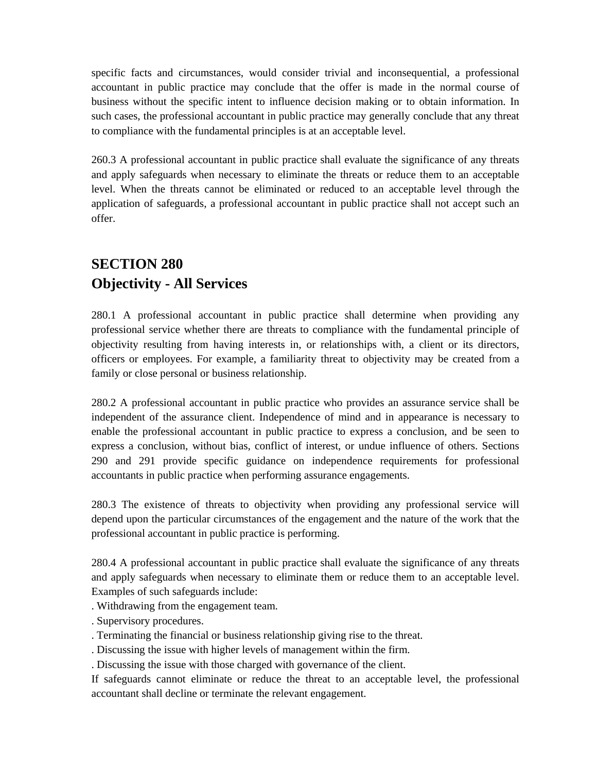specific facts and circumstances, would consider trivial and inconsequential, a professional accountant in public practice may conclude that the offer is made in the normal course of business without the specific intent to influence decision making or to obtain information. In such cases, the professional accountant in public practice may generally conclude that any threat to compliance with the fundamental principles is at an acceptable level.

260.3 A professional accountant in public practice shall evaluate the significance of any threats and apply safeguards when necessary to eliminate the threats or reduce them to an acceptable level. When the threats cannot be eliminated or reduced to an acceptable level through the application of safeguards, a professional accountant in public practice shall not accept such an offer.

## SECTION 280
## Objectivity - All Services

280.1 A professional accountant in public practice shall determine when providing any professional service whether there are threats to compliance with the fundamental principle of objectivity resulting from having interests in, or relationships with, a client or its directors, officers or employees. For example, a familiarity threat to objectivity may be created from a family or close personal or business relationship.

280.2 A professional accountant in public practice who provides an assurance service shall be independent of the assurance client. Independence of mind and in appearance is necessary to enable the professional accountant in public practice to express a conclusion, and be seen to express a conclusion, without bias, conflict of interest, or undue influence of others. Sections 290 and 291 provide specific guidance on independence requirements for professional accountants in public practice when performing assurance engagements.

280.3 The existence of threats to objectivity when providing any professional service will depend upon the particular circumstances of the engagement and the nature of the work that the professional accountant in public practice is performing.

280.4 A professional accountant in public practice shall evaluate the significance of any threats and apply safeguards when necessary to eliminate them or reduce them to an acceptable level. Examples of such safeguards include:

- Withdrawing from the engagement team.
- Supervisory procedures.
- Terminating the financial or business relationship giving rise to the threat.
- Discussing the issue with higher levels of management within the firm.
- Discussing the issue with those charged with governance of the client.

If safeguards cannot eliminate or reduce the threat to an acceptable level, the professional accountant shall decline or terminate the relevant engagement.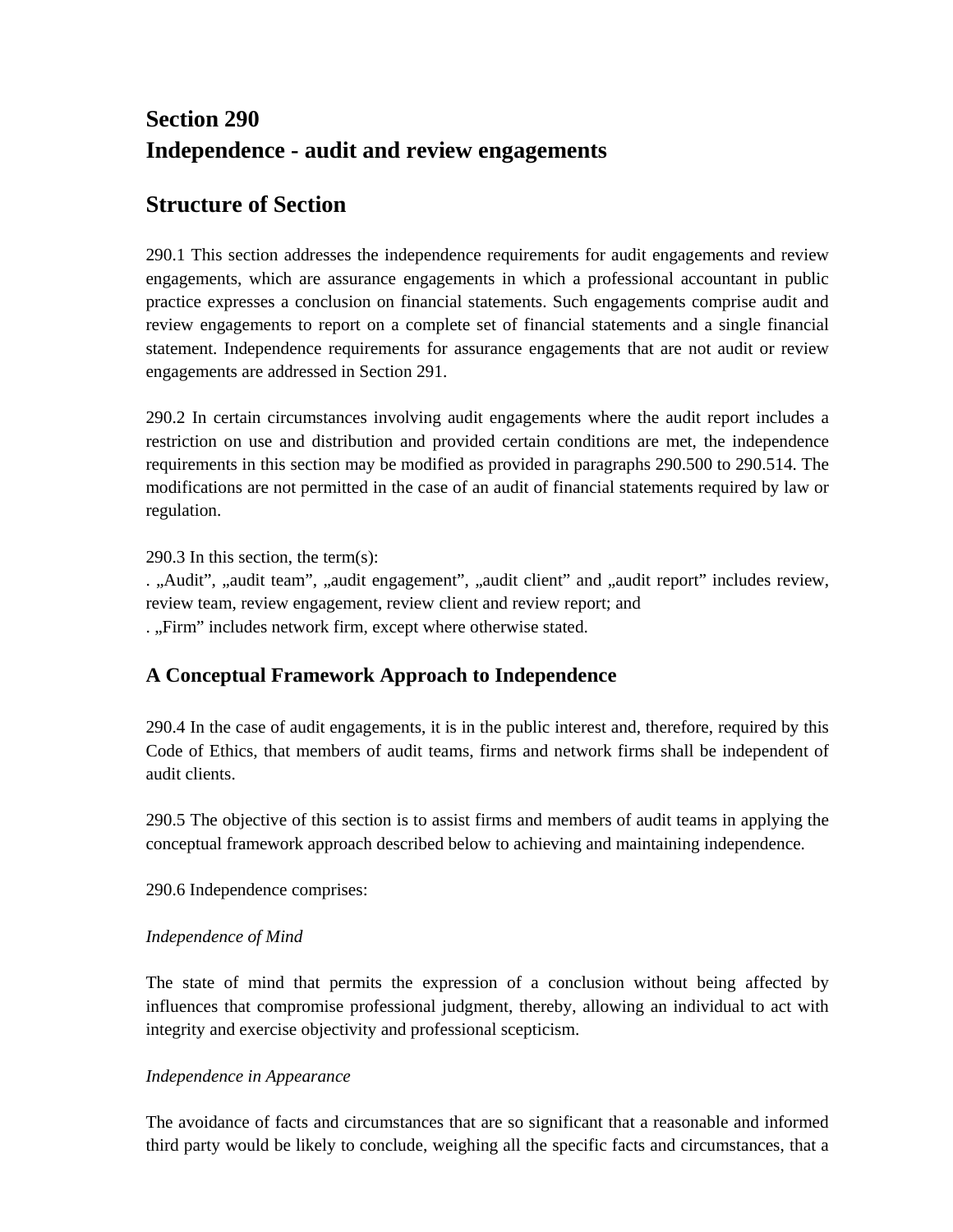# Section 290
# Independence - audit and review engagements

## Structure of Section

290.1 This section addresses the independence requirements for audit engagements and review engagements, which are assurance engagements in which a professional accountant in public practice expresses a conclusion on financial statements. Such engagements comprise audit and review engagements to report on a complete set of financial statements and a single financial statement. Independence requirements for assurance engagements that are not audit or review engagements are addressed in Section 291.

290.2 In certain circumstances involving audit engagements where the audit report includes a restriction on use and distribution and provided certain conditions are met, the independence requirements in this section may be modified as provided in paragraphs 290.500 to 290.514. The modifications are not permitted in the case of an audit of financial statements required by law or regulation.

290.3 In this section, the term(s):
. „Audit", „audit team", „audit engagement", „audit client" and „audit report" includes review, review team, review engagement, review client and review report; and
. „Firm" includes network firm, except where otherwise stated.

### A Conceptual Framework Approach to Independence

290.4 In the case of audit engagements, it is in the public interest and, therefore, required by this Code of Ethics, that members of audit teams, firms and network firms shall be independent of audit clients.

290.5 The objective of this section is to assist firms and members of audit teams in applying the conceptual framework approach described below to achieving and maintaining independence.

290.6 Independence comprises:

*Independence of Mind*

The state of mind that permits the expression of a conclusion without being affected by influences that compromise professional judgment, thereby, allowing an individual to act with integrity and exercise objectivity and professional scepticism.

*Independence in Appearance*

The avoidance of facts and circumstances that are so significant that a reasonable and informed third party would be likely to conclude, weighing all the specific facts and circumstances, that a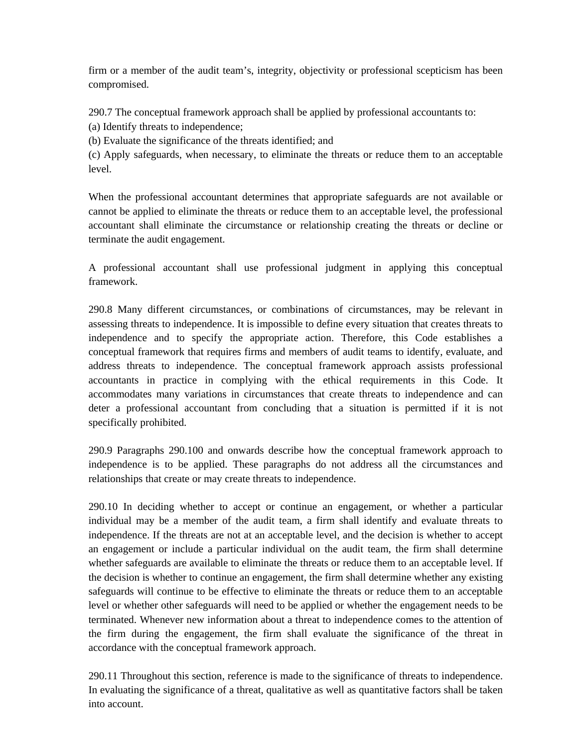firm or a member of the audit team's, integrity, objectivity or professional scepticism has been compromised.

290.7 The conceptual framework approach shall be applied by professional accountants to:
(a) Identify threats to independence;
(b) Evaluate the significance of the threats identified; and
(c) Apply safeguards, when necessary, to eliminate the threats or reduce them to an acceptable level.

When the professional accountant determines that appropriate safeguards are not available or cannot be applied to eliminate the threats or reduce them to an acceptable level, the professional accountant shall eliminate the circumstance or relationship creating the threats or decline or terminate the audit engagement.

A professional accountant shall use professional judgment in applying this conceptual framework.

290.8 Many different circumstances, or combinations of circumstances, may be relevant in assessing threats to independence. It is impossible to define every situation that creates threats to independence and to specify the appropriate action. Therefore, this Code establishes a conceptual framework that requires firms and members of audit teams to identify, evaluate, and address threats to independence. The conceptual framework approach assists professional accountants in practice in complying with the ethical requirements in this Code. It accommodates many variations in circumstances that create threats to independence and can deter a professional accountant from concluding that a situation is permitted if it is not specifically prohibited.

290.9 Paragraphs 290.100 and onwards describe how the conceptual framework approach to independence is to be applied. These paragraphs do not address all the circumstances and relationships that create or may create threats to independence.

290.10 In deciding whether to accept or continue an engagement, or whether a particular individual may be a member of the audit team, a firm shall identify and evaluate threats to independence. If the threats are not at an acceptable level, and the decision is whether to accept an engagement or include a particular individual on the audit team, the firm shall determine whether safeguards are available to eliminate the threats or reduce them to an acceptable level. If the decision is whether to continue an engagement, the firm shall determine whether any existing safeguards will continue to be effective to eliminate the threats or reduce them to an acceptable level or whether other safeguards will need to be applied or whether the engagement needs to be terminated. Whenever new information about a threat to independence comes to the attention of the firm during the engagement, the firm shall evaluate the significance of the threat in accordance with the conceptual framework approach.

290.11 Throughout this section, reference is made to the significance of threats to independence. In evaluating the significance of a threat, qualitative as well as quantitative factors shall be taken into account.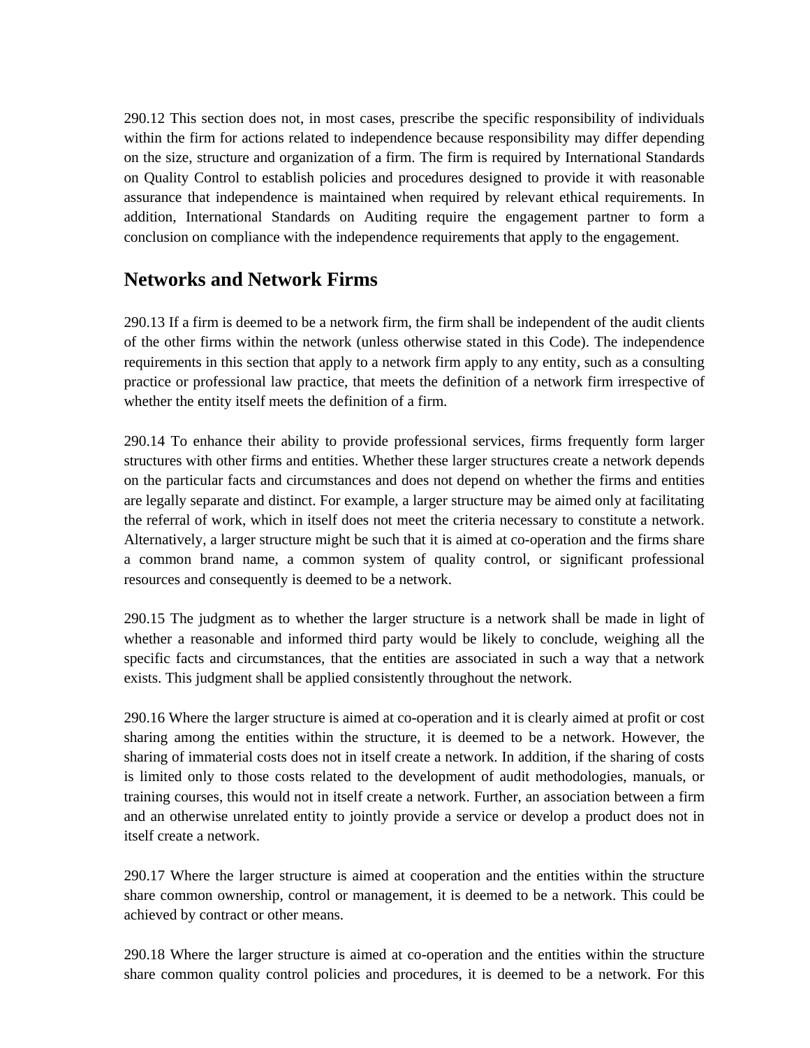290.12 This section does not, in most cases, prescribe the specific responsibility of individuals within the firm for actions related to independence because responsibility may differ depending on the size, structure and organization of a firm. The firm is required by International Standards on Quality Control to establish policies and procedures designed to provide it with reasonable assurance that independence is maintained when required by relevant ethical requirements. In addition, International Standards on Auditing require the engagement partner to form a conclusion on compliance with the independence requirements that apply to the engagement.

## Networks and Network Firms

290.13 If a firm is deemed to be a network firm, the firm shall be independent of the audit clients of the other firms within the network (unless otherwise stated in this Code). The independence requirements in this section that apply to a network firm apply to any entity, such as a consulting practice or professional law practice, that meets the definition of a network firm irrespective of whether the entity itself meets the definition of a firm.

290.14 To enhance their ability to provide professional services, firms frequently form larger structures with other firms and entities. Whether these larger structures create a network depends on the particular facts and circumstances and does not depend on whether the firms and entities are legally separate and distinct. For example, a larger structure may be aimed only at facilitating the referral of work, which in itself does not meet the criteria necessary to constitute a network. Alternatively, a larger structure might be such that it is aimed at co-operation and the firms share a common brand name, a common system of quality control, or significant professional resources and consequently is deemed to be a network.

290.15 The judgment as to whether the larger structure is a network shall be made in light of whether a reasonable and informed third party would be likely to conclude, weighing all the specific facts and circumstances, that the entities are associated in such a way that a network exists. This judgment shall be applied consistently throughout the network.

290.16 Where the larger structure is aimed at co-operation and it is clearly aimed at profit or cost sharing among the entities within the structure, it is deemed to be a network. However, the sharing of immaterial costs does not in itself create a network. In addition, if the sharing of costs is limited only to those costs related to the development of audit methodologies, manuals, or training courses, this would not in itself create a network. Further, an association between a firm and an otherwise unrelated entity to jointly provide a service or develop a product does not in itself create a network.

290.17 Where the larger structure is aimed at cooperation and the entities within the structure share common ownership, control or management, it is deemed to be a network. This could be achieved by contract or other means.

290.18 Where the larger structure is aimed at co-operation and the entities within the structure share common quality control policies and procedures, it is deemed to be a network. For this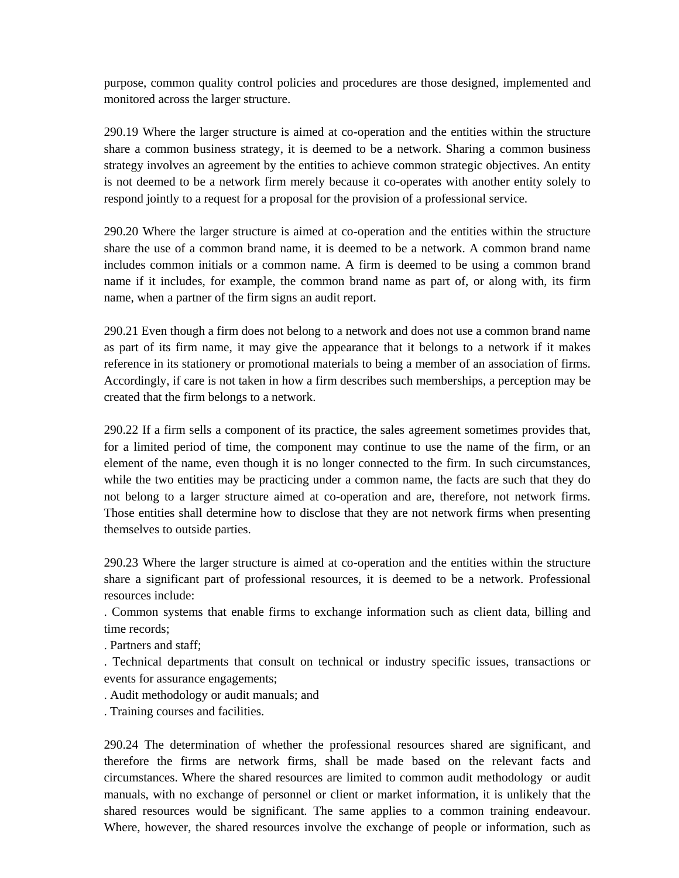purpose, common quality control policies and procedures are those designed, implemented and monitored across the larger structure.

290.19 Where the larger structure is aimed at co-operation and the entities within the structure share a common business strategy, it is deemed to be a network. Sharing a common business strategy involves an agreement by the entities to achieve common strategic objectives. An entity is not deemed to be a network firm merely because it co-operates with another entity solely to respond jointly to a request for a proposal for the provision of a professional service.

290.20 Where the larger structure is aimed at co-operation and the entities within the structure share the use of a common brand name, it is deemed to be a network. A common brand name includes common initials or a common name. A firm is deemed to be using a common brand name if it includes, for example, the common brand name as part of, or along with, its firm name, when a partner of the firm signs an audit report.

290.21 Even though a firm does not belong to a network and does not use a common brand name as part of its firm name, it may give the appearance that it belongs to a network if it makes reference in its stationery or promotional materials to being a member of an association of firms. Accordingly, if care is not taken in how a firm describes such memberships, a perception may be created that the firm belongs to a network.

290.22 If a firm sells a component of its practice, the sales agreement sometimes provides that, for a limited period of time, the component may continue to use the name of the firm, or an element of the name, even though it is no longer connected to the firm. In such circumstances, while the two entities may be practicing under a common name, the facts are such that they do not belong to a larger structure aimed at co-operation and are, therefore, not network firms. Those entities shall determine how to disclose that they are not network firms when presenting themselves to outside parties.

290.23 Where the larger structure is aimed at co-operation and the entities within the structure share a significant part of professional resources, it is deemed to be a network. Professional resources include:

- Common systems that enable firms to exchange information such as client data, billing and time records;
- Partners and staff;
- Technical departments that consult on technical or industry specific issues, transactions or events for assurance engagements;
- Audit methodology or audit manuals; and
- Training courses and facilities.

290.24 The determination of whether the professional resources shared are significant, and therefore the firms are network firms, shall be made based on the relevant facts and circumstances. Where the shared resources are limited to common audit methodology or audit manuals, with no exchange of personnel or client or market information, it is unlikely that the shared resources would be significant. The same applies to a common training endeavour. Where, however, the shared resources involve the exchange of people or information, such as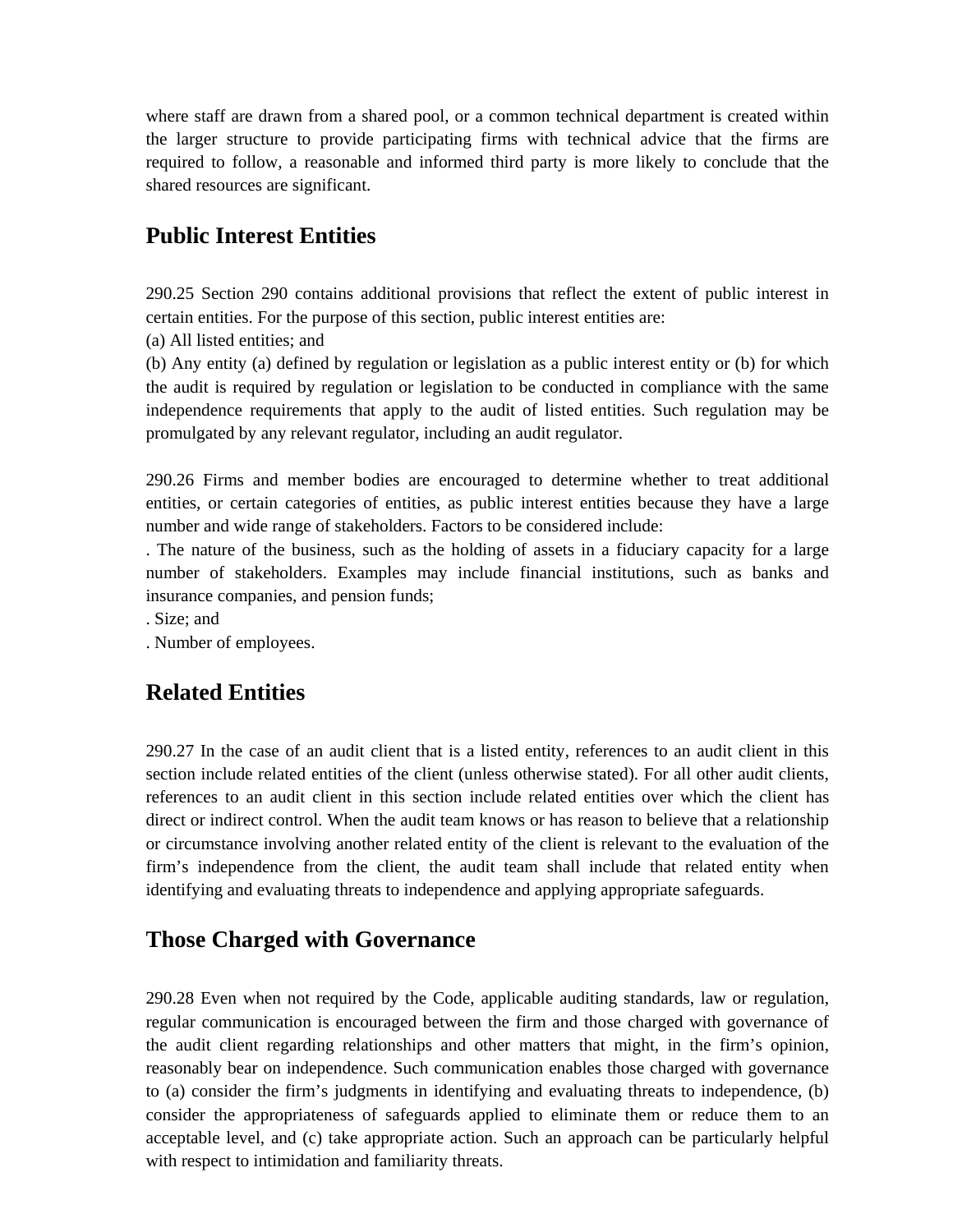where staff are drawn from a shared pool, or a common technical department is created within the larger structure to provide participating firms with technical advice that the firms are required to follow, a reasonable and informed third party is more likely to conclude that the shared resources are significant.

## Public Interest Entities

290.25 Section 290 contains additional provisions that reflect the extent of public interest in certain entities. For the purpose of this section, public interest entities are:
(a) All listed entities; and
(b) Any entity (a) defined by regulation or legislation as a public interest entity or (b) for which the audit is required by regulation or legislation to be conducted in compliance with the same independence requirements that apply to the audit of listed entities. Such regulation may be promulgated by any relevant regulator, including an audit regulator.

290.26 Firms and member bodies are encouraged to determine whether to treat additional entities, or certain categories of entities, as public interest entities because they have a large number and wide range of stakeholders. Factors to be considered include:
. The nature of the business, such as the holding of assets in a fiduciary capacity for a large number of stakeholders. Examples may include financial institutions, such as banks and insurance companies, and pension funds;
. Size; and
. Number of employees.

## Related Entities

290.27 In the case of an audit client that is a listed entity, references to an audit client in this section include related entities of the client (unless otherwise stated). For all other audit clients, references to an audit client in this section include related entities over which the client has direct or indirect control. When the audit team knows or has reason to believe that a relationship or circumstance involving another related entity of the client is relevant to the evaluation of the firm's independence from the client, the audit team shall include that related entity when identifying and evaluating threats to independence and applying appropriate safeguards.

## Those Charged with Governance

290.28 Even when not required by the Code, applicable auditing standards, law or regulation, regular communication is encouraged between the firm and those charged with governance of the audit client regarding relationships and other matters that might, in the firm's opinion, reasonably bear on independence. Such communication enables those charged with governance to (a) consider the firm's judgments in identifying and evaluating threats to independence, (b) consider the appropriateness of safeguards applied to eliminate them or reduce them to an acceptable level, and (c) take appropriate action. Such an approach can be particularly helpful with respect to intimidation and familiarity threats.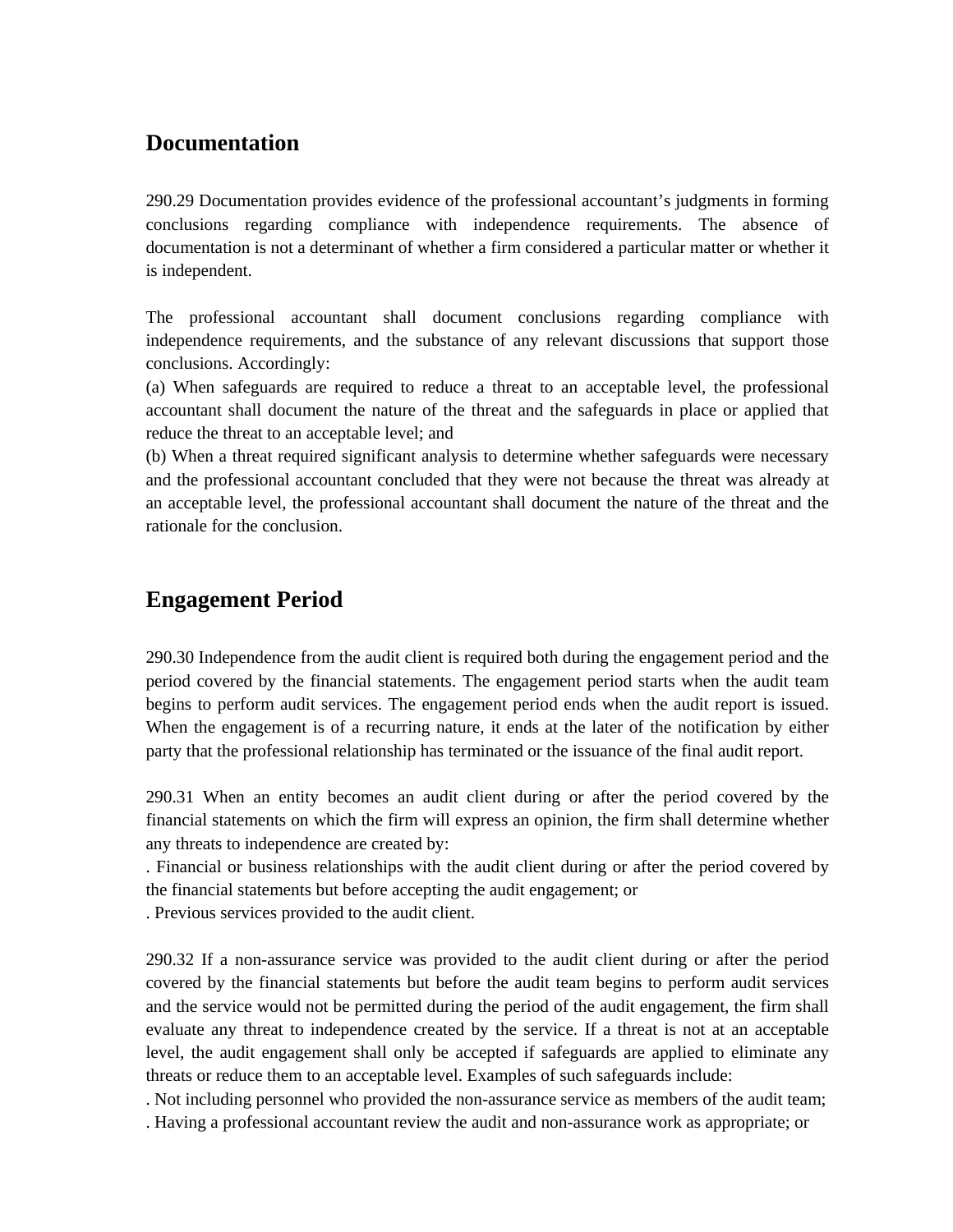## Documentation

290.29 Documentation provides evidence of the professional accountant's judgments in forming conclusions regarding compliance with independence requirements. The absence of documentation is not a determinant of whether a firm considered a particular matter or whether it is independent.

The professional accountant shall document conclusions regarding compliance with independence requirements, and the substance of any relevant discussions that support those conclusions. Accordingly:

(a) When safeguards are required to reduce a threat to an acceptable level, the professional accountant shall document the nature of the threat and the safeguards in place or applied that reduce the threat to an acceptable level; and

(b) When a threat required significant analysis to determine whether safeguards were necessary and the professional accountant concluded that they were not because the threat was already at an acceptable level, the professional accountant shall document the nature of the threat and the rationale for the conclusion.

## Engagement Period

290.30 Independence from the audit client is required both during the engagement period and the period covered by the financial statements. The engagement period starts when the audit team begins to perform audit services. The engagement period ends when the audit report is issued. When the engagement is of a recurring nature, it ends at the later of the notification by either party that the professional relationship has terminated or the issuance of the final audit report.

290.31 When an entity becomes an audit client during or after the period covered by the financial statements on which the firm will express an opinion, the firm shall determine whether any threats to independence are created by:

. Financial or business relationships with the audit client during or after the period covered by the financial statements but before accepting the audit engagement; or

. Previous services provided to the audit client.

290.32 If a non-assurance service was provided to the audit client during or after the period covered by the financial statements but before the audit team begins to perform audit services and the service would not be permitted during the period of the audit engagement, the firm shall evaluate any threat to independence created by the service. If a threat is not at an acceptable level, the audit engagement shall only be accepted if safeguards are applied to eliminate any threats or reduce them to an acceptable level. Examples of such safeguards include:

. Not including personnel who provided the non-assurance service as members of the audit team;

. Having a professional accountant review the audit and non-assurance work as appropriate; or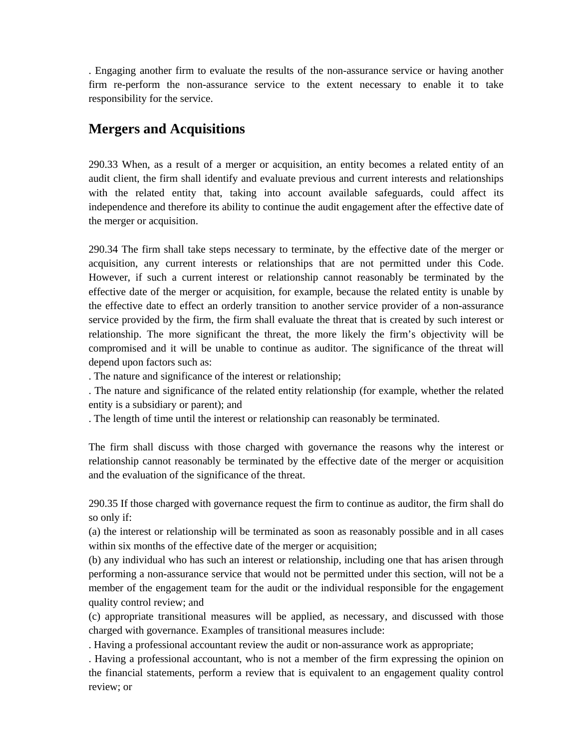. Engaging another firm to evaluate the results of the non-assurance service or having another firm re-perform the non-assurance service to the extent necessary to enable it to take responsibility for the service.

## Mergers and Acquisitions

290.33 When, as a result of a merger or acquisition, an entity becomes a related entity of an audit client, the firm shall identify and evaluate previous and current interests and relationships with the related entity that, taking into account available safeguards, could affect its independence and therefore its ability to continue the audit engagement after the effective date of the merger or acquisition.

290.34 The firm shall take steps necessary to terminate, by the effective date of the merger or acquisition, any current interests or relationships that are not permitted under this Code. However, if such a current interest or relationship cannot reasonably be terminated by the effective date of the merger or acquisition, for example, because the related entity is unable by the effective date to effect an orderly transition to another service provider of a non-assurance service provided by the firm, the firm shall evaluate the threat that is created by such interest or relationship. The more significant the threat, the more likely the firm's objectivity will be compromised and it will be unable to continue as auditor. The significance of the threat will depend upon factors such as:
. The nature and significance of the interest or relationship;
. The nature and significance of the related entity relationship (for example, whether the related entity is a subsidiary or parent); and
. The length of time until the interest or relationship can reasonably be terminated.

The firm shall discuss with those charged with governance the reasons why the interest or relationship cannot reasonably be terminated by the effective date of the merger or acquisition and the evaluation of the significance of the threat.

290.35 If those charged with governance request the firm to continue as auditor, the firm shall do so only if:
(a) the interest or relationship will be terminated as soon as reasonably possible and in all cases within six months of the effective date of the merger or acquisition;
(b) any individual who has such an interest or relationship, including one that has arisen through performing a non-assurance service that would not be permitted under this section, will not be a member of the engagement team for the audit or the individual responsible for the engagement quality control review; and
(c) appropriate transitional measures will be applied, as necessary, and discussed with those charged with governance. Examples of transitional measures include:
. Having a professional accountant review the audit or non-assurance work as appropriate;
. Having a professional accountant, who is not a member of the firm expressing the opinion on the financial statements, perform a review that is equivalent to an engagement quality control review; or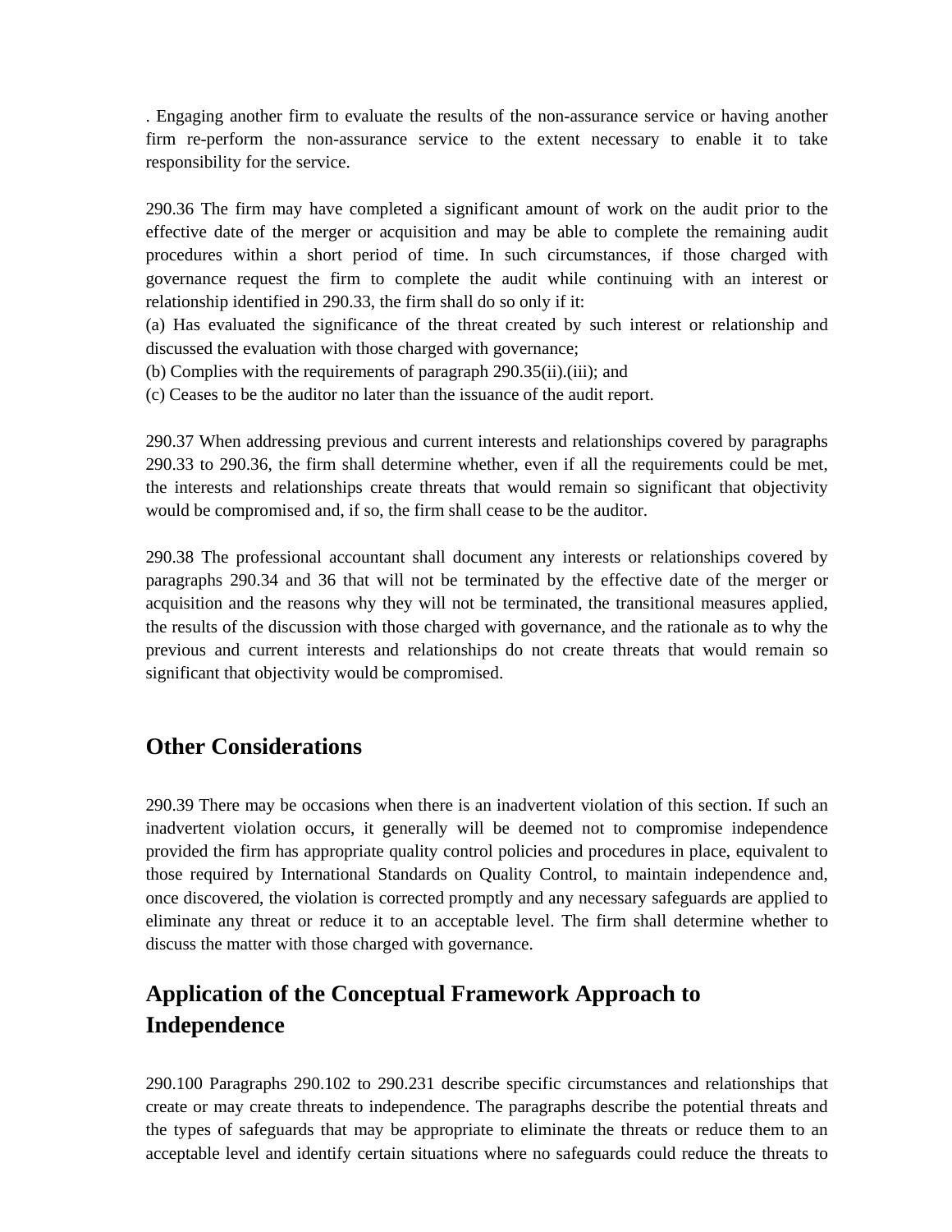. Engaging another firm to evaluate the results of the non-assurance service or having another firm re-perform the non-assurance service to the extent necessary to enable it to take responsibility for the service.

290.36 The firm may have completed a significant amount of work on the audit prior to the effective date of the merger or acquisition and may be able to complete the remaining audit procedures within a short period of time. In such circumstances, if those charged with governance request the firm to complete the audit while continuing with an interest or relationship identified in 290.33, the firm shall do so only if it:

(a) Has evaluated the significance of the threat created by such interest or relationship and discussed the evaluation with those charged with governance;

(b) Complies with the requirements of paragraph 290.35(ii).(iii); and

(c) Ceases to be the auditor no later than the issuance of the audit report.

290.37 When addressing previous and current interests and relationships covered by paragraphs 290.33 to 290.36, the firm shall determine whether, even if all the requirements could be met, the interests and relationships create threats that would remain so significant that objectivity would be compromised and, if so, the firm shall cease to be the auditor.

290.38 The professional accountant shall document any interests or relationships covered by paragraphs 290.34 and 36 that will not be terminated by the effective date of the merger or acquisition and the reasons why they will not be terminated, the transitional measures applied, the results of the discussion with those charged with governance, and the rationale as to why the previous and current interests and relationships do not create threats that would remain so significant that objectivity would be compromised.

## Other Considerations

290.39 There may be occasions when there is an inadvertent violation of this section. If such an inadvertent violation occurs, it generally will be deemed not to compromise independence provided the firm has appropriate quality control policies and procedures in place, equivalent to those required by International Standards on Quality Control, to maintain independence and, once discovered, the violation is corrected promptly and any necessary safeguards are applied to eliminate any threat or reduce it to an acceptable level. The firm shall determine whether to discuss the matter with those charged with governance.

## Application of the Conceptual Framework Approach to Independence

290.100 Paragraphs 290.102 to 290.231 describe specific circumstances and relationships that create or may create threats to independence. The paragraphs describe the potential threats and the types of safeguards that may be appropriate to eliminate the threats or reduce them to an acceptable level and identify certain situations where no safeguards could reduce the threats to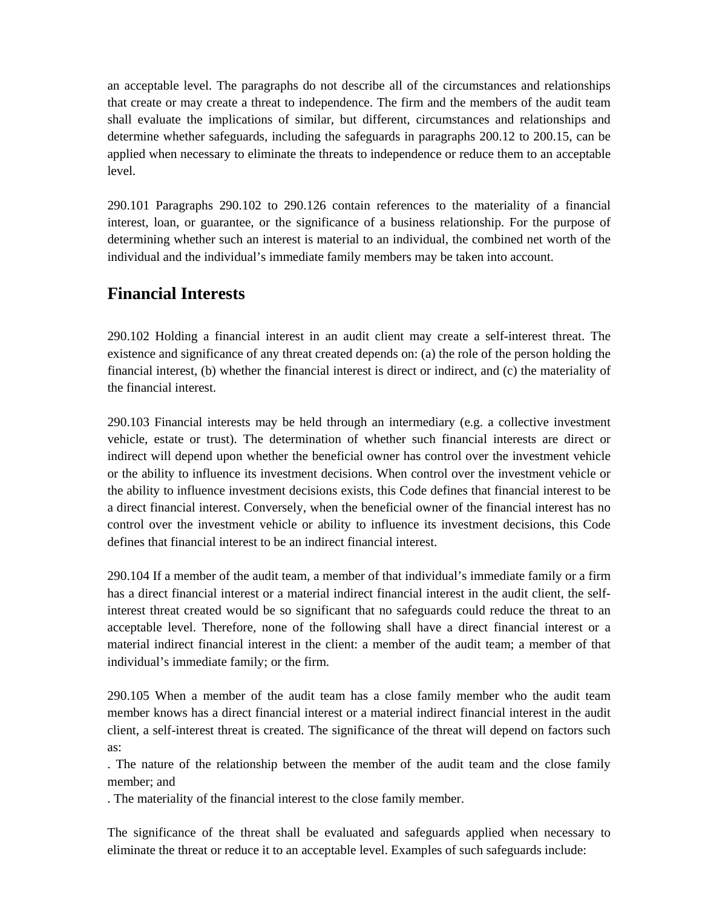an acceptable level. The paragraphs do not describe all of the circumstances and relationships that create or may create a threat to independence. The firm and the members of the audit team shall evaluate the implications of similar, but different, circumstances and relationships and determine whether safeguards, including the safeguards in paragraphs 200.12 to 200.15, can be applied when necessary to eliminate the threats to independence or reduce them to an acceptable level.

290.101 Paragraphs 290.102 to 290.126 contain references to the materiality of a financial interest, loan, or guarantee, or the significance of a business relationship. For the purpose of determining whether such an interest is material to an individual, the combined net worth of the individual and the individual's immediate family members may be taken into account.

## Financial Interests

290.102 Holding a financial interest in an audit client may create a self-interest threat. The existence and significance of any threat created depends on: (a) the role of the person holding the financial interest, (b) whether the financial interest is direct or indirect, and (c) the materiality of the financial interest.

290.103 Financial interests may be held through an intermediary (e.g. a collective investment vehicle, estate or trust). The determination of whether such financial interests are direct or indirect will depend upon whether the beneficial owner has control over the investment vehicle or the ability to influence its investment decisions. When control over the investment vehicle or the ability to influence investment decisions exists, this Code defines that financial interest to be a direct financial interest. Conversely, when the beneficial owner of the financial interest has no control over the investment vehicle or ability to influence its investment decisions, this Code defines that financial interest to be an indirect financial interest.

290.104 If a member of the audit team, a member of that individual's immediate family or a firm has a direct financial interest or a material indirect financial interest in the audit client, the self-interest threat created would be so significant that no safeguards could reduce the threat to an acceptable level. Therefore, none of the following shall have a direct financial interest or a material indirect financial interest in the client: a member of the audit team; a member of that individual's immediate family; or the firm.

290.105 When a member of the audit team has a close family member who the audit team member knows has a direct financial interest or a material indirect financial interest in the audit client, a self-interest threat is created. The significance of the threat will depend on factors such as:

. The nature of the relationship between the member of the audit team and the close family member; and

. The materiality of the financial interest to the close family member.

The significance of the threat shall be evaluated and safeguards applied when necessary to eliminate the threat or reduce it to an acceptable level. Examples of such safeguards include: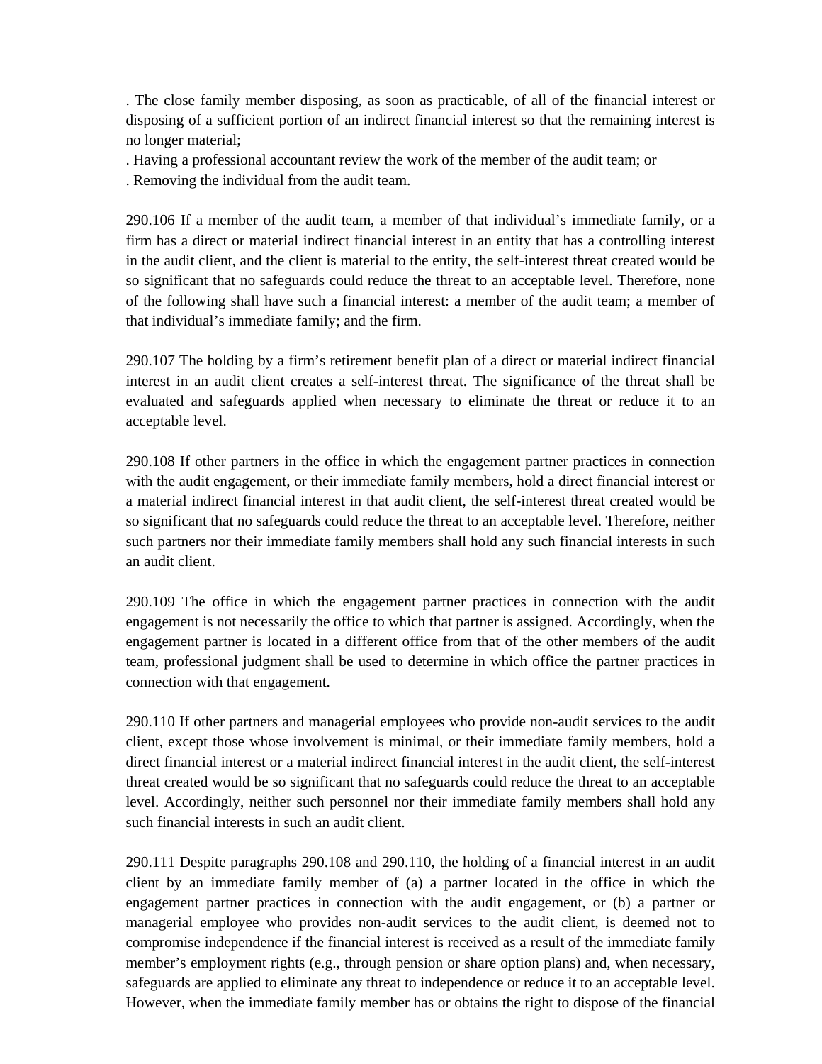. The close family member disposing, as soon as practicable, of all of the financial interest or disposing of a sufficient portion of an indirect financial interest so that the remaining interest is no longer material;

. Having a professional accountant review the work of the member of the audit team; or

. Removing the individual from the audit team.

290.106 If a member of the audit team, a member of that individual's immediate family, or a firm has a direct or material indirect financial interest in an entity that has a controlling interest in the audit client, and the client is material to the entity, the self-interest threat created would be so significant that no safeguards could reduce the threat to an acceptable level. Therefore, none of the following shall have such a financial interest: a member of the audit team; a member of that individual's immediate family; and the firm.

290.107 The holding by a firm's retirement benefit plan of a direct or material indirect financial interest in an audit client creates a self-interest threat. The significance of the threat shall be evaluated and safeguards applied when necessary to eliminate the threat or reduce it to an acceptable level.

290.108 If other partners in the office in which the engagement partner practices in connection with the audit engagement, or their immediate family members, hold a direct financial interest or a material indirect financial interest in that audit client, the self-interest threat created would be so significant that no safeguards could reduce the threat to an acceptable level. Therefore, neither such partners nor their immediate family members shall hold any such financial interests in such an audit client.

290.109 The office in which the engagement partner practices in connection with the audit engagement is not necessarily the office to which that partner is assigned. Accordingly, when the engagement partner is located in a different office from that of the other members of the audit team, professional judgment shall be used to determine in which office the partner practices in connection with that engagement.

290.110 If other partners and managerial employees who provide non-audit services to the audit client, except those whose involvement is minimal, or their immediate family members, hold a direct financial interest or a material indirect financial interest in the audit client, the self-interest threat created would be so significant that no safeguards could reduce the threat to an acceptable level. Accordingly, neither such personnel nor their immediate family members shall hold any such financial interests in such an audit client.

290.111 Despite paragraphs 290.108 and 290.110, the holding of a financial interest in an audit client by an immediate family member of (a) a partner located in the office in which the engagement partner practices in connection with the audit engagement, or (b) a partner or managerial employee who provides non-audit services to the audit client, is deemed not to compromise independence if the financial interest is received as a result of the immediate family member's employment rights (e.g., through pension or share option plans) and, when necessary, safeguards are applied to eliminate any threat to independence or reduce it to an acceptable level. However, when the immediate family member has or obtains the right to dispose of the financial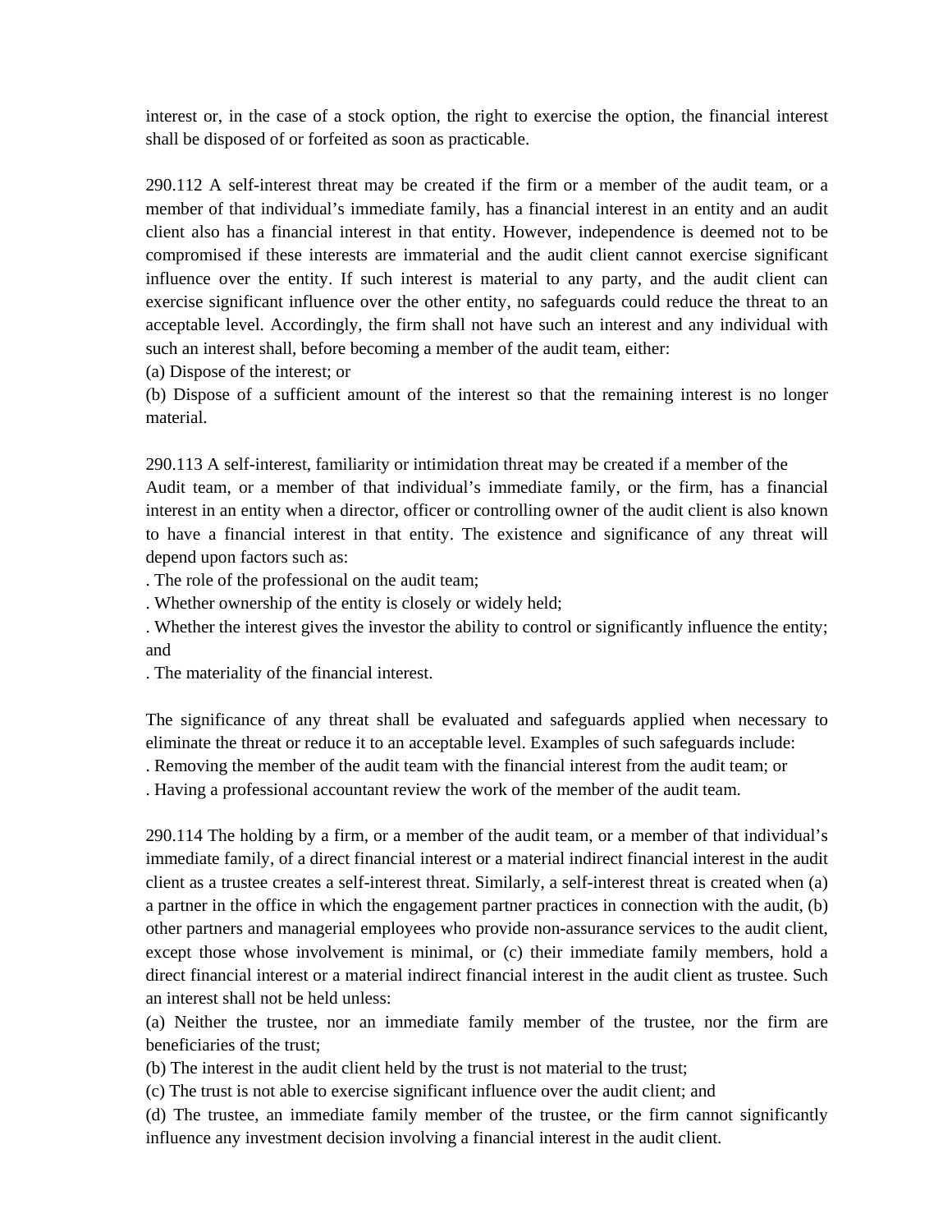interest or, in the case of a stock option, the right to exercise the option, the financial interest shall be disposed of or forfeited as soon as practicable.

290.112 A self-interest threat may be created if the firm or a member of the audit team, or a member of that individual's immediate family, has a financial interest in an entity and an audit client also has a financial interest in that entity. However, independence is deemed not to be compromised if these interests are immaterial and the audit client cannot exercise significant influence over the entity. If such interest is material to any party, and the audit client can exercise significant influence over the other entity, no safeguards could reduce the threat to an acceptable level. Accordingly, the firm shall not have such an interest and any individual with such an interest shall, before becoming a member of the audit team, either:

(a) Dispose of the interest; or

(b) Dispose of a sufficient amount of the interest so that the remaining interest is no longer material.

290.113 A self-interest, familiarity or intimidation threat may be created if a member of the Audit team, or a member of that individual's immediate family, or the firm, has a financial interest in an entity when a director, officer or controlling owner of the audit client is also known to have a financial interest in that entity. The existence and significance of any threat will depend upon factors such as:

. The role of the professional on the audit team;

. Whether ownership of the entity is closely or widely held;

. Whether the interest gives the investor the ability to control or significantly influence the entity; and

. The materiality of the financial interest.

The significance of any threat shall be evaluated and safeguards applied when necessary to eliminate the threat or reduce it to an acceptable level. Examples of such safeguards include:

. Removing the member of the audit team with the financial interest from the audit team; or

. Having a professional accountant review the work of the member of the audit team.

290.114 The holding by a firm, or a member of the audit team, or a member of that individual's immediate family, of a direct financial interest or a material indirect financial interest in the audit client as a trustee creates a self-interest threat. Similarly, a self-interest threat is created when (a) a partner in the office in which the engagement partner practices in connection with the audit, (b) other partners and managerial employees who provide non-assurance services to the audit client, except those whose involvement is minimal, or (c) their immediate family members, hold a direct financial interest or a material indirect financial interest in the audit client as trustee. Such an interest shall not be held unless:

(a) Neither the trustee, nor an immediate family member of the trustee, nor the firm are beneficiaries of the trust;

(b) The interest in the audit client held by the trust is not material to the trust;

(c) The trust is not able to exercise significant influence over the audit client; and

(d) The trustee, an immediate family member of the trustee, or the firm cannot significantly influence any investment decision involving a financial interest in the audit client.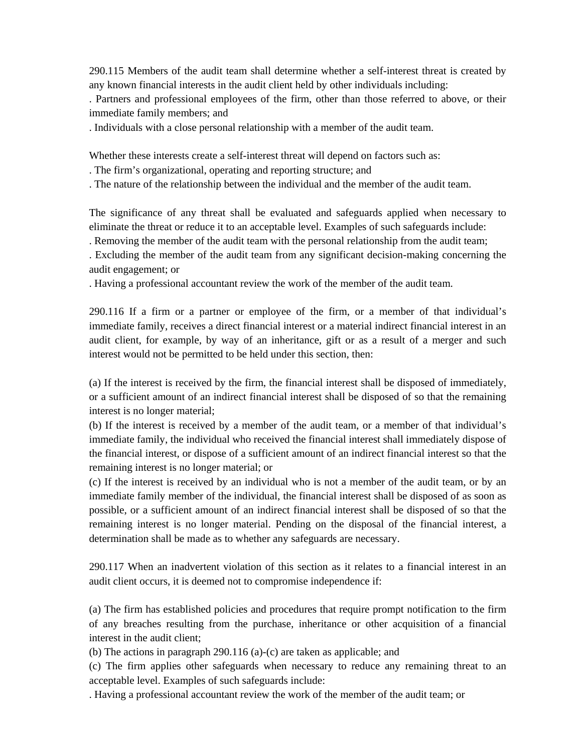290.115 Members of the audit team shall determine whether a self-interest threat is created by any known financial interests in the audit client held by other individuals including:

. Partners and professional employees of the firm, other than those referred to above, or their immediate family members; and

. Individuals with a close personal relationship with a member of the audit team.

Whether these interests create a self-interest threat will depend on factors such as:

. The firm's organizational, operating and reporting structure; and

. The nature of the relationship between the individual and the member of the audit team.

The significance of any threat shall be evaluated and safeguards applied when necessary to eliminate the threat or reduce it to an acceptable level. Examples of such safeguards include:

. Removing the member of the audit team with the personal relationship from the audit team;

. Excluding the member of the audit team from any significant decision-making concerning the audit engagement; or

. Having a professional accountant review the work of the member of the audit team.

290.116 If a firm or a partner or employee of the firm, or a member of that individual's immediate family, receives a direct financial interest or a material indirect financial interest in an audit client, for example, by way of an inheritance, gift or as a result of a merger and such interest would not be permitted to be held under this section, then:

(a) If the interest is received by the firm, the financial interest shall be disposed of immediately, or a sufficient amount of an indirect financial interest shall be disposed of so that the remaining interest is no longer material;

(b) If the interest is received by a member of the audit team, or a member of that individual's immediate family, the individual who received the financial interest shall immediately dispose of the financial interest, or dispose of a sufficient amount of an indirect financial interest so that the remaining interest is no longer material; or

(c) If the interest is received by an individual who is not a member of the audit team, or by an immediate family member of the individual, the financial interest shall be disposed of as soon as possible, or a sufficient amount of an indirect financial interest shall be disposed of so that the remaining interest is no longer material. Pending on the disposal of the financial interest, a determination shall be made as to whether any safeguards are necessary.

290.117 When an inadvertent violation of this section as it relates to a financial interest in an audit client occurs, it is deemed not to compromise independence if:

(a) The firm has established policies and procedures that require prompt notification to the firm of any breaches resulting from the purchase, inheritance or other acquisition of a financial interest in the audit client;

(b) The actions in paragraph 290.116 (a)-(c) are taken as applicable; and

(c) The firm applies other safeguards when necessary to reduce any remaining threat to an acceptable level. Examples of such safeguards include:

. Having a professional accountant review the work of the member of the audit team; or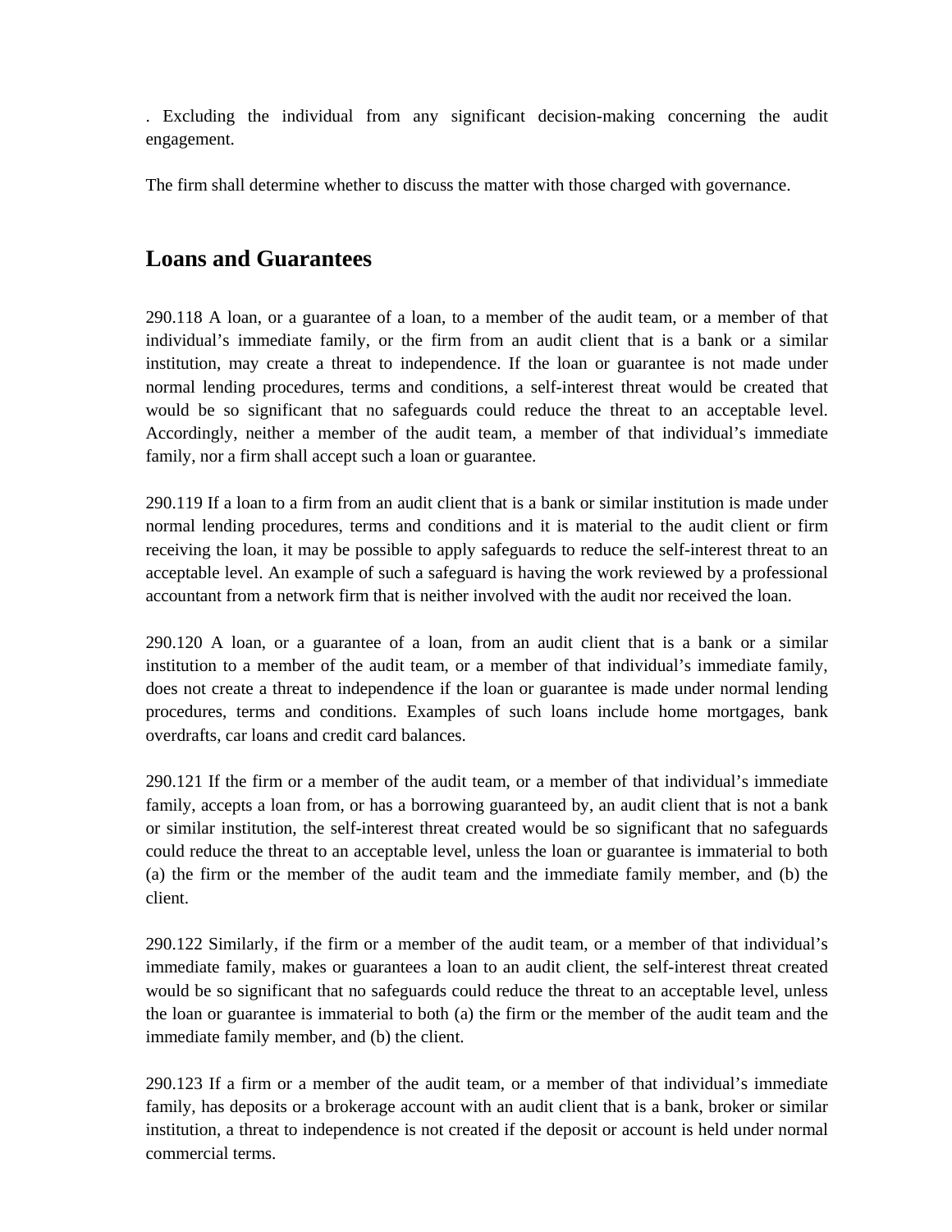. Excluding the individual from any significant decision-making concerning the audit engagement.

The firm shall determine whether to discuss the matter with those charged with governance.

## Loans and Guarantees

290.118 A loan, or a guarantee of a loan, to a member of the audit team, or a member of that individual's immediate family, or the firm from an audit client that is a bank or a similar institution, may create a threat to independence. If the loan or guarantee is not made under normal lending procedures, terms and conditions, a self-interest threat would be created that would be so significant that no safeguards could reduce the threat to an acceptable level. Accordingly, neither a member of the audit team, a member of that individual's immediate family, nor a firm shall accept such a loan or guarantee.

290.119 If a loan to a firm from an audit client that is a bank or similar institution is made under normal lending procedures, terms and conditions and it is material to the audit client or firm receiving the loan, it may be possible to apply safeguards to reduce the self-interest threat to an acceptable level. An example of such a safeguard is having the work reviewed by a professional accountant from a network firm that is neither involved with the audit nor received the loan.

290.120 A loan, or a guarantee of a loan, from an audit client that is a bank or a similar institution to a member of the audit team, or a member of that individual's immediate family, does not create a threat to independence if the loan or guarantee is made under normal lending procedures, terms and conditions. Examples of such loans include home mortgages, bank overdrafts, car loans and credit card balances.

290.121 If the firm or a member of the audit team, or a member of that individual's immediate family, accepts a loan from, or has a borrowing guaranteed by, an audit client that is not a bank or similar institution, the self-interest threat created would be so significant that no safeguards could reduce the threat to an acceptable level, unless the loan or guarantee is immaterial to both (a) the firm or the member of the audit team and the immediate family member, and (b) the client.

290.122 Similarly, if the firm or a member of the audit team, or a member of that individual's immediate family, makes or guarantees a loan to an audit client, the self-interest threat created would be so significant that no safeguards could reduce the threat to an acceptable level, unless the loan or guarantee is immaterial to both (a) the firm or the member of the audit team and the immediate family member, and (b) the client.

290.123 If a firm or a member of the audit team, or a member of that individual's immediate family, has deposits or a brokerage account with an audit client that is a bank, broker or similar institution, a threat to independence is not created if the deposit or account is held under normal commercial terms.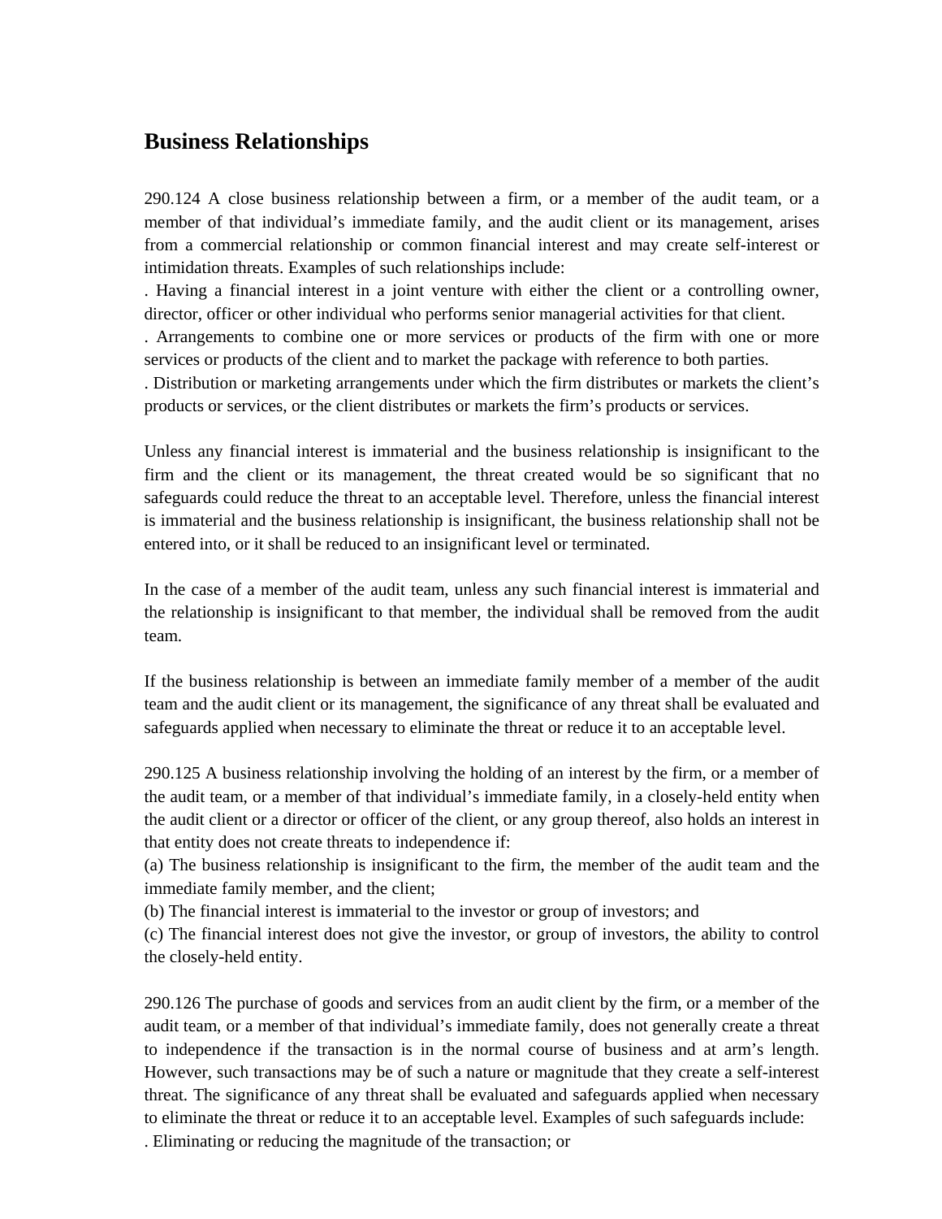## Business Relationships

290.124 A close business relationship between a firm, or a member of the audit team, or a member of that individual's immediate family, and the audit client or its management, arises from a commercial relationship or common financial interest and may create self-interest or intimidation threats. Examples of such relationships include:

. Having a financial interest in a joint venture with either the client or a controlling owner, director, officer or other individual who performs senior managerial activities for that client.

. Arrangements to combine one or more services or products of the firm with one or more services or products of the client and to market the package with reference to both parties.

. Distribution or marketing arrangements under which the firm distributes or markets the client's products or services, or the client distributes or markets the firm's products or services.

Unless any financial interest is immaterial and the business relationship is insignificant to the firm and the client or its management, the threat created would be so significant that no safeguards could reduce the threat to an acceptable level. Therefore, unless the financial interest is immaterial and the business relationship is insignificant, the business relationship shall not be entered into, or it shall be reduced to an insignificant level or terminated.

In the case of a member of the audit team, unless any such financial interest is immaterial and the relationship is insignificant to that member, the individual shall be removed from the audit team.

If the business relationship is between an immediate family member of a member of the audit team and the audit client or its management, the significance of any threat shall be evaluated and safeguards applied when necessary to eliminate the threat or reduce it to an acceptable level.

290.125 A business relationship involving the holding of an interest by the firm, or a member of the audit team, or a member of that individual's immediate family, in a closely-held entity when the audit client or a director or officer of the client, or any group thereof, also holds an interest in that entity does not create threats to independence if:

(a) The business relationship is insignificant to the firm, the member of the audit team and the immediate family member, and the client;

(b) The financial interest is immaterial to the investor or group of investors; and

(c) The financial interest does not give the investor, or group of investors, the ability to control the closely-held entity.

290.126 The purchase of goods and services from an audit client by the firm, or a member of the audit team, or a member of that individual's immediate family, does not generally create a threat to independence if the transaction is in the normal course of business and at arm's length. However, such transactions may be of such a nature or magnitude that they create a self-interest threat. The significance of any threat shall be evaluated and safeguards applied when necessary to eliminate the threat or reduce it to an acceptable level. Examples of such safeguards include:

. Eliminating or reducing the magnitude of the transaction; or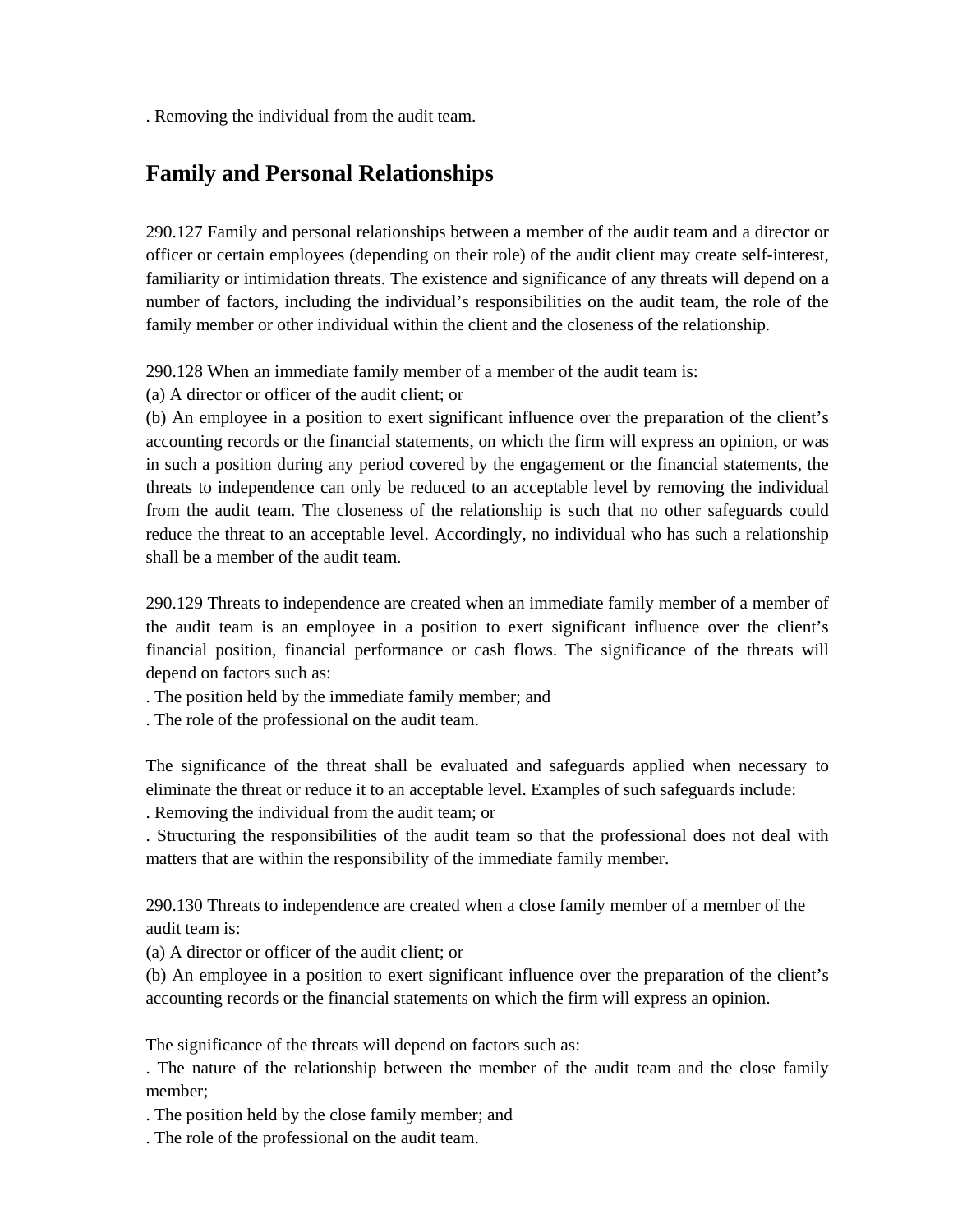. Removing the individual from the audit team.

## Family and Personal Relationships

290.127 Family and personal relationships between a member of the audit team and a director or officer or certain employees (depending on their role) of the audit client may create self-interest, familiarity or intimidation threats. The existence and significance of any threats will depend on a number of factors, including the individual's responsibilities on the audit team, the role of the family member or other individual within the client and the closeness of the relationship.

290.128 When an immediate family member of a member of the audit team is:
(a) A director or officer of the audit client; or
(b) An employee in a position to exert significant influence over the preparation of the client's accounting records or the financial statements, on which the firm will express an opinion, or was in such a position during any period covered by the engagement or the financial statements, the threats to independence can only be reduced to an acceptable level by removing the individual from the audit team. The closeness of the relationship is such that no other safeguards could reduce the threat to an acceptable level. Accordingly, no individual who has such a relationship shall be a member of the audit team.

290.129 Threats to independence are created when an immediate family member of a member of the audit team is an employee in a position to exert significant influence over the client's financial position, financial performance or cash flows. The significance of the threats will depend on factors such as:
. The position held by the immediate family member; and
. The role of the professional on the audit team.

The significance of the threat shall be evaluated and safeguards applied when necessary to eliminate the threat or reduce it to an acceptable level. Examples of such safeguards include:
. Removing the individual from the audit team; or
. Structuring the responsibilities of the audit team so that the professional does not deal with matters that are within the responsibility of the immediate family member.

290.130 Threats to independence are created when a close family member of a member of the audit team is:
(a) A director or officer of the audit client; or
(b) An employee in a position to exert significant influence over the preparation of the client's accounting records or the financial statements on which the firm will express an opinion.

The significance of the threats will depend on factors such as:
. The nature of the relationship between the member of the audit team and the close family member;
. The position held by the close family member; and
. The role of the professional on the audit team.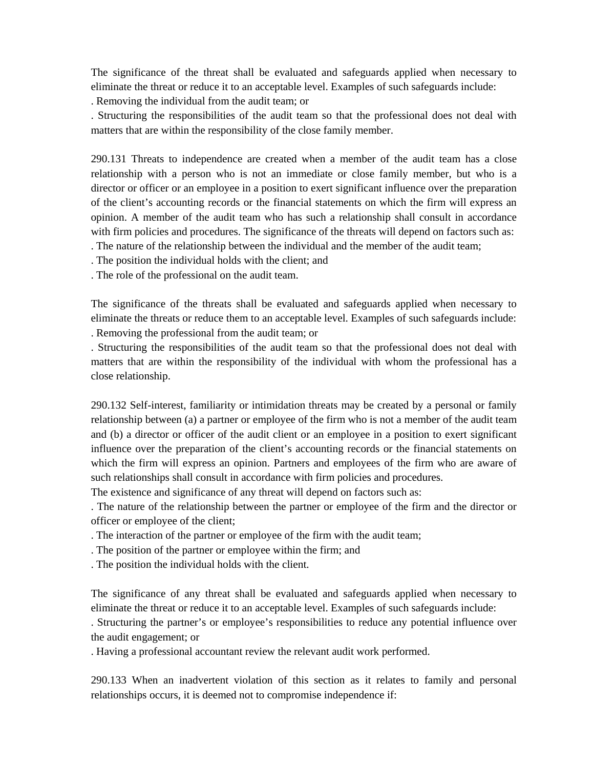The significance of the threat shall be evaluated and safeguards applied when necessary to eliminate the threat or reduce it to an acceptable level. Examples of such safeguards include:

. Removing the individual from the audit team; or

. Structuring the responsibilities of the audit team so that the professional does not deal with matters that are within the responsibility of the close family member.

290.131 Threats to independence are created when a member of the audit team has a close relationship with a person who is not an immediate or close family member, but who is a director or officer or an employee in a position to exert significant influence over the preparation of the client's accounting records or the financial statements on which the firm will express an opinion. A member of the audit team who has such a relationship shall consult in accordance with firm policies and procedures. The significance of the threats will depend on factors such as:

. The nature of the relationship between the individual and the member of the audit team;

. The position the individual holds with the client; and

. The role of the professional on the audit team.

The significance of the threats shall be evaluated and safeguards applied when necessary to eliminate the threats or reduce them to an acceptable level. Examples of such safeguards include:

. Removing the professional from the audit team; or

. Structuring the responsibilities of the audit team so that the professional does not deal with matters that are within the responsibility of the individual with whom the professional has a close relationship.

290.132 Self-interest, familiarity or intimidation threats may be created by a personal or family relationship between (a) a partner or employee of the firm who is not a member of the audit team and (b) a director or officer of the audit client or an employee in a position to exert significant influence over the preparation of the client's accounting records or the financial statements on which the firm will express an opinion. Partners and employees of the firm who are aware of such relationships shall consult in accordance with firm policies and procedures.

The existence and significance of any threat will depend on factors such as:

. The nature of the relationship between the partner or employee of the firm and the director or officer or employee of the client;

. The interaction of the partner or employee of the firm with the audit team;

. The position of the partner or employee within the firm; and

. The position the individual holds with the client.

The significance of any threat shall be evaluated and safeguards applied when necessary to eliminate the threat or reduce it to an acceptable level. Examples of such safeguards include:

. Structuring the partner's or employee's responsibilities to reduce any potential influence over the audit engagement; or

. Having a professional accountant review the relevant audit work performed.

290.133 When an inadvertent violation of this section as it relates to family and personal relationships occurs, it is deemed not to compromise independence if: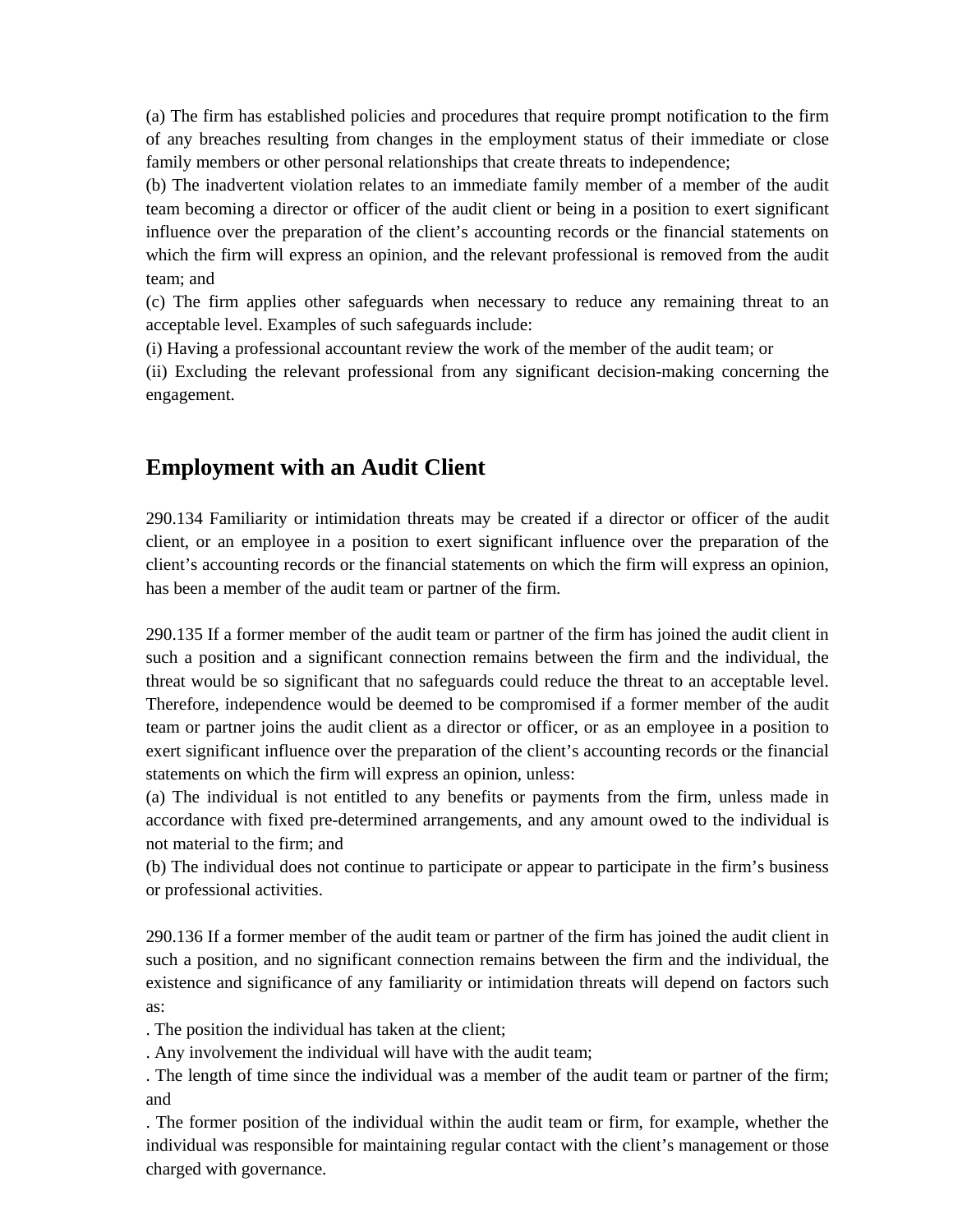(a) The firm has established policies and procedures that require prompt notification to the firm of any breaches resulting from changes in the employment status of their immediate or close family members or other personal relationships that create threats to independence;

(b) The inadvertent violation relates to an immediate family member of a member of the audit team becoming a director or officer of the audit client or being in a position to exert significant influence over the preparation of the client's accounting records or the financial statements on which the firm will express an opinion, and the relevant professional is removed from the audit team; and

(c) The firm applies other safeguards when necessary to reduce any remaining threat to an acceptable level. Examples of such safeguards include:

(i) Having a professional accountant review the work of the member of the audit team; or

(ii) Excluding the relevant professional from any significant decision-making concerning the engagement.

## Employment with an Audit Client

290.134 Familiarity or intimidation threats may be created if a director or officer of the audit client, or an employee in a position to exert significant influence over the preparation of the client's accounting records or the financial statements on which the firm will express an opinion, has been a member of the audit team or partner of the firm.

290.135 If a former member of the audit team or partner of the firm has joined the audit client in such a position and a significant connection remains between the firm and the individual, the threat would be so significant that no safeguards could reduce the threat to an acceptable level. Therefore, independence would be deemed to be compromised if a former member of the audit team or partner joins the audit client as a director or officer, or as an employee in a position to exert significant influence over the preparation of the client's accounting records or the financial statements on which the firm will express an opinion, unless:

(a) The individual is not entitled to any benefits or payments from the firm, unless made in accordance with fixed pre-determined arrangements, and any amount owed to the individual is not material to the firm; and

(b) The individual does not continue to participate or appear to participate in the firm's business or professional activities.

290.136 If a former member of the audit team or partner of the firm has joined the audit client in such a position, and no significant connection remains between the firm and the individual, the existence and significance of any familiarity or intimidation threats will depend on factors such as:

. The position the individual has taken at the client;

. Any involvement the individual will have with the audit team;

. The length of time since the individual was a member of the audit team or partner of the firm; and

. The former position of the individual within the audit team or firm, for example, whether the individual was responsible for maintaining regular contact with the client's management or those charged with governance.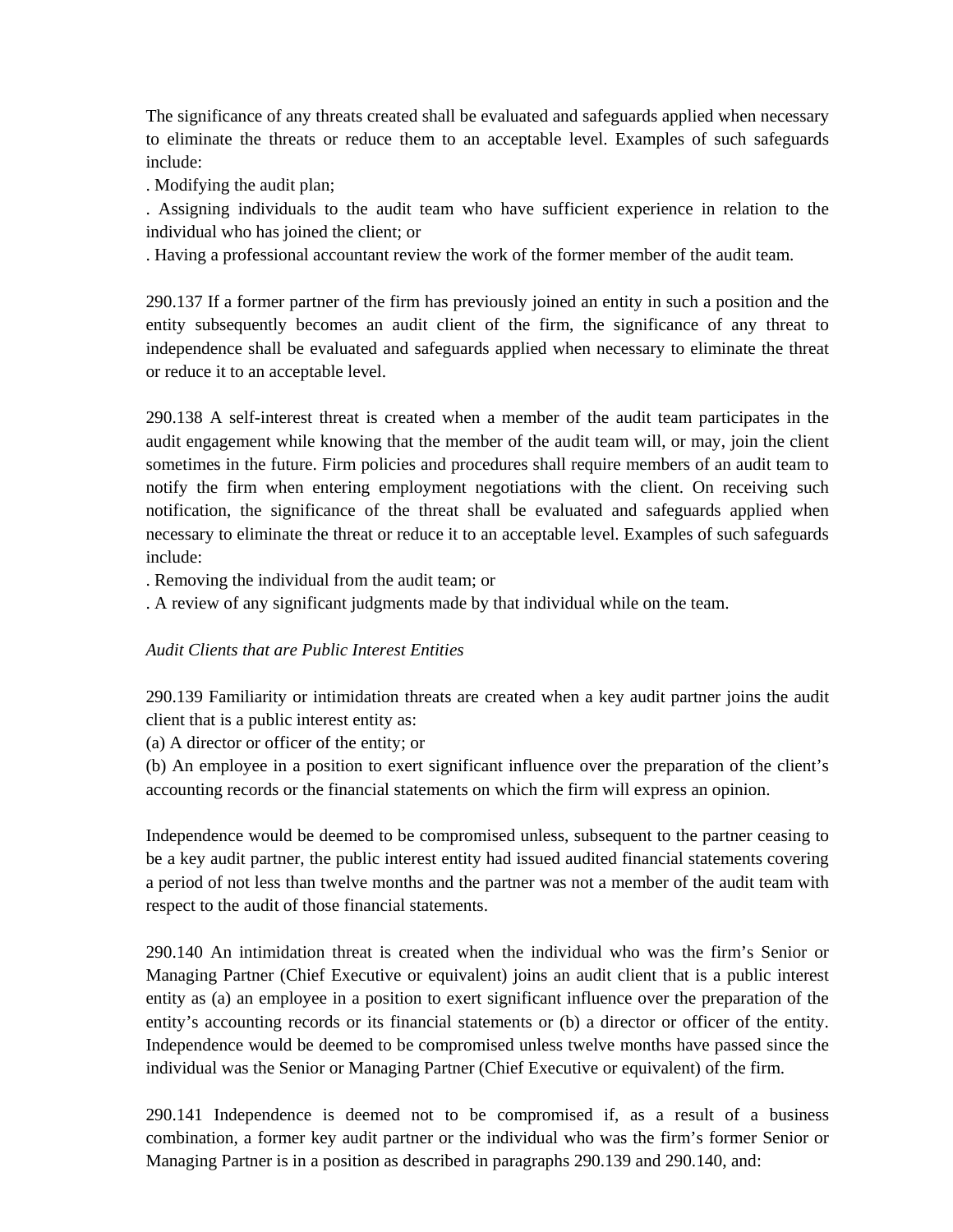The significance of any threats created shall be evaluated and safeguards applied when necessary to eliminate the threats or reduce them to an acceptable level. Examples of such safeguards include:

. Modifying the audit plan;

. Assigning individuals to the audit team who have sufficient experience in relation to the individual who has joined the client; or

. Having a professional accountant review the work of the former member of the audit team.

290.137 If a former partner of the firm has previously joined an entity in such a position and the entity subsequently becomes an audit client of the firm, the significance of any threat to independence shall be evaluated and safeguards applied when necessary to eliminate the threat or reduce it to an acceptable level.

290.138 A self-interest threat is created when a member of the audit team participates in the audit engagement while knowing that the member of the audit team will, or may, join the client sometimes in the future. Firm policies and procedures shall require members of an audit team to notify the firm when entering employment negotiations with the client. On receiving such notification, the significance of the threat shall be evaluated and safeguards applied when necessary to eliminate the threat or reduce it to an acceptable level. Examples of such safeguards include:

. Removing the individual from the audit team; or

. A review of any significant judgments made by that individual while on the team.

*Audit Clients that are Public Interest Entities*

290.139 Familiarity or intimidation threats are created when a key audit partner joins the audit client that is a public interest entity as:

(a) A director or officer of the entity; or

(b) An employee in a position to exert significant influence over the preparation of the client's accounting records or the financial statements on which the firm will express an opinion.

Independence would be deemed to be compromised unless, subsequent to the partner ceasing to be a key audit partner, the public interest entity had issued audited financial statements covering a period of not less than twelve months and the partner was not a member of the audit team with respect to the audit of those financial statements.

290.140 An intimidation threat is created when the individual who was the firm's Senior or Managing Partner (Chief Executive or equivalent) joins an audit client that is a public interest entity as (a) an employee in a position to exert significant influence over the preparation of the entity's accounting records or its financial statements or (b) a director or officer of the entity. Independence would be deemed to be compromised unless twelve months have passed since the individual was the Senior or Managing Partner (Chief Executive or equivalent) of the firm.

290.141 Independence is deemed not to be compromised if, as a result of a business combination, a former key audit partner or the individual who was the firm's former Senior or Managing Partner is in a position as described in paragraphs 290.139 and 290.140, and: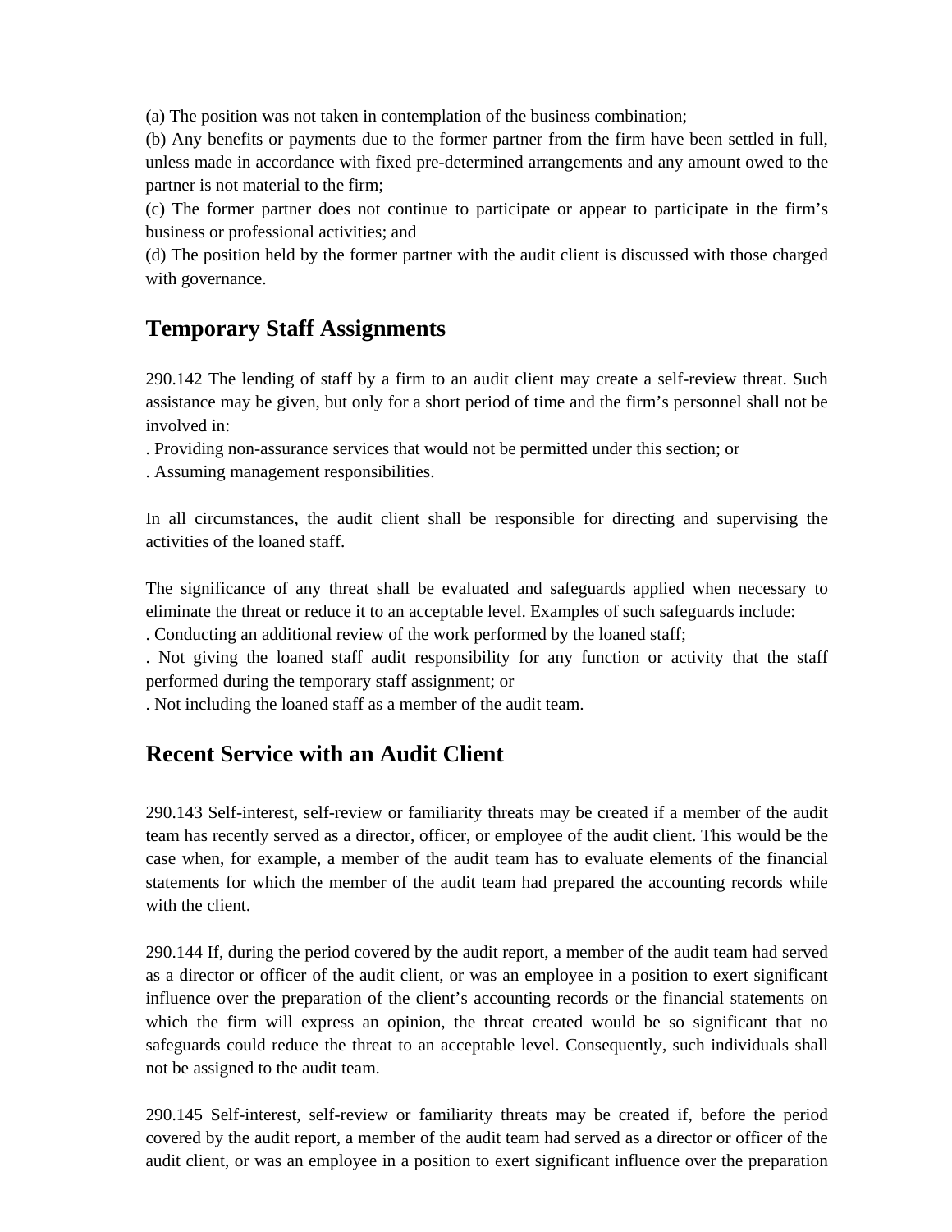(a) The position was not taken in contemplation of the business combination;

(b) Any benefits or payments due to the former partner from the firm have been settled in full, unless made in accordance with fixed pre-determined arrangements and any amount owed to the partner is not material to the firm;

(c) The former partner does not continue to participate or appear to participate in the firm's business or professional activities; and

(d) The position held by the former partner with the audit client is discussed with those charged with governance.

## Temporary Staff Assignments

290.142 The lending of staff by a firm to an audit client may create a self-review threat. Such assistance may be given, but only for a short period of time and the firm's personnel shall not be involved in:

. Providing non-assurance services that would not be permitted under this section; or

. Assuming management responsibilities.

In all circumstances, the audit client shall be responsible for directing and supervising the activities of the loaned staff.

The significance of any threat shall be evaluated and safeguards applied when necessary to eliminate the threat or reduce it to an acceptable level. Examples of such safeguards include:

. Conducting an additional review of the work performed by the loaned staff;

. Not giving the loaned staff audit responsibility for any function or activity that the staff performed during the temporary staff assignment; or

. Not including the loaned staff as a member of the audit team.

## Recent Service with an Audit Client

290.143 Self-interest, self-review or familiarity threats may be created if a member of the audit team has recently served as a director, officer, or employee of the audit client. This would be the case when, for example, a member of the audit team has to evaluate elements of the financial statements for which the member of the audit team had prepared the accounting records while with the client.

290.144 If, during the period covered by the audit report, a member of the audit team had served as a director or officer of the audit client, or was an employee in a position to exert significant influence over the preparation of the client's accounting records or the financial statements on which the firm will express an opinion, the threat created would be so significant that no safeguards could reduce the threat to an acceptable level. Consequently, such individuals shall not be assigned to the audit team.

290.145 Self-interest, self-review or familiarity threats may be created if, before the period covered by the audit report, a member of the audit team had served as a director or officer of the audit client, or was an employee in a position to exert significant influence over the preparation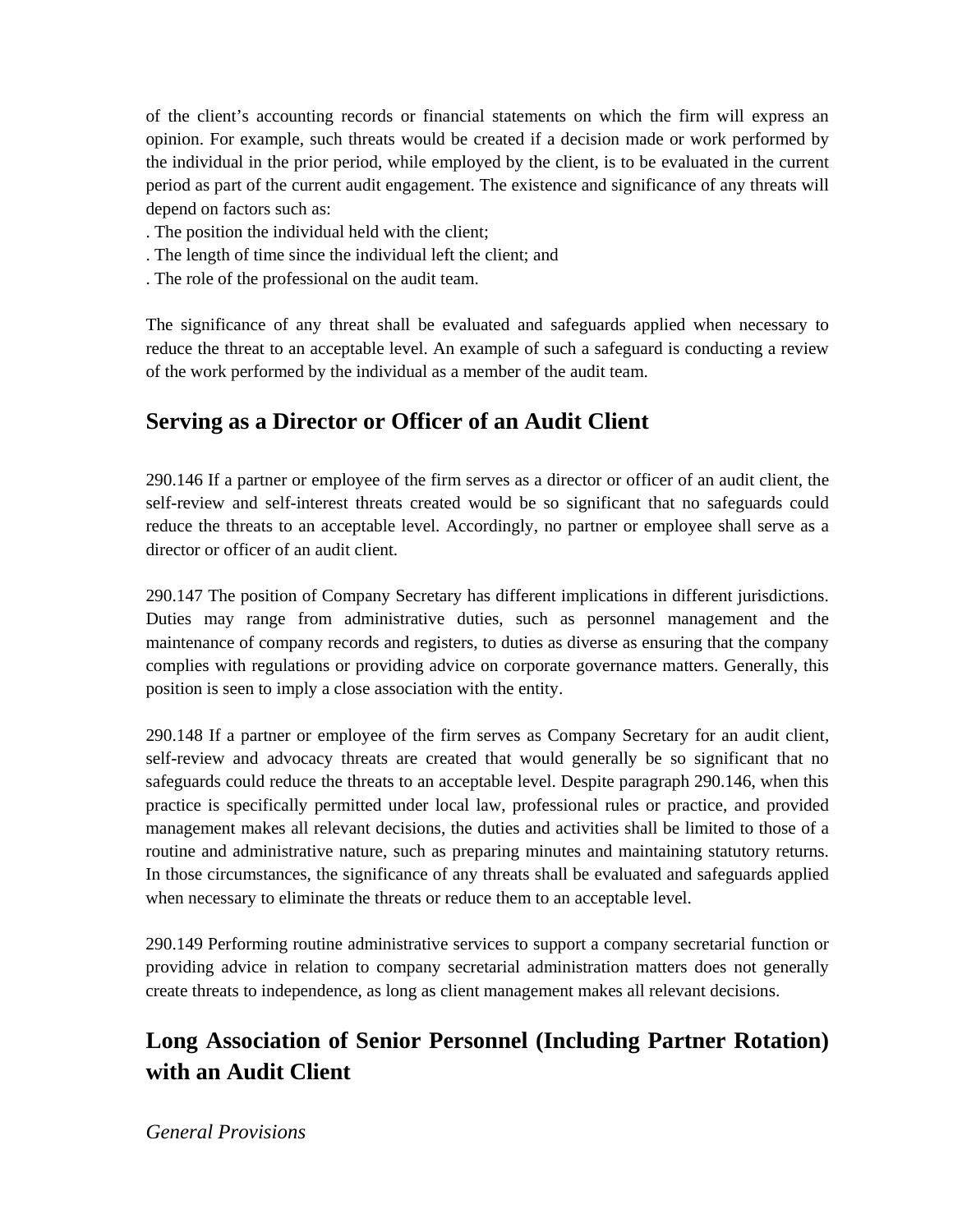of the client's accounting records or financial statements on which the firm will express an opinion. For example, such threats would be created if a decision made or work performed by the individual in the prior period, while employed by the client, is to be evaluated in the current period as part of the current audit engagement. The existence and significance of any threats will depend on factors such as:

. The position the individual held with the client;

. The length of time since the individual left the client; and

. The role of the professional on the audit team.

The significance of any threat shall be evaluated and safeguards applied when necessary to reduce the threat to an acceptable level. An example of such a safeguard is conducting a review of the work performed by the individual as a member of the audit team.

## Serving as a Director or Officer of an Audit Client

290.146 If a partner or employee of the firm serves as a director or officer of an audit client, the self-review and self-interest threats created would be so significant that no safeguards could reduce the threats to an acceptable level. Accordingly, no partner or employee shall serve as a director or officer of an audit client.

290.147 The position of Company Secretary has different implications in different jurisdictions. Duties may range from administrative duties, such as personnel management and the maintenance of company records and registers, to duties as diverse as ensuring that the company complies with regulations or providing advice on corporate governance matters. Generally, this position is seen to imply a close association with the entity.

290.148 If a partner or employee of the firm serves as Company Secretary for an audit client, self-review and advocacy threats are created that would generally be so significant that no safeguards could reduce the threats to an acceptable level. Despite paragraph 290.146, when this practice is specifically permitted under local law, professional rules or practice, and provided management makes all relevant decisions, the duties and activities shall be limited to those of a routine and administrative nature, such as preparing minutes and maintaining statutory returns. In those circumstances, the significance of any threats shall be evaluated and safeguards applied when necessary to eliminate the threats or reduce them to an acceptable level.

290.149 Performing routine administrative services to support a company secretarial function or providing advice in relation to company secretarial administration matters does not generally create threats to independence, as long as client management makes all relevant decisions.

## Long Association of Senior Personnel (Including Partner Rotation) with an Audit Client

*General Provisions*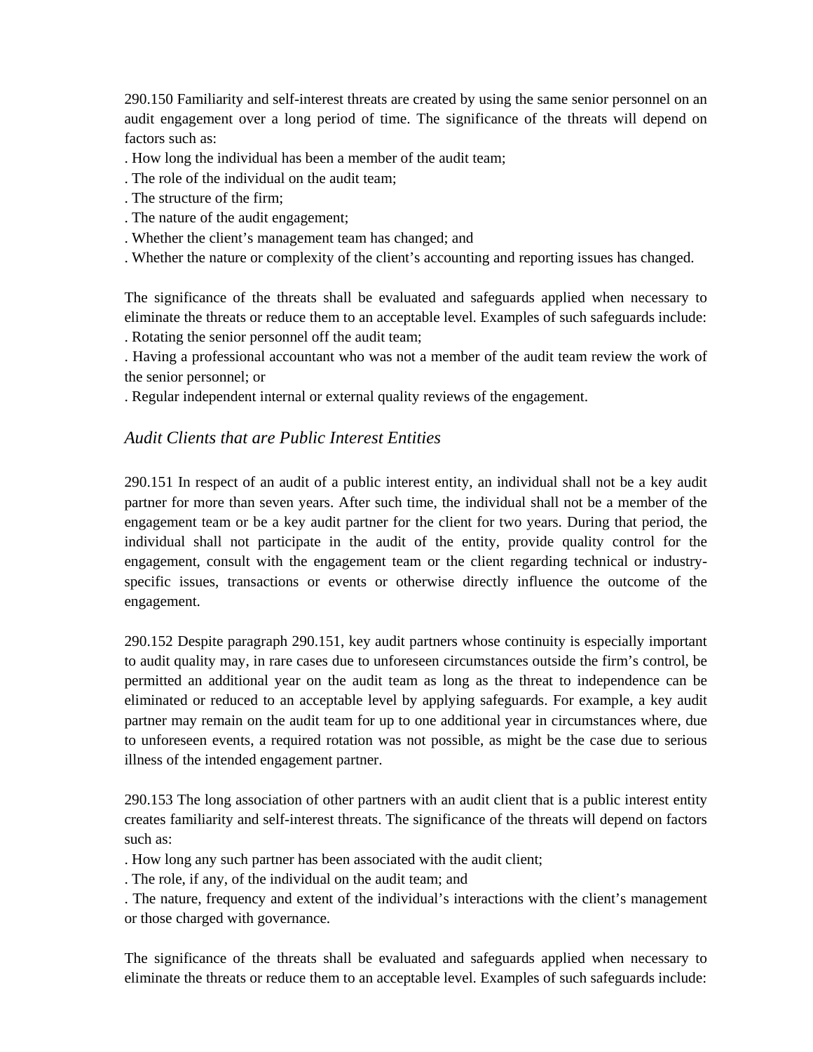290.150 Familiarity and self-interest threats are created by using the same senior personnel on an audit engagement over a long period of time. The significance of the threats will depend on factors such as:

- How long the individual has been a member of the audit team;
- The role of the individual on the audit team;
- The structure of the firm;
- The nature of the audit engagement;
- Whether the client's management team has changed; and
- Whether the nature or complexity of the client's accounting and reporting issues has changed.

The significance of the threats shall be evaluated and safeguards applied when necessary to eliminate the threats or reduce them to an acceptable level. Examples of such safeguards include:

- Rotating the senior personnel off the audit team;
- Having a professional accountant who was not a member of the audit team review the work of the senior personnel; or
- Regular independent internal or external quality reviews of the engagement.

### *Audit Clients that are Public Interest Entities*

290.151 In respect of an audit of a public interest entity, an individual shall not be a key audit partner for more than seven years. After such time, the individual shall not be a member of the engagement team or be a key audit partner for the client for two years. During that period, the individual shall not participate in the audit of the entity, provide quality control for the engagement, consult with the engagement team or the client regarding technical or industry-specific issues, transactions or events or otherwise directly influence the outcome of the engagement.

290.152 Despite paragraph 290.151, key audit partners whose continuity is especially important to audit quality may, in rare cases due to unforeseen circumstances outside the firm's control, be permitted an additional year on the audit team as long as the threat to independence can be eliminated or reduced to an acceptable level by applying safeguards. For example, a key audit partner may remain on the audit team for up to one additional year in circumstances where, due to unforeseen events, a required rotation was not possible, as might be the case due to serious illness of the intended engagement partner.

290.153 The long association of other partners with an audit client that is a public interest entity creates familiarity and self-interest threats. The significance of the threats will depend on factors such as:

- How long any such partner has been associated with the audit client;
- The role, if any, of the individual on the audit team; and
- The nature, frequency and extent of the individual's interactions with the client's management or those charged with governance.

The significance of the threats shall be evaluated and safeguards applied when necessary to eliminate the threats or reduce them to an acceptable level. Examples of such safeguards include: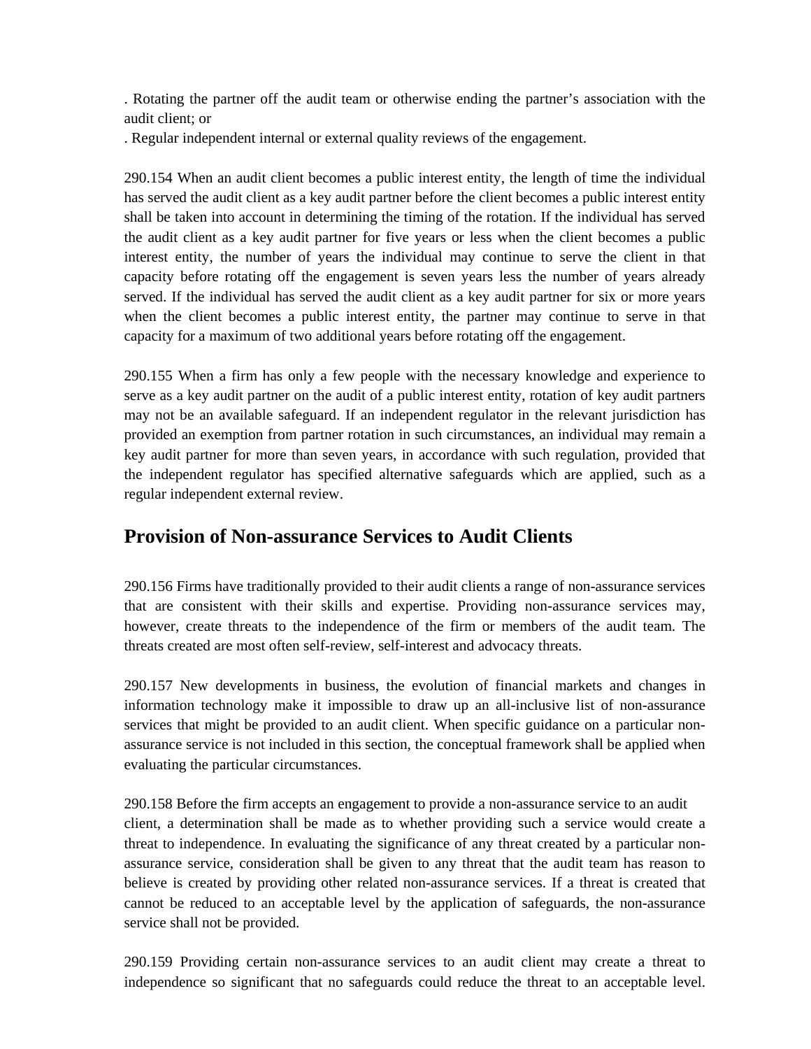. Rotating the partner off the audit team or otherwise ending the partner's association with the audit client; or

. Regular independent internal or external quality reviews of the engagement.

290.154 When an audit client becomes a public interest entity, the length of time the individual has served the audit client as a key audit partner before the client becomes a public interest entity shall be taken into account in determining the timing of the rotation. If the individual has served the audit client as a key audit partner for five years or less when the client becomes a public interest entity, the number of years the individual may continue to serve the client in that capacity before rotating off the engagement is seven years less the number of years already served. If the individual has served the audit client as a key audit partner for six or more years when the client becomes a public interest entity, the partner may continue to serve in that capacity for a maximum of two additional years before rotating off the engagement.

290.155 When a firm has only a few people with the necessary knowledge and experience to serve as a key audit partner on the audit of a public interest entity, rotation of key audit partners may not be an available safeguard. If an independent regulator in the relevant jurisdiction has provided an exemption from partner rotation in such circumstances, an individual may remain a key audit partner for more than seven years, in accordance with such regulation, provided that the independent regulator has specified alternative safeguards which are applied, such as a regular independent external review.

## Provision of Non-assurance Services to Audit Clients

290.156 Firms have traditionally provided to their audit clients a range of non-assurance services that are consistent with their skills and expertise. Providing non-assurance services may, however, create threats to the independence of the firm or members of the audit team. The threats created are most often self-review, self-interest and advocacy threats.

290.157 New developments in business, the evolution of financial markets and changes in information technology make it impossible to draw up an all-inclusive list of non-assurance services that might be provided to an audit client. When specific guidance on a particular non-assurance service is not included in this section, the conceptual framework shall be applied when evaluating the particular circumstances.

290.158 Before the firm accepts an engagement to provide a non-assurance service to an audit client, a determination shall be made as to whether providing such a service would create a threat to independence. In evaluating the significance of any threat created by a particular non-assurance service, consideration shall be given to any threat that the audit team has reason to believe is created by providing other related non-assurance services. If a threat is created that cannot be reduced to an acceptable level by the application of safeguards, the non-assurance service shall not be provided.

290.159 Providing certain non-assurance services to an audit client may create a threat to independence so significant that no safeguards could reduce the threat to an acceptable level.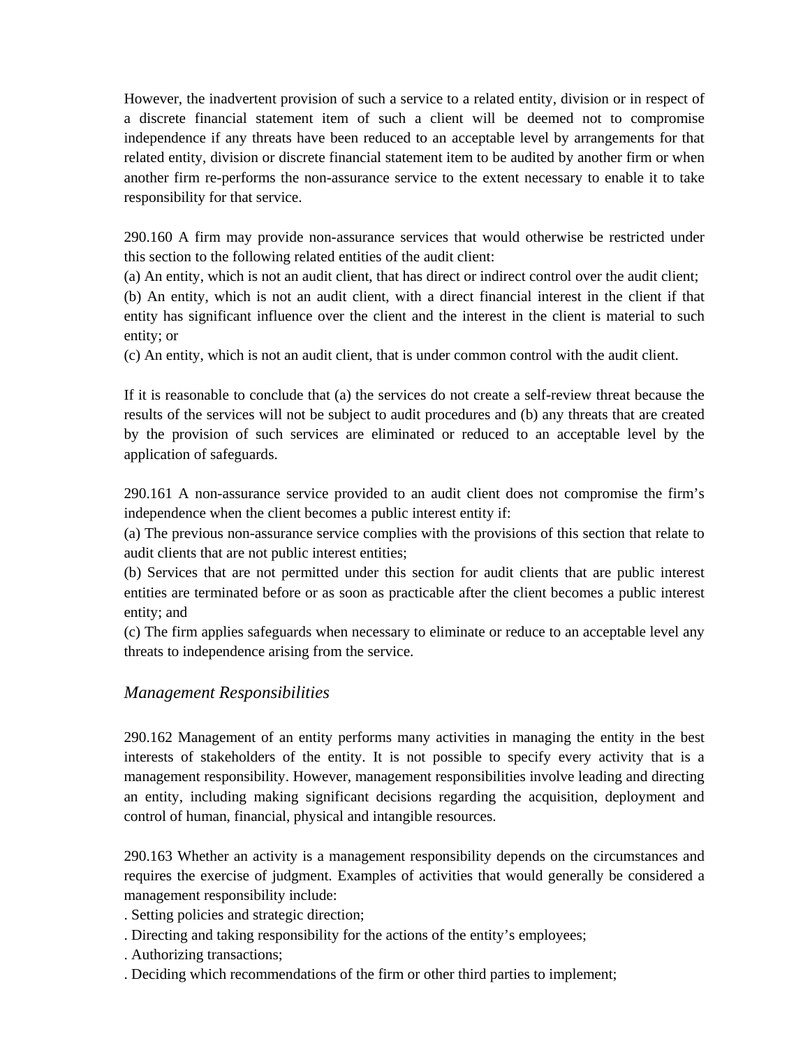However, the inadvertent provision of such a service to a related entity, division or in respect of a discrete financial statement item of such a client will be deemed not to compromise independence if any threats have been reduced to an acceptable level by arrangements for that related entity, division or discrete financial statement item to be audited by another firm or when another firm re-performs the non-assurance service to the extent necessary to enable it to take responsibility for that service.

290.160 A firm may provide non-assurance services that would otherwise be restricted under this section to the following related entities of the audit client:
(a) An entity, which is not an audit client, that has direct or indirect control over the audit client;
(b) An entity, which is not an audit client, with a direct financial interest in the client if that entity has significant influence over the client and the interest in the client is material to such entity; or
(c) An entity, which is not an audit client, that is under common control with the audit client.

If it is reasonable to conclude that (a) the services do not create a self-review threat because the results of the services will not be subject to audit procedures and (b) any threats that are created by the provision of such services are eliminated or reduced to an acceptable level by the application of safeguards.

290.161 A non-assurance service provided to an audit client does not compromise the firm's independence when the client becomes a public interest entity if:
(a) The previous non-assurance service complies with the provisions of this section that relate to audit clients that are not public interest entities;
(b) Services that are not permitted under this section for audit clients that are public interest entities are terminated before or as soon as practicable after the client becomes a public interest entity; and
(c) The firm applies safeguards when necessary to eliminate or reduce to an acceptable level any threats to independence arising from the service.

### *Management Responsibilities*

290.162 Management of an entity performs many activities in managing the entity in the best interests of stakeholders of the entity. It is not possible to specify every activity that is a management responsibility. However, management responsibilities involve leading and directing an entity, including making significant decisions regarding the acquisition, deployment and control of human, financial, physical and intangible resources.

290.163 Whether an activity is a management responsibility depends on the circumstances and requires the exercise of judgment. Examples of activities that would generally be considered a management responsibility include:
. Setting policies and strategic direction;
. Directing and taking responsibility for the actions of the entity's employees;
. Authorizing transactions;
. Deciding which recommendations of the firm or other third parties to implement;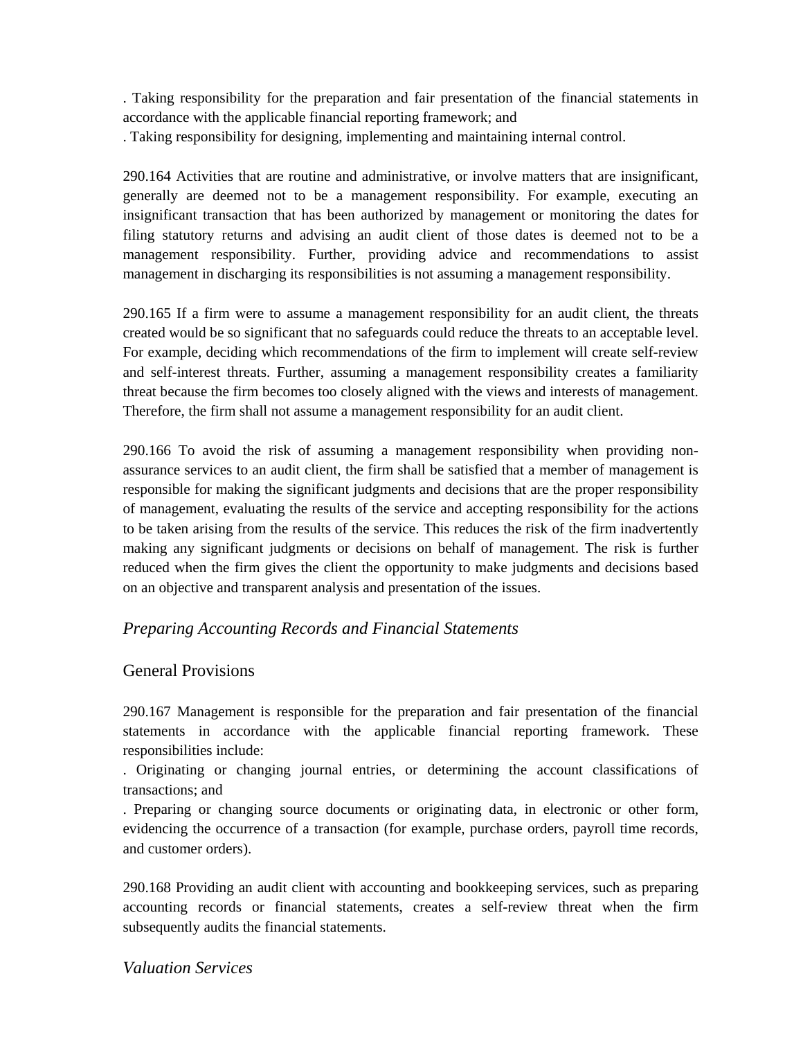. Taking responsibility for the preparation and fair presentation of the financial statements in accordance with the applicable financial reporting framework; and

. Taking responsibility for designing, implementing and maintaining internal control.

290.164 Activities that are routine and administrative, or involve matters that are insignificant, generally are deemed not to be a management responsibility. For example, executing an insignificant transaction that has been authorized by management or monitoring the dates for filing statutory returns and advising an audit client of those dates is deemed not to be a management responsibility. Further, providing advice and recommendations to assist management in discharging its responsibilities is not assuming a management responsibility.

290.165 If a firm were to assume a management responsibility for an audit client, the threats created would be so significant that no safeguards could reduce the threats to an acceptable level. For example, deciding which recommendations of the firm to implement will create self-review and self-interest threats. Further, assuming a management responsibility creates a familiarity threat because the firm becomes too closely aligned with the views and interests of management. Therefore, the firm shall not assume a management responsibility for an audit client.

290.166 To avoid the risk of assuming a management responsibility when providing non-assurance services to an audit client, the firm shall be satisfied that a member of management is responsible for making the significant judgments and decisions that are the proper responsibility of management, evaluating the results of the service and accepting responsibility for the actions to be taken arising from the results of the service. This reduces the risk of the firm inadvertently making any significant judgments or decisions on behalf of management. The risk is further reduced when the firm gives the client the opportunity to make judgments and decisions based on an objective and transparent analysis and presentation of the issues.

### *Preparing Accounting Records and Financial Statements*

#### General Provisions

290.167 Management is responsible for the preparation and fair presentation of the financial statements in accordance with the applicable financial reporting framework. These responsibilities include:

. Originating or changing journal entries, or determining the account classifications of transactions; and

. Preparing or changing source documents or originating data, in electronic or other form, evidencing the occurrence of a transaction (for example, purchase orders, payroll time records, and customer orders).

290.168 Providing an audit client with accounting and bookkeeping services, such as preparing accounting records or financial statements, creates a self-review threat when the firm subsequently audits the financial statements.

### *Valuation Services*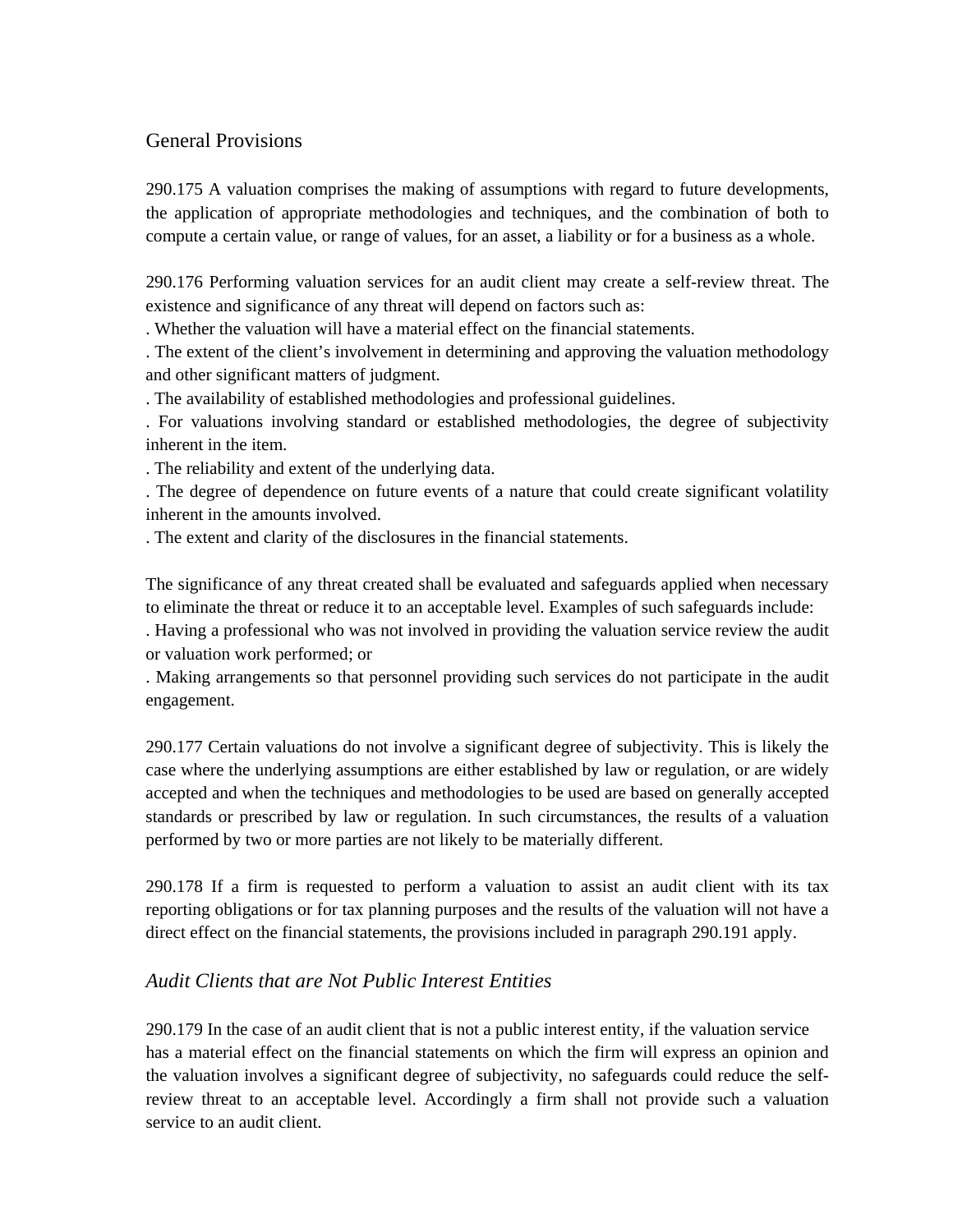## General Provisions

290.175 A valuation comprises the making of assumptions with regard to future developments, the application of appropriate methodologies and techniques, and the combination of both to compute a certain value, or range of values, for an asset, a liability or for a business as a whole.

290.176 Performing valuation services for an audit client may create a self-review threat. The existence and significance of any threat will depend on factors such as:

- Whether the valuation will have a material effect on the financial statements.
- The extent of the client's involvement in determining and approving the valuation methodology and other significant matters of judgment.
- The availability of established methodologies and professional guidelines.
- For valuations involving standard or established methodologies, the degree of subjectivity inherent in the item.
- The reliability and extent of the underlying data.
- The degree of dependence on future events of a nature that could create significant volatility inherent in the amounts involved.
- The extent and clarity of the disclosures in the financial statements.

The significance of any threat created shall be evaluated and safeguards applied when necessary to eliminate the threat or reduce it to an acceptable level. Examples of such safeguards include:

- Having a professional who was not involved in providing the valuation service review the audit or valuation work performed; or
- Making arrangements so that personnel providing such services do not participate in the audit engagement.

290.177 Certain valuations do not involve a significant degree of subjectivity. This is likely the case where the underlying assumptions are either established by law or regulation, or are widely accepted and when the techniques and methodologies to be used are based on generally accepted standards or prescribed by law or regulation. In such circumstances, the results of a valuation performed by two or more parties are not likely to be materially different.

290.178 If a firm is requested to perform a valuation to assist an audit client with its tax reporting obligations or for tax planning purposes and the results of the valuation will not have a direct effect on the financial statements, the provisions included in paragraph 290.191 apply.

### *Audit Clients that are Not Public Interest Entities*

290.179 In the case of an audit client that is not a public interest entity, if the valuation service has a material effect on the financial statements on which the firm will express an opinion and the valuation involves a significant degree of subjectivity, no safeguards could reduce the self-review threat to an acceptable level. Accordingly a firm shall not provide such a valuation service to an audit client.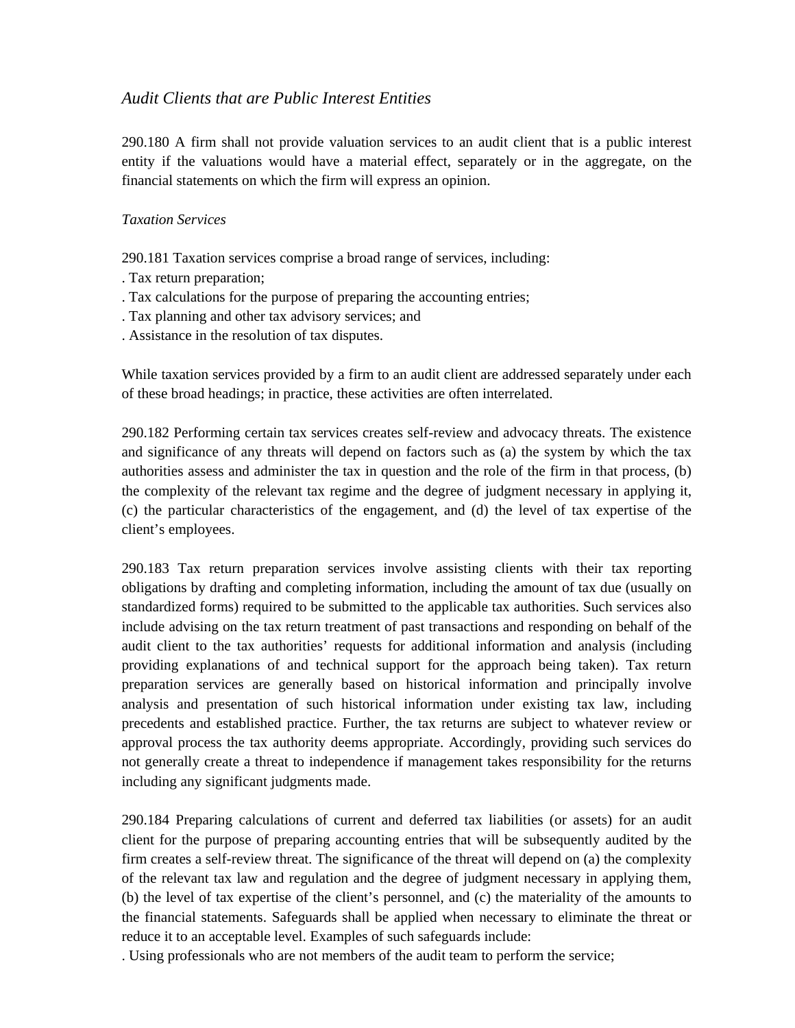*Audit Clients that are Public Interest Entities*

290.180 A firm shall not provide valuation services to an audit client that is a public interest entity if the valuations would have a material effect, separately or in the aggregate, on the financial statements on which the firm will express an opinion.

*Taxation Services*

290.181 Taxation services comprise a broad range of services, including:

. Tax return preparation;
. Tax calculations for the purpose of preparing the accounting entries;
. Tax planning and other tax advisory services; and
. Assistance in the resolution of tax disputes.

While taxation services provided by a firm to an audit client are addressed separately under each of these broad headings; in practice, these activities are often interrelated.

290.182 Performing certain tax services creates self-review and advocacy threats. The existence and significance of any threats will depend on factors such as (a) the system by which the tax authorities assess and administer the tax in question and the role of the firm in that process, (b) the complexity of the relevant tax regime and the degree of judgment necessary in applying it, (c) the particular characteristics of the engagement, and (d) the level of tax expertise of the client's employees.

290.183 Tax return preparation services involve assisting clients with their tax reporting obligations by drafting and completing information, including the amount of tax due (usually on standardized forms) required to be submitted to the applicable tax authorities. Such services also include advising on the tax return treatment of past transactions and responding on behalf of the audit client to the tax authorities' requests for additional information and analysis (including providing explanations of and technical support for the approach being taken). Tax return preparation services are generally based on historical information and principally involve analysis and presentation of such historical information under existing tax law, including precedents and established practice. Further, the tax returns are subject to whatever review or approval process the tax authority deems appropriate. Accordingly, providing such services do not generally create a threat to independence if management takes responsibility for the returns including any significant judgments made.

290.184 Preparing calculations of current and deferred tax liabilities (or assets) for an audit client for the purpose of preparing accounting entries that will be subsequently audited by the firm creates a self-review threat. The significance of the threat will depend on (a) the complexity of the relevant tax law and regulation and the degree of judgment necessary in applying them, (b) the level of tax expertise of the client's personnel, and (c) the materiality of the amounts to the financial statements. Safeguards shall be applied when necessary to eliminate the threat or reduce it to an acceptable level. Examples of such safeguards include:

. Using professionals who are not members of the audit team to perform the service;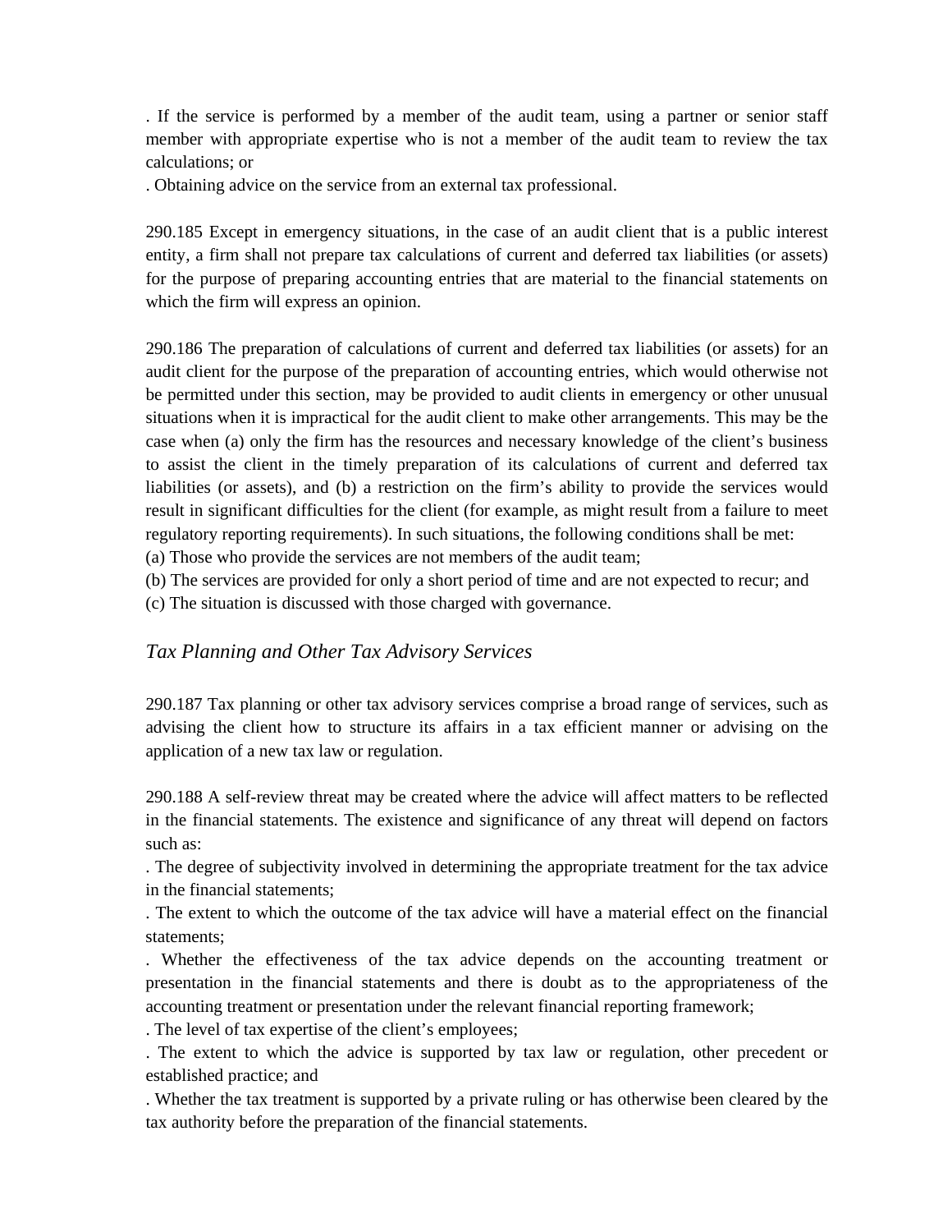. If the service is performed by a member of the audit team, using a partner or senior staff member with appropriate expertise who is not a member of the audit team to review the tax calculations; or

. Obtaining advice on the service from an external tax professional.

290.185 Except in emergency situations, in the case of an audit client that is a public interest entity, a firm shall not prepare tax calculations of current and deferred tax liabilities (or assets) for the purpose of preparing accounting entries that are material to the financial statements on which the firm will express an opinion.

290.186 The preparation of calculations of current and deferred tax liabilities (or assets) for an audit client for the purpose of the preparation of accounting entries, which would otherwise not be permitted under this section, may be provided to audit clients in emergency or other unusual situations when it is impractical for the audit client to make other arrangements. This may be the case when (a) only the firm has the resources and necessary knowledge of the client's business to assist the client in the timely preparation of its calculations of current and deferred tax liabilities (or assets), and (b) a restriction on the firm's ability to provide the services would result in significant difficulties for the client (for example, as might result from a failure to meet regulatory reporting requirements). In such situations, the following conditions shall be met:

(a) Those who provide the services are not members of the audit team;

(b) The services are provided for only a short period of time and are not expected to recur; and

(c) The situation is discussed with those charged with governance.

*Tax Planning and Other Tax Advisory Services*

290.187 Tax planning or other tax advisory services comprise a broad range of services, such as advising the client how to structure its affairs in a tax efficient manner or advising on the application of a new tax law or regulation.

290.188 A self-review threat may be created where the advice will affect matters to be reflected in the financial statements. The existence and significance of any threat will depend on factors such as:

. The degree of subjectivity involved in determining the appropriate treatment for the tax advice in the financial statements;

. The extent to which the outcome of the tax advice will have a material effect on the financial statements;

. Whether the effectiveness of the tax advice depends on the accounting treatment or presentation in the financial statements and there is doubt as to the appropriateness of the accounting treatment or presentation under the relevant financial reporting framework;

. The level of tax expertise of the client's employees;

. The extent to which the advice is supported by tax law or regulation, other precedent or established practice; and

. Whether the tax treatment is supported by a private ruling or has otherwise been cleared by the tax authority before the preparation of the financial statements.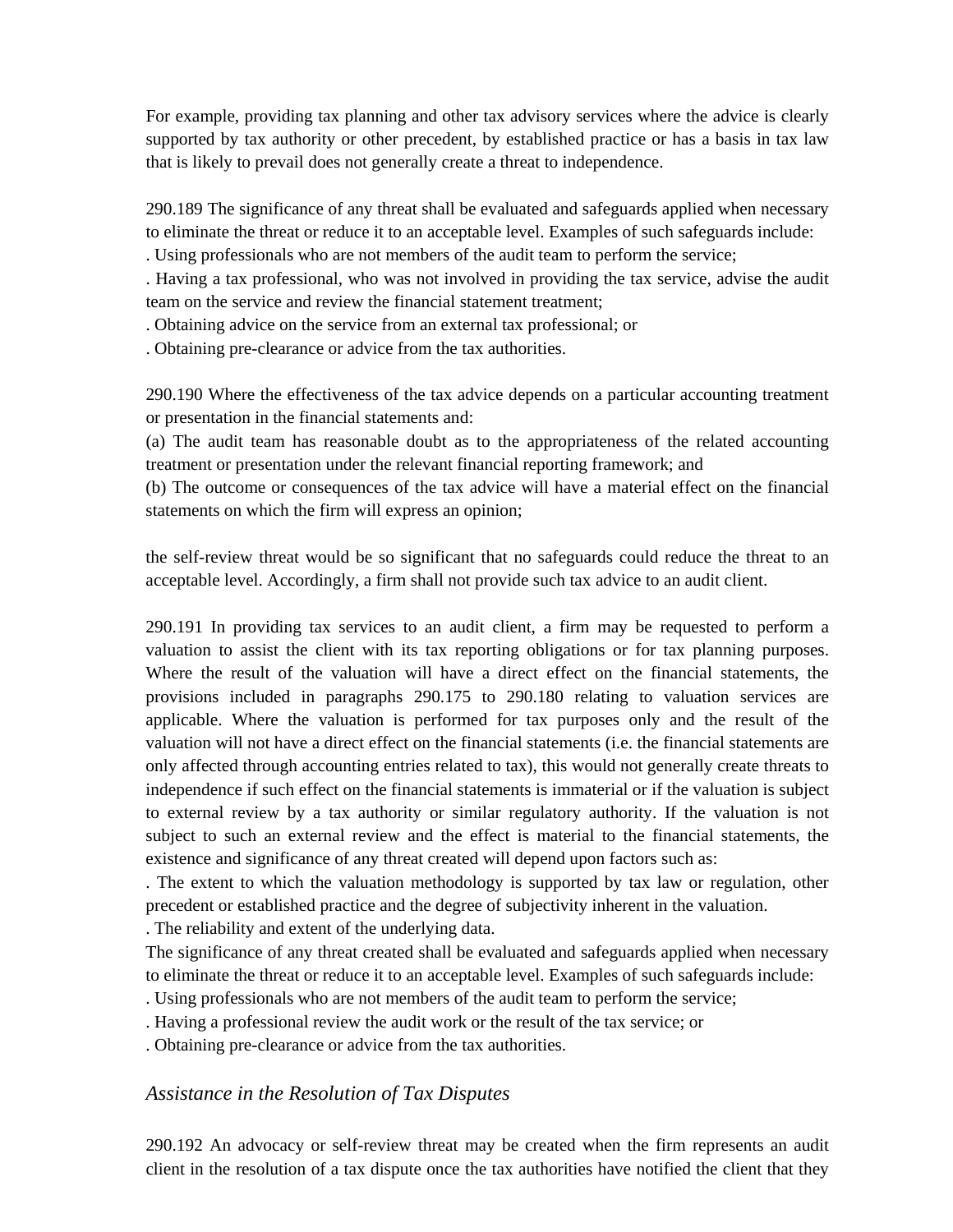For example, providing tax planning and other tax advisory services where the advice is clearly supported by tax authority or other precedent, by established practice or has a basis in tax law that is likely to prevail does not generally create a threat to independence.

290.189 The significance of any threat shall be evaluated and safeguards applied when necessary to eliminate the threat or reduce it to an acceptable level. Examples of such safeguards include:

- Using professionals who are not members of the audit team to perform the service;
- Having a tax professional, who was not involved in providing the tax service, advise the audit team on the service and review the financial statement treatment;
- Obtaining advice on the service from an external tax professional; or
- Obtaining pre-clearance or advice from the tax authorities.

290.190 Where the effectiveness of the tax advice depends on a particular accounting treatment or presentation in the financial statements and:

(a) The audit team has reasonable doubt as to the appropriateness of the related accounting treatment or presentation under the relevant financial reporting framework; and

(b) The outcome or consequences of the tax advice will have a material effect on the financial statements on which the firm will express an opinion;

the self-review threat would be so significant that no safeguards could reduce the threat to an acceptable level. Accordingly, a firm shall not provide such tax advice to an audit client.

290.191 In providing tax services to an audit client, a firm may be requested to perform a valuation to assist the client with its tax reporting obligations or for tax planning purposes. Where the result of the valuation will have a direct effect on the financial statements, the provisions included in paragraphs 290.175 to 290.180 relating to valuation services are applicable. Where the valuation is performed for tax purposes only and the result of the valuation will not have a direct effect on the financial statements (i.e. the financial statements are only affected through accounting entries related to tax), this would not generally create threats to independence if such effect on the financial statements is immaterial or if the valuation is subject to external review by a tax authority or similar regulatory authority. If the valuation is not subject to such an external review and the effect is material to the financial statements, the existence and significance of any threat created will depend upon factors such as:

- The extent to which the valuation methodology is supported by tax law or regulation, other precedent or established practice and the degree of subjectivity inherent in the valuation.
- The reliability and extent of the underlying data.

The significance of any threat created shall be evaluated and safeguards applied when necessary to eliminate the threat or reduce it to an acceptable level. Examples of such safeguards include:

- Using professionals who are not members of the audit team to perform the service;
- Having a professional review the audit work or the result of the tax service; or
- Obtaining pre-clearance or advice from the tax authorities.

### *Assistance in the Resolution of Tax Disputes*

290.192 An advocacy or self-review threat may be created when the firm represents an audit client in the resolution of a tax dispute once the tax authorities have notified the client that they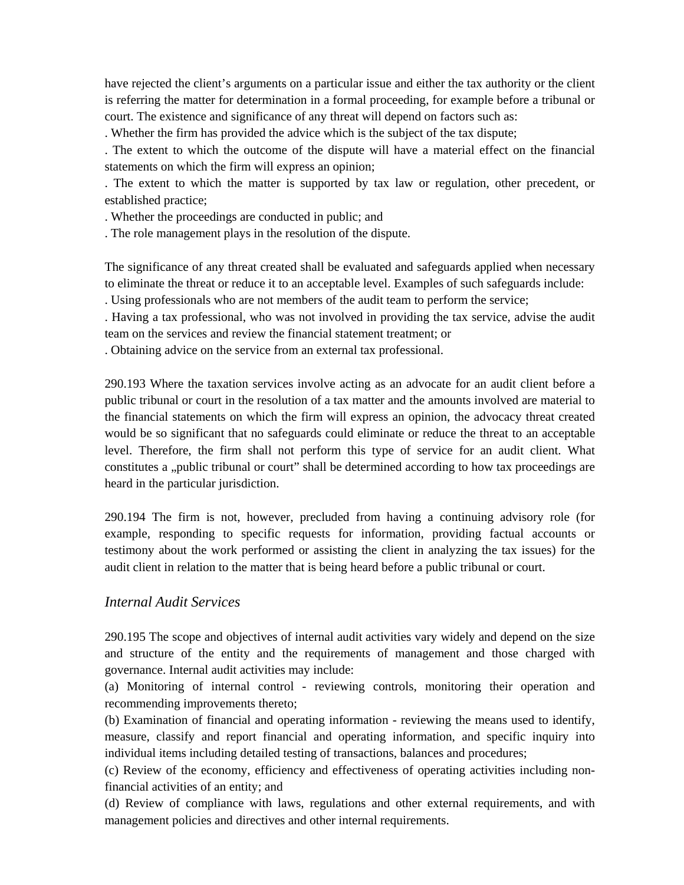have rejected the client's arguments on a particular issue and either the tax authority or the client is referring the matter for determination in a formal proceeding, for example before a tribunal or court. The existence and significance of any threat will depend on factors such as:

. Whether the firm has provided the advice which is the subject of the tax dispute;

. The extent to which the outcome of the dispute will have a material effect on the financial statements on which the firm will express an opinion;

. The extent to which the matter is supported by tax law or regulation, other precedent, or established practice;

. Whether the proceedings are conducted in public; and

. The role management plays in the resolution of the dispute.

The significance of any threat created shall be evaluated and safeguards applied when necessary to eliminate the threat or reduce it to an acceptable level. Examples of such safeguards include:

. Using professionals who are not members of the audit team to perform the service;

. Having a tax professional, who was not involved in providing the tax service, advise the audit team on the services and review the financial statement treatment; or

. Obtaining advice on the service from an external tax professional.

290.193 Where the taxation services involve acting as an advocate for an audit client before a public tribunal or court in the resolution of a tax matter and the amounts involved are material to the financial statements on which the firm will express an opinion, the advocacy threat created would be so significant that no safeguards could eliminate or reduce the threat to an acceptable level. Therefore, the firm shall not perform this type of service for an audit client. What constitutes a „public tribunal or court" shall be determined according to how tax proceedings are heard in the particular jurisdiction.

290.194 The firm is not, however, precluded from having a continuing advisory role (for example, responding to specific requests for information, providing factual accounts or testimony about the work performed or assisting the client in analyzing the tax issues) for the audit client in relation to the matter that is being heard before a public tribunal or court.

### *Internal Audit Services*

290.195 The scope and objectives of internal audit activities vary widely and depend on the size and structure of the entity and the requirements of management and those charged with governance. Internal audit activities may include:

(a) Monitoring of internal control - reviewing controls, monitoring their operation and recommending improvements thereto;

(b) Examination of financial and operating information - reviewing the means used to identify, measure, classify and report financial and operating information, and specific inquiry into individual items including detailed testing of transactions, balances and procedures;

(c) Review of the economy, efficiency and effectiveness of operating activities including non-financial activities of an entity; and

(d) Review of compliance with laws, regulations and other external requirements, and with management policies and directives and other internal requirements.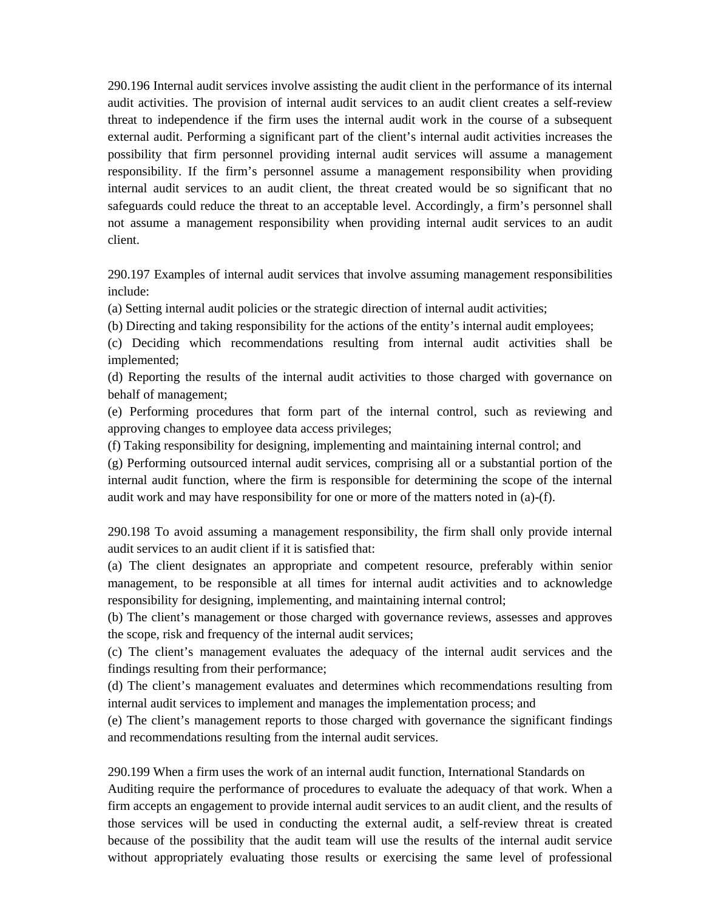290.196 Internal audit services involve assisting the audit client in the performance of its internal audit activities. The provision of internal audit services to an audit client creates a self-review threat to independence if the firm uses the internal audit work in the course of a subsequent external audit. Performing a significant part of the client's internal audit activities increases the possibility that firm personnel providing internal audit services will assume a management responsibility. If the firm's personnel assume a management responsibility when providing internal audit services to an audit client, the threat created would be so significant that no safeguards could reduce the threat to an acceptable level. Accordingly, a firm's personnel shall not assume a management responsibility when providing internal audit services to an audit client.

290.197 Examples of internal audit services that involve assuming management responsibilities include:

(a) Setting internal audit policies or the strategic direction of internal audit activities;

(b) Directing and taking responsibility for the actions of the entity's internal audit employees;

(c) Deciding which recommendations resulting from internal audit activities shall be implemented;

(d) Reporting the results of the internal audit activities to those charged with governance on behalf of management;

(e) Performing procedures that form part of the internal control, such as reviewing and approving changes to employee data access privileges;

(f) Taking responsibility for designing, implementing and maintaining internal control; and

(g) Performing outsourced internal audit services, comprising all or a substantial portion of the internal audit function, where the firm is responsible for determining the scope of the internal audit work and may have responsibility for one or more of the matters noted in (a)-(f).

290.198 To avoid assuming a management responsibility, the firm shall only provide internal audit services to an audit client if it is satisfied that:

(a) The client designates an appropriate and competent resource, preferably within senior management, to be responsible at all times for internal audit activities and to acknowledge responsibility for designing, implementing, and maintaining internal control;

(b) The client's management or those charged with governance reviews, assesses and approves the scope, risk and frequency of the internal audit services;

(c) The client's management evaluates the adequacy of the internal audit services and the findings resulting from their performance;

(d) The client's management evaluates and determines which recommendations resulting from internal audit services to implement and manages the implementation process; and

(e) The client's management reports to those charged with governance the significant findings and recommendations resulting from the internal audit services.

290.199 When a firm uses the work of an internal audit function, International Standards on Auditing require the performance of procedures to evaluate the adequacy of that work. When a firm accepts an engagement to provide internal audit services to an audit client, and the results of those services will be used in conducting the external audit, a self-review threat is created because of the possibility that the audit team will use the results of the internal audit service without appropriately evaluating those results or exercising the same level of professional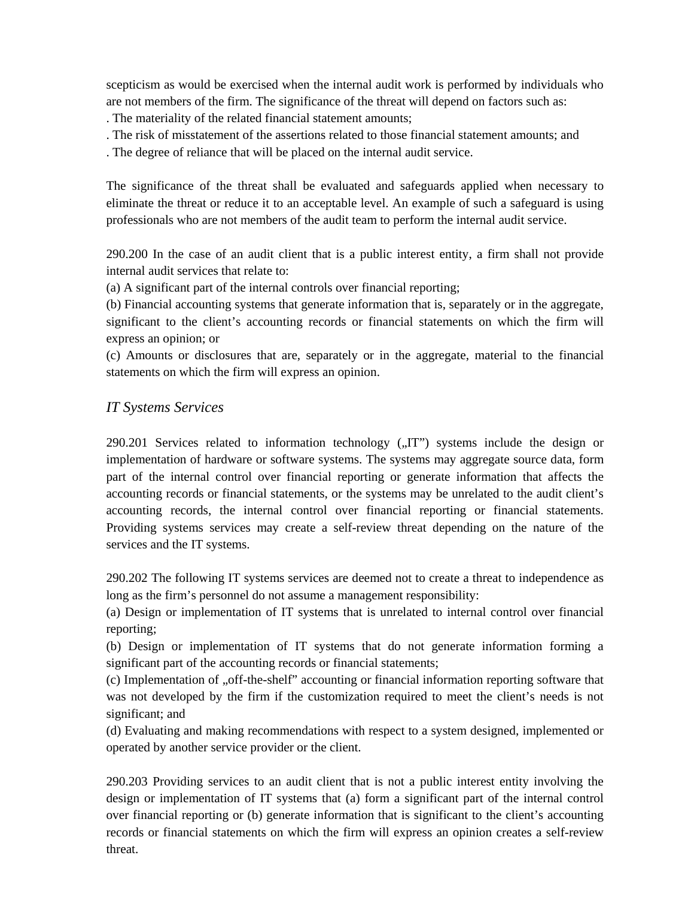scepticism as would be exercised when the internal audit work is performed by individuals who are not members of the firm. The significance of the threat will depend on factors such as:

. The materiality of the related financial statement amounts;

. The risk of misstatement of the assertions related to those financial statement amounts; and

. The degree of reliance that will be placed on the internal audit service.

The significance of the threat shall be evaluated and safeguards applied when necessary to eliminate the threat or reduce it to an acceptable level. An example of such a safeguard is using professionals who are not members of the audit team to perform the internal audit service.

290.200 In the case of an audit client that is a public interest entity, a firm shall not provide internal audit services that relate to:

(a) A significant part of the internal controls over financial reporting;

(b) Financial accounting systems that generate information that is, separately or in the aggregate, significant to the client's accounting records or financial statements on which the firm will express an opinion; or

(c) Amounts or disclosures that are, separately or in the aggregate, material to the financial statements on which the firm will express an opinion.

### *IT Systems Services*

290.201 Services related to information technology („IT") systems include the design or implementation of hardware or software systems. The systems may aggregate source data, form part of the internal control over financial reporting or generate information that affects the accounting records or financial statements, or the systems may be unrelated to the audit client's accounting records, the internal control over financial reporting or financial statements. Providing systems services may create a self-review threat depending on the nature of the services and the IT systems.

290.202 The following IT systems services are deemed not to create a threat to independence as long as the firm's personnel do not assume a management responsibility:

(a) Design or implementation of IT systems that is unrelated to internal control over financial reporting;

(b) Design or implementation of IT systems that do not generate information forming a significant part of the accounting records or financial statements;

(c) Implementation of „off-the-shelf" accounting or financial information reporting software that was not developed by the firm if the customization required to meet the client's needs is not significant; and

(d) Evaluating and making recommendations with respect to a system designed, implemented or operated by another service provider or the client.

290.203 Providing services to an audit client that is not a public interest entity involving the design or implementation of IT systems that (a) form a significant part of the internal control over financial reporting or (b) generate information that is significant to the client's accounting records or financial statements on which the firm will express an opinion creates a self-review threat.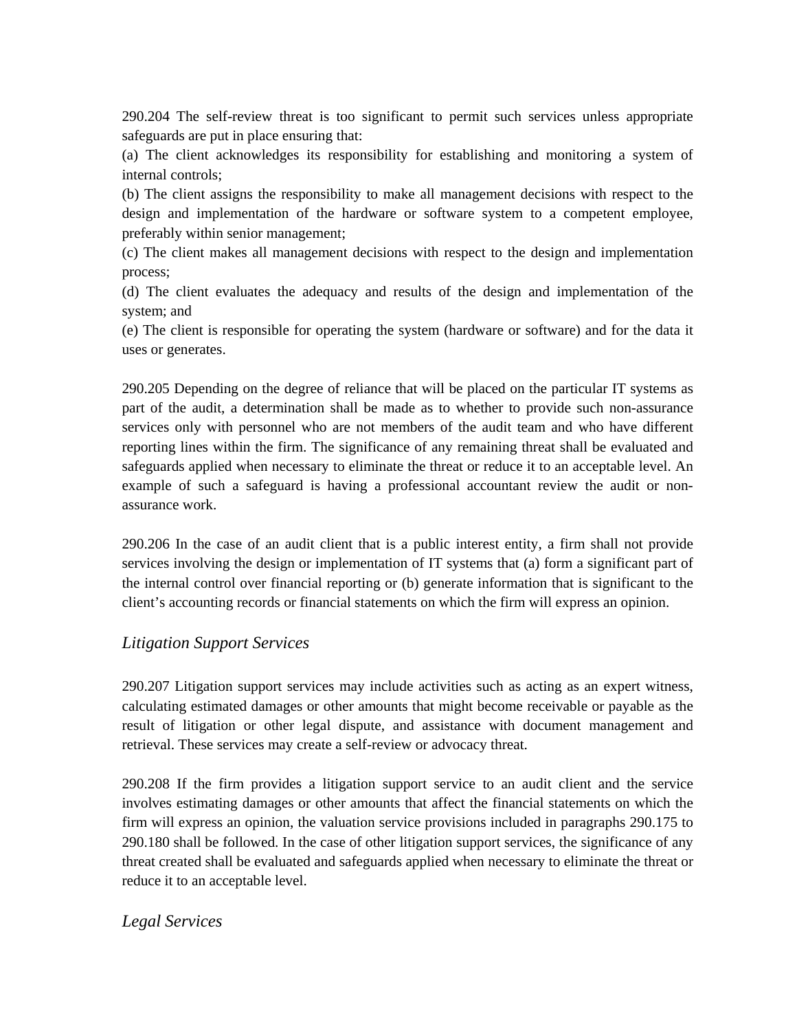290.204 The self-review threat is too significant to permit such services unless appropriate safeguards are put in place ensuring that:

(a) The client acknowledges its responsibility for establishing and monitoring a system of internal controls;

(b) The client assigns the responsibility to make all management decisions with respect to the design and implementation of the hardware or software system to a competent employee, preferably within senior management;

(c) The client makes all management decisions with respect to the design and implementation process;

(d) The client evaluates the adequacy and results of the design and implementation of the system; and

(e) The client is responsible for operating the system (hardware or software) and for the data it uses or generates.

290.205 Depending on the degree of reliance that will be placed on the particular IT systems as part of the audit, a determination shall be made as to whether to provide such non-assurance services only with personnel who are not members of the audit team and who have different reporting lines within the firm. The significance of any remaining threat shall be evaluated and safeguards applied when necessary to eliminate the threat or reduce it to an acceptable level. An example of such a safeguard is having a professional accountant review the audit or non-assurance work.

290.206 In the case of an audit client that is a public interest entity, a firm shall not provide services involving the design or implementation of IT systems that (a) form a significant part of the internal control over financial reporting or (b) generate information that is significant to the client's accounting records or financial statements on which the firm will express an opinion.

### *Litigation Support Services*

290.207 Litigation support services may include activities such as acting as an expert witness, calculating estimated damages or other amounts that might become receivable or payable as the result of litigation or other legal dispute, and assistance with document management and retrieval. These services may create a self-review or advocacy threat.

290.208 If the firm provides a litigation support service to an audit client and the service involves estimating damages or other amounts that affect the financial statements on which the firm will express an opinion, the valuation service provisions included in paragraphs 290.175 to 290.180 shall be followed. In the case of other litigation support services, the significance of any threat created shall be evaluated and safeguards applied when necessary to eliminate the threat or reduce it to an acceptable level.

### *Legal Services*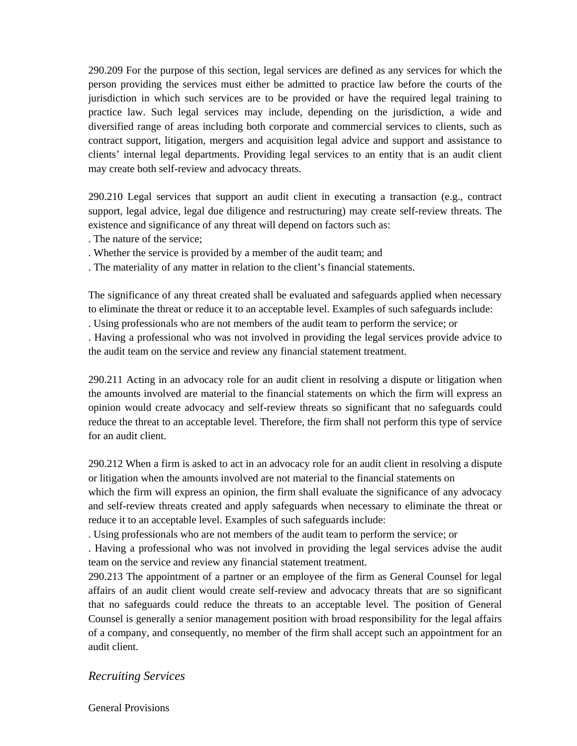290.209 For the purpose of this section, legal services are defined as any services for which the person providing the services must either be admitted to practice law before the courts of the jurisdiction in which such services are to be provided or have the required legal training to practice law. Such legal services may include, depending on the jurisdiction, a wide and diversified range of areas including both corporate and commercial services to clients, such as contract support, litigation, mergers and acquisition legal advice and support and assistance to clients' internal legal departments. Providing legal services to an entity that is an audit client may create both self-review and advocacy threats.

290.210 Legal services that support an audit client in executing a transaction (e.g., contract support, legal advice, legal due diligence and restructuring) may create self-review threats. The existence and significance of any threat will depend on factors such as:

- The nature of the service;
- Whether the service is provided by a member of the audit team; and
- The materiality of any matter in relation to the client's financial statements.

The significance of any threat created shall be evaluated and safeguards applied when necessary to eliminate the threat or reduce it to an acceptable level. Examples of such safeguards include:

- Using professionals who are not members of the audit team to perform the service; or
- Having a professional who was not involved in providing the legal services provide advice to the audit team on the service and review any financial statement treatment.

290.211 Acting in an advocacy role for an audit client in resolving a dispute or litigation when the amounts involved are material to the financial statements on which the firm will express an opinion would create advocacy and self-review threats so significant that no safeguards could reduce the threat to an acceptable level. Therefore, the firm shall not perform this type of service for an audit client.

290.212 When a firm is asked to act in an advocacy role for an audit client in resolving a dispute or litigation when the amounts involved are not material to the financial statements on which the firm will express an opinion, the firm shall evaluate the significance of any advocacy and self-review threats created and apply safeguards when necessary to eliminate the threat or reduce it to an acceptable level. Examples of such safeguards include:

- Using professionals who are not members of the audit team to perform the service; or
- Having a professional who was not involved in providing the legal services advise the audit team on the service and review any financial statement treatment.

290.213 The appointment of a partner or an employee of the firm as General Counsel for legal affairs of an audit client would create self-review and advocacy threats that are so significant that no safeguards could reduce the threats to an acceptable level. The position of General Counsel is generally a senior management position with broad responsibility for the legal affairs of a company, and consequently, no member of the firm shall accept such an appointment for an audit client.

### *Recruiting Services*

General Provisions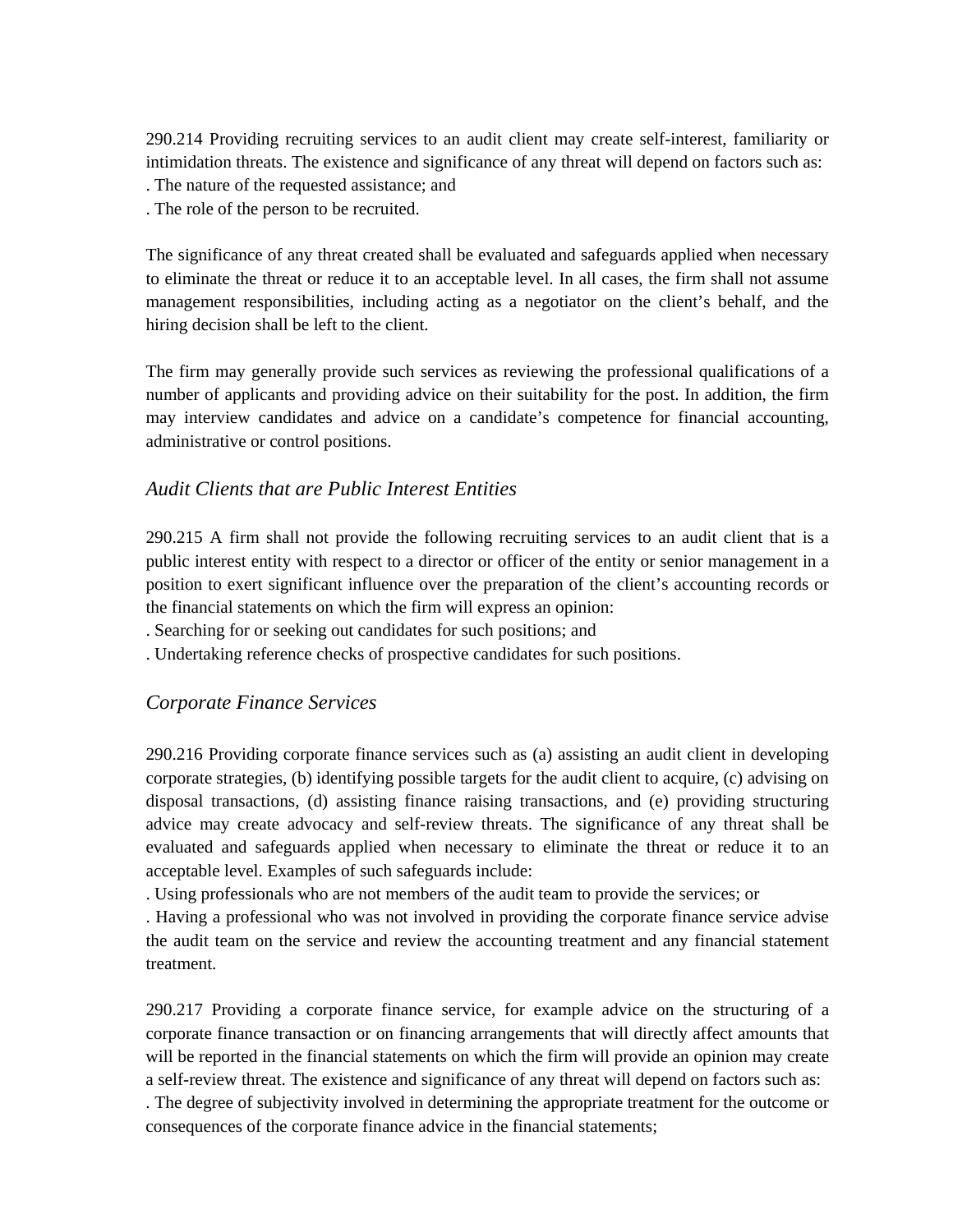290.214 Providing recruiting services to an audit client may create self-interest, familiarity or intimidation threats. The existence and significance of any threat will depend on factors such as:

. The nature of the requested assistance; and

. The role of the person to be recruited.

The significance of any threat created shall be evaluated and safeguards applied when necessary to eliminate the threat or reduce it to an acceptable level. In all cases, the firm shall not assume management responsibilities, including acting as a negotiator on the client's behalf, and the hiring decision shall be left to the client.

The firm may generally provide such services as reviewing the professional qualifications of a number of applicants and providing advice on their suitability for the post. In addition, the firm may interview candidates and advice on a candidate's competence for financial accounting, administrative or control positions.

### *Audit Clients that are Public Interest Entities*

290.215 A firm shall not provide the following recruiting services to an audit client that is a public interest entity with respect to a director or officer of the entity or senior management in a position to exert significant influence over the preparation of the client's accounting records or the financial statements on which the firm will express an opinion:

. Searching for or seeking out candidates for such positions; and

. Undertaking reference checks of prospective candidates for such positions.

### *Corporate Finance Services*

290.216 Providing corporate finance services such as (a) assisting an audit client in developing corporate strategies, (b) identifying possible targets for the audit client to acquire, (c) advising on disposal transactions, (d) assisting finance raising transactions, and (e) providing structuring advice may create advocacy and self-review threats. The significance of any threat shall be evaluated and safeguards applied when necessary to eliminate the threat or reduce it to an acceptable level. Examples of such safeguards include:

. Using professionals who are not members of the audit team to provide the services; or

. Having a professional who was not involved in providing the corporate finance service advise the audit team on the service and review the accounting treatment and any financial statement treatment.

290.217 Providing a corporate finance service, for example advice on the structuring of a corporate finance transaction or on financing arrangements that will directly affect amounts that will be reported in the financial statements on which the firm will provide an opinion may create a self-review threat. The existence and significance of any threat will depend on factors such as:

. The degree of subjectivity involved in determining the appropriate treatment for the outcome or consequences of the corporate finance advice in the financial statements;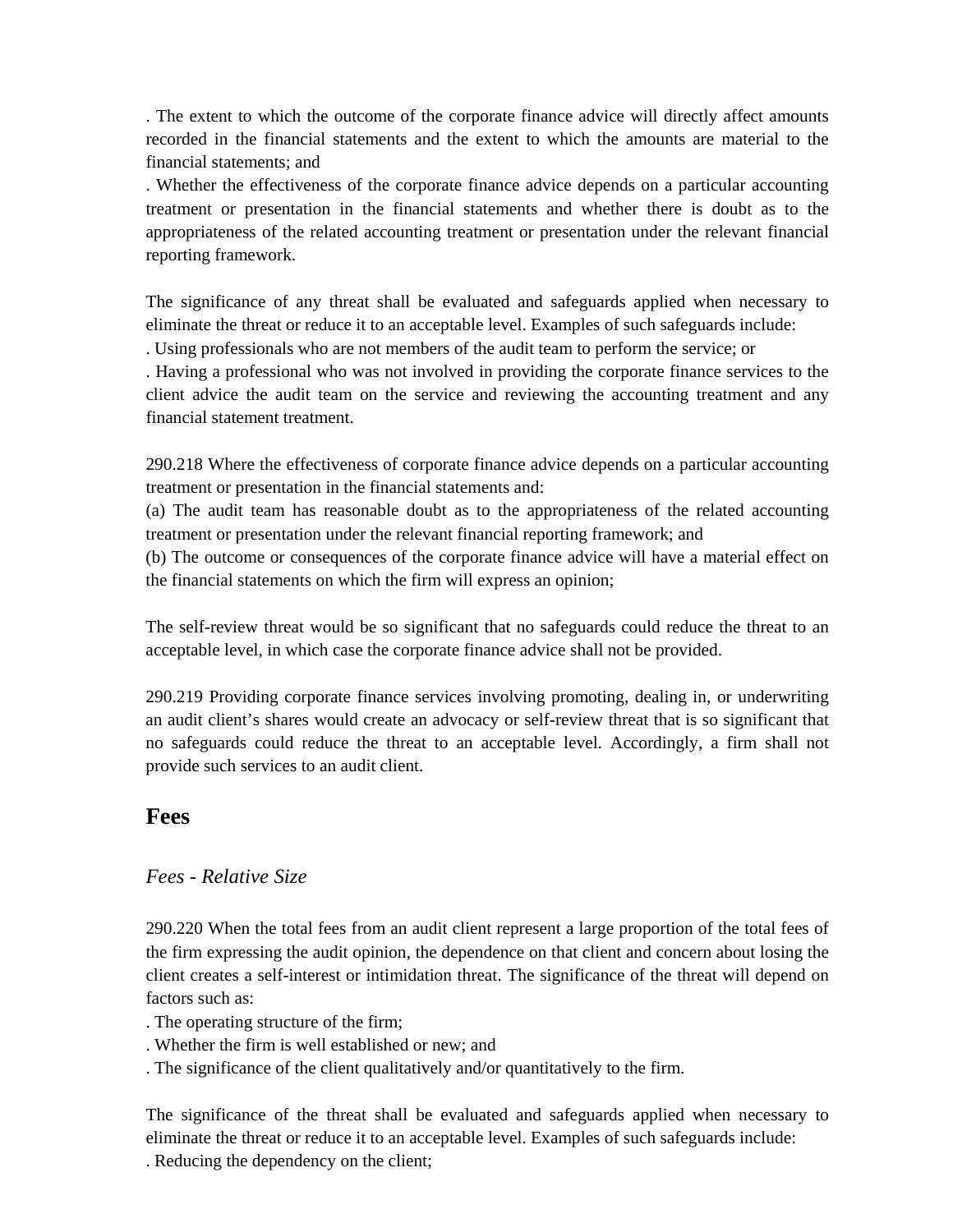. The extent to which the outcome of the corporate finance advice will directly affect amounts recorded in the financial statements and the extent to which the amounts are material to the financial statements; and

. Whether the effectiveness of the corporate finance advice depends on a particular accounting treatment or presentation in the financial statements and whether there is doubt as to the appropriateness of the related accounting treatment or presentation under the relevant financial reporting framework.

The significance of any threat shall be evaluated and safeguards applied when necessary to eliminate the threat or reduce it to an acceptable level. Examples of such safeguards include:

. Using professionals who are not members of the audit team to perform the service; or

. Having a professional who was not involved in providing the corporate finance services to the client advice the audit team on the service and reviewing the accounting treatment and any financial statement treatment.

290.218 Where the effectiveness of corporate finance advice depends on a particular accounting treatment or presentation in the financial statements and:

(a) The audit team has reasonable doubt as to the appropriateness of the related accounting treatment or presentation under the relevant financial reporting framework; and

(b) The outcome or consequences of the corporate finance advice will have a material effect on the financial statements on which the firm will express an opinion;

The self-review threat would be so significant that no safeguards could reduce the threat to an acceptable level, in which case the corporate finance advice shall not be provided.

290.219 Providing corporate finance services involving promoting, dealing in, or underwriting an audit client's shares would create an advocacy or self-review threat that is so significant that no safeguards could reduce the threat to an acceptable level. Accordingly, a firm shall not provide such services to an audit client.

## Fees

### *Fees - Relative Size*

290.220 When the total fees from an audit client represent a large proportion of the total fees of the firm expressing the audit opinion, the dependence on that client and concern about losing the client creates a self-interest or intimidation threat. The significance of the threat will depend on factors such as:

. The operating structure of the firm;

. Whether the firm is well established or new; and

. The significance of the client qualitatively and/or quantitatively to the firm.

The significance of the threat shall be evaluated and safeguards applied when necessary to eliminate the threat or reduce it to an acceptable level. Examples of such safeguards include:

. Reducing the dependency on the client;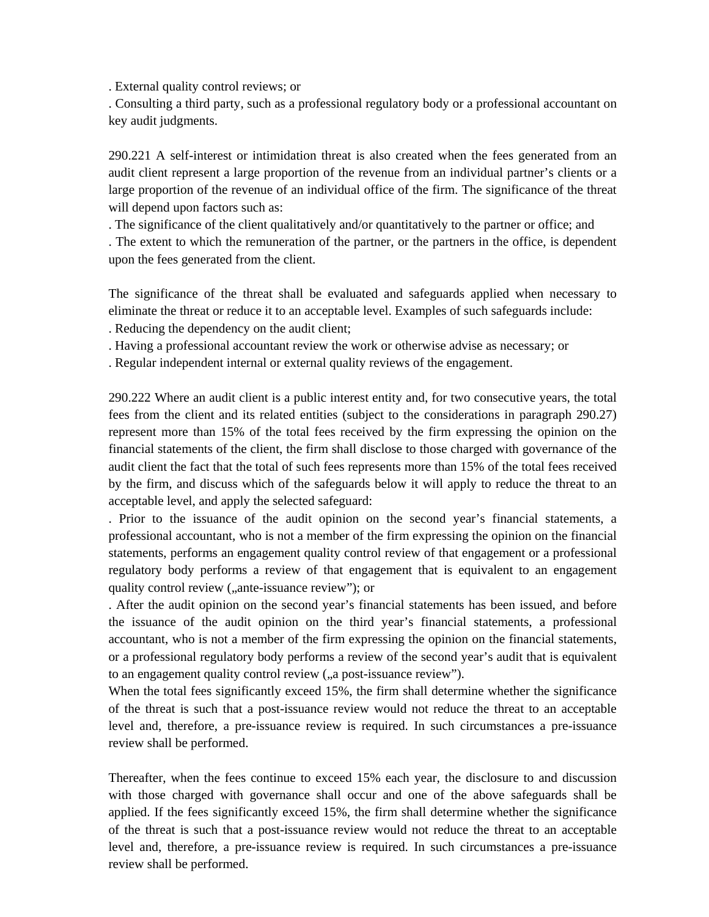. External quality control reviews; or
. Consulting a third party, such as a professional regulatory body or a professional accountant on key audit judgments.

290.221 A self-interest or intimidation threat is also created when the fees generated from an audit client represent a large proportion of the revenue from an individual partner's clients or a large proportion of the revenue of an individual office of the firm. The significance of the threat will depend upon factors such as:
. The significance of the client qualitatively and/or quantitatively to the partner or office; and
. The extent to which the remuneration of the partner, or the partners in the office, is dependent upon the fees generated from the client.

The significance of the threat shall be evaluated and safeguards applied when necessary to eliminate the threat or reduce it to an acceptable level. Examples of such safeguards include:
. Reducing the dependency on the audit client;
. Having a professional accountant review the work or otherwise advise as necessary; or
. Regular independent internal or external quality reviews of the engagement.

290.222 Where an audit client is a public interest entity and, for two consecutive years, the total fees from the client and its related entities (subject to the considerations in paragraph 290.27) represent more than 15% of the total fees received by the firm expressing the opinion on the financial statements of the client, the firm shall disclose to those charged with governance of the audit client the fact that the total of such fees represents more than 15% of the total fees received by the firm, and discuss which of the safeguards below it will apply to reduce the threat to an acceptable level, and apply the selected safeguard:
. Prior to the issuance of the audit opinion on the second year's financial statements, a professional accountant, who is not a member of the firm expressing the opinion on the financial statements, performs an engagement quality control review of that engagement or a professional regulatory body performs a review of that engagement that is equivalent to an engagement quality control review („ante-issuance review"); or
. After the audit opinion on the second year's financial statements has been issued, and before the issuance of the audit opinion on the third year's financial statements, a professional accountant, who is not a member of the firm expressing the opinion on the financial statements, or a professional regulatory body performs a review of the second year's audit that is equivalent to an engagement quality control review („a post-issuance review").
When the total fees significantly exceed 15%, the firm shall determine whether the significance of the threat is such that a post-issuance review would not reduce the threat to an acceptable level and, therefore, a pre-issuance review is required. In such circumstances a pre-issuance review shall be performed.

Thereafter, when the fees continue to exceed 15% each year, the disclosure to and discussion with those charged with governance shall occur and one of the above safeguards shall be applied. If the fees significantly exceed 15%, the firm shall determine whether the significance of the threat is such that a post-issuance review would not reduce the threat to an acceptable level and, therefore, a pre-issuance review is required. In such circumstances a pre-issuance review shall be performed.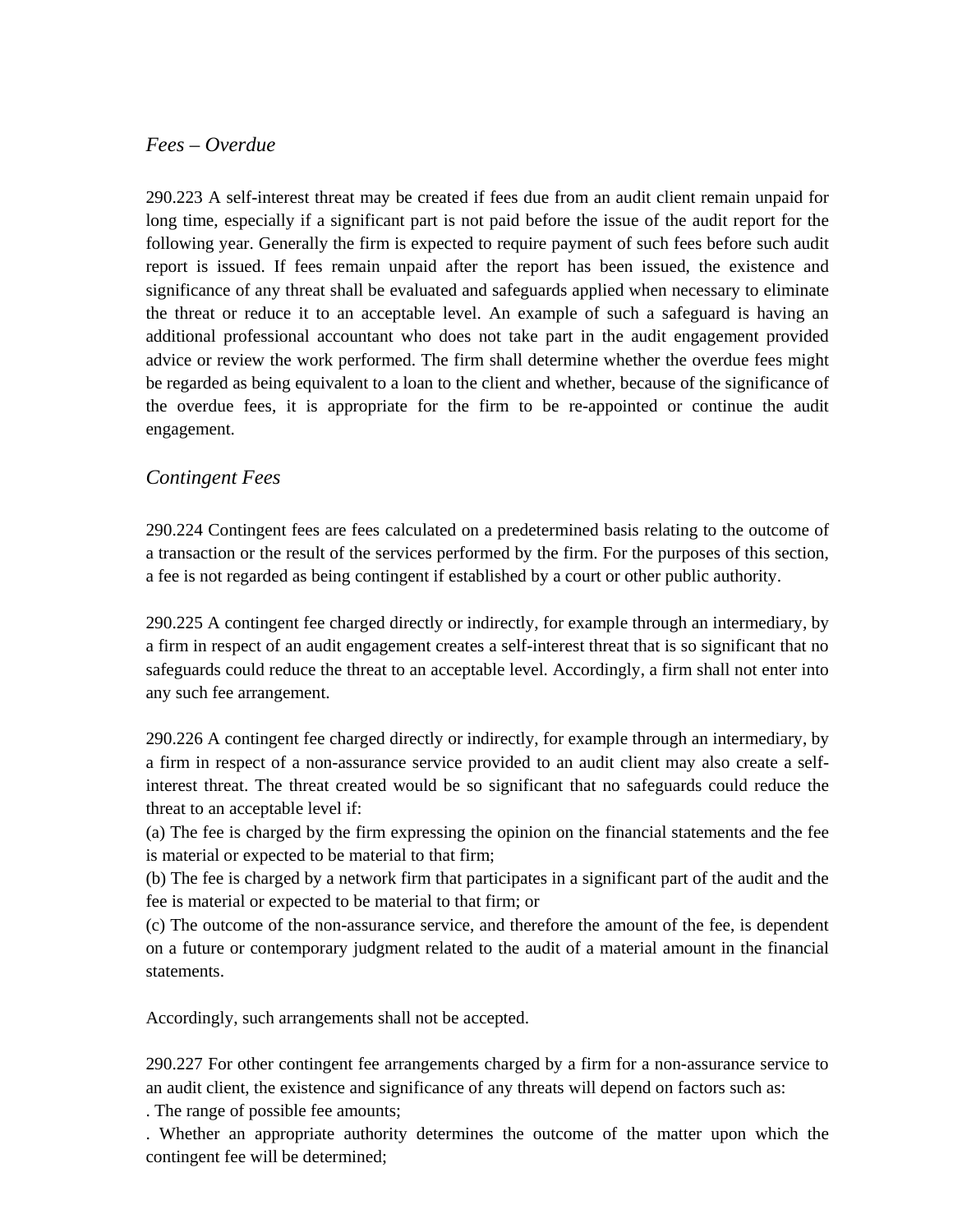### *Fees – Overdue*

290.223 A self-interest threat may be created if fees due from an audit client remain unpaid for long time, especially if a significant part is not paid before the issue of the audit report for the following year. Generally the firm is expected to require payment of such fees before such audit report is issued. If fees remain unpaid after the report has been issued, the existence and significance of any threat shall be evaluated and safeguards applied when necessary to eliminate the threat or reduce it to an acceptable level. An example of such a safeguard is having an additional professional accountant who does not take part in the audit engagement provided advice or review the work performed. The firm shall determine whether the overdue fees might be regarded as being equivalent to a loan to the client and whether, because of the significance of the overdue fees, it is appropriate for the firm to be re-appointed or continue the audit engagement.

### *Contingent Fees*

290.224 Contingent fees are fees calculated on a predetermined basis relating to the outcome of a transaction or the result of the services performed by the firm. For the purposes of this section, a fee is not regarded as being contingent if established by a court or other public authority.

290.225 A contingent fee charged directly or indirectly, for example through an intermediary, by a firm in respect of an audit engagement creates a self-interest threat that is so significant that no safeguards could reduce the threat to an acceptable level. Accordingly, a firm shall not enter into any such fee arrangement.

290.226 A contingent fee charged directly or indirectly, for example through an intermediary, by a firm in respect of a non-assurance service provided to an audit client may also create a self-interest threat. The threat created would be so significant that no safeguards could reduce the threat to an acceptable level if:
(a) The fee is charged by the firm expressing the opinion on the financial statements and the fee is material or expected to be material to that firm;
(b) The fee is charged by a network firm that participates in a significant part of the audit and the fee is material or expected to be material to that firm; or
(c) The outcome of the non-assurance service, and therefore the amount of the fee, is dependent on a future or contemporary judgment related to the audit of a material amount in the financial statements.

Accordingly, such arrangements shall not be accepted.

290.227 For other contingent fee arrangements charged by a firm for a non-assurance service to an audit client, the existence and significance of any threats will depend on factors such as:
. The range of possible fee amounts;
. Whether an appropriate authority determines the outcome of the matter upon which the contingent fee will be determined;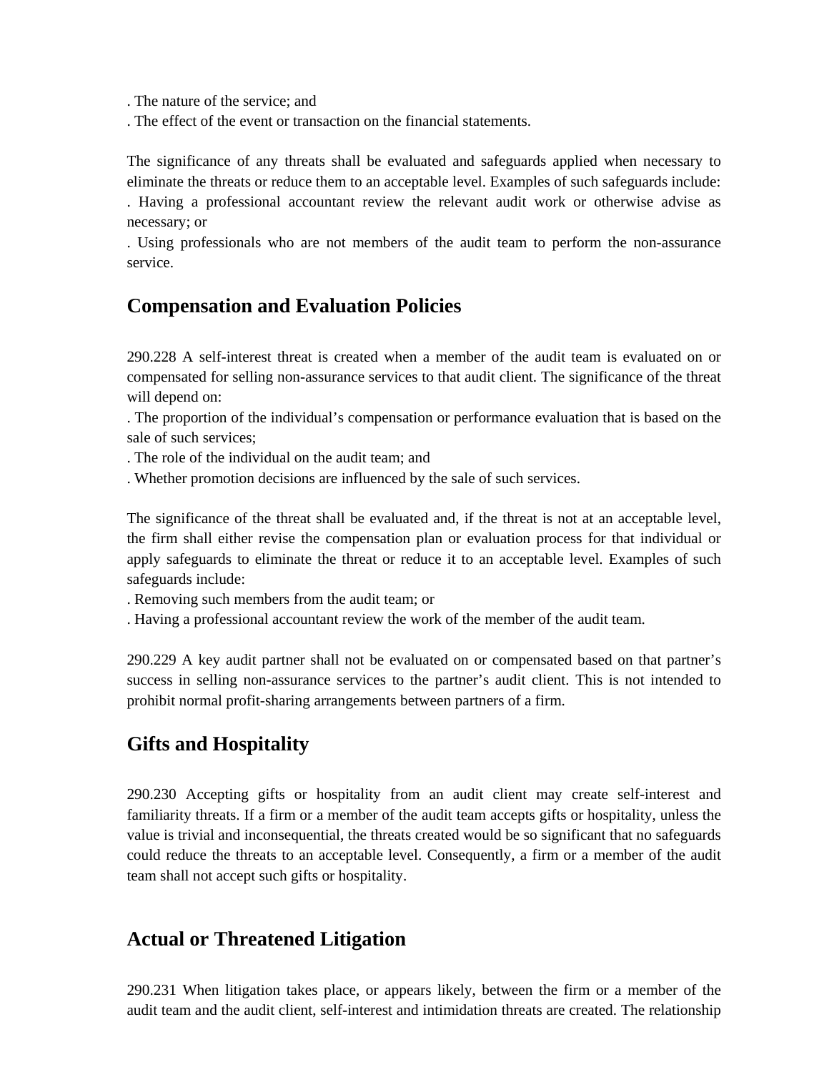. The nature of the service; and
. The effect of the event or transaction on the financial statements.

The significance of any threats shall be evaluated and safeguards applied when necessary to eliminate the threats or reduce them to an acceptable level. Examples of such safeguards include:
. Having a professional accountant review the relevant audit work or otherwise advise as necessary; or
. Using professionals who are not members of the audit team to perform the non-assurance service.

## Compensation and Evaluation Policies

290.228 A self-interest threat is created when a member of the audit team is evaluated on or compensated for selling non-assurance services to that audit client. The significance of the threat will depend on:
. The proportion of the individual's compensation or performance evaluation that is based on the sale of such services;
. The role of the individual on the audit team; and
. Whether promotion decisions are influenced by the sale of such services.

The significance of the threat shall be evaluated and, if the threat is not at an acceptable level, the firm shall either revise the compensation plan or evaluation process for that individual or apply safeguards to eliminate the threat or reduce it to an acceptable level. Examples of such safeguards include:
. Removing such members from the audit team; or
. Having a professional accountant review the work of the member of the audit team.

290.229 A key audit partner shall not be evaluated on or compensated based on that partner's success in selling non-assurance services to the partner's audit client. This is not intended to prohibit normal profit-sharing arrangements between partners of a firm.

## Gifts and Hospitality

290.230 Accepting gifts or hospitality from an audit client may create self-interest and familiarity threats. If a firm or a member of the audit team accepts gifts or hospitality, unless the value is trivial and inconsequential, the threats created would be so significant that no safeguards could reduce the threats to an acceptable level. Consequently, a firm or a member of the audit team shall not accept such gifts or hospitality.

## Actual or Threatened Litigation

290.231 When litigation takes place, or appears likely, between the firm or a member of the audit team and the audit client, self-interest and intimidation threats are created. The relationship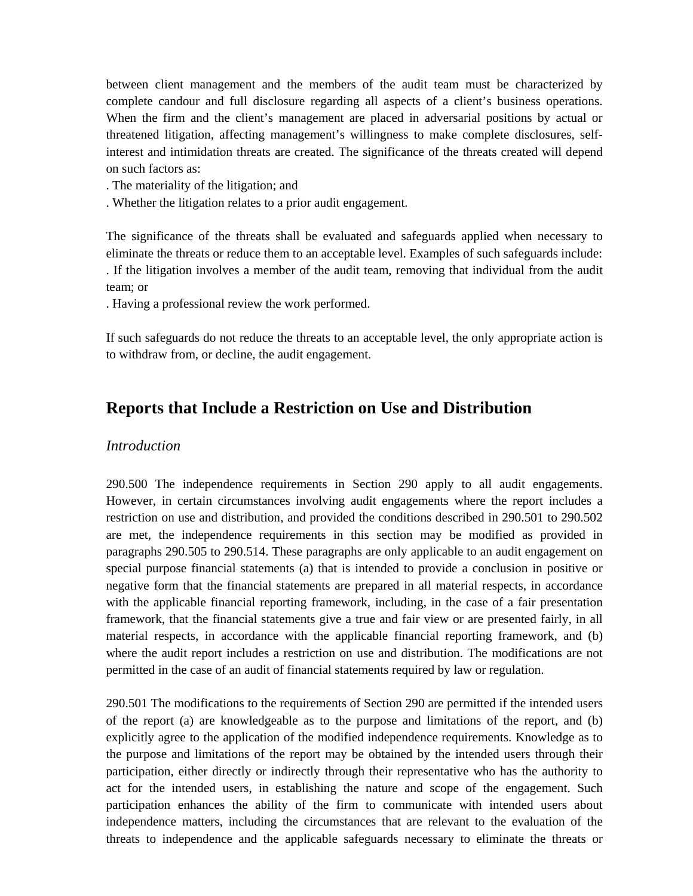between client management and the members of the audit team must be characterized by complete candour and full disclosure regarding all aspects of a client's business operations. When the firm and the client's management are placed in adversarial positions by actual or threatened litigation, affecting management's willingness to make complete disclosures, self-interest and intimidation threats are created. The significance of the threats created will depend on such factors as:

. The materiality of the litigation; and

. Whether the litigation relates to a prior audit engagement.

The significance of the threats shall be evaluated and safeguards applied when necessary to eliminate the threats or reduce them to an acceptable level. Examples of such safeguards include:

. If the litigation involves a member of the audit team, removing that individual from the audit team; or

. Having a professional review the work performed.

If such safeguards do not reduce the threats to an acceptable level, the only appropriate action is to withdraw from, or decline, the audit engagement.

## Reports that Include a Restriction on Use and Distribution

### *Introduction*

290.500 The independence requirements in Section 290 apply to all audit engagements. However, in certain circumstances involving audit engagements where the report includes a restriction on use and distribution, and provided the conditions described in 290.501 to 290.502 are met, the independence requirements in this section may be modified as provided in paragraphs 290.505 to 290.514. These paragraphs are only applicable to an audit engagement on special purpose financial statements (a) that is intended to provide a conclusion in positive or negative form that the financial statements are prepared in all material respects, in accordance with the applicable financial reporting framework, including, in the case of a fair presentation framework, that the financial statements give a true and fair view or are presented fairly, in all material respects, in accordance with the applicable financial reporting framework, and (b) where the audit report includes a restriction on use and distribution. The modifications are not permitted in the case of an audit of financial statements required by law or regulation.

290.501 The modifications to the requirements of Section 290 are permitted if the intended users of the report (a) are knowledgeable as to the purpose and limitations of the report, and (b) explicitly agree to the application of the modified independence requirements. Knowledge as to the purpose and limitations of the report may be obtained by the intended users through their participation, either directly or indirectly through their representative who has the authority to act for the intended users, in establishing the nature and scope of the engagement. Such participation enhances the ability of the firm to communicate with intended users about independence matters, including the circumstances that are relevant to the evaluation of the threats to independence and the applicable safeguards necessary to eliminate the threats or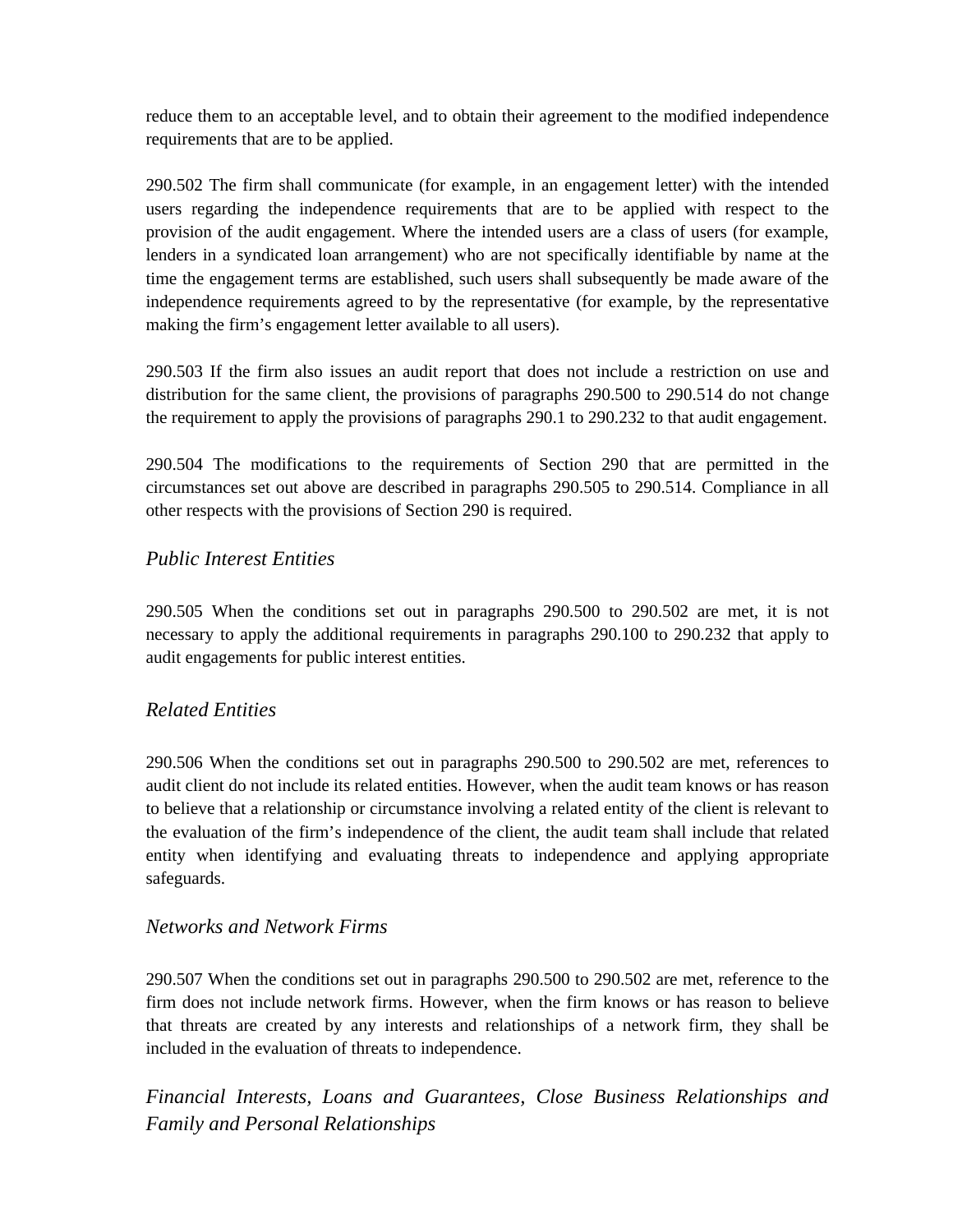reduce them to an acceptable level, and to obtain their agreement to the modified independence requirements that are to be applied.

290.502 The firm shall communicate (for example, in an engagement letter) with the intended users regarding the independence requirements that are to be applied with respect to the provision of the audit engagement. Where the intended users are a class of users (for example, lenders in a syndicated loan arrangement) who are not specifically identifiable by name at the time the engagement terms are established, such users shall subsequently be made aware of the independence requirements agreed to by the representative (for example, by the representative making the firm's engagement letter available to all users).

290.503 If the firm also issues an audit report that does not include a restriction on use and distribution for the same client, the provisions of paragraphs 290.500 to 290.514 do not change the requirement to apply the provisions of paragraphs 290.1 to 290.232 to that audit engagement.

290.504 The modifications to the requirements of Section 290 that are permitted in the circumstances set out above are described in paragraphs 290.505 to 290.514. Compliance in all other respects with the provisions of Section 290 is required.

### *Public Interest Entities*

290.505 When the conditions set out in paragraphs 290.500 to 290.502 are met, it is not necessary to apply the additional requirements in paragraphs 290.100 to 290.232 that apply to audit engagements for public interest entities.

### *Related Entities*

290.506 When the conditions set out in paragraphs 290.500 to 290.502 are met, references to audit client do not include its related entities. However, when the audit team knows or has reason to believe that a relationship or circumstance involving a related entity of the client is relevant to the evaluation of the firm's independence of the client, the audit team shall include that related entity when identifying and evaluating threats to independence and applying appropriate safeguards.

### *Networks and Network Firms*

290.507 When the conditions set out in paragraphs 290.500 to 290.502 are met, reference to the firm does not include network firms. However, when the firm knows or has reason to believe that threats are created by any interests and relationships of a network firm, they shall be included in the evaluation of threats to independence.

### *Financial Interests, Loans and Guarantees, Close Business Relationships and Family and Personal Relationships*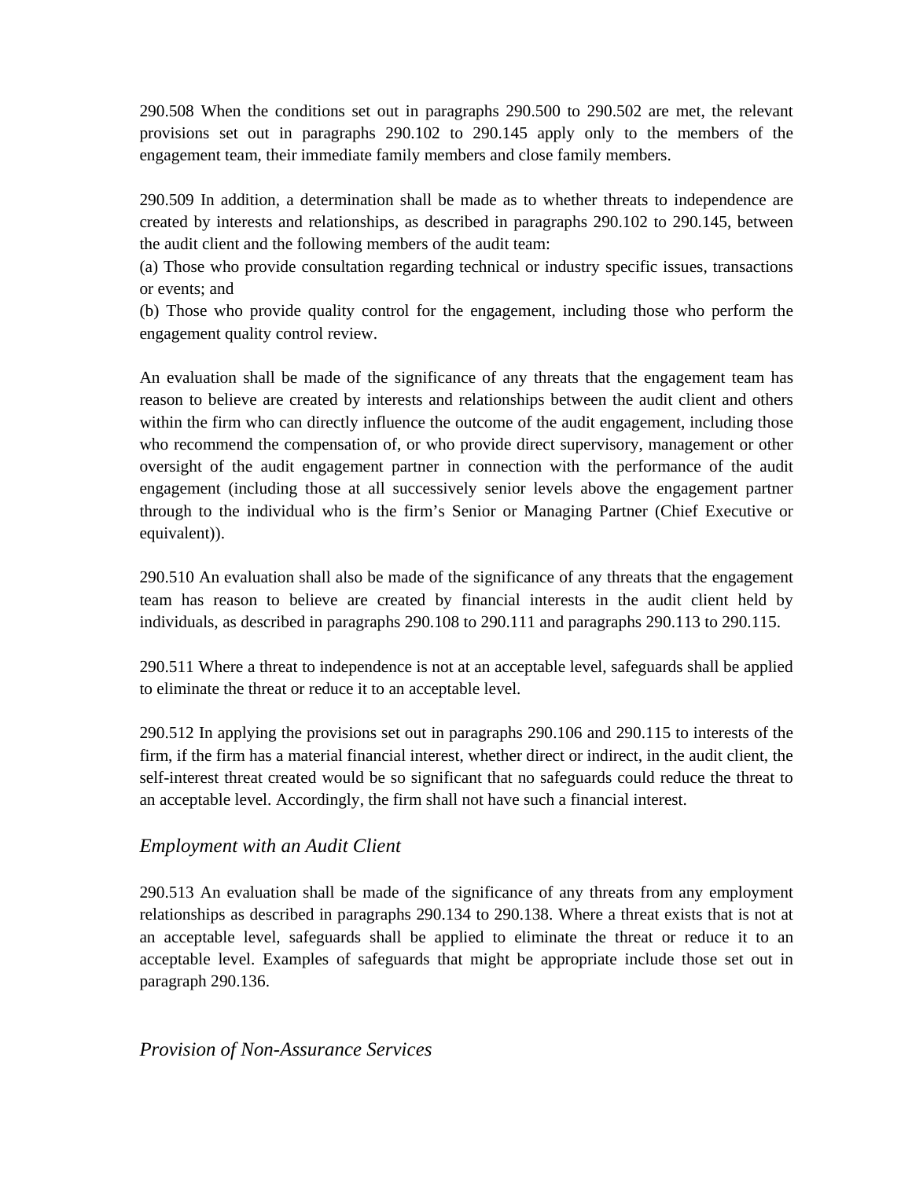290.508 When the conditions set out in paragraphs 290.500 to 290.502 are met, the relevant provisions set out in paragraphs 290.102 to 290.145 apply only to the members of the engagement team, their immediate family members and close family members.

290.509 In addition, a determination shall be made as to whether threats to independence are created by interests and relationships, as described in paragraphs 290.102 to 290.145, between the audit client and the following members of the audit team:

(a) Those who provide consultation regarding technical or industry specific issues, transactions or events; and

(b) Those who provide quality control for the engagement, including those who perform the engagement quality control review.

An evaluation shall be made of the significance of any threats that the engagement team has reason to believe are created by interests and relationships between the audit client and others within the firm who can directly influence the outcome of the audit engagement, including those who recommend the compensation of, or who provide direct supervisory, management or other oversight of the audit engagement partner in connection with the performance of the audit engagement (including those at all successively senior levels above the engagement partner through to the individual who is the firm's Senior or Managing Partner (Chief Executive or equivalent)).

290.510 An evaluation shall also be made of the significance of any threats that the engagement team has reason to believe are created by financial interests in the audit client held by individuals, as described in paragraphs 290.108 to 290.111 and paragraphs 290.113 to 290.115.

290.511 Where a threat to independence is not at an acceptable level, safeguards shall be applied to eliminate the threat or reduce it to an acceptable level.

290.512 In applying the provisions set out in paragraphs 290.106 and 290.115 to interests of the firm, if the firm has a material financial interest, whether direct or indirect, in the audit client, the self-interest threat created would be so significant that no safeguards could reduce the threat to an acceptable level. Accordingly, the firm shall not have such a financial interest.

### *Employment with an Audit Client*

290.513 An evaluation shall be made of the significance of any threats from any employment relationships as described in paragraphs 290.134 to 290.138. Where a threat exists that is not at an acceptable level, safeguards shall be applied to eliminate the threat or reduce it to an acceptable level. Examples of safeguards that might be appropriate include those set out in paragraph 290.136.

### *Provision of Non-Assurance Services*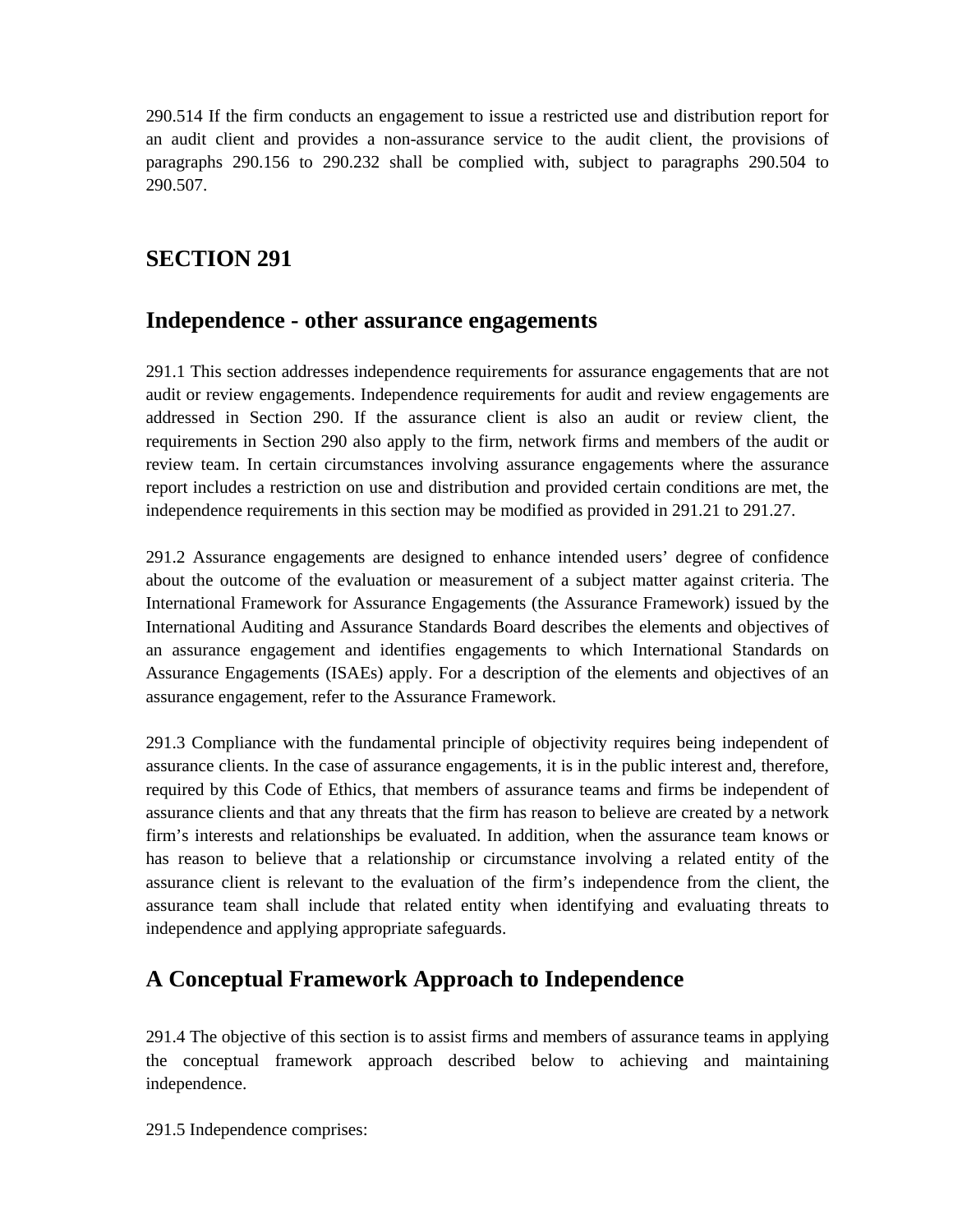290.514 If the firm conducts an engagement to issue a restricted use and distribution report for an audit client and provides a non-assurance service to the audit client, the provisions of paragraphs 290.156 to 290.232 shall be complied with, subject to paragraphs 290.504 to 290.507.

## SECTION 291

## Independence - other assurance engagements

291.1 This section addresses independence requirements for assurance engagements that are not audit or review engagements. Independence requirements for audit and review engagements are addressed in Section 290. If the assurance client is also an audit or review client, the requirements in Section 290 also apply to the firm, network firms and members of the audit or review team. In certain circumstances involving assurance engagements where the assurance report includes a restriction on use and distribution and provided certain conditions are met, the independence requirements in this section may be modified as provided in 291.21 to 291.27.

291.2 Assurance engagements are designed to enhance intended users' degree of confidence about the outcome of the evaluation or measurement of a subject matter against criteria. The International Framework for Assurance Engagements (the Assurance Framework) issued by the International Auditing and Assurance Standards Board describes the elements and objectives of an assurance engagement and identifies engagements to which International Standards on Assurance Engagements (ISAEs) apply. For a description of the elements and objectives of an assurance engagement, refer to the Assurance Framework.

291.3 Compliance with the fundamental principle of objectivity requires being independent of assurance clients. In the case of assurance engagements, it is in the public interest and, therefore, required by this Code of Ethics, that members of assurance teams and firms be independent of assurance clients and that any threats that the firm has reason to believe are created by a network firm's interests and relationships be evaluated. In addition, when the assurance team knows or has reason to believe that a relationship or circumstance involving a related entity of the assurance client is relevant to the evaluation of the firm's independence from the client, the assurance team shall include that related entity when identifying and evaluating threats to independence and applying appropriate safeguards.

## A Conceptual Framework Approach to Independence

291.4 The objective of this section is to assist firms and members of assurance teams in applying the conceptual framework approach described below to achieving and maintaining independence.

291.5 Independence comprises: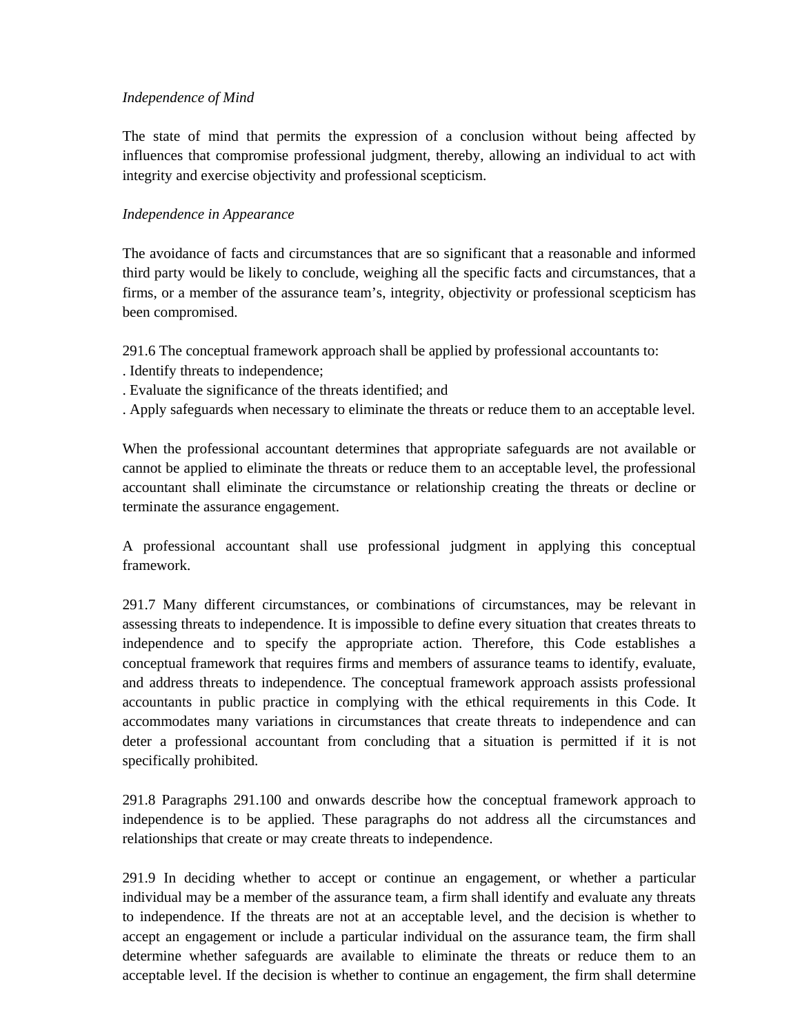*Independence of Mind*

The state of mind that permits the expression of a conclusion without being affected by influences that compromise professional judgment, thereby, allowing an individual to act with integrity and exercise objectivity and professional scepticism.

*Independence in Appearance*

The avoidance of facts and circumstances that are so significant that a reasonable and informed third party would be likely to conclude, weighing all the specific facts and circumstances, that a firms, or a member of the assurance team's, integrity, objectivity or professional scepticism has been compromised.

291.6 The conceptual framework approach shall be applied by professional accountants to:
. Identify threats to independence;
. Evaluate the significance of the threats identified; and
. Apply safeguards when necessary to eliminate the threats or reduce them to an acceptable level.

When the professional accountant determines that appropriate safeguards are not available or cannot be applied to eliminate the threats or reduce them to an acceptable level, the professional accountant shall eliminate the circumstance or relationship creating the threats or decline or terminate the assurance engagement.

A professional accountant shall use professional judgment in applying this conceptual framework.

291.7 Many different circumstances, or combinations of circumstances, may be relevant in assessing threats to independence. It is impossible to define every situation that creates threats to independence and to specify the appropriate action. Therefore, this Code establishes a conceptual framework that requires firms and members of assurance teams to identify, evaluate, and address threats to independence. The conceptual framework approach assists professional accountants in public practice in complying with the ethical requirements in this Code. It accommodates many variations in circumstances that create threats to independence and can deter a professional accountant from concluding that a situation is permitted if it is not specifically prohibited.

291.8 Paragraphs 291.100 and onwards describe how the conceptual framework approach to independence is to be applied. These paragraphs do not address all the circumstances and relationships that create or may create threats to independence.

291.9 In deciding whether to accept or continue an engagement, or whether a particular individual may be a member of the assurance team, a firm shall identify and evaluate any threats to independence. If the threats are not at an acceptable level, and the decision is whether to accept an engagement or include a particular individual on the assurance team, the firm shall determine whether safeguards are available to eliminate the threats or reduce them to an acceptable level. If the decision is whether to continue an engagement, the firm shall determine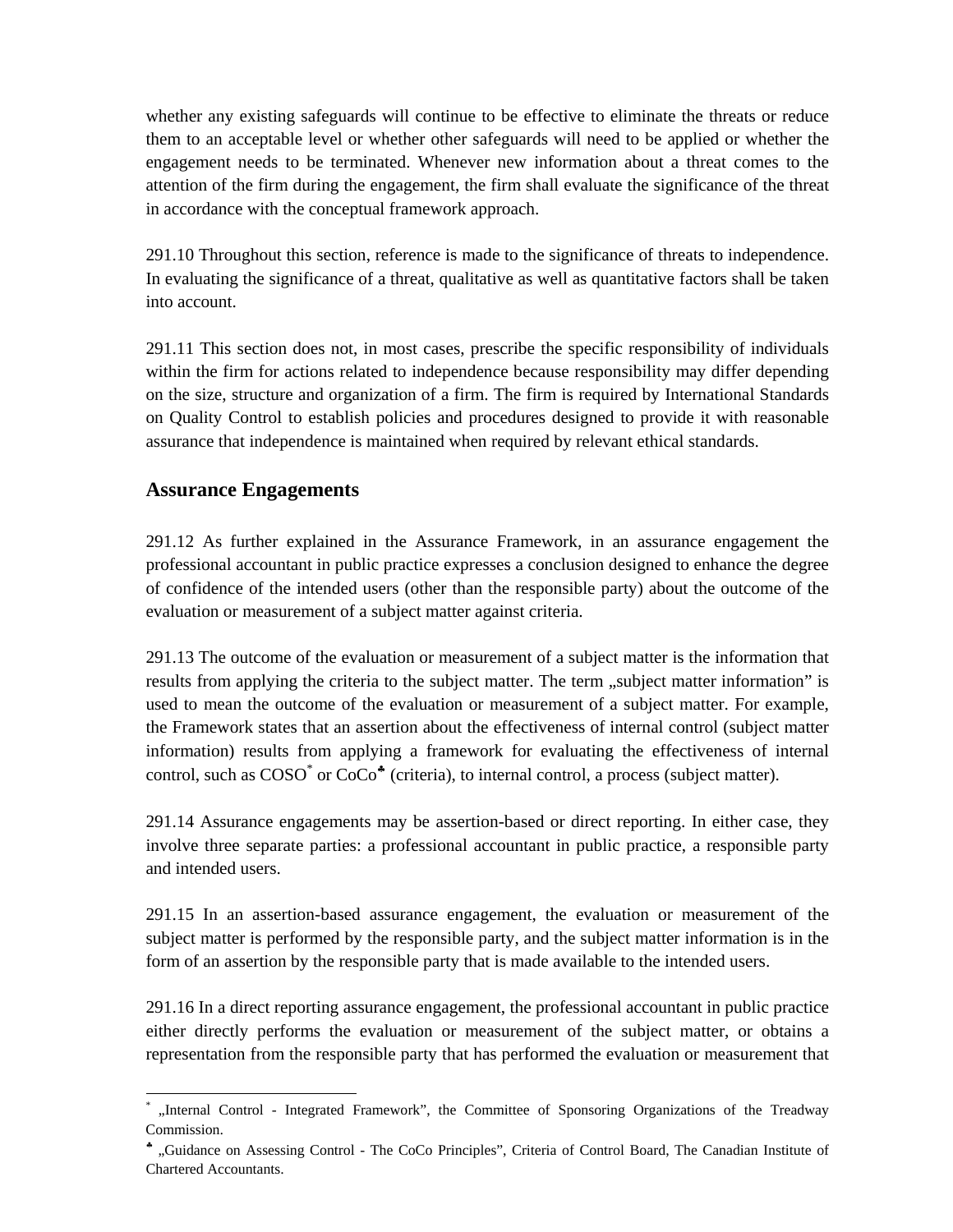whether any existing safeguards will continue to be effective to eliminate the threats or reduce them to an acceptable level or whether other safeguards will need to be applied or whether the engagement needs to be terminated. Whenever new information about a threat comes to the attention of the firm during the engagement, the firm shall evaluate the significance of the threat in accordance with the conceptual framework approach.

291.10 Throughout this section, reference is made to the significance of threats to independence. In evaluating the significance of a threat, qualitative as well as quantitative factors shall be taken into account.

291.11 This section does not, in most cases, prescribe the specific responsibility of individuals within the firm for actions related to independence because responsibility may differ depending on the size, structure and organization of a firm. The firm is required by International Standards on Quality Control to establish policies and procedures designed to provide it with reasonable assurance that independence is maintained when required by relevant ethical standards.

## Assurance Engagements

291.12 As further explained in the Assurance Framework, in an assurance engagement the professional accountant in public practice expresses a conclusion designed to enhance the degree of confidence of the intended users (other than the responsible party) about the outcome of the evaluation or measurement of a subject matter against criteria.

291.13 The outcome of the evaluation or measurement of a subject matter is the information that results from applying the criteria to the subject matter. The term „subject matter information" is used to mean the outcome of the evaluation or measurement of a subject matter. For example, the Framework states that an assertion about the effectiveness of internal control (subject matter information) results from applying a framework for evaluating the effectiveness of internal control, such as COSO[*] or CoCo[♣] (criteria), to internal control, a process (subject matter).

291.14 Assurance engagements may be assertion-based or direct reporting. In either case, they involve three separate parties: a professional accountant in public practice, a responsible party and intended users.

291.15 In an assertion-based assurance engagement, the evaluation or measurement of the subject matter is performed by the responsible party, and the subject matter information is in the form of an assertion by the responsible party that is made available to the intended users.

291.16 In a direct reporting assurance engagement, the professional accountant in public practice either directly performs the evaluation or measurement of the subject matter, or obtains a representation from the responsible party that has performed the evaluation or measurement that

[*] „Internal Control - Integrated Framework", the Committee of Sponsoring Organizations of the Treadway Commission.

[♣] „Guidance on Assessing Control - The CoCo Principles", Criteria of Control Board, The Canadian Institute of Chartered Accountants.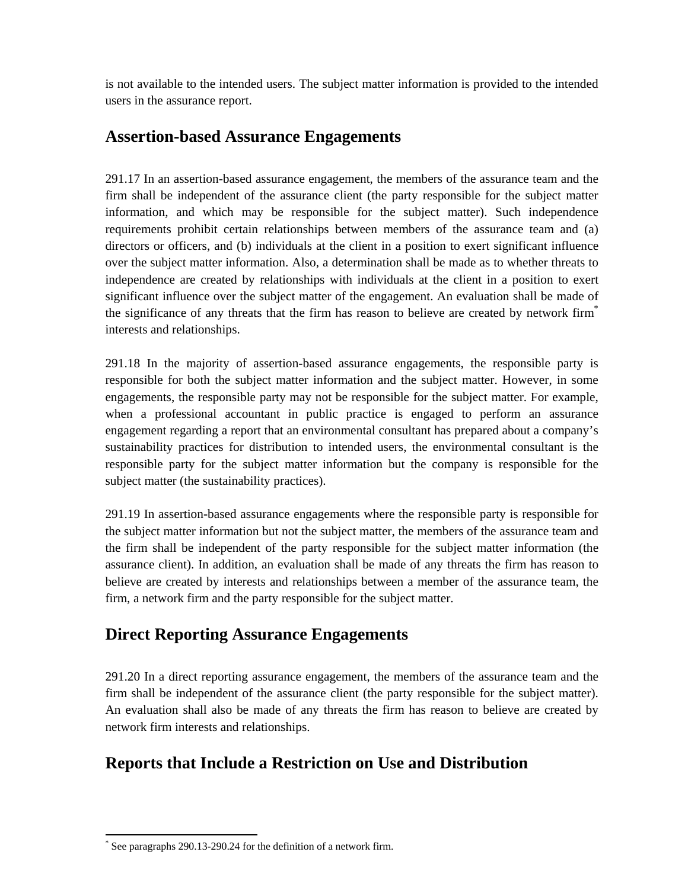is not available to the intended users. The subject matter information is provided to the intended users in the assurance report.

## Assertion-based Assurance Engagements

291.17 In an assertion-based assurance engagement, the members of the assurance team and the firm shall be independent of the assurance client (the party responsible for the subject matter information, and which may be responsible for the subject matter). Such independence requirements prohibit certain relationships between members of the assurance team and (a) directors or officers, and (b) individuals at the client in a position to exert significant influence over the subject matter information. Also, a determination shall be made as to whether threats to independence are created by relationships with individuals at the client in a position to exert significant influence over the subject matter of the engagement. An evaluation shall be made of the significance of any threats that the firm has reason to believe are created by network firm[*] interests and relationships.

291.18 In the majority of assertion-based assurance engagements, the responsible party is responsible for both the subject matter information and the subject matter. However, in some engagements, the responsible party may not be responsible for the subject matter. For example, when a professional accountant in public practice is engaged to perform an assurance engagement regarding a report that an environmental consultant has prepared about a company's sustainability practices for distribution to intended users, the environmental consultant is the responsible party for the subject matter information but the company is responsible for the subject matter (the sustainability practices).

291.19 In assertion-based assurance engagements where the responsible party is responsible for the subject matter information but not the subject matter, the members of the assurance team and the firm shall be independent of the party responsible for the subject matter information (the assurance client). In addition, an evaluation shall be made of any threats the firm has reason to believe are created by interests and relationships between a member of the assurance team, the firm, a network firm and the party responsible for the subject matter.

## Direct Reporting Assurance Engagements

291.20 In a direct reporting assurance engagement, the members of the assurance team and the firm shall be independent of the assurance client (the party responsible for the subject matter). An evaluation shall also be made of any threats the firm has reason to believe are created by network firm interests and relationships.

## Reports that Include a Restriction on Use and Distribution

[*] See paragraphs 290.13-290.24 for the definition of a network firm.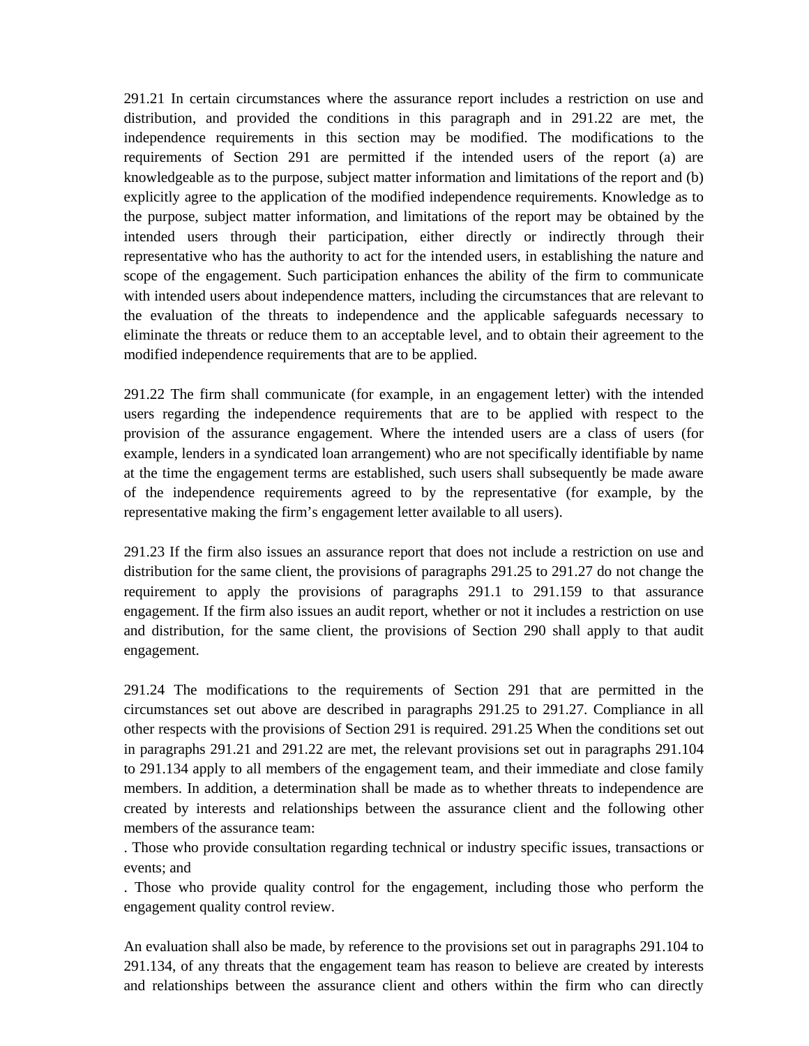291.21 In certain circumstances where the assurance report includes a restriction on use and distribution, and provided the conditions in this paragraph and in 291.22 are met, the independence requirements in this section may be modified. The modifications to the requirements of Section 291 are permitted if the intended users of the report (a) are knowledgeable as to the purpose, subject matter information and limitations of the report and (b) explicitly agree to the application of the modified independence requirements. Knowledge as to the purpose, subject matter information, and limitations of the report may be obtained by the intended users through their participation, either directly or indirectly through their representative who has the authority to act for the intended users, in establishing the nature and scope of the engagement. Such participation enhances the ability of the firm to communicate with intended users about independence matters, including the circumstances that are relevant to the evaluation of the threats to independence and the applicable safeguards necessary to eliminate the threats or reduce them to an acceptable level, and to obtain their agreement to the modified independence requirements that are to be applied.

291.22 The firm shall communicate (for example, in an engagement letter) with the intended users regarding the independence requirements that are to be applied with respect to the provision of the assurance engagement. Where the intended users are a class of users (for example, lenders in a syndicated loan arrangement) who are not specifically identifiable by name at the time the engagement terms are established, such users shall subsequently be made aware of the independence requirements agreed to by the representative (for example, by the representative making the firm's engagement letter available to all users).

291.23 If the firm also issues an assurance report that does not include a restriction on use and distribution for the same client, the provisions of paragraphs 291.25 to 291.27 do not change the requirement to apply the provisions of paragraphs 291.1 to 291.159 to that assurance engagement. If the firm also issues an audit report, whether or not it includes a restriction on use and distribution, for the same client, the provisions of Section 290 shall apply to that audit engagement.

291.24 The modifications to the requirements of Section 291 that are permitted in the circumstances set out above are described in paragraphs 291.25 to 291.27. Compliance in all other respects with the provisions of Section 291 is required. 291.25 When the conditions set out in paragraphs 291.21 and 291.22 are met, the relevant provisions set out in paragraphs 291.104 to 291.134 apply to all members of the engagement team, and their immediate and close family members. In addition, a determination shall be made as to whether threats to independence are created by interests and relationships between the assurance client and the following other members of the assurance team:

. Those who provide consultation regarding technical or industry specific issues, transactions or events; and

. Those who provide quality control for the engagement, including those who perform the engagement quality control review.

An evaluation shall also be made, by reference to the provisions set out in paragraphs 291.104 to 291.134, of any threats that the engagement team has reason to believe are created by interests and relationships between the assurance client and others within the firm who can directly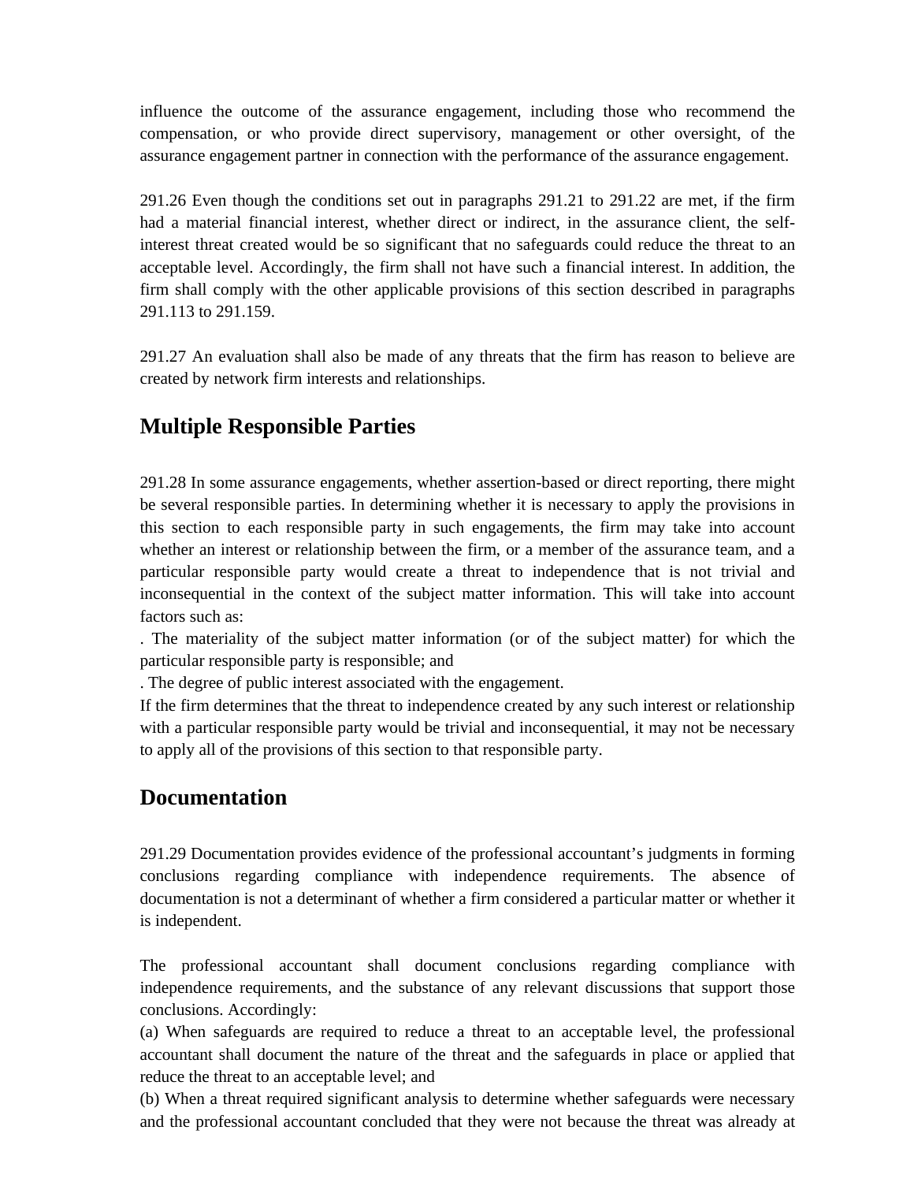influence the outcome of the assurance engagement, including those who recommend the compensation, or who provide direct supervisory, management or other oversight, of the assurance engagement partner in connection with the performance of the assurance engagement.

291.26 Even though the conditions set out in paragraphs 291.21 to 291.22 are met, if the firm had a material financial interest, whether direct or indirect, in the assurance client, the self-interest threat created would be so significant that no safeguards could reduce the threat to an acceptable level. Accordingly, the firm shall not have such a financial interest. In addition, the firm shall comply with the other applicable provisions of this section described in paragraphs 291.113 to 291.159.

291.27 An evaluation shall also be made of any threats that the firm has reason to believe are created by network firm interests and relationships.

## Multiple Responsible Parties

291.28 In some assurance engagements, whether assertion-based or direct reporting, there might be several responsible parties. In determining whether it is necessary to apply the provisions in this section to each responsible party in such engagements, the firm may take into account whether an interest or relationship between the firm, or a member of the assurance team, and a particular responsible party would create a threat to independence that is not trivial and inconsequential in the context of the subject matter information. This will take into account factors such as:

. The materiality of the subject matter information (or of the subject matter) for which the particular responsible party is responsible; and

. The degree of public interest associated with the engagement.

If the firm determines that the threat to independence created by any such interest or relationship with a particular responsible party would be trivial and inconsequential, it may not be necessary to apply all of the provisions of this section to that responsible party.

## Documentation

291.29 Documentation provides evidence of the professional accountant's judgments in forming conclusions regarding compliance with independence requirements. The absence of documentation is not a determinant of whether a firm considered a particular matter or whether it is independent.

The professional accountant shall document conclusions regarding compliance with independence requirements, and the substance of any relevant discussions that support those conclusions. Accordingly:

(a) When safeguards are required to reduce a threat to an acceptable level, the professional accountant shall document the nature of the threat and the safeguards in place or applied that reduce the threat to an acceptable level; and

(b) When a threat required significant analysis to determine whether safeguards were necessary and the professional accountant concluded that they were not because the threat was already at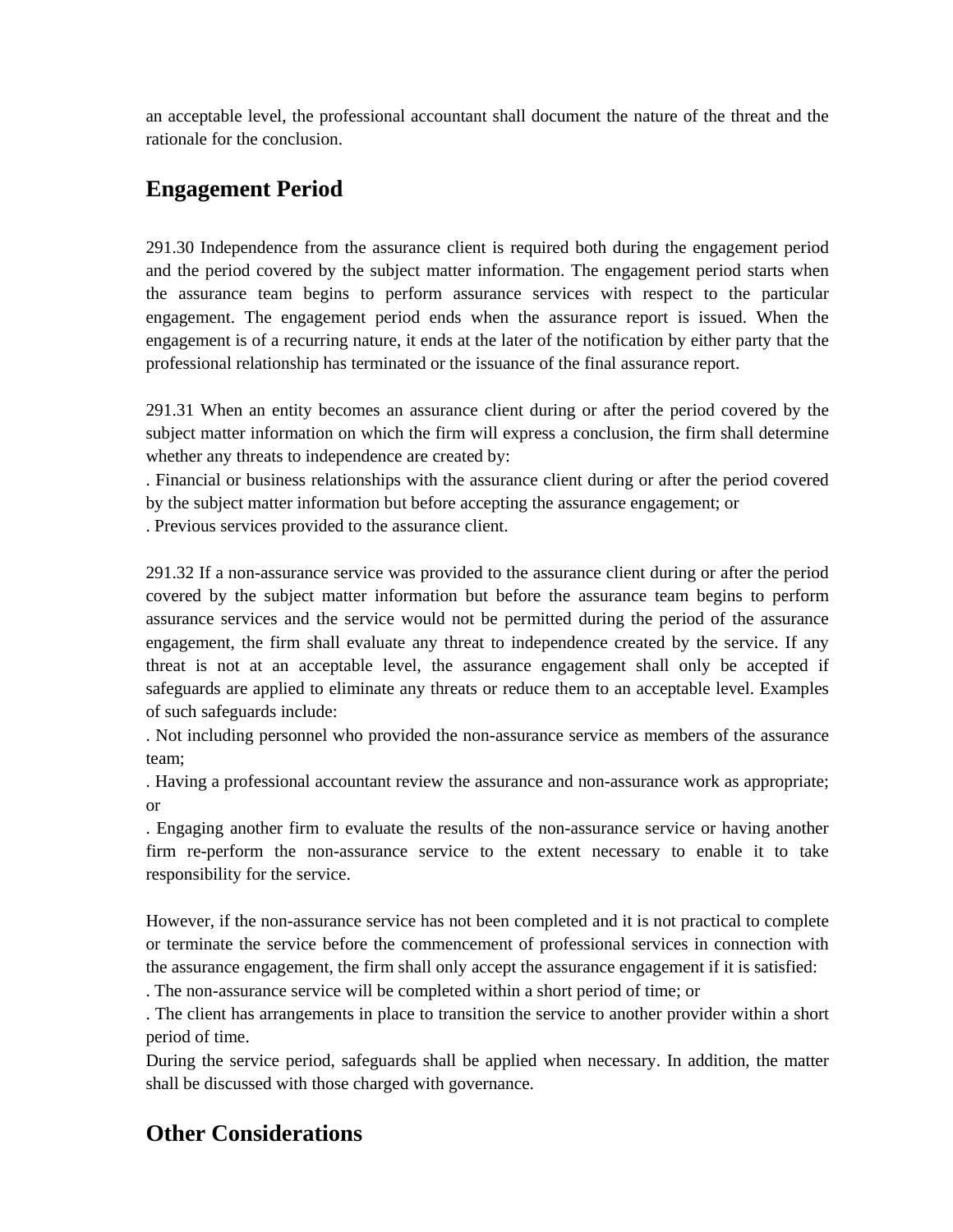an acceptable level, the professional accountant shall document the nature of the threat and the rationale for the conclusion.

## Engagement Period

291.30 Independence from the assurance client is required both during the engagement period and the period covered by the subject matter information. The engagement period starts when the assurance team begins to perform assurance services with respect to the particular engagement. The engagement period ends when the assurance report is issued. When the engagement is of a recurring nature, it ends at the later of the notification by either party that the professional relationship has terminated or the issuance of the final assurance report.

291.31 When an entity becomes an assurance client during or after the period covered by the subject matter information on which the firm will express a conclusion, the firm shall determine whether any threats to independence are created by:

. Financial or business relationships with the assurance client during or after the period covered by the subject matter information but before accepting the assurance engagement; or

. Previous services provided to the assurance client.

291.32 If a non-assurance service was provided to the assurance client during or after the period covered by the subject matter information but before the assurance team begins to perform assurance services and the service would not be permitted during the period of the assurance engagement, the firm shall evaluate any threat to independence created by the service. If any threat is not at an acceptable level, the assurance engagement shall only be accepted if safeguards are applied to eliminate any threats or reduce them to an acceptable level. Examples of such safeguards include:

. Not including personnel who provided the non-assurance service as members of the assurance team;

. Having a professional accountant review the assurance and non-assurance work as appropriate; or

. Engaging another firm to evaluate the results of the non-assurance service or having another firm re-perform the non-assurance service to the extent necessary to enable it to take responsibility for the service.

However, if the non-assurance service has not been completed and it is not practical to complete or terminate the service before the commencement of professional services in connection with the assurance engagement, the firm shall only accept the assurance engagement if it is satisfied:

. The non-assurance service will be completed within a short period of time; or

. The client has arrangements in place to transition the service to another provider within a short period of time.

During the service period, safeguards shall be applied when necessary. In addition, the matter shall be discussed with those charged with governance.

## Other Considerations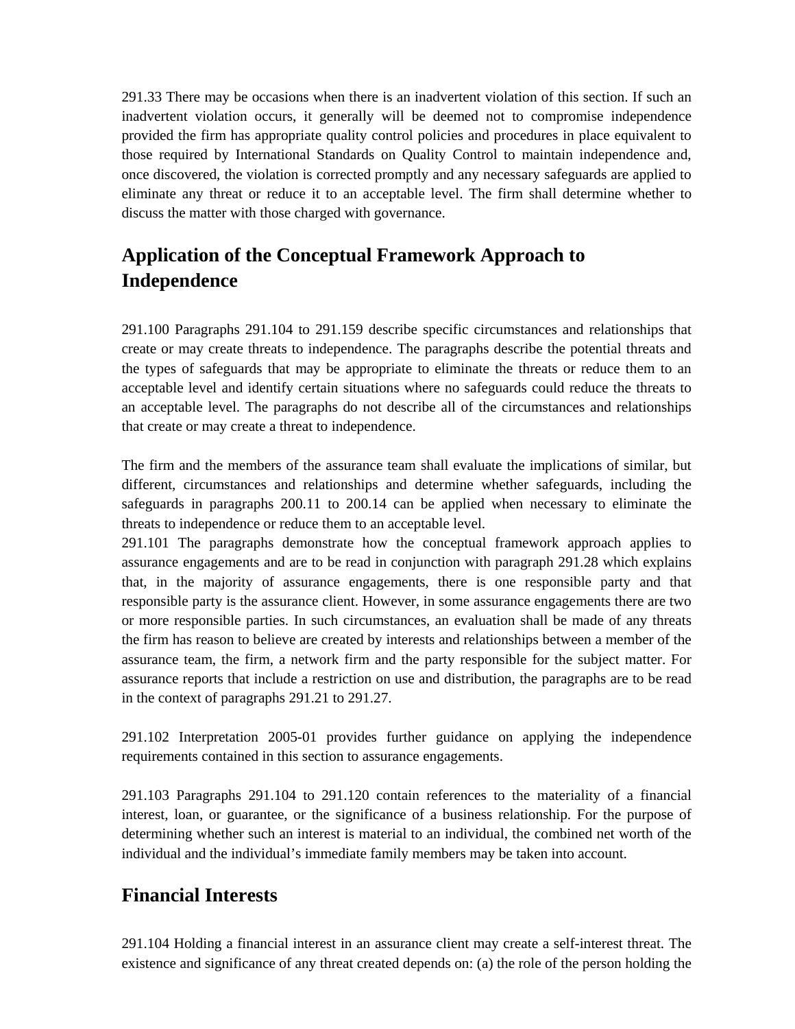291.33 There may be occasions when there is an inadvertent violation of this section. If such an inadvertent violation occurs, it generally will be deemed not to compromise independence provided the firm has appropriate quality control policies and procedures in place equivalent to those required by International Standards on Quality Control to maintain independence and, once discovered, the violation is corrected promptly and any necessary safeguards are applied to eliminate any threat or reduce it to an acceptable level. The firm shall determine whether to discuss the matter with those charged with governance.

## Application of the Conceptual Framework Approach to Independence

291.100 Paragraphs 291.104 to 291.159 describe specific circumstances and relationships that create or may create threats to independence. The paragraphs describe the potential threats and the types of safeguards that may be appropriate to eliminate the threats or reduce them to an acceptable level and identify certain situations where no safeguards could reduce the threats to an acceptable level. The paragraphs do not describe all of the circumstances and relationships that create or may create a threat to independence.

The firm and the members of the assurance team shall evaluate the implications of similar, but different, circumstances and relationships and determine whether safeguards, including the safeguards in paragraphs 200.11 to 200.14 can be applied when necessary to eliminate the threats to independence or reduce them to an acceptable level.

291.101 The paragraphs demonstrate how the conceptual framework approach applies to assurance engagements and are to be read in conjunction with paragraph 291.28 which explains that, in the majority of assurance engagements, there is one responsible party and that responsible party is the assurance client. However, in some assurance engagements there are two or more responsible parties. In such circumstances, an evaluation shall be made of any threats the firm has reason to believe are created by interests and relationships between a member of the assurance team, the firm, a network firm and the party responsible for the subject matter. For assurance reports that include a restriction on use and distribution, the paragraphs are to be read in the context of paragraphs 291.21 to 291.27.

291.102 Interpretation 2005-01 provides further guidance on applying the independence requirements contained in this section to assurance engagements.

291.103 Paragraphs 291.104 to 291.120 contain references to the materiality of a financial interest, loan, or guarantee, or the significance of a business relationship. For the purpose of determining whether such an interest is material to an individual, the combined net worth of the individual and the individual's immediate family members may be taken into account.

## Financial Interests

291.104 Holding a financial interest in an assurance client may create a self-interest threat. The existence and significance of any threat created depends on: (a) the role of the person holding the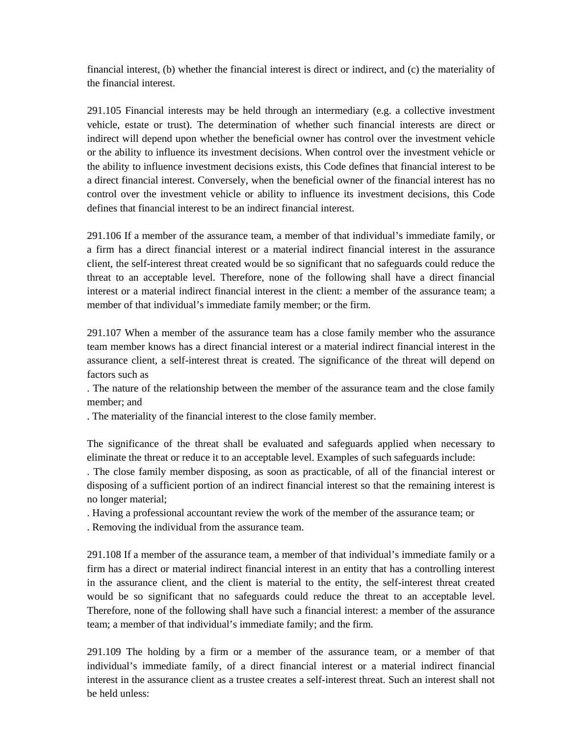financial interest, (b) whether the financial interest is direct or indirect, and (c) the materiality of the financial interest.

291.105 Financial interests may be held through an intermediary (e.g. a collective investment vehicle, estate or trust). The determination of whether such financial interests are direct or indirect will depend upon whether the beneficial owner has control over the investment vehicle or the ability to influence its investment decisions. When control over the investment vehicle or the ability to influence investment decisions exists, this Code defines that financial interest to be a direct financial interest. Conversely, when the beneficial owner of the financial interest has no control over the investment vehicle or ability to influence its investment decisions, this Code defines that financial interest to be an indirect financial interest.

291.106 If a member of the assurance team, a member of that individual's immediate family, or a firm has a direct financial interest or a material indirect financial interest in the assurance client, the self-interest threat created would be so significant that no safeguards could reduce the threat to an acceptable level. Therefore, none of the following shall have a direct financial interest or a material indirect financial interest in the client: a member of the assurance team; a member of that individual's immediate family member; or the firm.

291.107 When a member of the assurance team has a close family member who the assurance team member knows has a direct financial interest or a material indirect financial interest in the assurance client, a self-interest threat is created. The significance of the threat will depend on factors such as

. The nature of the relationship between the member of the assurance team and the close family member; and

. The materiality of the financial interest to the close family member.

The significance of the threat shall be evaluated and safeguards applied when necessary to eliminate the threat or reduce it to an acceptable level. Examples of such safeguards include:

. The close family member disposing, as soon as practicable, of all of the financial interest or disposing of a sufficient portion of an indirect financial interest so that the remaining interest is no longer material;

. Having a professional accountant review the work of the member of the assurance team; or

. Removing the individual from the assurance team.

291.108 If a member of the assurance team, a member of that individual's immediate family or a firm has a direct or material indirect financial interest in an entity that has a controlling interest in the assurance client, and the client is material to the entity, the self-interest threat created would be so significant that no safeguards could reduce the threat to an acceptable level. Therefore, none of the following shall have such a financial interest: a member of the assurance team; a member of that individual's immediate family; and the firm.

291.109 The holding by a firm or a member of the assurance team, or a member of that individual's immediate family, of a direct financial interest or a material indirect financial interest in the assurance client as a trustee creates a self-interest threat. Such an interest shall not be held unless: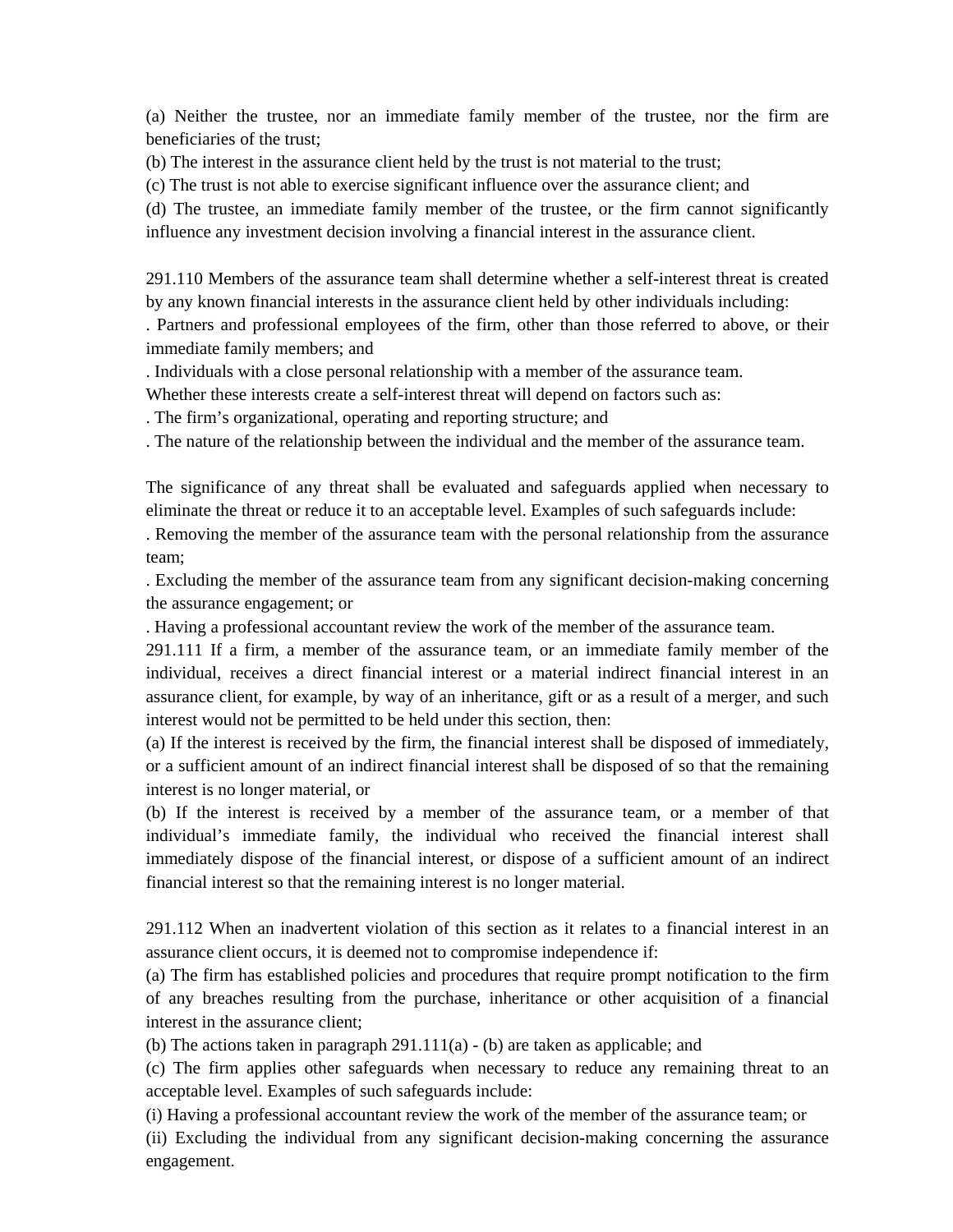(a) Neither the trustee, nor an immediate family member of the trustee, nor the firm are beneficiaries of the trust;

(b) The interest in the assurance client held by the trust is not material to the trust;

(c) The trust is not able to exercise significant influence over the assurance client; and

(d) The trustee, an immediate family member of the trustee, or the firm cannot significantly influence any investment decision involving a financial interest in the assurance client.

291.110 Members of the assurance team shall determine whether a self-interest threat is created by any known financial interests in the assurance client held by other individuals including:

. Partners and professional employees of the firm, other than those referred to above, or their immediate family members; and

. Individuals with a close personal relationship with a member of the assurance team.

Whether these interests create a self-interest threat will depend on factors such as:

. The firm's organizational, operating and reporting structure; and

. The nature of the relationship between the individual and the member of the assurance team.

The significance of any threat shall be evaluated and safeguards applied when necessary to eliminate the threat or reduce it to an acceptable level. Examples of such safeguards include:

. Removing the member of the assurance team with the personal relationship from the assurance team;

. Excluding the member of the assurance team from any significant decision-making concerning the assurance engagement; or

. Having a professional accountant review the work of the member of the assurance team.

291.111 If a firm, a member of the assurance team, or an immediate family member of the individual, receives a direct financial interest or a material indirect financial interest in an assurance client, for example, by way of an inheritance, gift or as a result of a merger, and such interest would not be permitted to be held under this section, then:

(a) If the interest is received by the firm, the financial interest shall be disposed of immediately, or a sufficient amount of an indirect financial interest shall be disposed of so that the remaining interest is no longer material, or

(b) If the interest is received by a member of the assurance team, or a member of that individual's immediate family, the individual who received the financial interest shall immediately dispose of the financial interest, or dispose of a sufficient amount of an indirect financial interest so that the remaining interest is no longer material.

291.112 When an inadvertent violation of this section as it relates to a financial interest in an assurance client occurs, it is deemed not to compromise independence if:

(a) The firm has established policies and procedures that require prompt notification to the firm of any breaches resulting from the purchase, inheritance or other acquisition of a financial interest in the assurance client;

(b) The actions taken in paragraph 291.111(a) - (b) are taken as applicable; and

(c) The firm applies other safeguards when necessary to reduce any remaining threat to an acceptable level. Examples of such safeguards include:

(i) Having a professional accountant review the work of the member of the assurance team; or

(ii) Excluding the individual from any significant decision-making concerning the assurance engagement.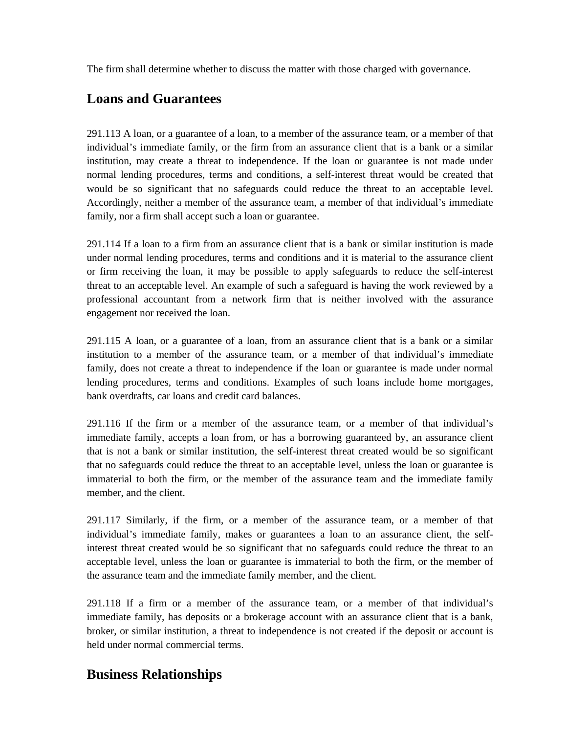The firm shall determine whether to discuss the matter with those charged with governance.

## Loans and Guarantees

291.113 A loan, or a guarantee of a loan, to a member of the assurance team, or a member of that individual's immediate family, or the firm from an assurance client that is a bank or a similar institution, may create a threat to independence. If the loan or guarantee is not made under normal lending procedures, terms and conditions, a self-interest threat would be created that would be so significant that no safeguards could reduce the threat to an acceptable level. Accordingly, neither a member of the assurance team, a member of that individual's immediate family, nor a firm shall accept such a loan or guarantee.

291.114 If a loan to a firm from an assurance client that is a bank or similar institution is made under normal lending procedures, terms and conditions and it is material to the assurance client or firm receiving the loan, it may be possible to apply safeguards to reduce the self-interest threat to an acceptable level. An example of such a safeguard is having the work reviewed by a professional accountant from a network firm that is neither involved with the assurance engagement nor received the loan.

291.115 A loan, or a guarantee of a loan, from an assurance client that is a bank or a similar institution to a member of the assurance team, or a member of that individual's immediate family, does not create a threat to independence if the loan or guarantee is made under normal lending procedures, terms and conditions. Examples of such loans include home mortgages, bank overdrafts, car loans and credit card balances.

291.116 If the firm or a member of the assurance team, or a member of that individual's immediate family, accepts a loan from, or has a borrowing guaranteed by, an assurance client that is not a bank or similar institution, the self-interest threat created would be so significant that no safeguards could reduce the threat to an acceptable level, unless the loan or guarantee is immaterial to both the firm, or the member of the assurance team and the immediate family member, and the client.

291.117 Similarly, if the firm, or a member of the assurance team, or a member of that individual's immediate family, makes or guarantees a loan to an assurance client, the self-interest threat created would be so significant that no safeguards could reduce the threat to an acceptable level, unless the loan or guarantee is immaterial to both the firm, or the member of the assurance team and the immediate family member, and the client.

291.118 If a firm or a member of the assurance team, or a member of that individual's immediate family, has deposits or a brokerage account with an assurance client that is a bank, broker, or similar institution, a threat to independence is not created if the deposit or account is held under normal commercial terms.

## Business Relationships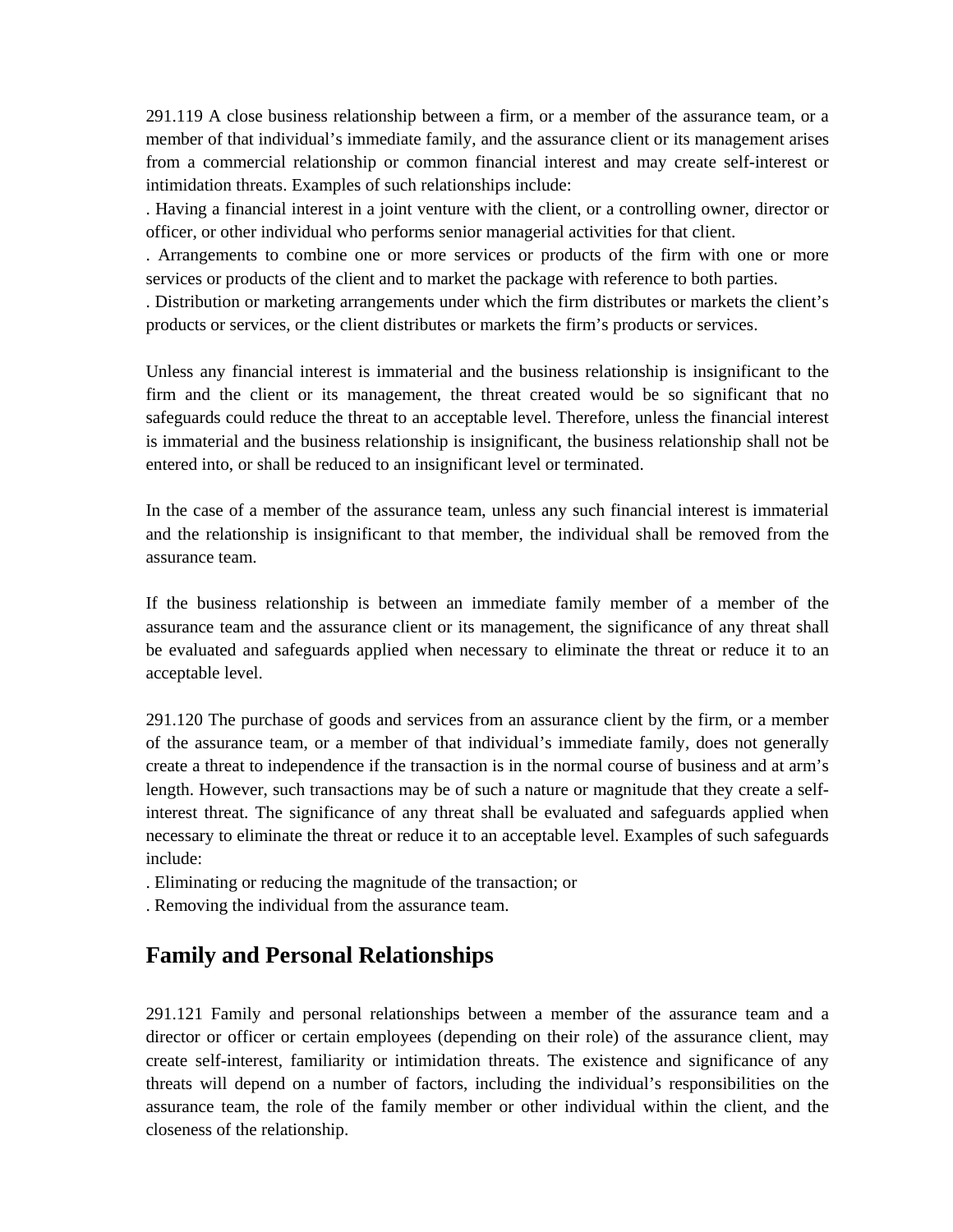291.119 A close business relationship between a firm, or a member of the assurance team, or a member of that individual's immediate family, and the assurance client or its management arises from a commercial relationship or common financial interest and may create self-interest or intimidation threats. Examples of such relationships include:

. Having a financial interest in a joint venture with the client, or a controlling owner, director or officer, or other individual who performs senior managerial activities for that client.

. Arrangements to combine one or more services or products of the firm with one or more services or products of the client and to market the package with reference to both parties.

. Distribution or marketing arrangements under which the firm distributes or markets the client's products or services, or the client distributes or markets the firm's products or services.

Unless any financial interest is immaterial and the business relationship is insignificant to the firm and the client or its management, the threat created would be so significant that no safeguards could reduce the threat to an acceptable level. Therefore, unless the financial interest is immaterial and the business relationship is insignificant, the business relationship shall not be entered into, or shall be reduced to an insignificant level or terminated.

In the case of a member of the assurance team, unless any such financial interest is immaterial and the relationship is insignificant to that member, the individual shall be removed from the assurance team.

If the business relationship is between an immediate family member of a member of the assurance team and the assurance client or its management, the significance of any threat shall be evaluated and safeguards applied when necessary to eliminate the threat or reduce it to an acceptable level.

291.120 The purchase of goods and services from an assurance client by the firm, or a member of the assurance team, or a member of that individual's immediate family, does not generally create a threat to independence if the transaction is in the normal course of business and at arm's length. However, such transactions may be of such a nature or magnitude that they create a self-interest threat. The significance of any threat shall be evaluated and safeguards applied when necessary to eliminate the threat or reduce it to an acceptable level. Examples of such safeguards include:

. Eliminating or reducing the magnitude of the transaction; or

. Removing the individual from the assurance team.

## Family and Personal Relationships

291.121 Family and personal relationships between a member of the assurance team and a director or officer or certain employees (depending on their role) of the assurance client, may create self-interest, familiarity or intimidation threats. The existence and significance of any threats will depend on a number of factors, including the individual's responsibilities on the assurance team, the role of the family member or other individual within the client, and the closeness of the relationship.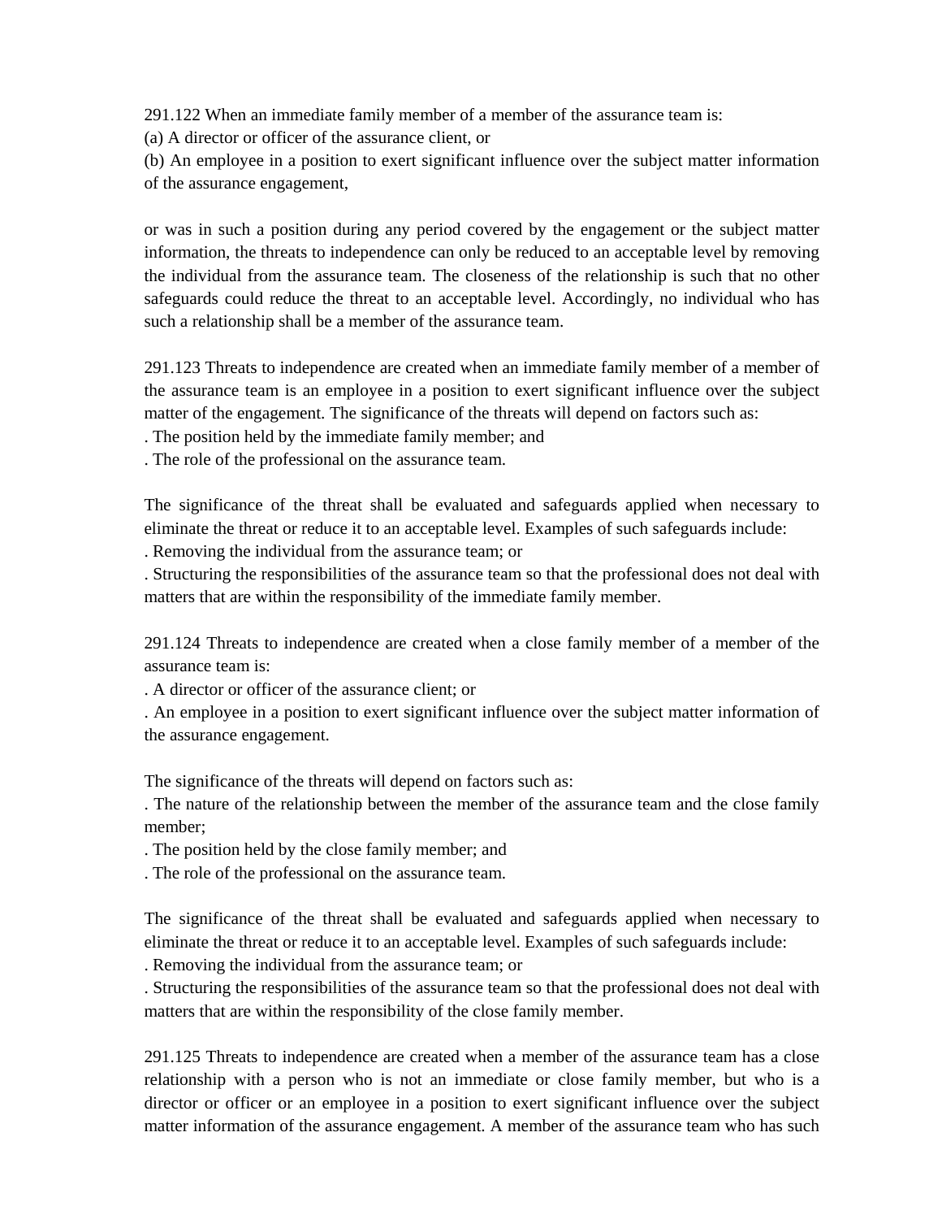291.122 When an immediate family member of a member of the assurance team is:
(a) A director or officer of the assurance client, or
(b) An employee in a position to exert significant influence over the subject matter information of the assurance engagement,

or was in such a position during any period covered by the engagement or the subject matter information, the threats to independence can only be reduced to an acceptable level by removing the individual from the assurance team. The closeness of the relationship is such that no other safeguards could reduce the threat to an acceptable level. Accordingly, no individual who has such a relationship shall be a member of the assurance team.

291.123 Threats to independence are created when an immediate family member of a member of the assurance team is an employee in a position to exert significant influence over the subject matter of the engagement. The significance of the threats will depend on factors such as:
. The position held by the immediate family member; and
. The role of the professional on the assurance team.

The significance of the threat shall be evaluated and safeguards applied when necessary to eliminate the threat or reduce it to an acceptable level. Examples of such safeguards include:
. Removing the individual from the assurance team; or
. Structuring the responsibilities of the assurance team so that the professional does not deal with matters that are within the responsibility of the immediate family member.

291.124 Threats to independence are created when a close family member of a member of the assurance team is:
. A director or officer of the assurance client; or
. An employee in a position to exert significant influence over the subject matter information of the assurance engagement.

The significance of the threats will depend on factors such as:
. The nature of the relationship between the member of the assurance team and the close family member;
. The position held by the close family member; and
. The role of the professional on the assurance team.

The significance of the threat shall be evaluated and safeguards applied when necessary to eliminate the threat or reduce it to an acceptable level. Examples of such safeguards include:
. Removing the individual from the assurance team; or
. Structuring the responsibilities of the assurance team so that the professional does not deal with matters that are within the responsibility of the close family member.

291.125 Threats to independence are created when a member of the assurance team has a close relationship with a person who is not an immediate or close family member, but who is a director or officer or an employee in a position to exert significant influence over the subject matter information of the assurance engagement. A member of the assurance team who has such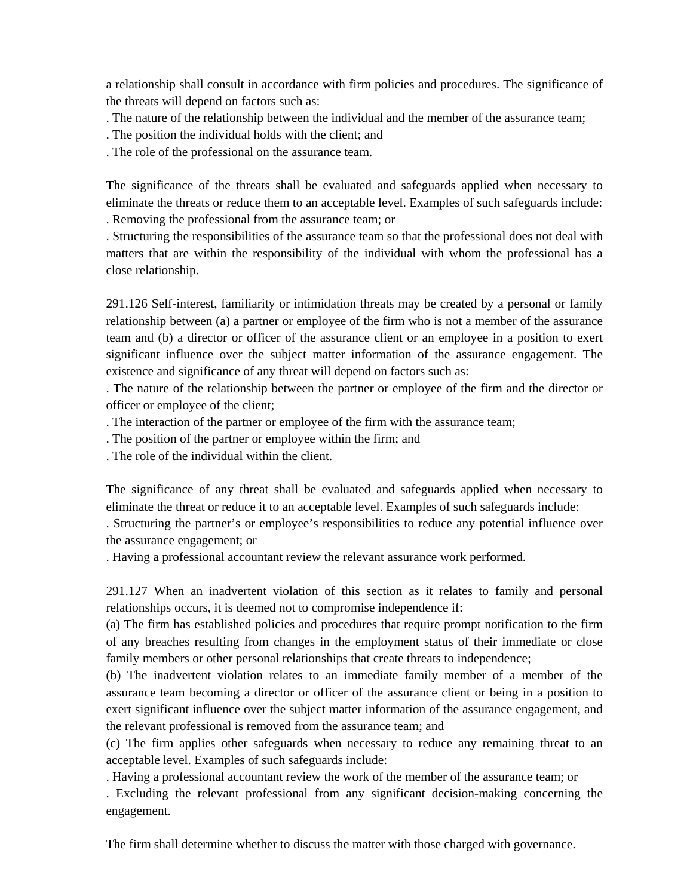a relationship shall consult in accordance with firm policies and procedures. The significance of the threats will depend on factors such as:

. The nature of the relationship between the individual and the member of the assurance team;
. The position the individual holds with the client; and
. The role of the professional on the assurance team.

The significance of the threats shall be evaluated and safeguards applied when necessary to eliminate the threats or reduce them to an acceptable level. Examples of such safeguards include:

. Removing the professional from the assurance team; or
. Structuring the responsibilities of the assurance team so that the professional does not deal with matters that are within the responsibility of the individual with whom the professional has a close relationship.

291.126 Self-interest, familiarity or intimidation threats may be created by a personal or family relationship between (a) a partner or employee of the firm who is not a member of the assurance team and (b) a director or officer of the assurance client or an employee in a position to exert significant influence over the subject matter information of the assurance engagement. The existence and significance of any threat will depend on factors such as:

. The nature of the relationship between the partner or employee of the firm and the director or officer or employee of the client;
. The interaction of the partner or employee of the firm with the assurance team;
. The position of the partner or employee within the firm; and
. The role of the individual within the client.

The significance of any threat shall be evaluated and safeguards applied when necessary to eliminate the threat or reduce it to an acceptable level. Examples of such safeguards include:

. Structuring the partner's or employee's responsibilities to reduce any potential influence over the assurance engagement; or
. Having a professional accountant review the relevant assurance work performed.

291.127 When an inadvertent violation of this section as it relates to family and personal relationships occurs, it is deemed not to compromise independence if:

(a) The firm has established policies and procedures that require prompt notification to the firm of any breaches resulting from changes in the employment status of their immediate or close family members or other personal relationships that create threats to independence;

(b) The inadvertent violation relates to an immediate family member of a member of the assurance team becoming a director or officer of the assurance client or being in a position to exert significant influence over the subject matter information of the assurance engagement, and the relevant professional is removed from the assurance team; and

(c) The firm applies other safeguards when necessary to reduce any remaining threat to an acceptable level. Examples of such safeguards include:

. Having a professional accountant review the work of the member of the assurance team; or
. Excluding the relevant professional from any significant decision-making concerning the engagement.

The firm shall determine whether to discuss the matter with those charged with governance.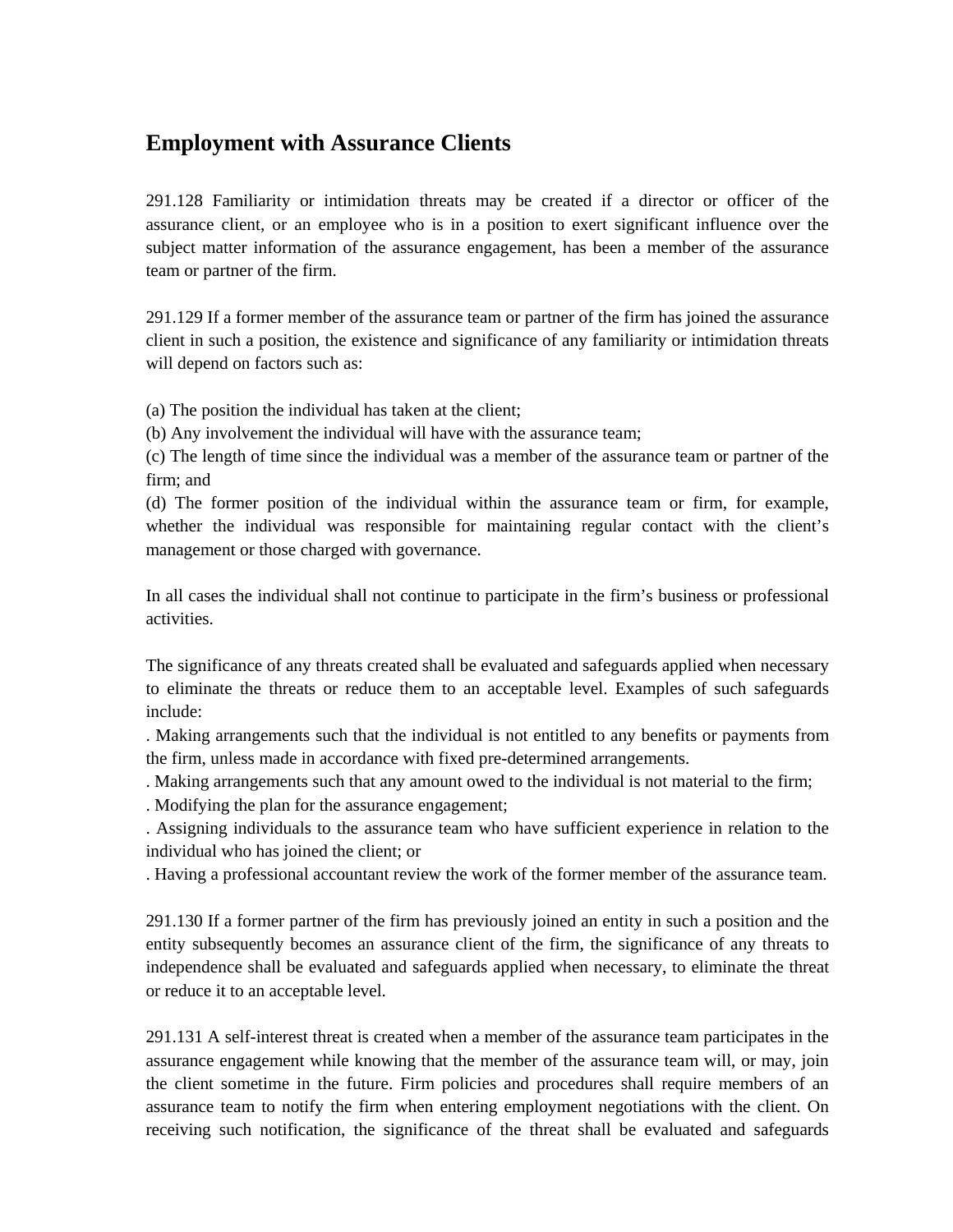## Employment with Assurance Clients

291.128 Familiarity or intimidation threats may be created if a director or officer of the assurance client, or an employee who is in a position to exert significant influence over the subject matter information of the assurance engagement, has been a member of the assurance team or partner of the firm.

291.129 If a former member of the assurance team or partner of the firm has joined the assurance client in such a position, the existence and significance of any familiarity or intimidation threats will depend on factors such as:

(a) The position the individual has taken at the client;
(b) Any involvement the individual will have with the assurance team;
(c) The length of time since the individual was a member of the assurance team or partner of the firm; and
(d) The former position of the individual within the assurance team or firm, for example, whether the individual was responsible for maintaining regular contact with the client's management or those charged with governance.

In all cases the individual shall not continue to participate in the firm's business or professional activities.

The significance of any threats created shall be evaluated and safeguards applied when necessary to eliminate the threats or reduce them to an acceptable level. Examples of such safeguards include:

. Making arrangements such that the individual is not entitled to any benefits or payments from the firm, unless made in accordance with fixed pre-determined arrangements.
. Making arrangements such that any amount owed to the individual is not material to the firm;
. Modifying the plan for the assurance engagement;
. Assigning individuals to the assurance team who have sufficient experience in relation to the individual who has joined the client; or
. Having a professional accountant review the work of the former member of the assurance team.

291.130 If a former partner of the firm has previously joined an entity in such a position and the entity subsequently becomes an assurance client of the firm, the significance of any threats to independence shall be evaluated and safeguards applied when necessary, to eliminate the threat or reduce it to an acceptable level.

291.131 A self-interest threat is created when a member of the assurance team participates in the assurance engagement while knowing that the member of the assurance team will, or may, join the client sometime in the future. Firm policies and procedures shall require members of an assurance team to notify the firm when entering employment negotiations with the client. On receiving such notification, the significance of the threat shall be evaluated and safeguards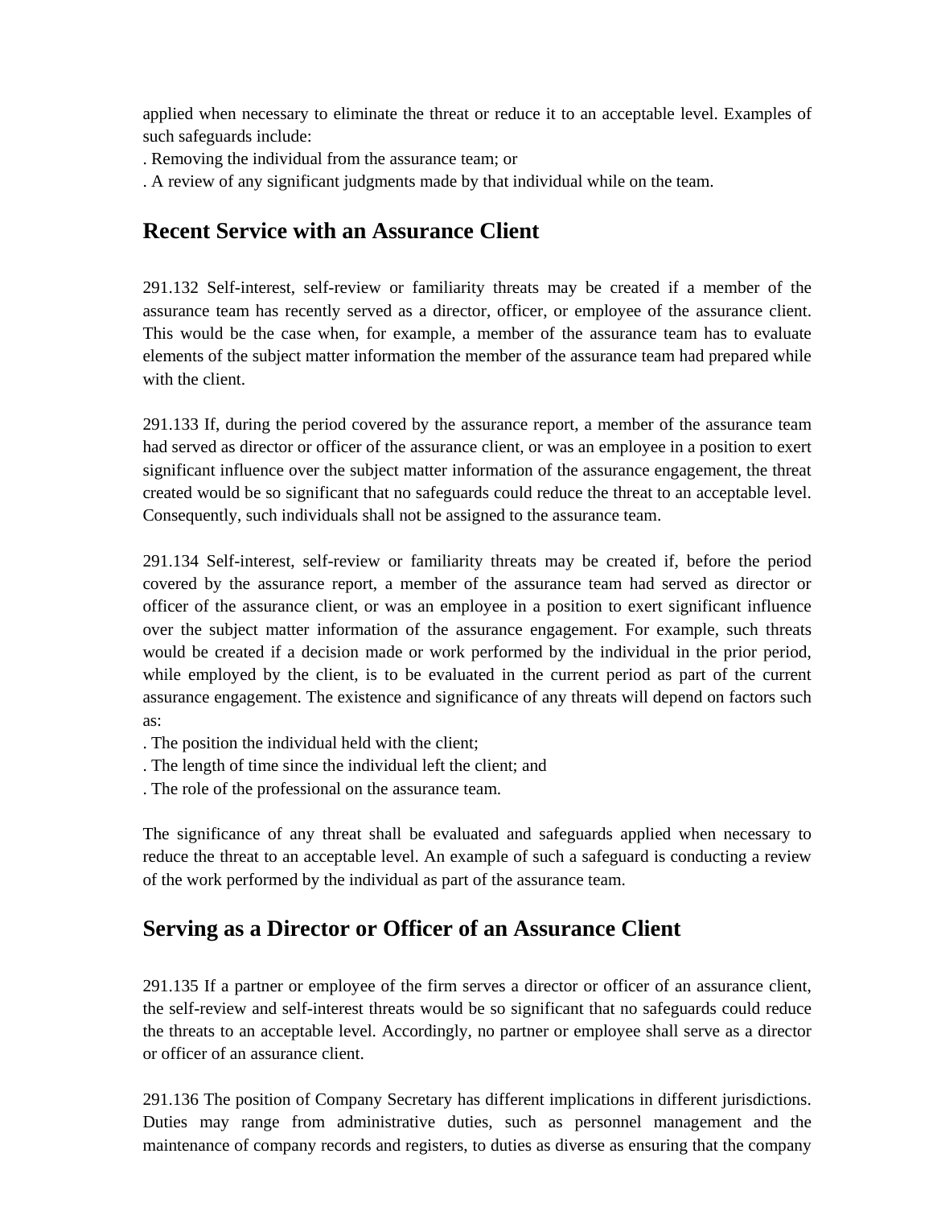applied when necessary to eliminate the threat or reduce it to an acceptable level. Examples of such safeguards include:

. Removing the individual from the assurance team; or

. A review of any significant judgments made by that individual while on the team.

## Recent Service with an Assurance Client

291.132 Self-interest, self-review or familiarity threats may be created if a member of the assurance team has recently served as a director, officer, or employee of the assurance client. This would be the case when, for example, a member of the assurance team has to evaluate elements of the subject matter information the member of the assurance team had prepared while with the client.

291.133 If, during the period covered by the assurance report, a member of the assurance team had served as director or officer of the assurance client, or was an employee in a position to exert significant influence over the subject matter information of the assurance engagement, the threat created would be so significant that no safeguards could reduce the threat to an acceptable level. Consequently, such individuals shall not be assigned to the assurance team.

291.134 Self-interest, self-review or familiarity threats may be created if, before the period covered by the assurance report, a member of the assurance team had served as director or officer of the assurance client, or was an employee in a position to exert significant influence over the subject matter information of the assurance engagement. For example, such threats would be created if a decision made or work performed by the individual in the prior period, while employed by the client, is to be evaluated in the current period as part of the current assurance engagement. The existence and significance of any threats will depend on factors such as:

. The position the individual held with the client;

. The length of time since the individual left the client; and

. The role of the professional on the assurance team.

The significance of any threat shall be evaluated and safeguards applied when necessary to reduce the threat to an acceptable level. An example of such a safeguard is conducting a review of the work performed by the individual as part of the assurance team.

## Serving as a Director or Officer of an Assurance Client

291.135 If a partner or employee of the firm serves a director or officer of an assurance client, the self-review and self-interest threats would be so significant that no safeguards could reduce the threats to an acceptable level. Accordingly, no partner or employee shall serve as a director or officer of an assurance client.

291.136 The position of Company Secretary has different implications in different jurisdictions. Duties may range from administrative duties, such as personnel management and the maintenance of company records and registers, to duties as diverse as ensuring that the company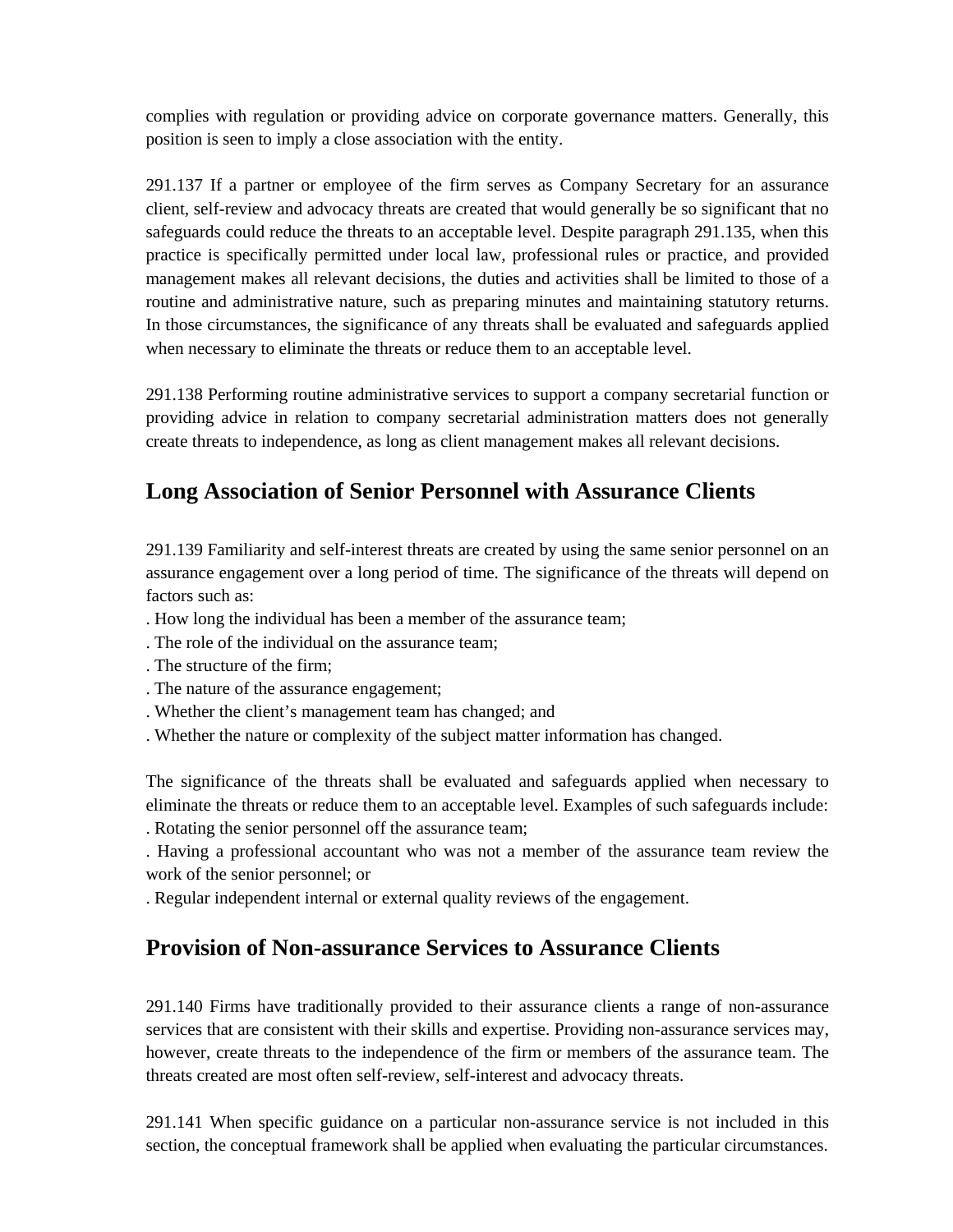complies with regulation or providing advice on corporate governance matters. Generally, this position is seen to imply a close association with the entity.

291.137 If a partner or employee of the firm serves as Company Secretary for an assurance client, self-review and advocacy threats are created that would generally be so significant that no safeguards could reduce the threats to an acceptable level. Despite paragraph 291.135, when this practice is specifically permitted under local law, professional rules or practice, and provided management makes all relevant decisions, the duties and activities shall be limited to those of a routine and administrative nature, such as preparing minutes and maintaining statutory returns. In those circumstances, the significance of any threats shall be evaluated and safeguards applied when necessary to eliminate the threats or reduce them to an acceptable level.

291.138 Performing routine administrative services to support a company secretarial function or providing advice in relation to company secretarial administration matters does not generally create threats to independence, as long as client management makes all relevant decisions.

## Long Association of Senior Personnel with Assurance Clients

291.139 Familiarity and self-interest threats are created by using the same senior personnel on an assurance engagement over a long period of time. The significance of the threats will depend on factors such as:

- How long the individual has been a member of the assurance team;
- The role of the individual on the assurance team;
- The structure of the firm;
- The nature of the assurance engagement;
- Whether the client's management team has changed; and
- Whether the nature or complexity of the subject matter information has changed.

The significance of the threats shall be evaluated and safeguards applied when necessary to eliminate the threats or reduce them to an acceptable level. Examples of such safeguards include:

- Rotating the senior personnel off the assurance team;
- Having a professional accountant who was not a member of the assurance team review the work of the senior personnel; or
- Regular independent internal or external quality reviews of the engagement.

## Provision of Non-assurance Services to Assurance Clients

291.140 Firms have traditionally provided to their assurance clients a range of non-assurance services that are consistent with their skills and expertise. Providing non-assurance services may, however, create threats to the independence of the firm or members of the assurance team. The threats created are most often self-review, self-interest and advocacy threats.

291.141 When specific guidance on a particular non-assurance service is not included in this section, the conceptual framework shall be applied when evaluating the particular circumstances.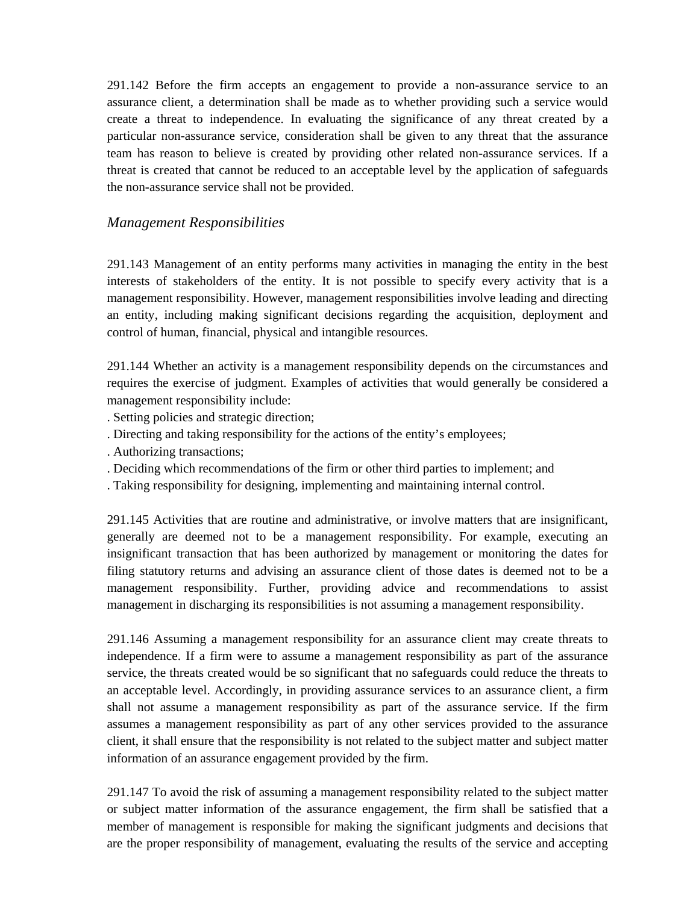291.142 Before the firm accepts an engagement to provide a non-assurance service to an assurance client, a determination shall be made as to whether providing such a service would create a threat to independence. In evaluating the significance of any threat created by a particular non-assurance service, consideration shall be given to any threat that the assurance team has reason to believe is created by providing other related non-assurance services. If a threat is created that cannot be reduced to an acceptable level by the application of safeguards the non-assurance service shall not be provided.

### *Management Responsibilities*

291.143 Management of an entity performs many activities in managing the entity in the best interests of stakeholders of the entity. It is not possible to specify every activity that is a management responsibility. However, management responsibilities involve leading and directing an entity, including making significant decisions regarding the acquisition, deployment and control of human, financial, physical and intangible resources.

291.144 Whether an activity is a management responsibility depends on the circumstances and requires the exercise of judgment. Examples of activities that would generally be considered a management responsibility include:

- Setting policies and strategic direction;
- Directing and taking responsibility for the actions of the entity's employees;
- Authorizing transactions;
- Deciding which recommendations of the firm or other third parties to implement; and
- Taking responsibility for designing, implementing and maintaining internal control.

291.145 Activities that are routine and administrative, or involve matters that are insignificant, generally are deemed not to be a management responsibility. For example, executing an insignificant transaction that has been authorized by management or monitoring the dates for filing statutory returns and advising an assurance client of those dates is deemed not to be a management responsibility. Further, providing advice and recommendations to assist management in discharging its responsibilities is not assuming a management responsibility.

291.146 Assuming a management responsibility for an assurance client may create threats to independence. If a firm were to assume a management responsibility as part of the assurance service, the threats created would be so significant that no safeguards could reduce the threats to an acceptable level. Accordingly, in providing assurance services to an assurance client, a firm shall not assume a management responsibility as part of the assurance service. If the firm assumes a management responsibility as part of any other services provided to the assurance client, it shall ensure that the responsibility is not related to the subject matter and subject matter information of an assurance engagement provided by the firm.

291.147 To avoid the risk of assuming a management responsibility related to the subject matter or subject matter information of the assurance engagement, the firm shall be satisfied that a member of management is responsible for making the significant judgments and decisions that are the proper responsibility of management, evaluating the results of the service and accepting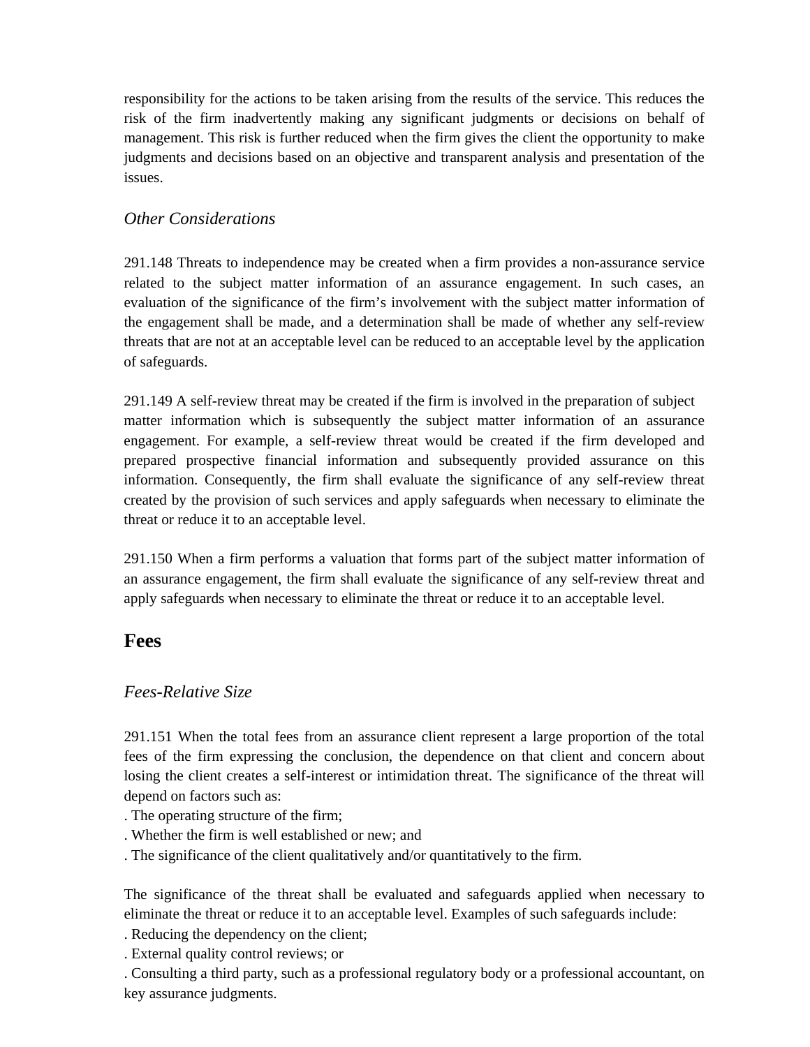responsibility for the actions to be taken arising from the results of the service. This reduces the risk of the firm inadvertently making any significant judgments or decisions on behalf of management. This risk is further reduced when the firm gives the client the opportunity to make judgments and decisions based on an objective and transparent analysis and presentation of the issues.

### *Other Considerations*

291.148 Threats to independence may be created when a firm provides a non-assurance service related to the subject matter information of an assurance engagement. In such cases, an evaluation of the significance of the firm's involvement with the subject matter information of the engagement shall be made, and a determination shall be made of whether any self-review threats that are not at an acceptable level can be reduced to an acceptable level by the application of safeguards.

291.149 A self-review threat may be created if the firm is involved in the preparation of subject matter information which is subsequently the subject matter information of an assurance engagement. For example, a self-review threat would be created if the firm developed and prepared prospective financial information and subsequently provided assurance on this information. Consequently, the firm shall evaluate the significance of any self-review threat created by the provision of such services and apply safeguards when necessary to eliminate the threat or reduce it to an acceptable level.

291.150 When a firm performs a valuation that forms part of the subject matter information of an assurance engagement, the firm shall evaluate the significance of any self-review threat and apply safeguards when necessary to eliminate the threat or reduce it to an acceptable level.

## Fees

### *Fees-Relative Size*

291.151 When the total fees from an assurance client represent a large proportion of the total fees of the firm expressing the conclusion, the dependence on that client and concern about losing the client creates a self-interest or intimidation threat. The significance of the threat will depend on factors such as:

- The operating structure of the firm;
- Whether the firm is well established or new; and
- The significance of the client qualitatively and/or quantitatively to the firm.

The significance of the threat shall be evaluated and safeguards applied when necessary to eliminate the threat or reduce it to an acceptable level. Examples of such safeguards include:

- Reducing the dependency on the client;
- External quality control reviews; or
- Consulting a third party, such as a professional regulatory body or a professional accountant, on key assurance judgments.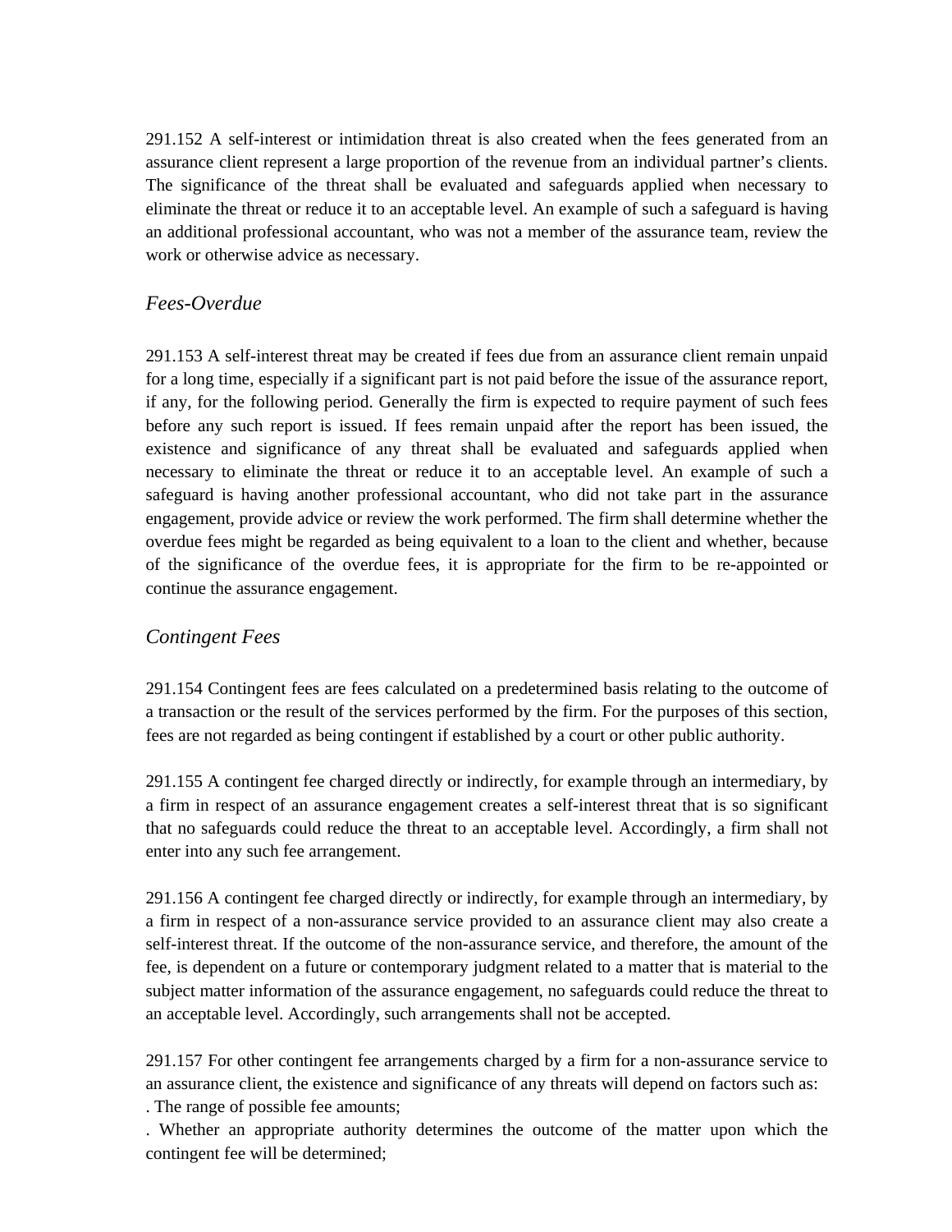291.152 A self-interest or intimidation threat is also created when the fees generated from an assurance client represent a large proportion of the revenue from an individual partner's clients. The significance of the threat shall be evaluated and safeguards applied when necessary to eliminate the threat or reduce it to an acceptable level. An example of such a safeguard is having an additional professional accountant, who was not a member of the assurance team, review the work or otherwise advice as necessary.

### *Fees-Overdue*

291.153 A self-interest threat may be created if fees due from an assurance client remain unpaid for a long time, especially if a significant part is not paid before the issue of the assurance report, if any, for the following period. Generally the firm is expected to require payment of such fees before any such report is issued. If fees remain unpaid after the report has been issued, the existence and significance of any threat shall be evaluated and safeguards applied when necessary to eliminate the threat or reduce it to an acceptable level. An example of such a safeguard is having another professional accountant, who did not take part in the assurance engagement, provide advice or review the work performed. The firm shall determine whether the overdue fees might be regarded as being equivalent to a loan to the client and whether, because of the significance of the overdue fees, it is appropriate for the firm to be re-appointed or continue the assurance engagement.

### *Contingent Fees*

291.154 Contingent fees are fees calculated on a predetermined basis relating to the outcome of a transaction or the result of the services performed by the firm. For the purposes of this section, fees are not regarded as being contingent if established by a court or other public authority.

291.155 A contingent fee charged directly or indirectly, for example through an intermediary, by a firm in respect of an assurance engagement creates a self-interest threat that is so significant that no safeguards could reduce the threat to an acceptable level. Accordingly, a firm shall not enter into any such fee arrangement.

291.156 A contingent fee charged directly or indirectly, for example through an intermediary, by a firm in respect of a non-assurance service provided to an assurance client may also create a self-interest threat. If the outcome of the non-assurance service, and therefore, the amount of the fee, is dependent on a future or contemporary judgment related to a matter that is material to the subject matter information of the assurance engagement, no safeguards could reduce the threat to an acceptable level. Accordingly, such arrangements shall not be accepted.

291.157 For other contingent fee arrangements charged by a firm for a non-assurance service to an assurance client, the existence and significance of any threats will depend on factors such as:

. The range of possible fee amounts;

. Whether an appropriate authority determines the outcome of the matter upon which the contingent fee will be determined;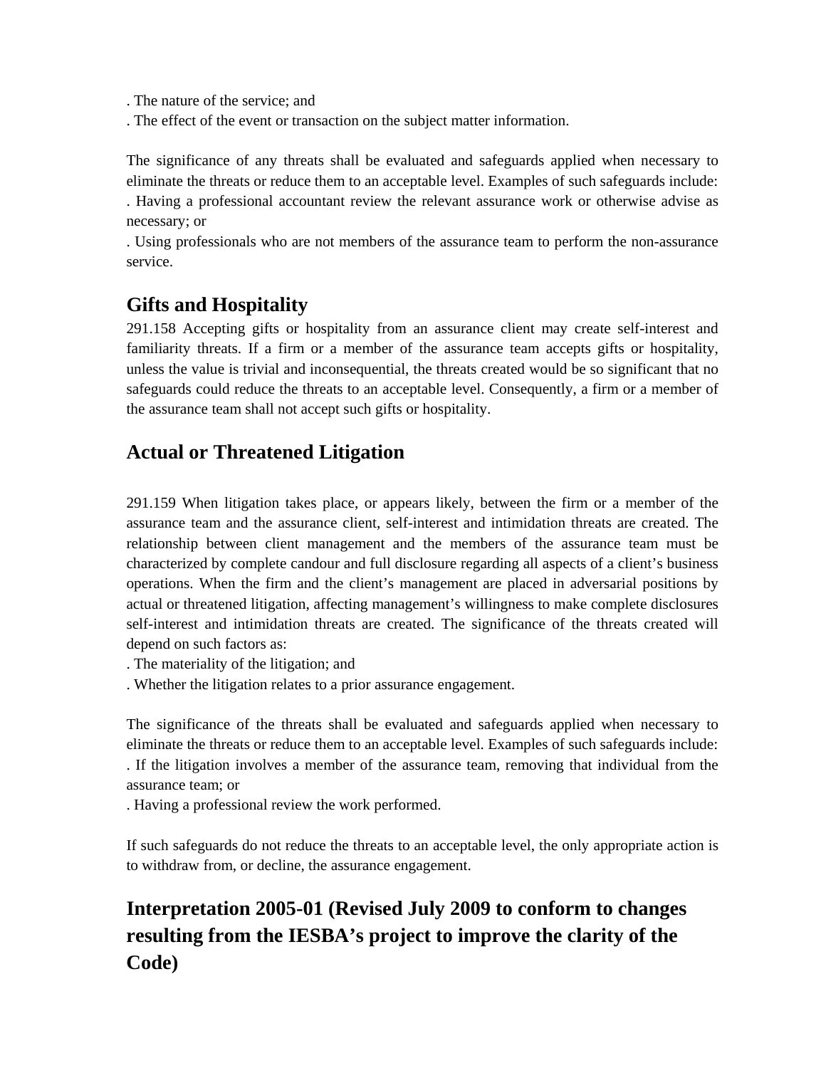. The nature of the service; and
. The effect of the event or transaction on the subject matter information.

The significance of any threats shall be evaluated and safeguards applied when necessary to eliminate the threats or reduce them to an acceptable level. Examples of such safeguards include:
. Having a professional accountant review the relevant assurance work or otherwise advise as necessary; or
. Using professionals who are not members of the assurance team to perform the non-assurance service.

## Gifts and Hospitality

291.158 Accepting gifts or hospitality from an assurance client may create self-interest and familiarity threats. If a firm or a member of the assurance team accepts gifts or hospitality, unless the value is trivial and inconsequential, the threats created would be so significant that no safeguards could reduce the threats to an acceptable level. Consequently, a firm or a member of the assurance team shall not accept such gifts or hospitality.

## Actual or Threatened Litigation

291.159 When litigation takes place, or appears likely, between the firm or a member of the assurance team and the assurance client, self-interest and intimidation threats are created. The relationship between client management and the members of the assurance team must be characterized by complete candour and full disclosure regarding all aspects of a client's business operations. When the firm and the client's management are placed in adversarial positions by actual or threatened litigation, affecting management's willingness to make complete disclosures self-interest and intimidation threats are created. The significance of the threats created will depend on such factors as:
. The materiality of the litigation; and
. Whether the litigation relates to a prior assurance engagement.

The significance of the threats shall be evaluated and safeguards applied when necessary to eliminate the threats or reduce them to an acceptable level. Examples of such safeguards include:
. If the litigation involves a member of the assurance team, removing that individual from the assurance team; or
. Having a professional review the work performed.

If such safeguards do not reduce the threats to an acceptable level, the only appropriate action is to withdraw from, or decline, the assurance engagement.

## Interpretation 2005-01 (Revised July 2009 to conform to changes resulting from the IESBA's project to improve the clarity of the Code)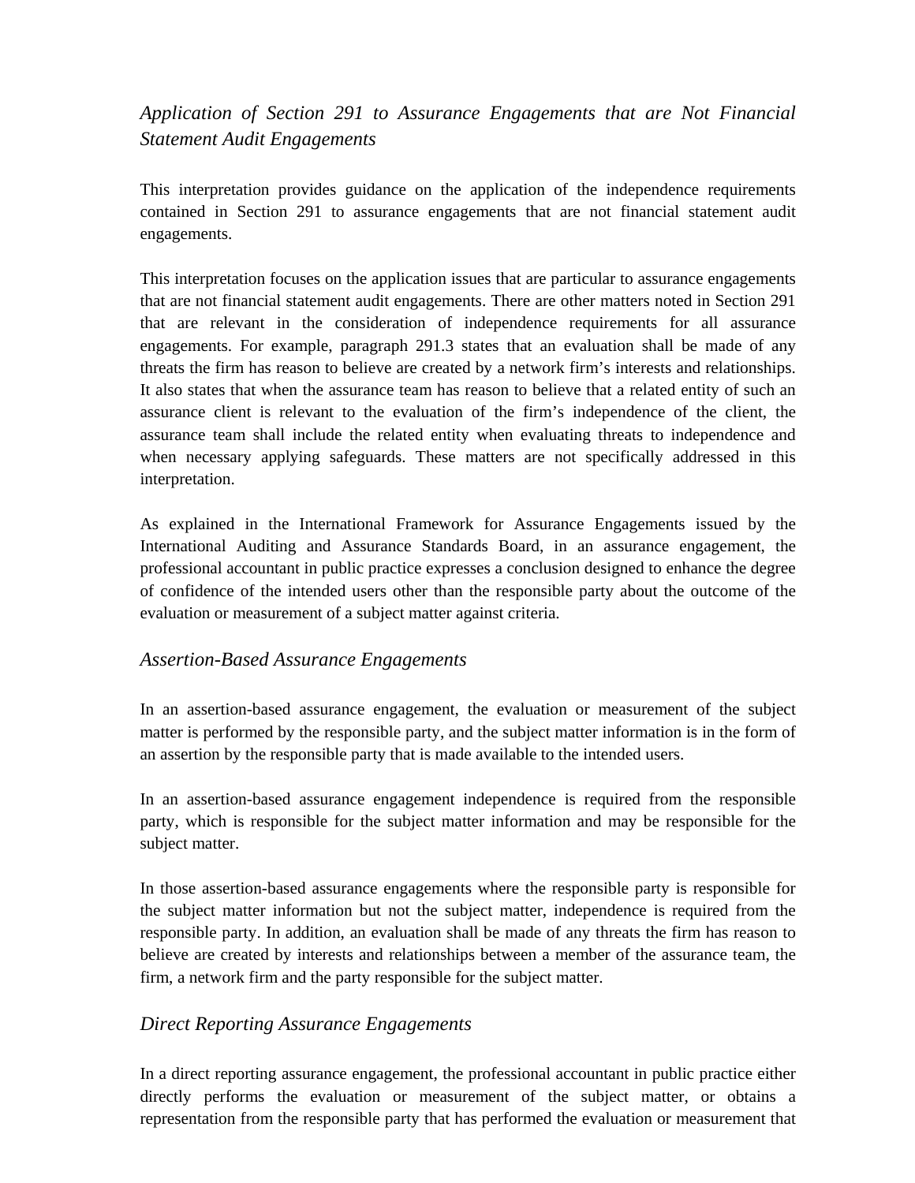## *Application of Section 291 to Assurance Engagements that are Not Financial Statement Audit Engagements*

This interpretation provides guidance on the application of the independence requirements contained in Section 291 to assurance engagements that are not financial statement audit engagements.

This interpretation focuses on the application issues that are particular to assurance engagements that are not financial statement audit engagements. There are other matters noted in Section 291 that are relevant in the consideration of independence requirements for all assurance engagements. For example, paragraph 291.3 states that an evaluation shall be made of any threats the firm has reason to believe are created by a network firm's interests and relationships. It also states that when the assurance team has reason to believe that a related entity of such an assurance client is relevant to the evaluation of the firm's independence of the client, the assurance team shall include the related entity when evaluating threats to independence and when necessary applying safeguards. These matters are not specifically addressed in this interpretation.

As explained in the International Framework for Assurance Engagements issued by the International Auditing and Assurance Standards Board, in an assurance engagement, the professional accountant in public practice expresses a conclusion designed to enhance the degree of confidence of the intended users other than the responsible party about the outcome of the evaluation or measurement of a subject matter against criteria.

### *Assertion-Based Assurance Engagements*

In an assertion-based assurance engagement, the evaluation or measurement of the subject matter is performed by the responsible party, and the subject matter information is in the form of an assertion by the responsible party that is made available to the intended users.

In an assertion-based assurance engagement independence is required from the responsible party, which is responsible for the subject matter information and may be responsible for the subject matter.

In those assertion-based assurance engagements where the responsible party is responsible for the subject matter information but not the subject matter, independence is required from the responsible party. In addition, an evaluation shall be made of any threats the firm has reason to believe are created by interests and relationships between a member of the assurance team, the firm, a network firm and the party responsible for the subject matter.

### *Direct Reporting Assurance Engagements*

In a direct reporting assurance engagement, the professional accountant in public practice either directly performs the evaluation or measurement of the subject matter, or obtains a representation from the responsible party that has performed the evaluation or measurement that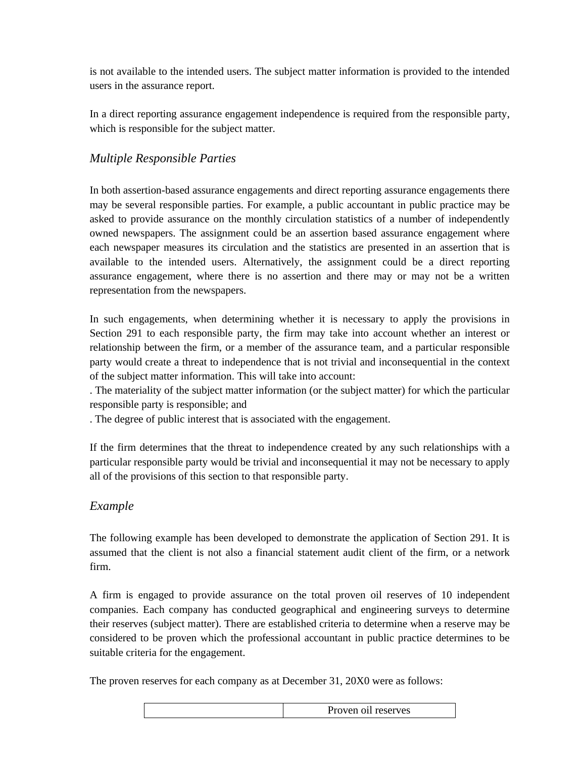is not available to the intended users. The subject matter information is provided to the intended users in the assurance report.

In a direct reporting assurance engagement independence is required from the responsible party, which is responsible for the subject matter.

### *Multiple Responsible Parties*

In both assertion-based assurance engagements and direct reporting assurance engagements there may be several responsible parties. For example, a public accountant in public practice may be asked to provide assurance on the monthly circulation statistics of a number of independently owned newspapers. The assignment could be an assertion based assurance engagement where each newspaper measures its circulation and the statistics are presented in an assertion that is available to the intended users. Alternatively, the assignment could be a direct reporting assurance engagement, where there is no assertion and there may or may not be a written representation from the newspapers.

In such engagements, when determining whether it is necessary to apply the provisions in Section 291 to each responsible party, the firm may take into account whether an interest or relationship between the firm, or a member of the assurance team, and a particular responsible party would create a threat to independence that is not trivial and inconsequential in the context of the subject matter information. This will take into account:

. The materiality of the subject matter information (or the subject matter) for which the particular responsible party is responsible; and

. The degree of public interest that is associated with the engagement.

If the firm determines that the threat to independence created by any such relationships with a particular responsible party would be trivial and inconsequential it may not be necessary to apply all of the provisions of this section to that responsible party.

### *Example*

The following example has been developed to demonstrate the application of Section 291. It is assumed that the client is not also a financial statement audit client of the firm, or a network firm.

A firm is engaged to provide assurance on the total proven oil reserves of 10 independent companies. Each company has conducted geographical and engineering surveys to determine their reserves (subject matter). There are established criteria to determine when a reserve may be considered to be proven which the professional accountant in public practice determines to be suitable criteria for the engagement.

The proven reserves for each company as at December 31, 20X0 were as follows:

| | Proven oil reserves |
|---|---|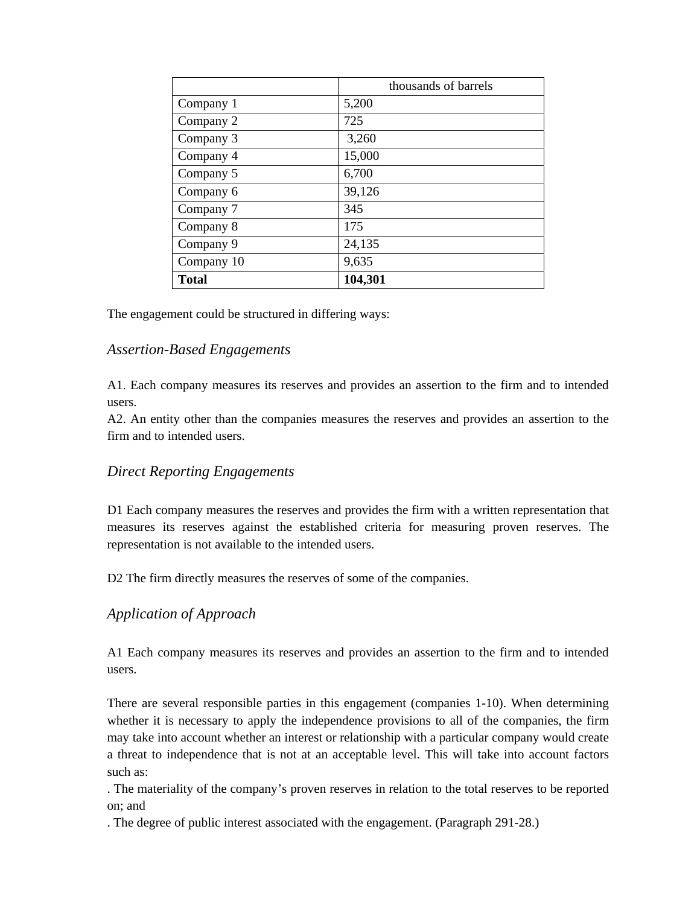| | thousands of barrels |
|---|---|
| Company 1 | 5,200 |
| Company 2 | 725 |
| Company 3 | 3,260 |
| Company 4 | 15,000 |
| Company 5 | 6,700 |
| Company 6 | 39,126 |
| Company 7 | 345 |
| Company 8 | 175 |
| Company 9 | 24,135 |
| Company 10 | 9,635 |
| **Total** | **104,301** |

The engagement could be structured in differing ways:

### *Assertion-Based Engagements*

A1. Each company measures its reserves and provides an assertion to the firm and to intended users.
A2. An entity other than the companies measures the reserves and provides an assertion to the firm and to intended users.

### *Direct Reporting Engagements*

D1 Each company measures the reserves and provides the firm with a written representation that measures its reserves against the established criteria for measuring proven reserves. The representation is not available to the intended users.

D2 The firm directly measures the reserves of some of the companies.

### *Application of Approach*

A1 Each company measures its reserves and provides an assertion to the firm and to intended users.

There are several responsible parties in this engagement (companies 1-10). When determining whether it is necessary to apply the independence provisions to all of the companies, the firm may take into account whether an interest or relationship with a particular company would create a threat to independence that is not at an acceptable level. This will take into account factors such as:
. The materiality of the company's proven reserves in relation to the total reserves to be reported on; and
. The degree of public interest associated with the engagement. (Paragraph 291-28.)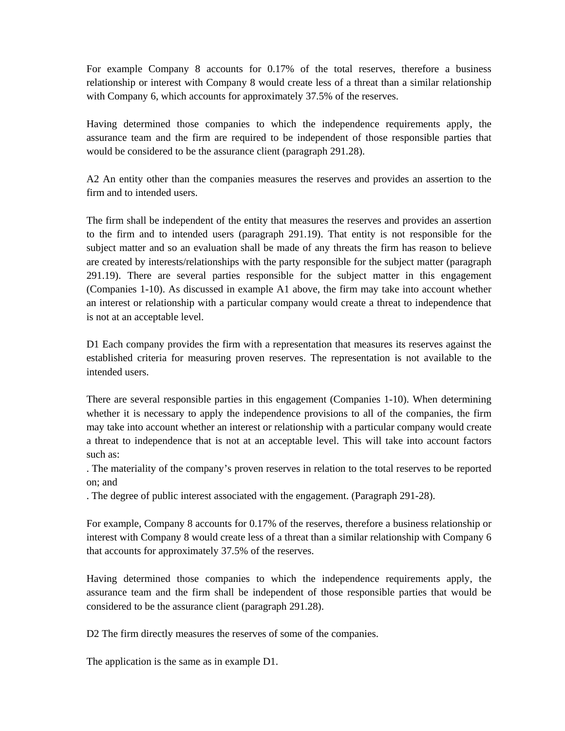For example Company 8 accounts for 0.17% of the total reserves, therefore a business relationship or interest with Company 8 would create less of a threat than a similar relationship with Company 6, which accounts for approximately 37.5% of the reserves.

Having determined those companies to which the independence requirements apply, the assurance team and the firm are required to be independent of those responsible parties that would be considered to be the assurance client (paragraph 291.28).

A2 An entity other than the companies measures the reserves and provides an assertion to the firm and to intended users.

The firm shall be independent of the entity that measures the reserves and provides an assertion to the firm and to intended users (paragraph 291.19). That entity is not responsible for the subject matter and so an evaluation shall be made of any threats the firm has reason to believe are created by interests/relationships with the party responsible for the subject matter (paragraph 291.19). There are several parties responsible for the subject matter in this engagement (Companies 1-10). As discussed in example A1 above, the firm may take into account whether an interest or relationship with a particular company would create a threat to independence that is not at an acceptable level.

D1 Each company provides the firm with a representation that measures its reserves against the established criteria for measuring proven reserves. The representation is not available to the intended users.

There are several responsible parties in this engagement (Companies 1-10). When determining whether it is necessary to apply the independence provisions to all of the companies, the firm may take into account whether an interest or relationship with a particular company would create a threat to independence that is not at an acceptable level. This will take into account factors such as:

- The materiality of the company's proven reserves in relation to the total reserves to be reported on; and
- The degree of public interest associated with the engagement. (Paragraph 291-28).

For example, Company 8 accounts for 0.17% of the reserves, therefore a business relationship or interest with Company 8 would create less of a threat than a similar relationship with Company 6 that accounts for approximately 37.5% of the reserves.

Having determined those companies to which the independence requirements apply, the assurance team and the firm shall be independent of those responsible parties that would be considered to be the assurance client (paragraph 291.28).

D2 The firm directly measures the reserves of some of the companies.

The application is the same as in example D1.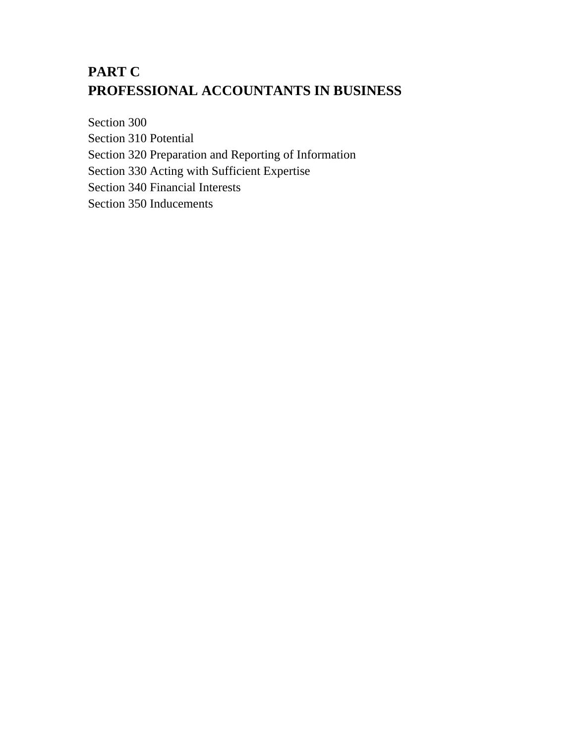# PART C
# PROFESSIONAL ACCOUNTANTS IN BUSINESS

Section 300
Section 310 Potential
Section 320 Preparation and Reporting of Information
Section 330 Acting with Sufficient Expertise
Section 340 Financial Interests
Section 350 Inducements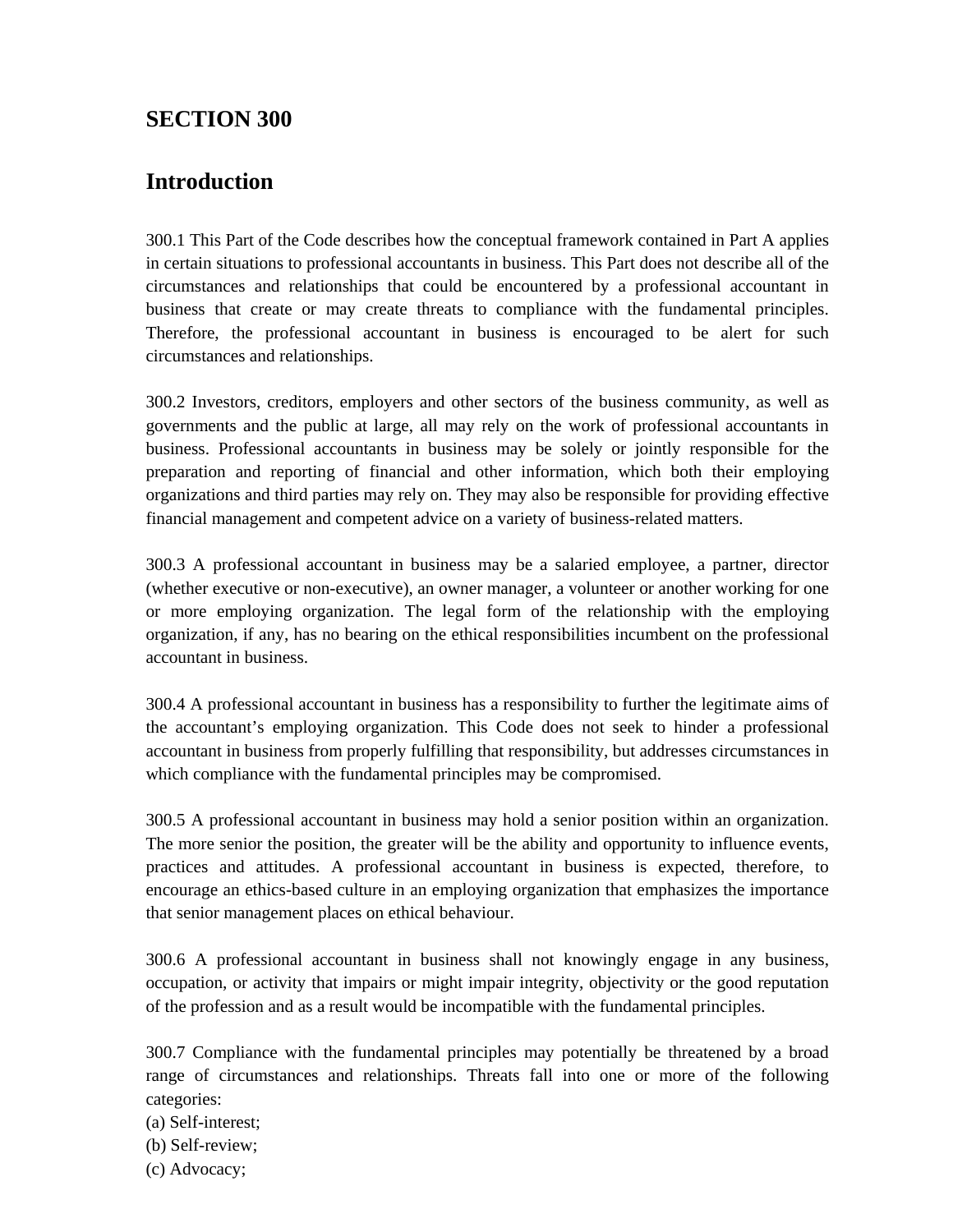## SECTION 300

## Introduction

300.1 This Part of the Code describes how the conceptual framework contained in Part A applies in certain situations to professional accountants in business. This Part does not describe all of the circumstances and relationships that could be encountered by a professional accountant in business that create or may create threats to compliance with the fundamental principles. Therefore, the professional accountant in business is encouraged to be alert for such circumstances and relationships.

300.2 Investors, creditors, employers and other sectors of the business community, as well as governments and the public at large, all may rely on the work of professional accountants in business. Professional accountants in business may be solely or jointly responsible for the preparation and reporting of financial and other information, which both their employing organizations and third parties may rely on. They may also be responsible for providing effective financial management and competent advice on a variety of business-related matters.

300.3 A professional accountant in business may be a salaried employee, a partner, director (whether executive or non-executive), an owner manager, a volunteer or another working for one or more employing organization. The legal form of the relationship with the employing organization, if any, has no bearing on the ethical responsibilities incumbent on the professional accountant in business.

300.4 A professional accountant in business has a responsibility to further the legitimate aims of the accountant's employing organization. This Code does not seek to hinder a professional accountant in business from properly fulfilling that responsibility, but addresses circumstances in which compliance with the fundamental principles may be compromised.

300.5 A professional accountant in business may hold a senior position within an organization. The more senior the position, the greater will be the ability and opportunity to influence events, practices and attitudes. A professional accountant in business is expected, therefore, to encourage an ethics-based culture in an employing organization that emphasizes the importance that senior management places on ethical behaviour.

300.6 A professional accountant in business shall not knowingly engage in any business, occupation, or activity that impairs or might impair integrity, objectivity or the good reputation of the profession and as a result would be incompatible with the fundamental principles.

300.7 Compliance with the fundamental principles may potentially be threatened by a broad range of circumstances and relationships. Threats fall into one or more of the following categories:
(a) Self-interest;
(b) Self-review;
(c) Advocacy;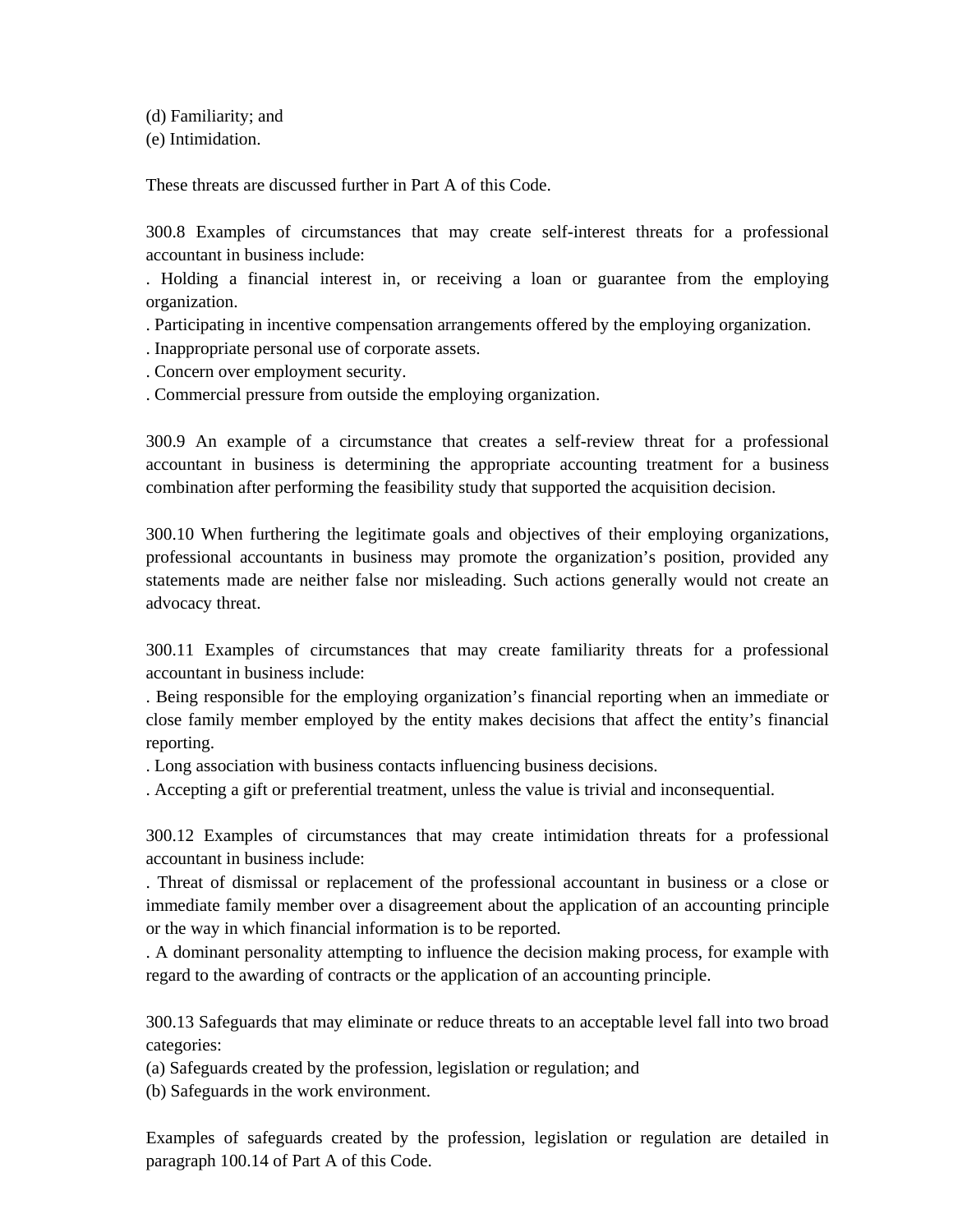(d) Familiarity; and
(e) Intimidation.

These threats are discussed further in Part A of this Code.

300.8 Examples of circumstances that may create self-interest threats for a professional accountant in business include:

- Holding a financial interest in, or receiving a loan or guarantee from the employing organization.
- Participating in incentive compensation arrangements offered by the employing organization.
- Inappropriate personal use of corporate assets.
- Concern over employment security.
- Commercial pressure from outside the employing organization.

300.9 An example of a circumstance that creates a self-review threat for a professional accountant in business is determining the appropriate accounting treatment for a business combination after performing the feasibility study that supported the acquisition decision.

300.10 When furthering the legitimate goals and objectives of their employing organizations, professional accountants in business may promote the organization's position, provided any statements made are neither false nor misleading. Such actions generally would not create an advocacy threat.

300.11 Examples of circumstances that may create familiarity threats for a professional accountant in business include:

- Being responsible for the employing organization's financial reporting when an immediate or close family member employed by the entity makes decisions that affect the entity's financial reporting.
- Long association with business contacts influencing business decisions.
- Accepting a gift or preferential treatment, unless the value is trivial and inconsequential.

300.12 Examples of circumstances that may create intimidation threats for a professional accountant in business include:

- Threat of dismissal or replacement of the professional accountant in business or a close or immediate family member over a disagreement about the application of an accounting principle or the way in which financial information is to be reported.
- A dominant personality attempting to influence the decision making process, for example with regard to the awarding of contracts or the application of an accounting principle.

300.13 Safeguards that may eliminate or reduce threats to an acceptable level fall into two broad categories:

(a) Safeguards created by the profession, legislation or regulation; and
(b) Safeguards in the work environment.

Examples of safeguards created by the profession, legislation or regulation are detailed in paragraph 100.14 of Part A of this Code.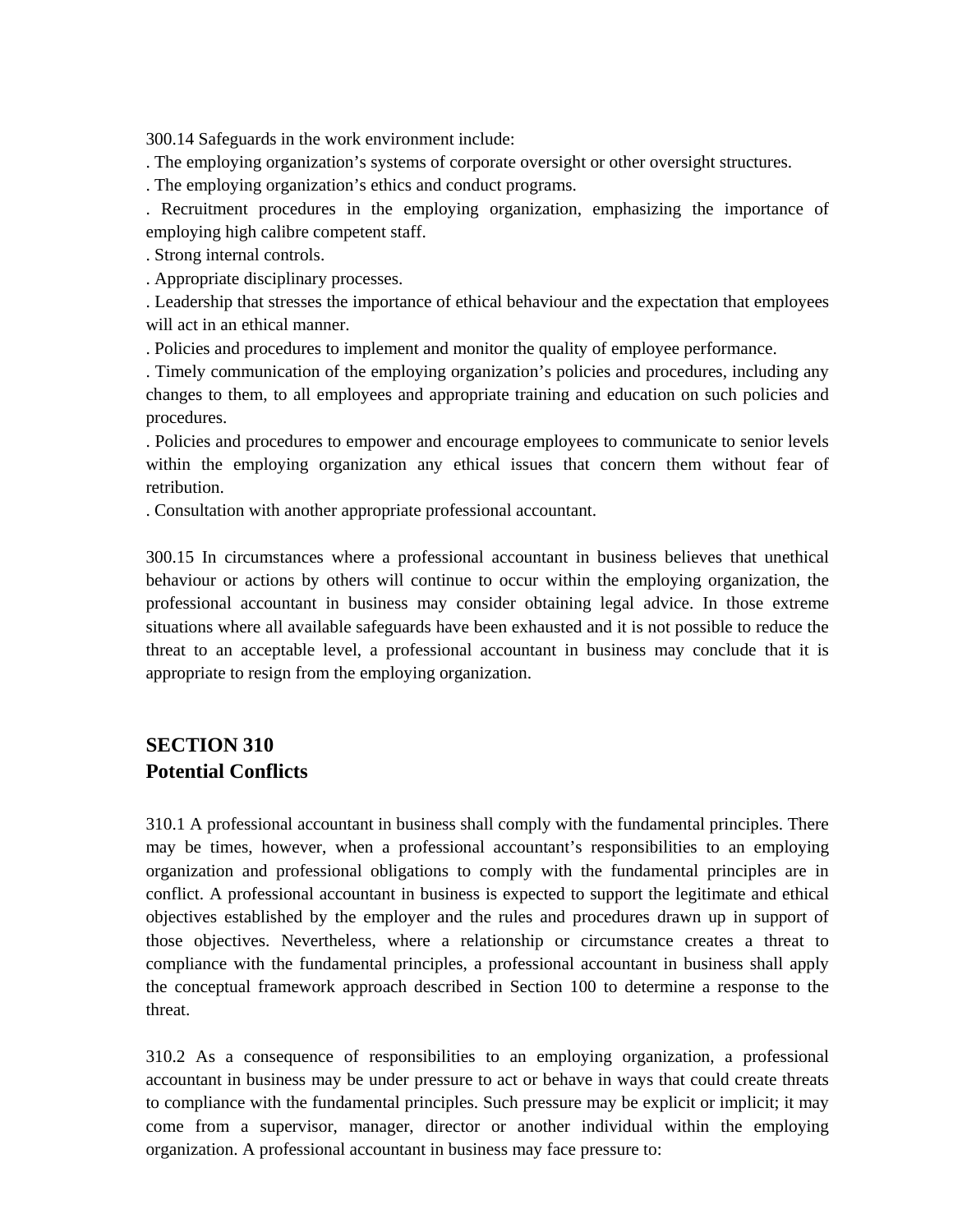300.14 Safeguards in the work environment include:

- The employing organization's systems of corporate oversight or other oversight structures.
- The employing organization's ethics and conduct programs.
- Recruitment procedures in the employing organization, emphasizing the importance of employing high calibre competent staff.
- Strong internal controls.
- Appropriate disciplinary processes.
- Leadership that stresses the importance of ethical behaviour and the expectation that employees will act in an ethical manner.
- Policies and procedures to implement and monitor the quality of employee performance.
- Timely communication of the employing organization's policies and procedures, including any changes to them, to all employees and appropriate training and education on such policies and procedures.
- Policies and procedures to empower and encourage employees to communicate to senior levels within the employing organization any ethical issues that concern them without fear of retribution.
- Consultation with another appropriate professional accountant.

300.15 In circumstances where a professional accountant in business believes that unethical behaviour or actions by others will continue to occur within the employing organization, the professional accountant in business may consider obtaining legal advice. In those extreme situations where all available safeguards have been exhausted and it is not possible to reduce the threat to an acceptable level, a professional accountant in business may conclude that it is appropriate to resign from the employing organization.

## SECTION 310
## Potential Conflicts

310.1 A professional accountant in business shall comply with the fundamental principles. There may be times, however, when a professional accountant's responsibilities to an employing organization and professional obligations to comply with the fundamental principles are in conflict. A professional accountant in business is expected to support the legitimate and ethical objectives established by the employer and the rules and procedures drawn up in support of those objectives. Nevertheless, where a relationship or circumstance creates a threat to compliance with the fundamental principles, a professional accountant in business shall apply the conceptual framework approach described in Section 100 to determine a response to the threat.

310.2 As a consequence of responsibilities to an employing organization, a professional accountant in business may be under pressure to act or behave in ways that could create threats to compliance with the fundamental principles. Such pressure may be explicit or implicit; it may come from a supervisor, manager, director or another individual within the employing organization. A professional accountant in business may face pressure to: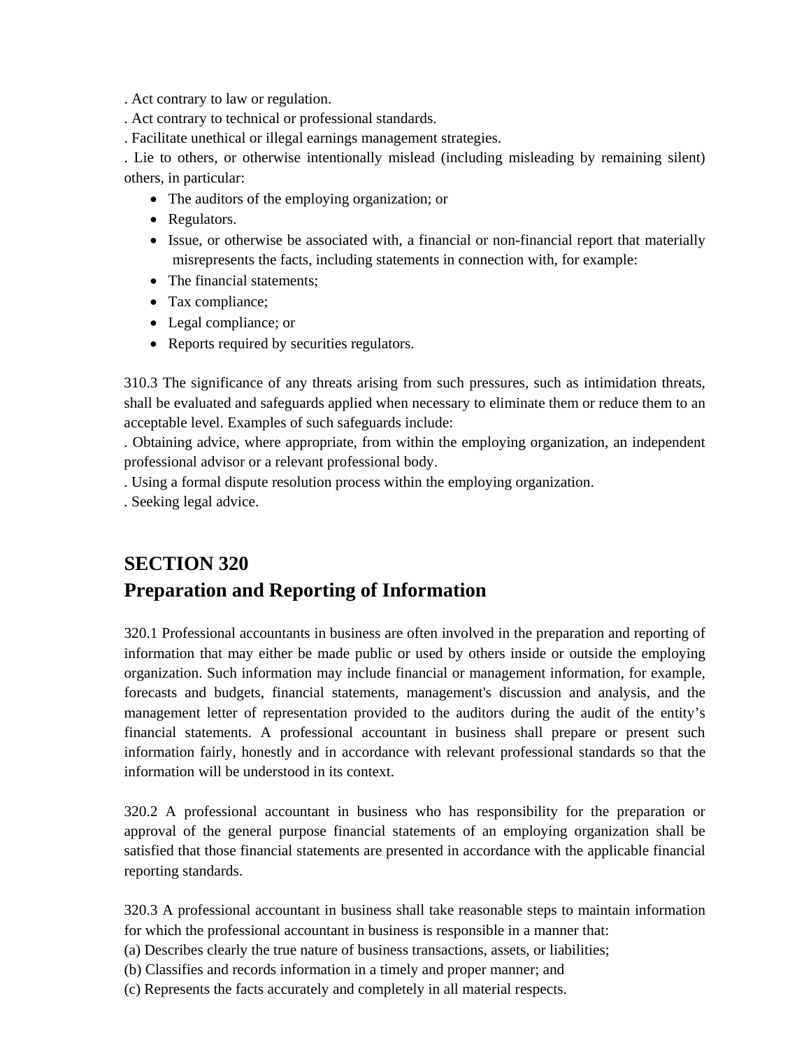. Act contrary to law or regulation.

. Act contrary to technical or professional standards.

. Facilitate unethical or illegal earnings management strategies.

. Lie to others, or otherwise intentionally mislead (including misleading by remaining silent) others, in particular:

- The auditors of the employing organization; or
- Regulators.
- Issue, or otherwise be associated with, a financial or non-financial report that materially misrepresents the facts, including statements in connection with, for example:
- The financial statements;
- Tax compliance;
- Legal compliance; or
- Reports required by securities regulators.

310.3 The significance of any threats arising from such pressures, such as intimidation threats, shall be evaluated and safeguards applied when necessary to eliminate them or reduce them to an acceptable level. Examples of such safeguards include:

. Obtaining advice, where appropriate, from within the employing organization, an independent professional advisor or a relevant professional body.

. Using a formal dispute resolution process within the employing organization.

. Seeking legal advice.

## SECTION 320
## Preparation and Reporting of Information

320.1 Professional accountants in business are often involved in the preparation and reporting of information that may either be made public or used by others inside or outside the employing organization. Such information may include financial or management information, for example, forecasts and budgets, financial statements, management's discussion and analysis, and the management letter of representation provided to the auditors during the audit of the entity's financial statements. A professional accountant in business shall prepare or present such information fairly, honestly and in accordance with relevant professional standards so that the information will be understood in its context.

320.2 A professional accountant in business who has responsibility for the preparation or approval of the general purpose financial statements of an employing organization shall be satisfied that those financial statements are presented in accordance with the applicable financial reporting standards.

320.3 A professional accountant in business shall take reasonable steps to maintain information for which the professional accountant in business is responsible in a manner that:

(a) Describes clearly the true nature of business transactions, assets, or liabilities;

(b) Classifies and records information in a timely and proper manner; and

(c) Represents the facts accurately and completely in all material respects.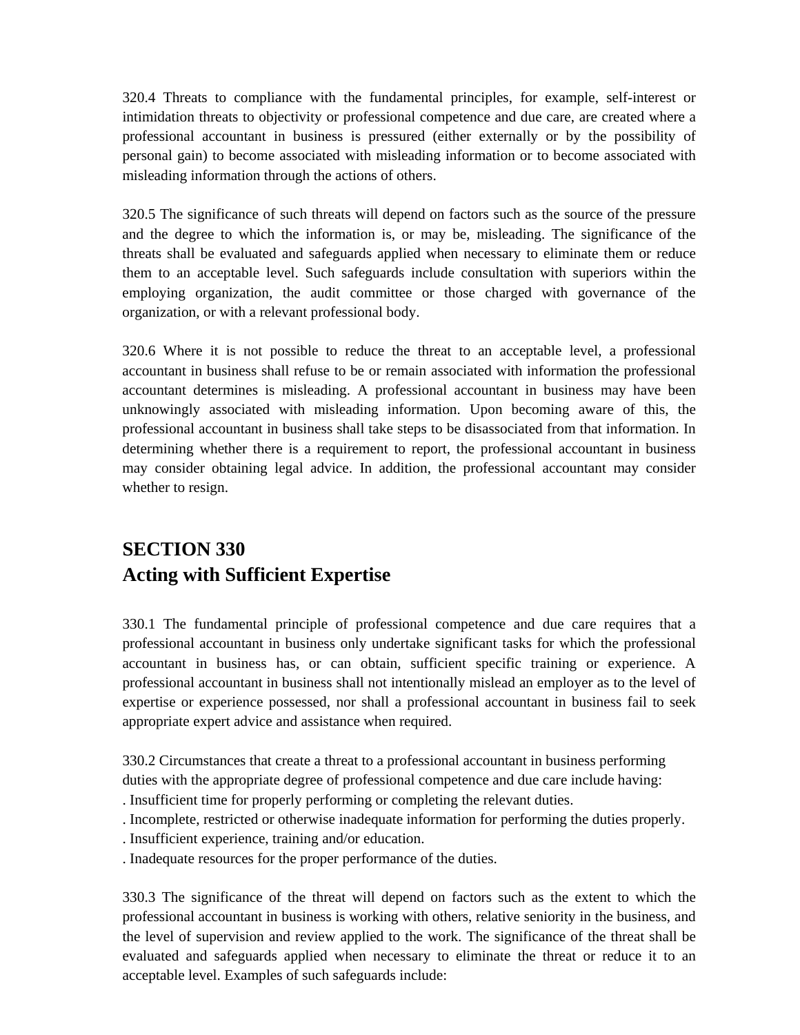320.4 Threats to compliance with the fundamental principles, for example, self-interest or intimidation threats to objectivity or professional competence and due care, are created where a professional accountant in business is pressured (either externally or by the possibility of personal gain) to become associated with misleading information or to become associated with misleading information through the actions of others.

320.5 The significance of such threats will depend on factors such as the source of the pressure and the degree to which the information is, or may be, misleading. The significance of the threats shall be evaluated and safeguards applied when necessary to eliminate them or reduce them to an acceptable level. Such safeguards include consultation with superiors within the employing organization, the audit committee or those charged with governance of the organization, or with a relevant professional body.

320.6 Where it is not possible to reduce the threat to an acceptable level, a professional accountant in business shall refuse to be or remain associated with information the professional accountant determines is misleading. A professional accountant in business may have been unknowingly associated with misleading information. Upon becoming aware of this, the professional accountant in business shall take steps to be disassociated from that information. In determining whether there is a requirement to report, the professional accountant in business may consider obtaining legal advice. In addition, the professional accountant may consider whether to resign.

## SECTION 330
## Acting with Sufficient Expertise

330.1 The fundamental principle of professional competence and due care requires that a professional accountant in business only undertake significant tasks for which the professional accountant in business has, or can obtain, sufficient specific training or experience. A professional accountant in business shall not intentionally mislead an employer as to the level of expertise or experience possessed, nor shall a professional accountant in business fail to seek appropriate expert advice and assistance when required.

330.2 Circumstances that create a threat to a professional accountant in business performing duties with the appropriate degree of professional competence and due care include having:

- Insufficient time for properly performing or completing the relevant duties.
- Incomplete, restricted or otherwise inadequate information for performing the duties properly.
- Insufficient experience, training and/or education.
- Inadequate resources for the proper performance of the duties.

330.3 The significance of the threat will depend on factors such as the extent to which the professional accountant in business is working with others, relative seniority in the business, and the level of supervision and review applied to the work. The significance of the threat shall be evaluated and safeguards applied when necessary to eliminate the threat or reduce it to an acceptable level. Examples of such safeguards include: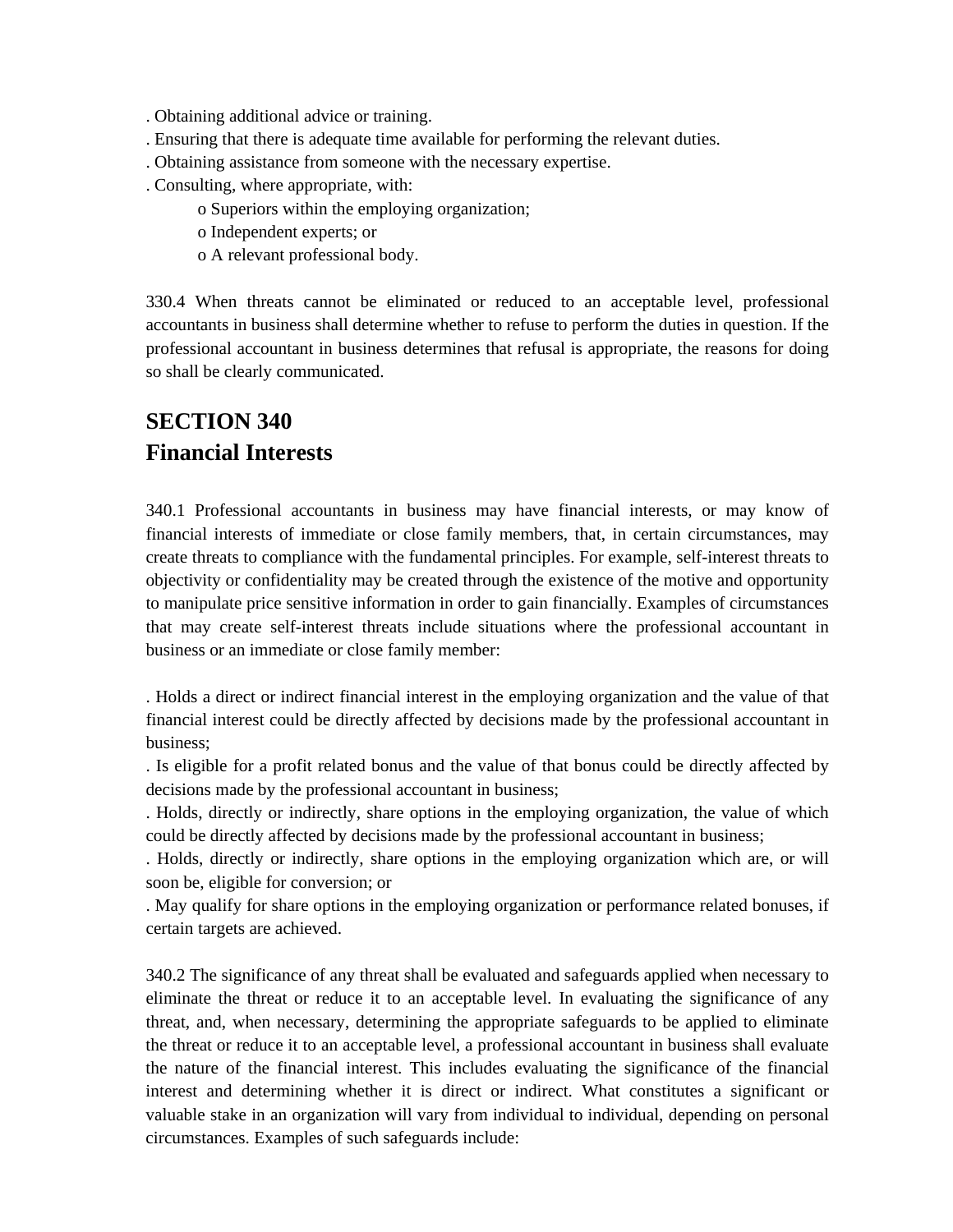- Obtaining additional advice or training.
- Ensuring that there is adequate time available for performing the relevant duties.
- Obtaining assistance from someone with the necessary expertise.
- Consulting, where appropriate, with:
    - Superiors within the employing organization;
    - Independent experts; or
    - A relevant professional body.

330.4 When threats cannot be eliminated or reduced to an acceptable level, professional accountants in business shall determine whether to refuse to perform the duties in question. If the professional accountant in business determines that refusal is appropriate, the reasons for doing so shall be clearly communicated.

## SECTION 340
## Financial Interests

340.1 Professional accountants in business may have financial interests, or may know of financial interests of immediate or close family members, that, in certain circumstances, may create threats to compliance with the fundamental principles. For example, self-interest threats to objectivity or confidentiality may be created through the existence of the motive and opportunity to manipulate price sensitive information in order to gain financially. Examples of circumstances that may create self-interest threats include situations where the professional accountant in business or an immediate or close family member:

- Holds a direct or indirect financial interest in the employing organization and the value of that financial interest could be directly affected by decisions made by the professional accountant in business;
- Is eligible for a profit related bonus and the value of that bonus could be directly affected by decisions made by the professional accountant in business;
- Holds, directly or indirectly, share options in the employing organization, the value of which could be directly affected by decisions made by the professional accountant in business;
- Holds, directly or indirectly, share options in the employing organization which are, or will soon be, eligible for conversion; or
- May qualify for share options in the employing organization or performance related bonuses, if certain targets are achieved.

340.2 The significance of any threat shall be evaluated and safeguards applied when necessary to eliminate the threat or reduce it to an acceptable level. In evaluating the significance of any threat, and, when necessary, determining the appropriate safeguards to be applied to eliminate the threat or reduce it to an acceptable level, a professional accountant in business shall evaluate the nature of the financial interest. This includes evaluating the significance of the financial interest and determining whether it is direct or indirect. What constitutes a significant or valuable stake in an organization will vary from individual to individual, depending on personal circumstances. Examples of such safeguards include: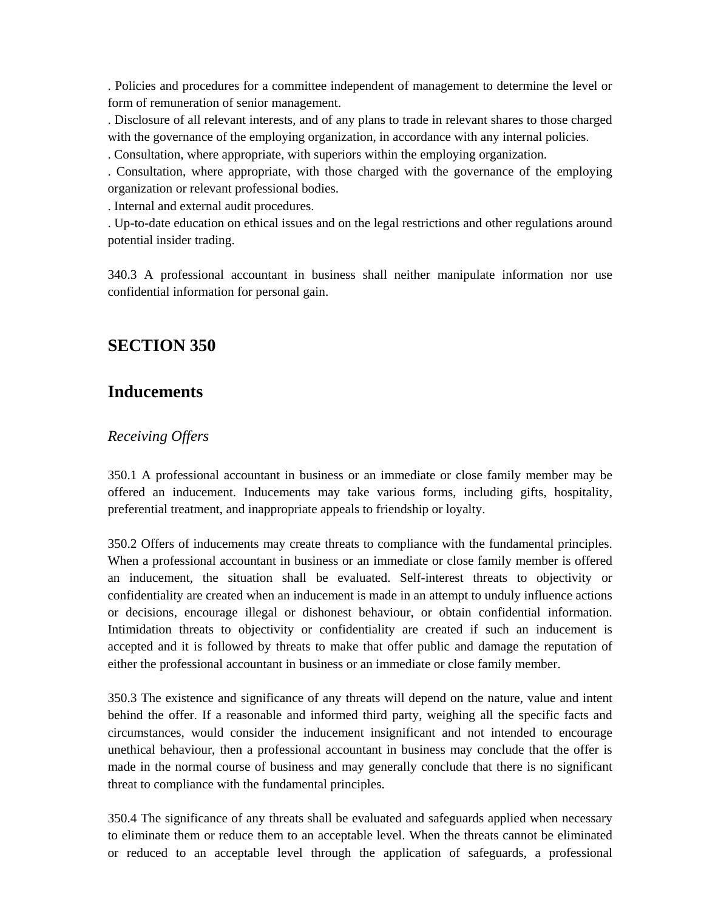. Policies and procedures for a committee independent of management to determine the level or form of remuneration of senior management.

. Disclosure of all relevant interests, and of any plans to trade in relevant shares to those charged with the governance of the employing organization, in accordance with any internal policies.

. Consultation, where appropriate, with superiors within the employing organization.

. Consultation, where appropriate, with those charged with the governance of the employing organization or relevant professional bodies.

. Internal and external audit procedures.

. Up-to-date education on ethical issues and on the legal restrictions and other regulations around potential insider trading.

340.3 A professional accountant in business shall neither manipulate information nor use confidential information for personal gain.

## SECTION 350

## Inducements

*Receiving Offers*

350.1 A professional accountant in business or an immediate or close family member may be offered an inducement. Inducements may take various forms, including gifts, hospitality, preferential treatment, and inappropriate appeals to friendship or loyalty.

350.2 Offers of inducements may create threats to compliance with the fundamental principles. When a professional accountant in business or an immediate or close family member is offered an inducement, the situation shall be evaluated. Self-interest threats to objectivity or confidentiality are created when an inducement is made in an attempt to unduly influence actions or decisions, encourage illegal or dishonest behaviour, or obtain confidential information. Intimidation threats to objectivity or confidentiality are created if such an inducement is accepted and it is followed by threats to make that offer public and damage the reputation of either the professional accountant in business or an immediate or close family member.

350.3 The existence and significance of any threats will depend on the nature, value and intent behind the offer. If a reasonable and informed third party, weighing all the specific facts and circumstances, would consider the inducement insignificant and not intended to encourage unethical behaviour, then a professional accountant in business may conclude that the offer is made in the normal course of business and may generally conclude that there is no significant threat to compliance with the fundamental principles.

350.4 The significance of any threats shall be evaluated and safeguards applied when necessary to eliminate them or reduce them to an acceptable level. When the threats cannot be eliminated or reduced to an acceptable level through the application of safeguards, a professional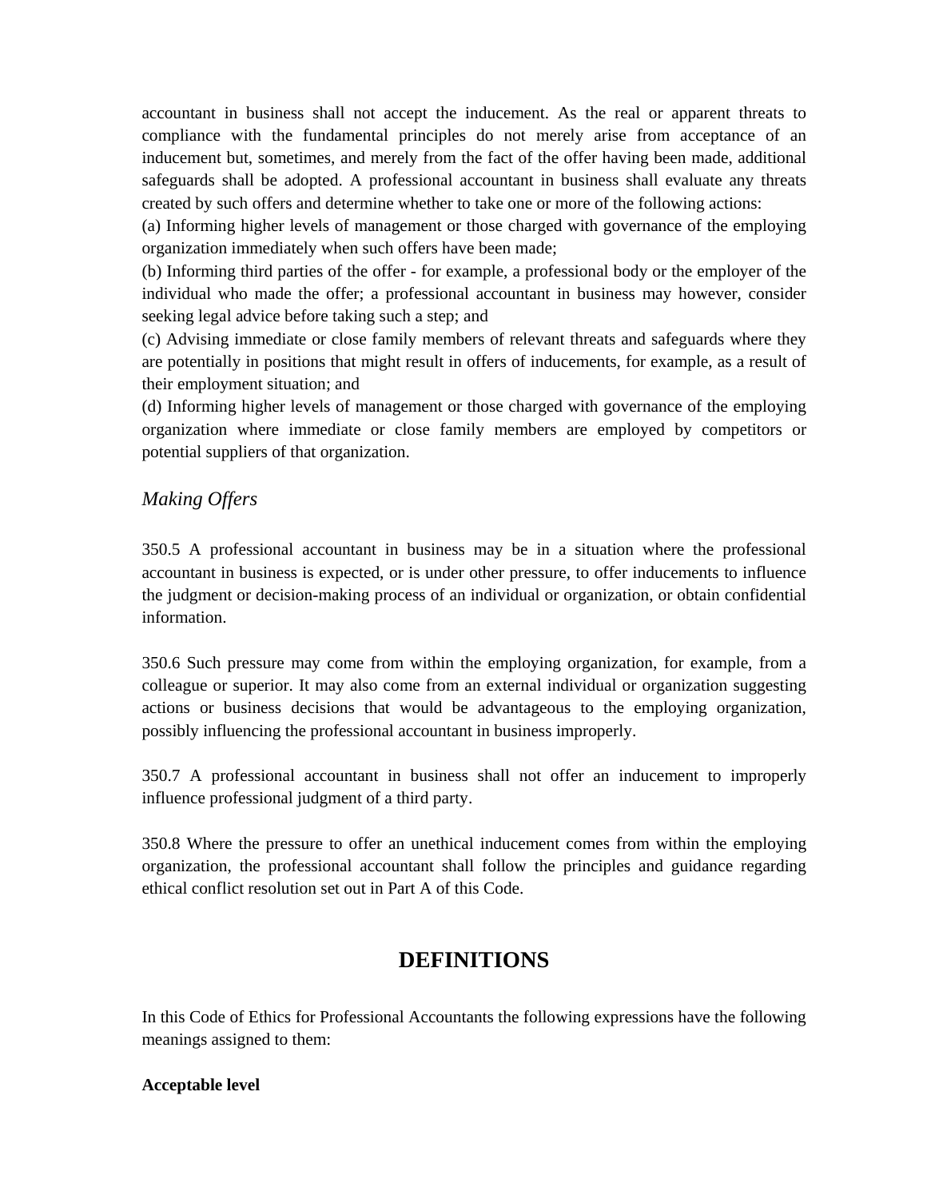accountant in business shall not accept the inducement. As the real or apparent threats to compliance with the fundamental principles do not merely arise from acceptance of an inducement but, sometimes, and merely from the fact of the offer having been made, additional safeguards shall be adopted. A professional accountant in business shall evaluate any threats created by such offers and determine whether to take one or more of the following actions:

(a) Informing higher levels of management or those charged with governance of the employing organization immediately when such offers have been made;

(b) Informing third parties of the offer - for example, a professional body or the employer of the individual who made the offer; a professional accountant in business may however, consider seeking legal advice before taking such a step; and

(c) Advising immediate or close family members of relevant threats and safeguards where they are potentially in positions that might result in offers of inducements, for example, as a result of their employment situation; and

(d) Informing higher levels of management or those charged with governance of the employing organization where immediate or close family members are employed by competitors or potential suppliers of that organization.

*Making Offers*

350.5 A professional accountant in business may be in a situation where the professional accountant in business is expected, or is under other pressure, to offer inducements to influence the judgment or decision-making process of an individual or organization, or obtain confidential information.

350.6 Such pressure may come from within the employing organization, for example, from a colleague or superior. It may also come from an external individual or organization suggesting actions or business decisions that would be advantageous to the employing organization, possibly influencing the professional accountant in business improperly.

350.7 A professional accountant in business shall not offer an inducement to improperly influence professional judgment of a third party.

350.8 Where the pressure to offer an unethical inducement comes from within the employing organization, the professional accountant shall follow the principles and guidance regarding ethical conflict resolution set out in Part A of this Code.

## DEFINITIONS

In this Code of Ethics for Professional Accountants the following expressions have the following meanings assigned to them:

**Acceptable level**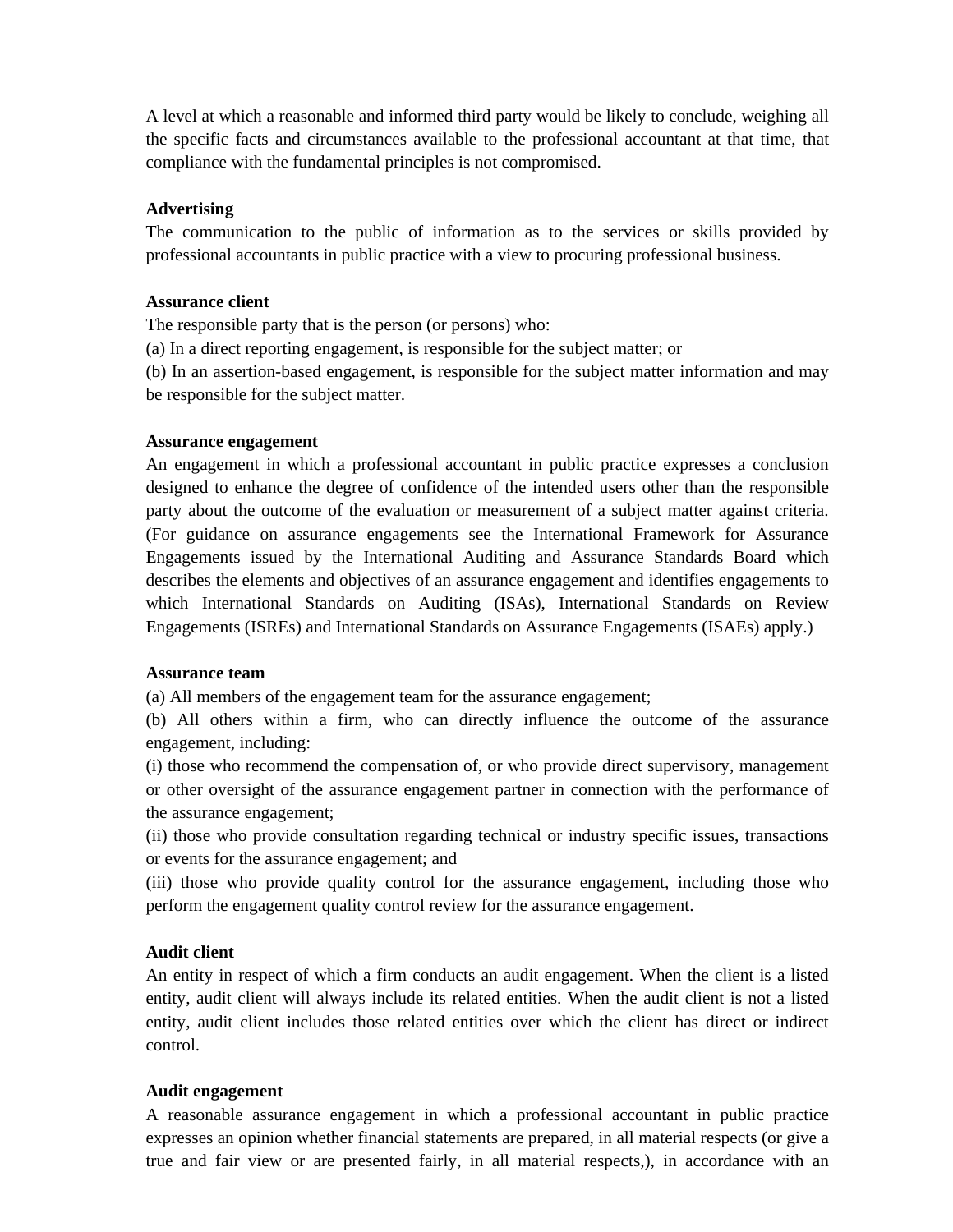A level at which a reasonable and informed third party would be likely to conclude, weighing all the specific facts and circumstances available to the professional accountant at that time, that compliance with the fundamental principles is not compromised.

**Advertising**
The communication to the public of information as to the services or skills provided by professional accountants in public practice with a view to procuring professional business.

**Assurance client**
The responsible party that is the person (or persons) who:
(a) In a direct reporting engagement, is responsible for the subject matter; or
(b) In an assertion-based engagement, is responsible for the subject matter information and may be responsible for the subject matter.

**Assurance engagement**
An engagement in which a professional accountant in public practice expresses a conclusion designed to enhance the degree of confidence of the intended users other than the responsible party about the outcome of the evaluation or measurement of a subject matter against criteria. (For guidance on assurance engagements see the International Framework for Assurance Engagements issued by the International Auditing and Assurance Standards Board which describes the elements and objectives of an assurance engagement and identifies engagements to which International Standards on Auditing (ISAs), International Standards on Review Engagements (ISREs) and International Standards on Assurance Engagements (ISAEs) apply.)

**Assurance team**
(a) All members of the engagement team for the assurance engagement;
(b) All others within a firm, who can directly influence the outcome of the assurance engagement, including:
(i) those who recommend the compensation of, or who provide direct supervisory, management or other oversight of the assurance engagement partner in connection with the performance of the assurance engagement;
(ii) those who provide consultation regarding technical or industry specific issues, transactions or events for the assurance engagement; and
(iii) those who provide quality control for the assurance engagement, including those who perform the engagement quality control review for the assurance engagement.

**Audit client**
An entity in respect of which a firm conducts an audit engagement. When the client is a listed entity, audit client will always include its related entities. When the audit client is not a listed entity, audit client includes those related entities over which the client has direct or indirect control.

**Audit engagement**
A reasonable assurance engagement in which a professional accountant in public practice expresses an opinion whether financial statements are prepared, in all material respects (or give a true and fair view or are presented fairly, in all material respects,), in accordance with an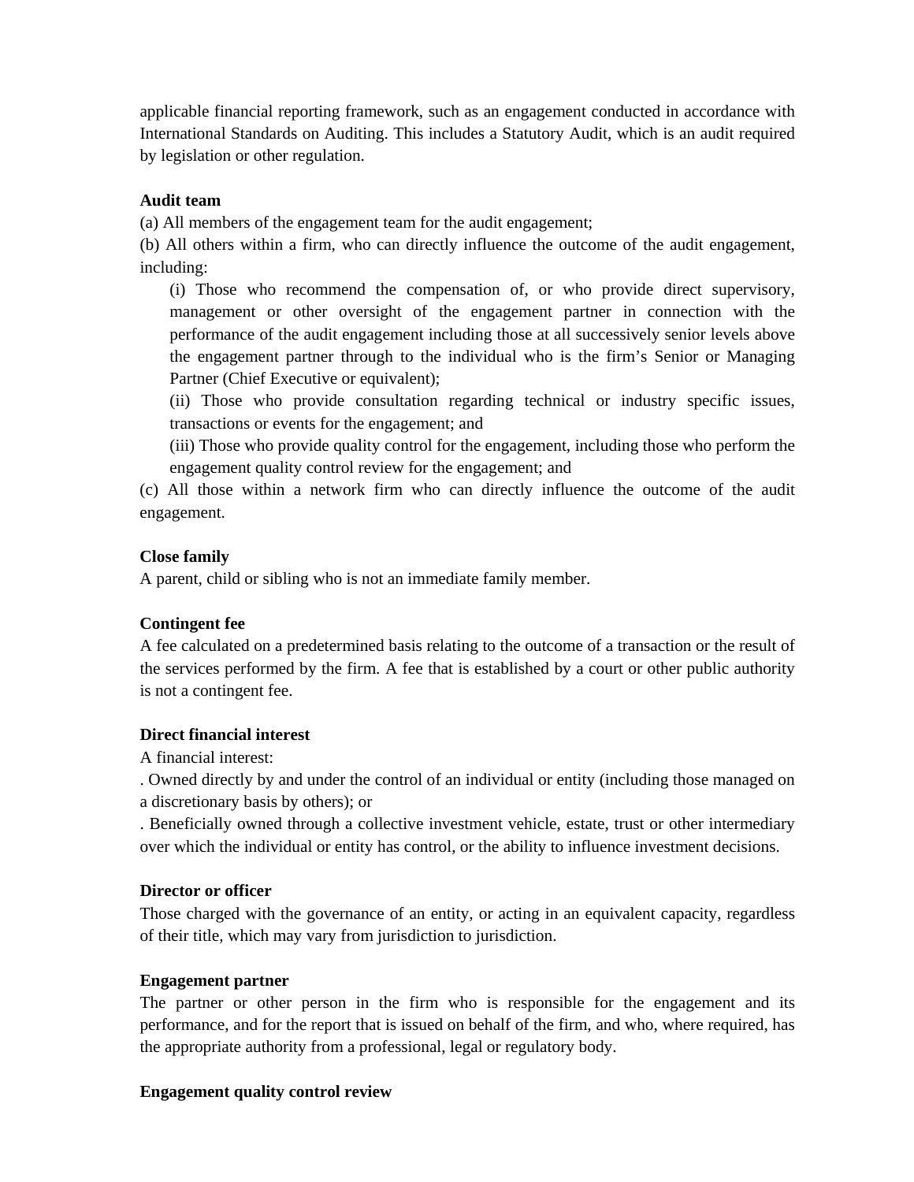applicable financial reporting framework, such as an engagement conducted in accordance with International Standards on Auditing. This includes a Statutory Audit, which is an audit required by legislation or other regulation.

**Audit team**

(a) All members of the engagement team for the audit engagement;

(b) All others within a firm, who can directly influence the outcome of the audit engagement, including:

> (i) Those who recommend the compensation of, or who provide direct supervisory, management or other oversight of the engagement partner in connection with the performance of the audit engagement including those at all successively senior levels above the engagement partner through to the individual who is the firm's Senior or Managing Partner (Chief Executive or equivalent);
>
> (ii) Those who provide consultation regarding technical or industry specific issues, transactions or events for the engagement; and
>
> (iii) Those who provide quality control for the engagement, including those who perform the engagement quality control review for the engagement; and

(c) All those within a network firm who can directly influence the outcome of the audit engagement.

**Close family**

A parent, child or sibling who is not an immediate family member.

**Contingent fee**

A fee calculated on a predetermined basis relating to the outcome of a transaction or the result of the services performed by the firm. A fee that is established by a court or other public authority is not a contingent fee.

**Direct financial interest**

A financial interest:

. Owned directly by and under the control of an individual or entity (including those managed on a discretionary basis by others); or

. Beneficially owned through a collective investment vehicle, estate, trust or other intermediary over which the individual or entity has control, or the ability to influence investment decisions.

**Director or officer**

Those charged with the governance of an entity, or acting in an equivalent capacity, regardless of their title, which may vary from jurisdiction to jurisdiction.

**Engagement partner**

The partner or other person in the firm who is responsible for the engagement and its performance, and for the report that is issued on behalf of the firm, and who, where required, has the appropriate authority from a professional, legal or regulatory body.

**Engagement quality control review**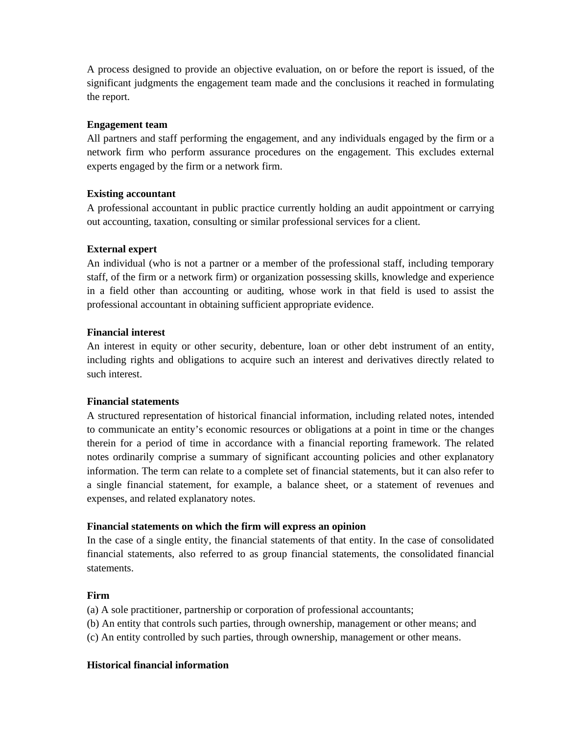A process designed to provide an objective evaluation, on or before the report is issued, of the significant judgments the engagement team made and the conclusions it reached in formulating the report.

**Engagement team**

All partners and staff performing the engagement, and any individuals engaged by the firm or a network firm who perform assurance procedures on the engagement. This excludes external experts engaged by the firm or a network firm.

**Existing accountant**

A professional accountant in public practice currently holding an audit appointment or carrying out accounting, taxation, consulting or similar professional services for a client.

**External expert**

An individual (who is not a partner or a member of the professional staff, including temporary staff, of the firm or a network firm) or organization possessing skills, knowledge and experience in a field other than accounting or auditing, whose work in that field is used to assist the professional accountant in obtaining sufficient appropriate evidence.

**Financial interest**

An interest in equity or other security, debenture, loan or other debt instrument of an entity, including rights and obligations to acquire such an interest and derivatives directly related to such interest.

**Financial statements**

A structured representation of historical financial information, including related notes, intended to communicate an entity's economic resources or obligations at a point in time or the changes therein for a period of time in accordance with a financial reporting framework. The related notes ordinarily comprise a summary of significant accounting policies and other explanatory information. The term can relate to a complete set of financial statements, but it can also refer to a single financial statement, for example, a balance sheet, or a statement of revenues and expenses, and related explanatory notes.

**Financial statements on which the firm will express an opinion**

In the case of a single entity, the financial statements of that entity. In the case of consolidated financial statements, also referred to as group financial statements, the consolidated financial statements.

**Firm**

(a) A sole practitioner, partnership or corporation of professional accountants;
(b) An entity that controls such parties, through ownership, management or other means; and
(c) An entity controlled by such parties, through ownership, management or other means.

**Historical financial information**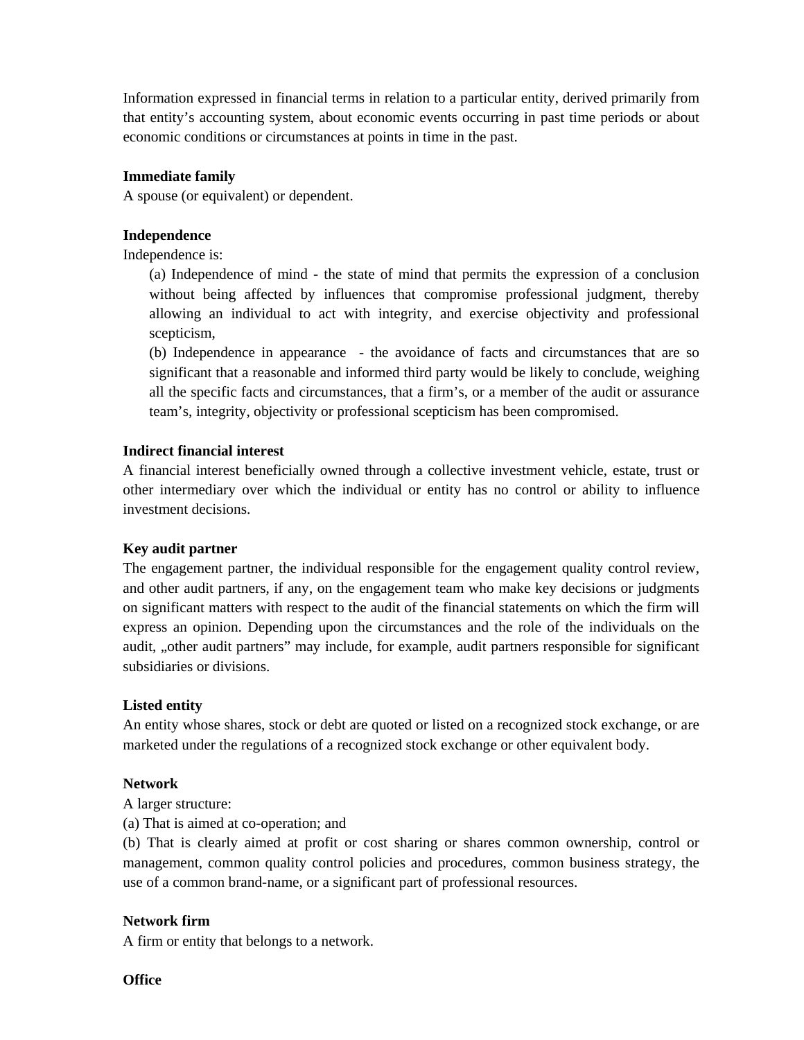Information expressed in financial terms in relation to a particular entity, derived primarily from that entity's accounting system, about economic events occurring in past time periods or about economic conditions or circumstances at points in time in the past.

**Immediate family**

A spouse (or equivalent) or dependent.

**Independence**

Independence is:

(a) Independence of mind - the state of mind that permits the expression of a conclusion without being affected by influences that compromise professional judgment, thereby allowing an individual to act with integrity, and exercise objectivity and professional scepticism,

(b) Independence in appearance - the avoidance of facts and circumstances that are so significant that a reasonable and informed third party would be likely to conclude, weighing all the specific facts and circumstances, that a firm's, or a member of the audit or assurance team's, integrity, objectivity or professional scepticism has been compromised.

**Indirect financial interest**

A financial interest beneficially owned through a collective investment vehicle, estate, trust or other intermediary over which the individual or entity has no control or ability to influence investment decisions.

**Key audit partner**

The engagement partner, the individual responsible for the engagement quality control review, and other audit partners, if any, on the engagement team who make key decisions or judgments on significant matters with respect to the audit of the financial statements on which the firm will express an opinion. Depending upon the circumstances and the role of the individuals on the audit, „other audit partners" may include, for example, audit partners responsible for significant subsidiaries or divisions.

**Listed entity**

An entity whose shares, stock or debt are quoted or listed on a recognized stock exchange, or are marketed under the regulations of a recognized stock exchange or other equivalent body.

**Network**

A larger structure:

(a) That is aimed at co-operation; and

(b) That is clearly aimed at profit or cost sharing or shares common ownership, control or management, common quality control policies and procedures, common business strategy, the use of a common brand-name, or a significant part of professional resources.

**Network firm**

A firm or entity that belongs to a network.

**Office**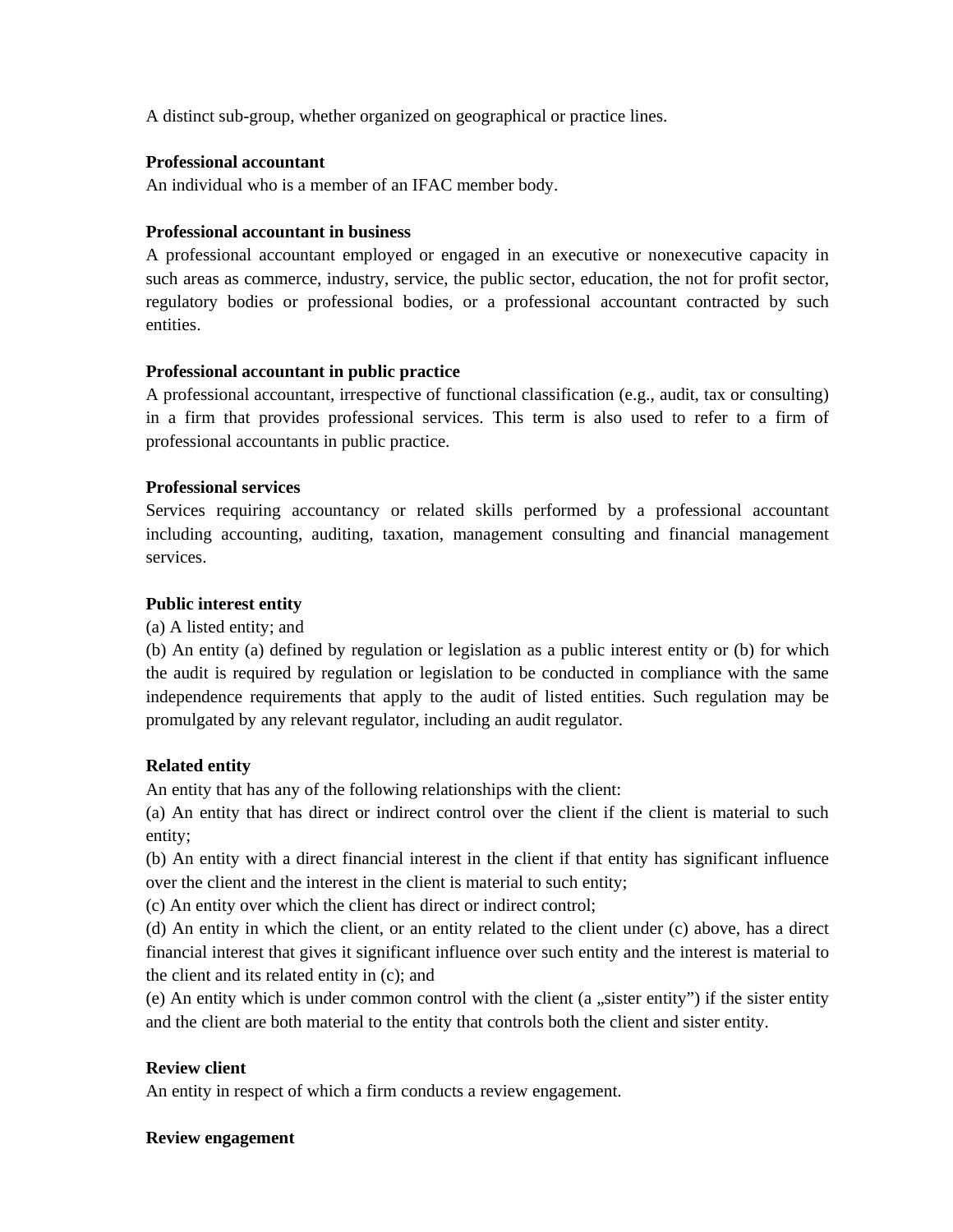A distinct sub-group, whether organized on geographical or practice lines.

**Professional accountant**
An individual who is a member of an IFAC member body.

**Professional accountant in business**
A professional accountant employed or engaged in an executive or nonexecutive capacity in such areas as commerce, industry, service, the public sector, education, the not for profit sector, regulatory bodies or professional bodies, or a professional accountant contracted by such entities.

**Professional accountant in public practice**
A professional accountant, irrespective of functional classification (e.g., audit, tax or consulting) in a firm that provides professional services. This term is also used to refer to a firm of professional accountants in public practice.

**Professional services**
Services requiring accountancy or related skills performed by a professional accountant including accounting, auditing, taxation, management consulting and financial management services.

**Public interest entity**
(a) A listed entity; and
(b) An entity (a) defined by regulation or legislation as a public interest entity or (b) for which the audit is required by regulation or legislation to be conducted in compliance with the same independence requirements that apply to the audit of listed entities. Such regulation may be promulgated by any relevant regulator, including an audit regulator.

**Related entity**
An entity that has any of the following relationships with the client:
(a) An entity that has direct or indirect control over the client if the client is material to such entity;
(b) An entity with a direct financial interest in the client if that entity has significant influence over the client and the interest in the client is material to such entity;
(c) An entity over which the client has direct or indirect control;
(d) An entity in which the client, or an entity related to the client under (c) above, has a direct financial interest that gives it significant influence over such entity and the interest is material to the client and its related entity in (c); and
(e) An entity which is under common control with the client (a „sister entity") if the sister entity and the client are both material to the entity that controls both the client and sister entity.

**Review client**
An entity in respect of which a firm conducts a review engagement.

**Review engagement**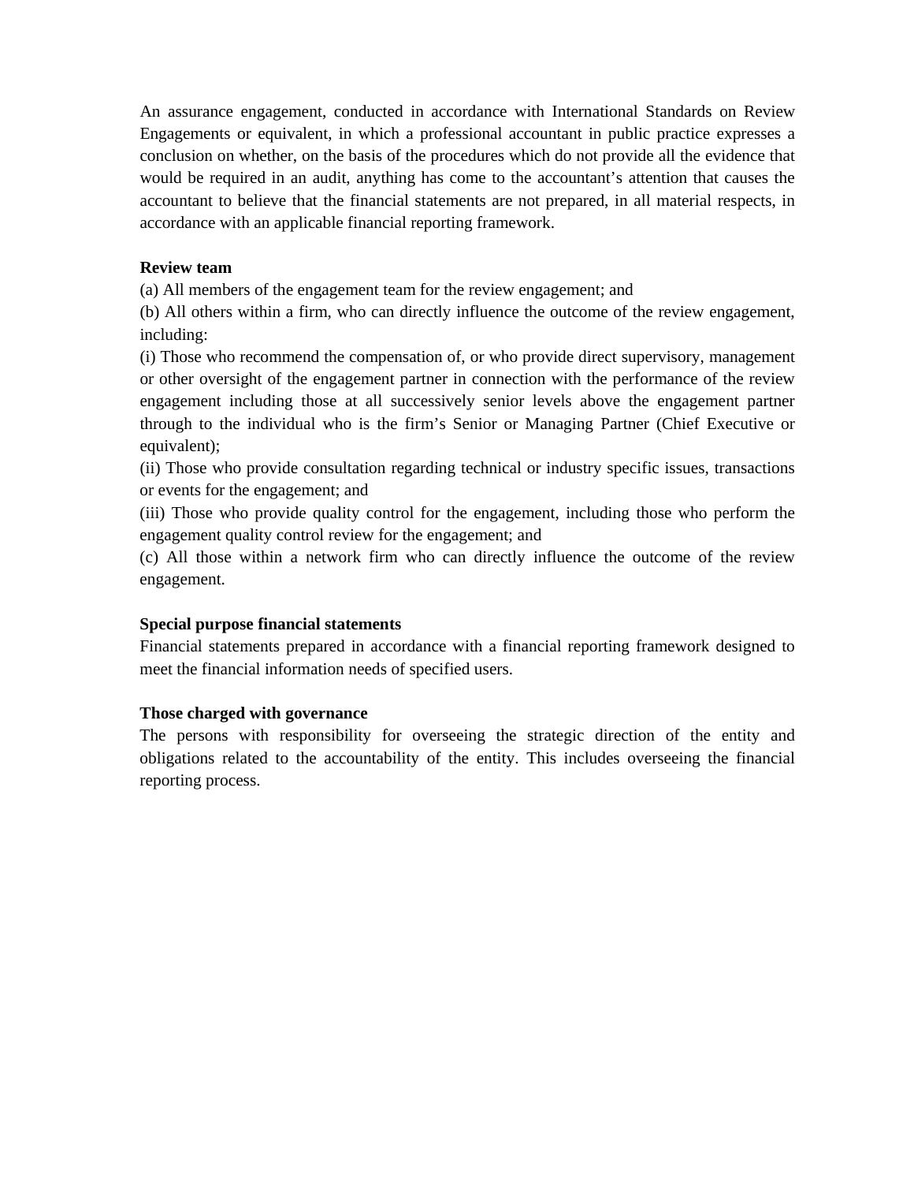An assurance engagement, conducted in accordance with International Standards on Review Engagements or equivalent, in which a professional accountant in public practice expresses a conclusion on whether, on the basis of the procedures which do not provide all the evidence that would be required in an audit, anything has come to the accountant's attention that causes the accountant to believe that the financial statements are not prepared, in all material respects, in accordance with an applicable financial reporting framework.

**Review team**

(a) All members of the engagement team for the review engagement; and

(b) All others within a firm, who can directly influence the outcome of the review engagement, including:

(i) Those who recommend the compensation of, or who provide direct supervisory, management or other oversight of the engagement partner in connection with the performance of the review engagement including those at all successively senior levels above the engagement partner through to the individual who is the firm's Senior or Managing Partner (Chief Executive or equivalent);

(ii) Those who provide consultation regarding technical or industry specific issues, transactions or events for the engagement; and

(iii) Those who provide quality control for the engagement, including those who perform the engagement quality control review for the engagement; and

(c) All those within a network firm who can directly influence the outcome of the review engagement.

**Special purpose financial statements**

Financial statements prepared in accordance with a financial reporting framework designed to meet the financial information needs of specified users.

**Those charged with governance**

The persons with responsibility for overseeing the strategic direction of the entity and obligations related to the accountability of the entity. This includes overseeing the financial reporting process.